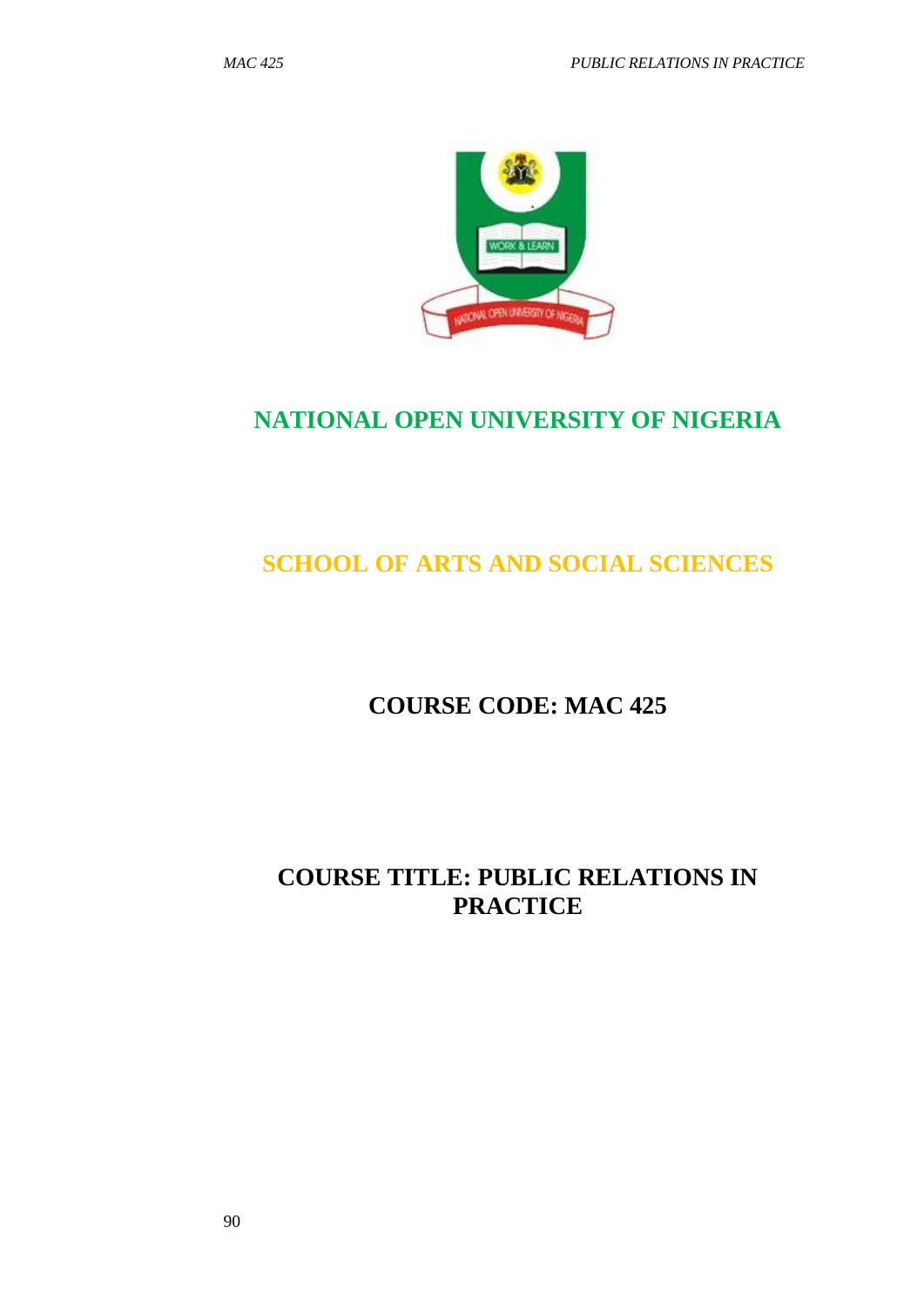# NATIONAL OPEN UNIVERSITY OF NIGERIA

## SCHOOL OF ARTS AND SOCIAL SCIENCES

## COURSE CODE: MAC 425

## COURSE TITLE: PUBLIC RELATIONS IN PRACTICE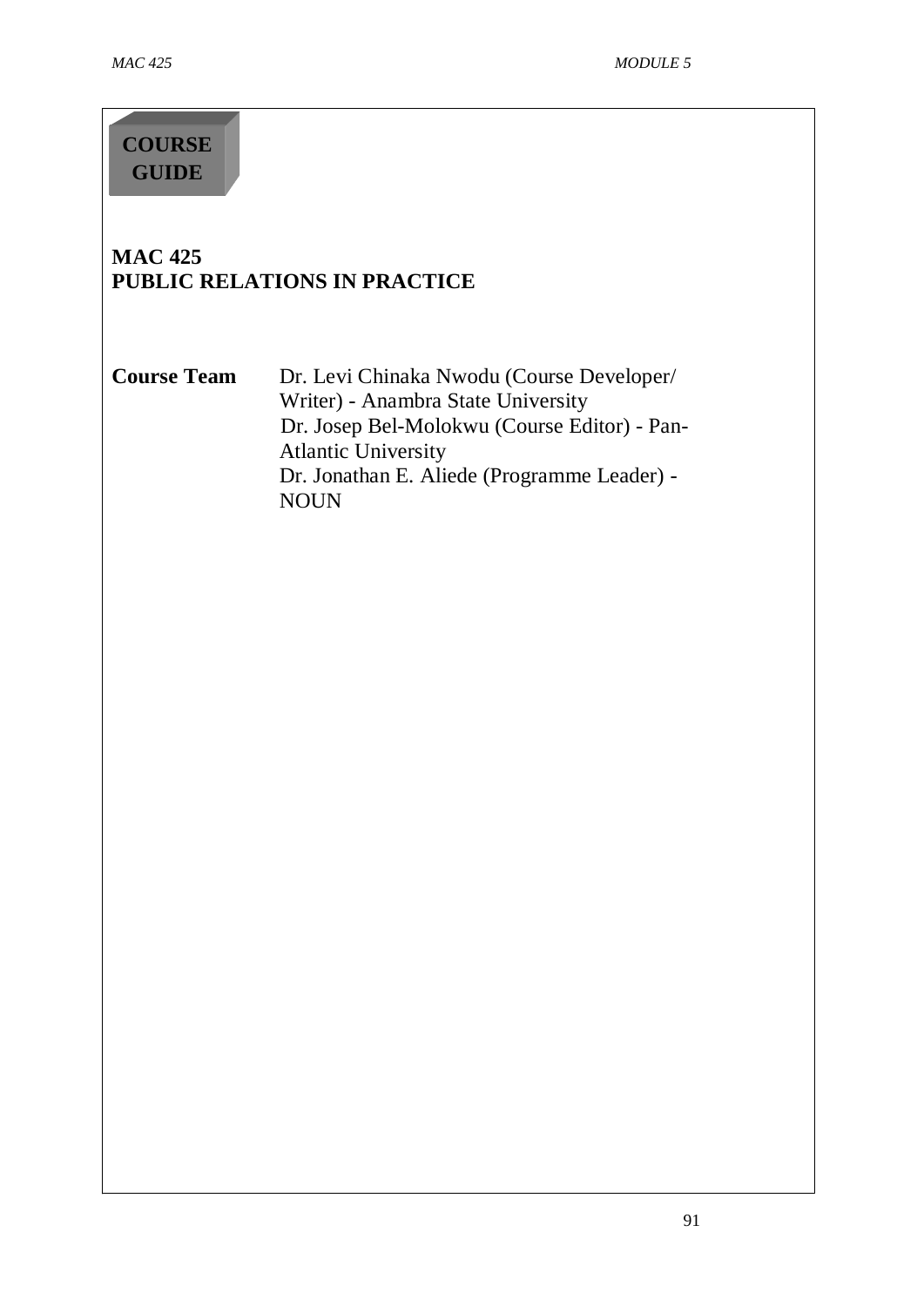**COURSE GUIDE**

# MAC 425
# PUBLIC RELATIONS IN PRACTICE

**Course Team** Dr. Levi Chinaka Nwodu (Course Developer/ Writer) - Anambra State University
Dr. Josep Bel-Molokwu (Course Editor) - Pan-Atlantic University
Dr. Jonathan E. Aliede (Programme Leader) - NOUN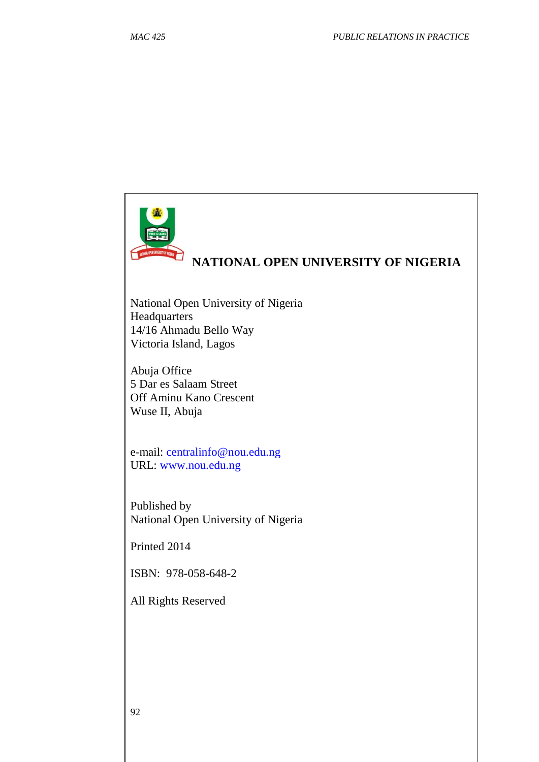**NATIONAL OPEN UNIVERSITY OF NIGERIA**

National Open University of Nigeria
Headquarters
14/16 Ahmadu Bello Way
Victoria Island, Lagos

Abuja Office
5 Dar es Salaam Street
Off Aminu Kano Crescent
Wuse II, Abuja

e-mail: centralinfo@nou.edu.ng
URL: www.nou.edu.ng

Published by
National Open University of Nigeria

Printed 2014

ISBN: 978-058-648-2

All Rights Reserved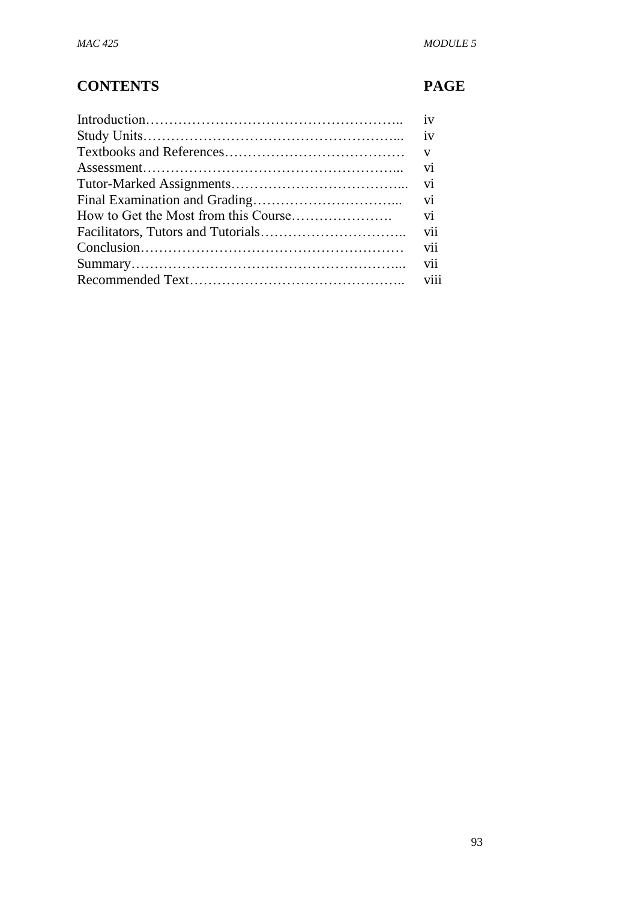| **CONTENTS** | **PAGE** |
|---|---|
| Introduction……………………………………………….. | iv |
| Study Units………………………………………………... | iv |
| Textbooks and References………………………………… | v |
| Assessment………………………………………………... | vi |
| Tutor-Marked Assignments………………………………... | vi |
| Final Examination and Grading…………………………... | vi |
| How to Get the Most from this Course…………………. | vi |
| Facilitators, Tutors and Tutorials………………………….. | vii |
| Conclusion………………………………………………… | vii |
| Summary…………………………………………………... | vii |
| Recommended Text……………………………………….. | viii |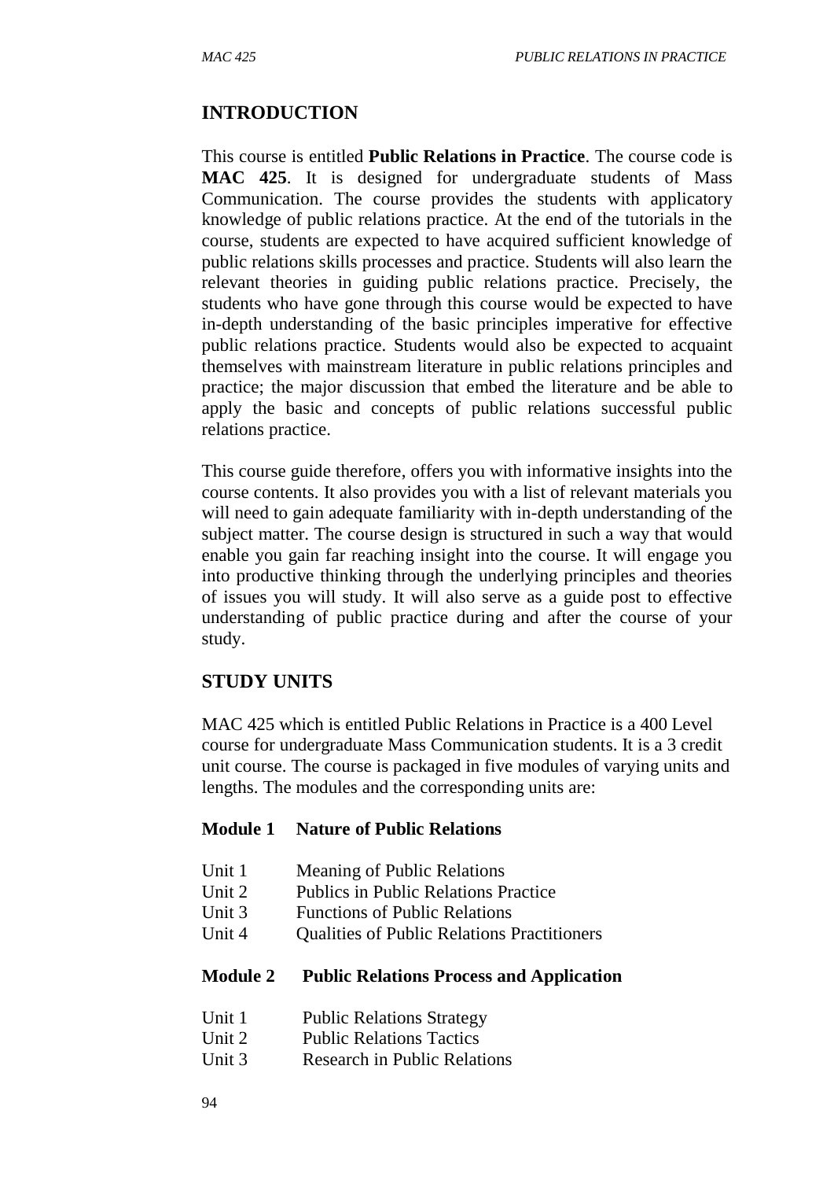## INTRODUCTION

This course is entitled **Public Relations in Practice**. The course code is **MAC 425**. It is designed for undergraduate students of Mass Communication. The course provides the students with applicatory knowledge of public relations practice. At the end of the tutorials in the course, students are expected to have acquired sufficient knowledge of public relations skills processes and practice. Students will also learn the relevant theories in guiding public relations practice. Precisely, the students who have gone through this course would be expected to have in-depth understanding of the basic principles imperative for effective public relations practice. Students would also be expected to acquaint themselves with mainstream literature in public relations principles and practice; the major discussion that embed the literature and be able to apply the basic and concepts of public relations successful public relations practice.

This course guide therefore, offers you with informative insights into the course contents. It also provides you with a list of relevant materials you will need to gain adequate familiarity with in-depth understanding of the subject matter. The course design is structured in such a way that would enable you gain far reaching insight into the course. It will engage you into productive thinking through the underlying principles and theories of issues you will study. It will also serve as a guide post to effective understanding of public practice during and after the course of your study.

## STUDY UNITS

MAC 425 which is entitled Public Relations in Practice is a 400 Level course for undergraduate Mass Communication students. It is a 3 credit unit course. The course is packaged in five modules of varying units and lengths. The modules and the corresponding units are:

**Module 1 Nature of Public Relations**

- Unit 1 Meaning of Public Relations
- Unit 2 Publics in Public Relations Practice
- Unit 3 Functions of Public Relations
- Unit 4 Qualities of Public Relations Practitioners

**Module 2 Public Relations Process and Application**

- Unit 1 Public Relations Strategy
- Unit 2 Public Relations Tactics
- Unit 3 Research in Public Relations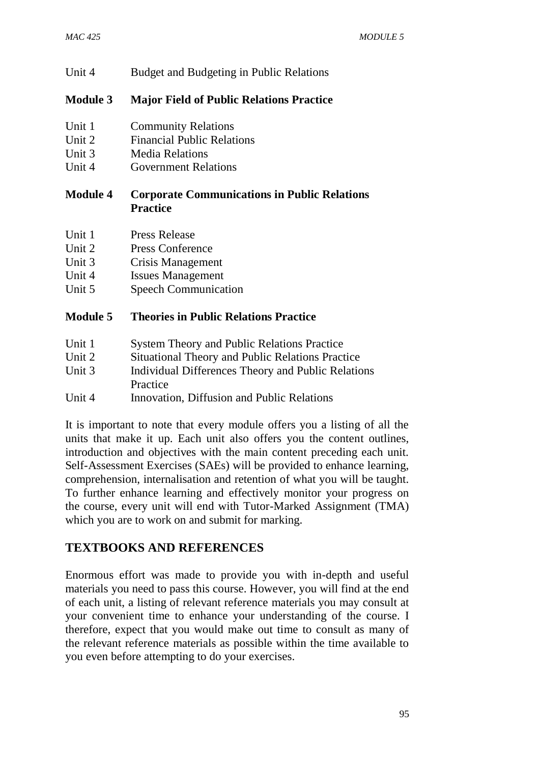Unit 4 Budget and Budgeting in Public Relations

**Module 3 Major Field of Public Relations Practice**

Unit 1 Community Relations
Unit 2 Financial Public Relations
Unit 3 Media Relations
Unit 4 Government Relations

**Module 4 Corporate Communications in Public Relations Practice**

Unit 1 Press Release
Unit 2 Press Conference
Unit 3 Crisis Management
Unit 4 Issues Management
Unit 5 Speech Communication

**Module 5 Theories in Public Relations Practice**

Unit 1 System Theory and Public Relations Practice
Unit 2 Situational Theory and Public Relations Practice
Unit 3 Individual Differences Theory and Public Relations Practice
Unit 4 Innovation, Diffusion and Public Relations

It is important to note that every module offers you a listing of all the units that make it up. Each unit also offers you the content outlines, introduction and objectives with the main content preceding each unit. Self-Assessment Exercises (SAEs) will be provided to enhance learning, comprehension, internalisation and retention of what you will be taught. To further enhance learning and effectively monitor your progress on the course, every unit will end with Tutor-Marked Assignment (TMA) which you are to work on and submit for marking.

## TEXTBOOKS AND REFERENCES

Enormous effort was made to provide you with in-depth and useful materials you need to pass this course. However, you will find at the end of each unit, a listing of relevant reference materials you may consult at your convenient time to enhance your understanding of the course. I therefore, expect that you would make out time to consult as many of the relevant reference materials as possible within the time available to you even before attempting to do your exercises.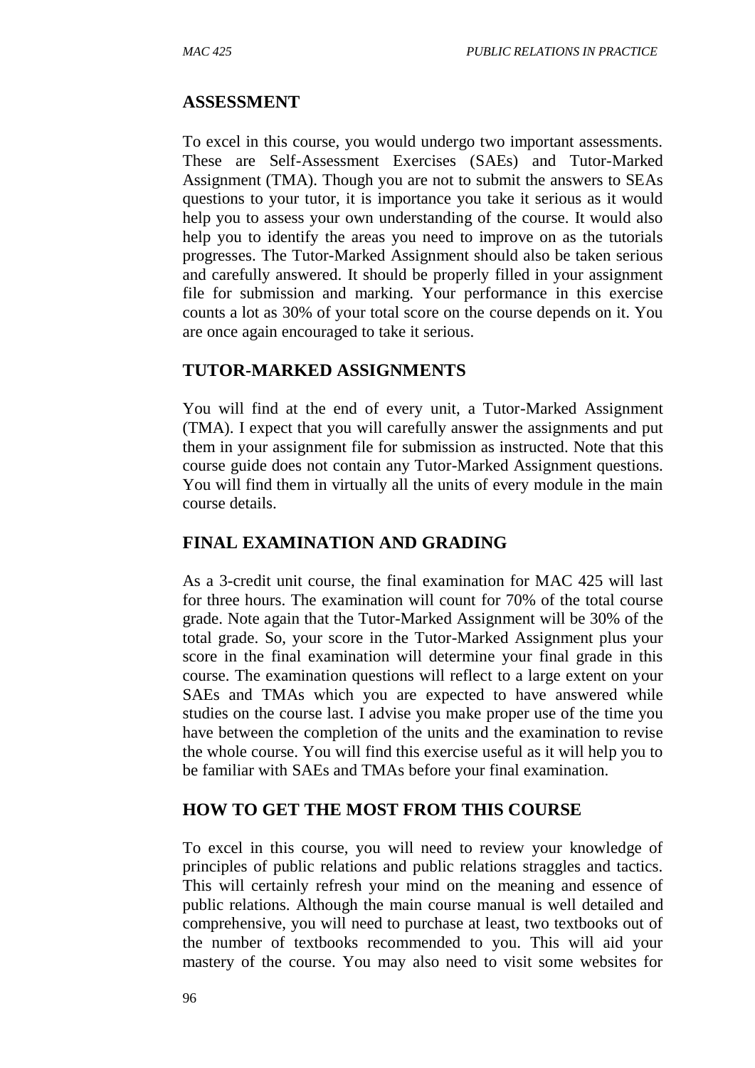## ASSESSMENT

To excel in this course, you would undergo two important assessments. These are Self-Assessment Exercises (SAEs) and Tutor-Marked Assignment (TMA). Though you are not to submit the answers to SEAs questions to your tutor, it is importance you take it serious as it would help you to assess your own understanding of the course. It would also help you to identify the areas you need to improve on as the tutorials progresses. The Tutor-Marked Assignment should also be taken serious and carefully answered. It should be properly filled in your assignment file for submission and marking. Your performance in this exercise counts a lot as 30% of your total score on the course depends on it. You are once again encouraged to take it serious.

## TUTOR-MARKED ASSIGNMENTS

You will find at the end of every unit, a Tutor-Marked Assignment (TMA). I expect that you will carefully answer the assignments and put them in your assignment file for submission as instructed. Note that this course guide does not contain any Tutor-Marked Assignment questions. You will find them in virtually all the units of every module in the main course details.

## FINAL EXAMINATION AND GRADING

As a 3-credit unit course, the final examination for MAC 425 will last for three hours. The examination will count for 70% of the total course grade. Note again that the Tutor-Marked Assignment will be 30% of the total grade. So, your score in the Tutor-Marked Assignment plus your score in the final examination will determine your final grade in this course. The examination questions will reflect to a large extent on your SAEs and TMAs which you are expected to have answered while studies on the course last. I advise you make proper use of the time you have between the completion of the units and the examination to revise the whole course. You will find this exercise useful as it will help you to be familiar with SAEs and TMAs before your final examination.

## HOW TO GET THE MOST FROM THIS COURSE

To excel in this course, you will need to review your knowledge of principles of public relations and public relations straggles and tactics. This will certainly refresh your mind on the meaning and essence of public relations. Although the main course manual is well detailed and comprehensive, you will need to purchase at least, two textbooks out of the number of textbooks recommended to you. This will aid your mastery of the course. You may also need to visit some websites for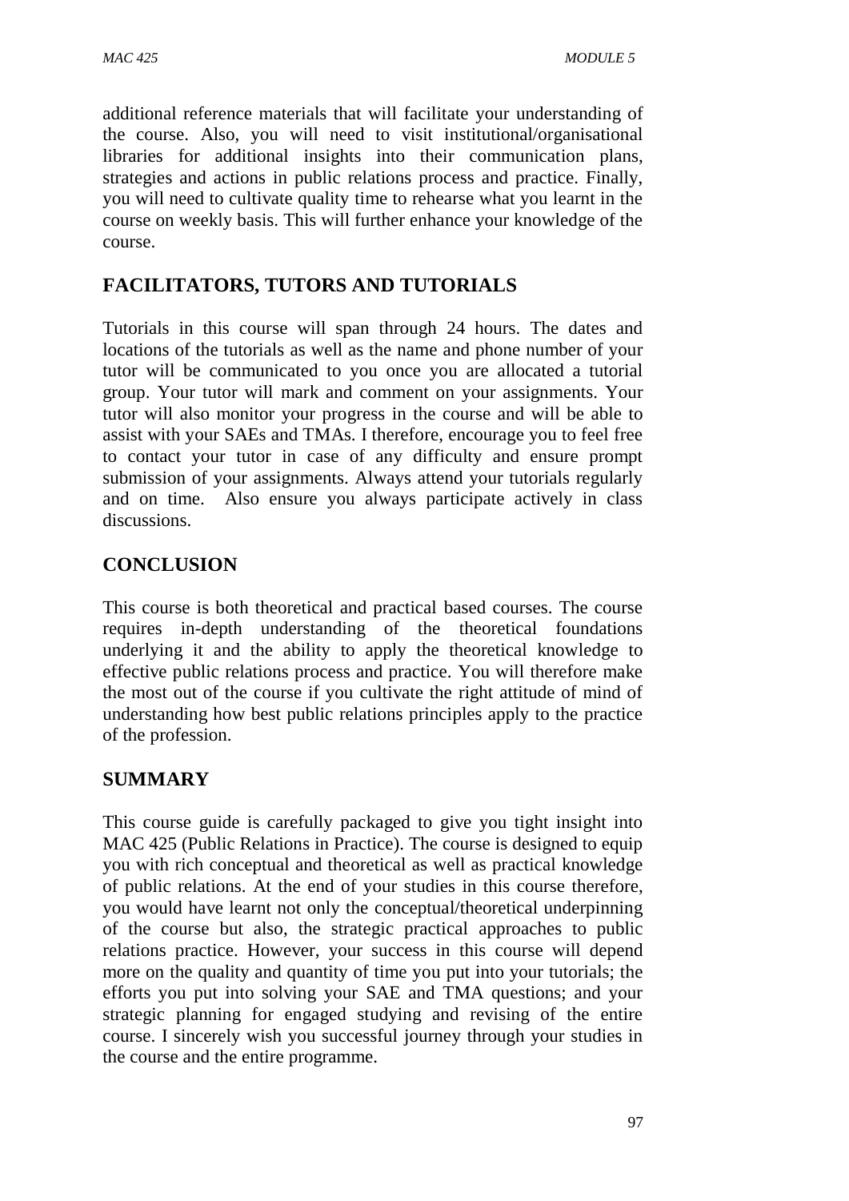additional reference materials that will facilitate your understanding of the course. Also, you will need to visit institutional/organisational libraries for additional insights into their communication plans, strategies and actions in public relations process and practice. Finally, you will need to cultivate quality time to rehearse what you learnt in the course on weekly basis. This will further enhance your knowledge of the course.

## FACILITATORS, TUTORS AND TUTORIALS

Tutorials in this course will span through 24 hours. The dates and locations of the tutorials as well as the name and phone number of your tutor will be communicated to you once you are allocated a tutorial group. Your tutor will mark and comment on your assignments. Your tutor will also monitor your progress in the course and will be able to assist with your SAEs and TMAs. I therefore, encourage you to feel free to contact your tutor in case of any difficulty and ensure prompt submission of your assignments. Always attend your tutorials regularly and on time. Also ensure you always participate actively in class discussions.

## CONCLUSION

This course is both theoretical and practical based courses. The course requires in-depth understanding of the theoretical foundations underlying it and the ability to apply the theoretical knowledge to effective public relations process and practice. You will therefore make the most out of the course if you cultivate the right attitude of mind of understanding how best public relations principles apply to the practice of the profession.

## SUMMARY

This course guide is carefully packaged to give you tight insight into MAC 425 (Public Relations in Practice). The course is designed to equip you with rich conceptual and theoretical as well as practical knowledge of public relations. At the end of your studies in this course therefore, you would have learnt not only the conceptual/theoretical underpinning of the course but also, the strategic practical approaches to public relations practice. However, your success in this course will depend more on the quality and quantity of time you put into your tutorials; the efforts you put into solving your SAE and TMA questions; and your strategic planning for engaged studying and revising of the entire course. I sincerely wish you successful journey through your studies in the course and the entire programme.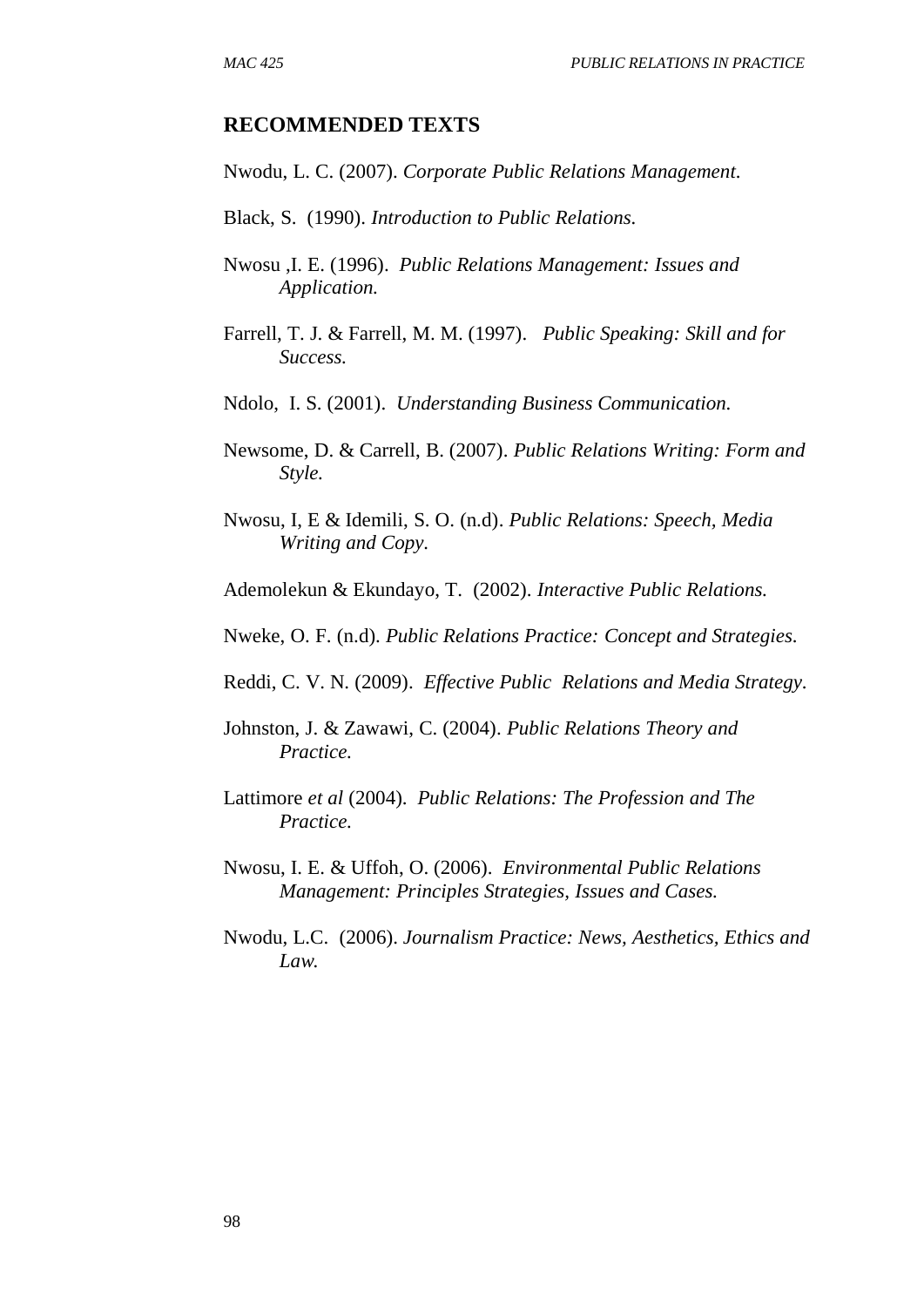## RECOMMENDED TEXTS

Nwodu, L. C. (2007). *Corporate Public Relations Management.*

Black, S. (1990). *Introduction to Public Relations.*

Nwosu ,I. E. (1996). *Public Relations Management: Issues and Application.*

Farrell, T. J. & Farrell, M. M. (1997). *Public Speaking: Skill and for Success.*

Ndolo, I. S. (2001). *Understanding Business Communication.*

Newsome, D. & Carrell, B. (2007). *Public Relations Writing: Form and Style.*

Nwosu, I, E & Idemili, S. O. (n.d). *Public Relations: Speech, Media Writing and Copy.*

Ademolekun & Ekundayo, T. (2002). *Interactive Public Relations.*

Nweke, O. F. (n.d). *Public Relations Practice: Concept and Strategies.*

Reddi, C. V. N. (2009). *Effective Public Relations and Media Strategy.*

Johnston, J. & Zawawi, C. (2004). *Public Relations Theory and Practice.*

Lattimore *et al* (2004). *Public Relations: The Profession and The Practice.*

Nwosu, I. E. & Uffoh, O. (2006). *Environmental Public Relations Management: Principles Strategies, Issues and Cases.*

Nwodu, L.C. (2006). *Journalism Practice: News, Aesthetics, Ethics and Law.*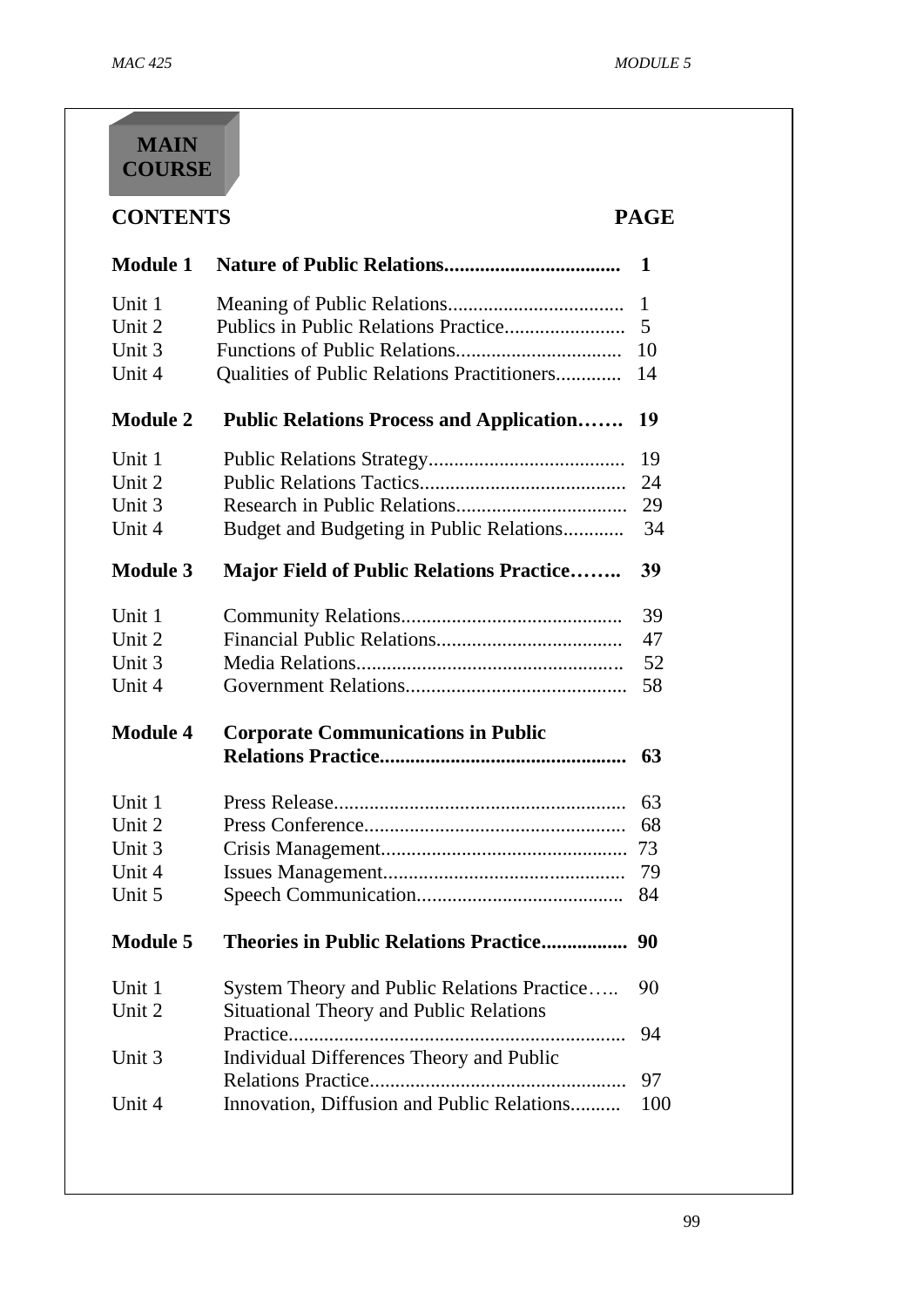**MAIN COURSE**

## CONTENTS

| | | PAGE |
|---|---|---|
| **Module 1** | **Nature of Public Relations** | **1** |
| Unit 1 | Meaning of Public Relations | 1 |
| Unit 2 | Publics in Public Relations Practice | 5 |
| Unit 3 | Functions of Public Relations | 10 |
| Unit 4 | Qualities of Public Relations Practitioners | 14 |
| **Module 2** | **Public Relations Process and Application** | **19** |
| Unit 1 | Public Relations Strategy | 19 |
| Unit 2 | Public Relations Tactics | 24 |
| Unit 3 | Research in Public Relations | 29 |
| Unit 4 | Budget and Budgeting in Public Relations | 34 |
| **Module 3** | **Major Field of Public Relations Practice** | **39** |
| Unit 1 | Community Relations | 39 |
| Unit 2 | Financial Public Relations | 47 |
| Unit 3 | Media Relations | 52 |
| Unit 4 | Government Relations | 58 |
| **Module 4** | **Corporate Communications in Public Relations Practice** | **63** |
| Unit 1 | Press Release | 63 |
| Unit 2 | Press Conference | 68 |
| Unit 3 | Crisis Management | 73 |
| Unit 4 | Issues Management | 79 |
| Unit 5 | Speech Communication | 84 |
| **Module 5** | **Theories in Public Relations Practice** | **90** |
| Unit 1 | System Theory and Public Relations Practice | 90 |
| Unit 2 | Situational Theory and Public Relations Practice | 94 |
| Unit 3 | Individual Differences Theory and Public Relations Practice | 97 |
| Unit 4 | Innovation, Diffusion and Public Relations | 100 |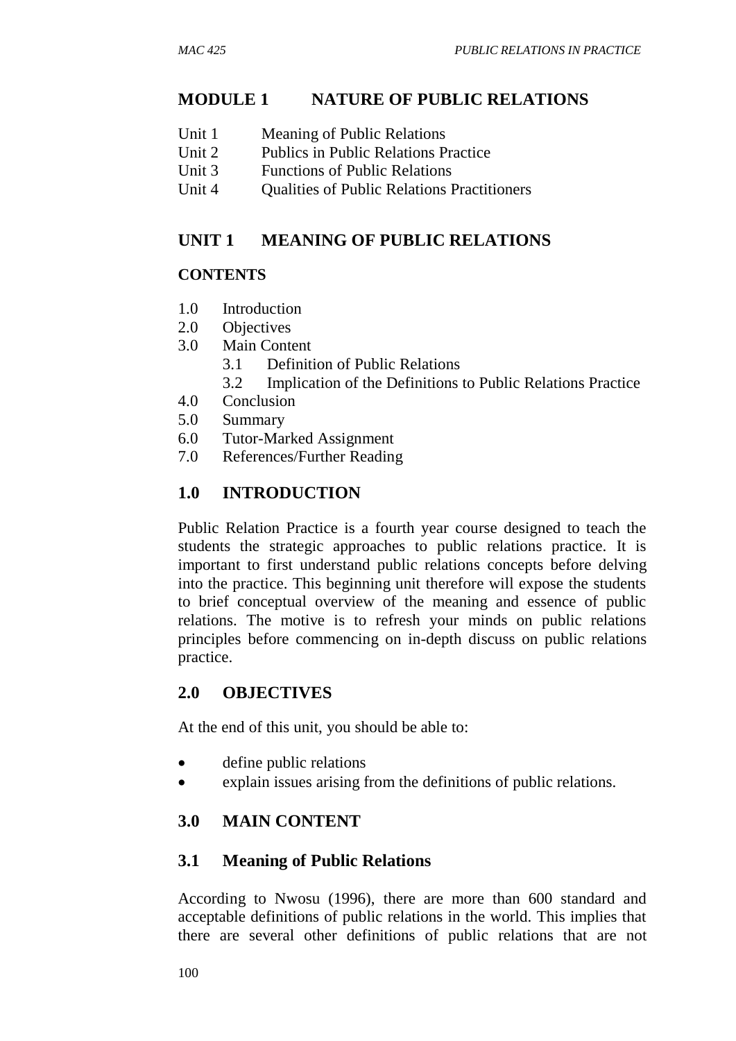# MODULE 1 NATURE OF PUBLIC RELATIONS

Unit 1 Meaning of Public Relations
Unit 2 Publics in Public Relations Practice
Unit 3 Functions of Public Relations
Unit 4 Qualities of Public Relations Practitioners

## UNIT 1 MEANING OF PUBLIC RELATIONS

### CONTENTS

1.0 Introduction
2.0 Objectives
3.0 Main Content
    3.1 Definition of Public Relations
    3.2 Implication of the Definitions to Public Relations Practice
4.0 Conclusion
5.0 Summary
6.0 Tutor-Marked Assignment
7.0 References/Further Reading

## 1.0 INTRODUCTION

Public Relation Practice is a fourth year course designed to teach the students the strategic approaches to public relations practice. It is important to first understand public relations concepts before delving into the practice. This beginning unit therefore will expose the students to brief conceptual overview of the meaning and essence of public relations. The motive is to refresh your minds on public relations principles before commencing on in-depth discuss on public relations practice.

## 2.0 OBJECTIVES

At the end of this unit, you should be able to:

- define public relations
- explain issues arising from the definitions of public relations.

## 3.0 MAIN CONTENT

### 3.1 Meaning of Public Relations

According to Nwosu (1996), there are more than 600 standard and acceptable definitions of public relations in the world. This implies that there are several other definitions of public relations that are not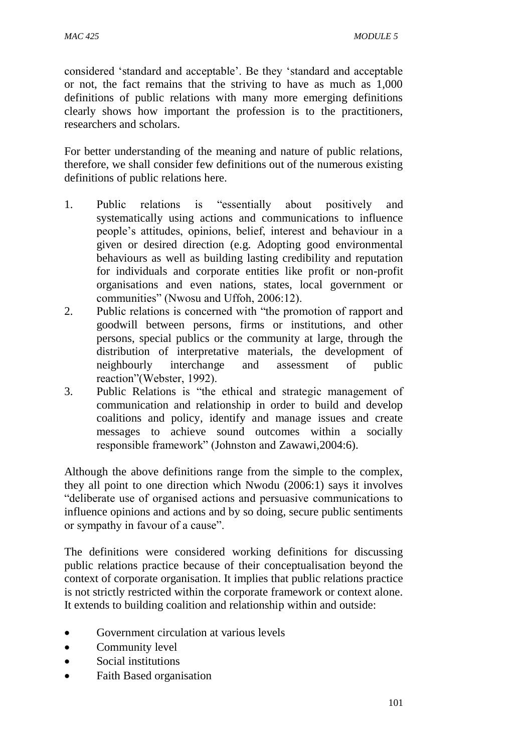considered 'standard and acceptable'. Be they 'standard and acceptable or not, the fact remains that the striving to have as much as 1,000 definitions of public relations with many more emerging definitions clearly shows how important the profession is to the practitioners, researchers and scholars.

For better understanding of the meaning and nature of public relations, therefore, we shall consider few definitions out of the numerous existing definitions of public relations here.

1. Public relations is "essentially about positively and systematically using actions and communications to influence people's attitudes, opinions, belief, interest and behaviour in a given or desired direction (e.g. Adopting good environmental behaviours as well as building lasting credibility and reputation for individuals and corporate entities like profit or non-profit organisations and even nations, states, local government or communities" (Nwosu and Uffoh, 2006:12).
2. Public relations is concerned with "the promotion of rapport and goodwill between persons, firms or institutions, and other persons, special publics or the community at large, through the distribution of interpretative materials, the development of neighbourly interchange and assessment of public reaction"(Webster, 1992).
3. Public Relations is "the ethical and strategic management of communication and relationship in order to build and develop coalitions and policy, identify and manage issues and create messages to achieve sound outcomes within a socially responsible framework" (Johnston and Zawawi,2004:6).

Although the above definitions range from the simple to the complex, they all point to one direction which Nwodu (2006:1) says it involves "deliberate use of organised actions and persuasive communications to influence opinions and actions and by so doing, secure public sentiments or sympathy in favour of a cause".

The definitions were considered working definitions for discussing public relations practice because of their conceptualisation beyond the context of corporate organisation. It implies that public relations practice is not strictly restricted within the corporate framework or context alone. It extends to building coalition and relationship within and outside:

- Government circulation at various levels
- Community level
- Social institutions
- Faith Based organisation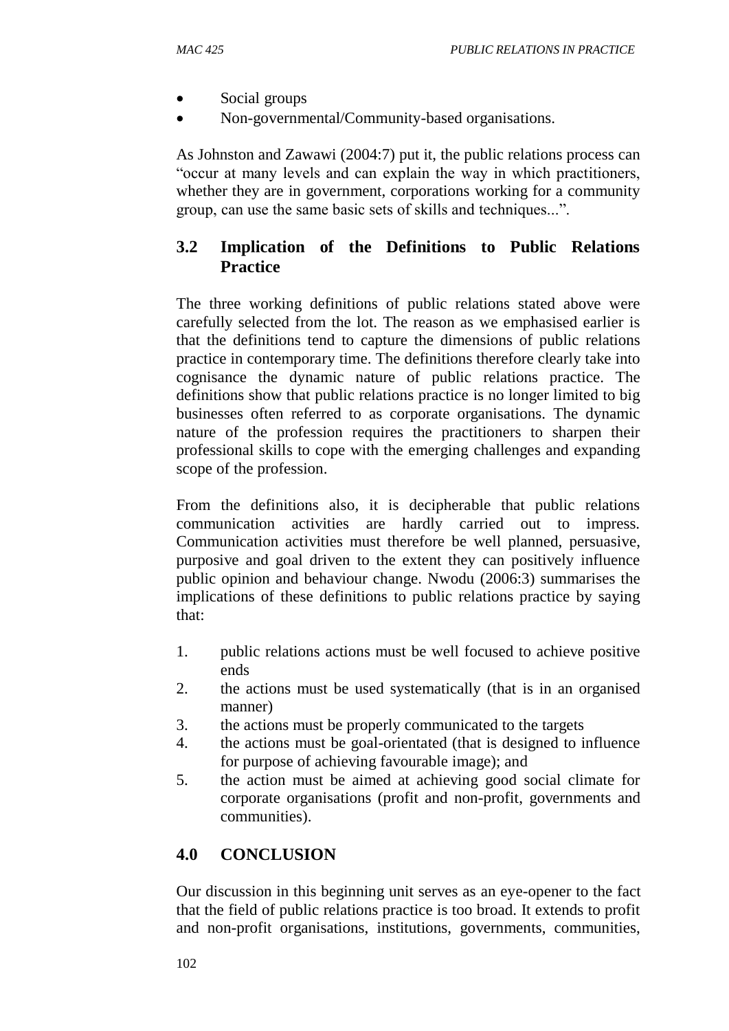- Social groups
- Non-governmental/Community-based organisations.

As Johnston and Zawawi (2004:7) put it, the public relations process can "occur at many levels and can explain the way in which practitioners, whether they are in government, corporations working for a community group, can use the same basic sets of skills and techniques...".

## 3.2 Implication of the Definitions to Public Relations Practice

The three working definitions of public relations stated above were carefully selected from the lot. The reason as we emphasised earlier is that the definitions tend to capture the dimensions of public relations practice in contemporary time. The definitions therefore clearly take into cognisance the dynamic nature of public relations practice. The definitions show that public relations practice is no longer limited to big businesses often referred to as corporate organisations. The dynamic nature of the profession requires the practitioners to sharpen their professional skills to cope with the emerging challenges and expanding scope of the profession.

From the definitions also, it is decipherable that public relations communication activities are hardly carried out to impress. Communication activities must therefore be well planned, persuasive, purposive and goal driven to the extent they can positively influence public opinion and behaviour change. Nwodu (2006:3) summarises the implications of these definitions to public relations practice by saying that:

1. public relations actions must be well focused to achieve positive ends
2. the actions must be used systematically (that is in an organised manner)
3. the actions must be properly communicated to the targets
4. the actions must be goal-orientated (that is designed to influence for purpose of achieving favourable image); and
5. the action must be aimed at achieving good social climate for corporate organisations (profit and non-profit, governments and communities).

# 4.0 CONCLUSION

Our discussion in this beginning unit serves as an eye-opener to the fact that the field of public relations practice is too broad. It extends to profit and non-profit organisations, institutions, governments, communities,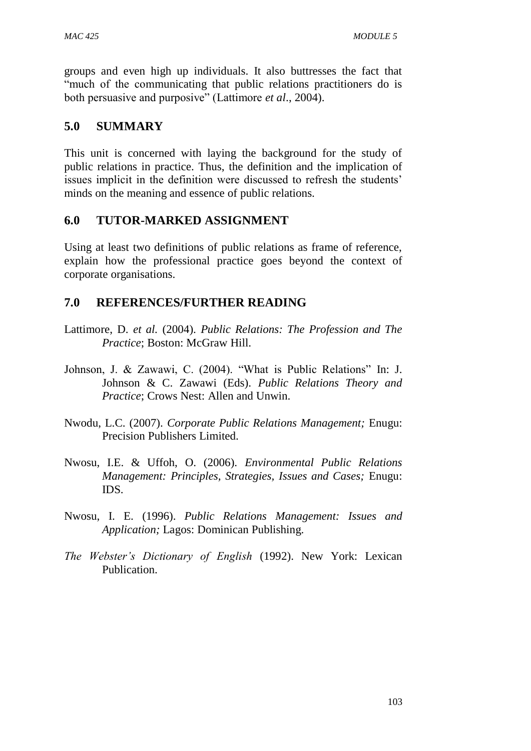groups and even high up individuals. It also buttresses the fact that "much of the communicating that public relations practitioners do is both persuasive and purposive" (Lattimore *et al*., 2004).

## 5.0 SUMMARY

This unit is concerned with laying the background for the study of public relations in practice. Thus, the definition and the implication of issues implicit in the definition were discussed to refresh the students' minds on the meaning and essence of public relations.

## 6.0 TUTOR-MARKED ASSIGNMENT

Using at least two definitions of public relations as frame of reference, explain how the professional practice goes beyond the context of corporate organisations.

## 7.0 REFERENCES/FURTHER READING

Lattimore, D. *et al.* (2004). *Public Relations: The Profession and The Practice*; Boston: McGraw Hill.

Johnson, J. & Zawawi, C. (2004). "What is Public Relations" In: J. Johnson & C. Zawawi (Eds). *Public Relations Theory and Practice*; Crows Nest: Allen and Unwin.

Nwodu, L.C. (2007). *Corporate Public Relations Management;* Enugu: Precision Publishers Limited.

Nwosu, I.E. & Uffoh, O. (2006). *Environmental Public Relations Management: Principles, Strategies, Issues and Cases;* Enugu: IDS.

Nwosu, I. E. (1996). *Public Relations Management: Issues and Application;* Lagos: Dominican Publishing.

*The Webster's Dictionary of English* (1992). New York: Lexican Publication.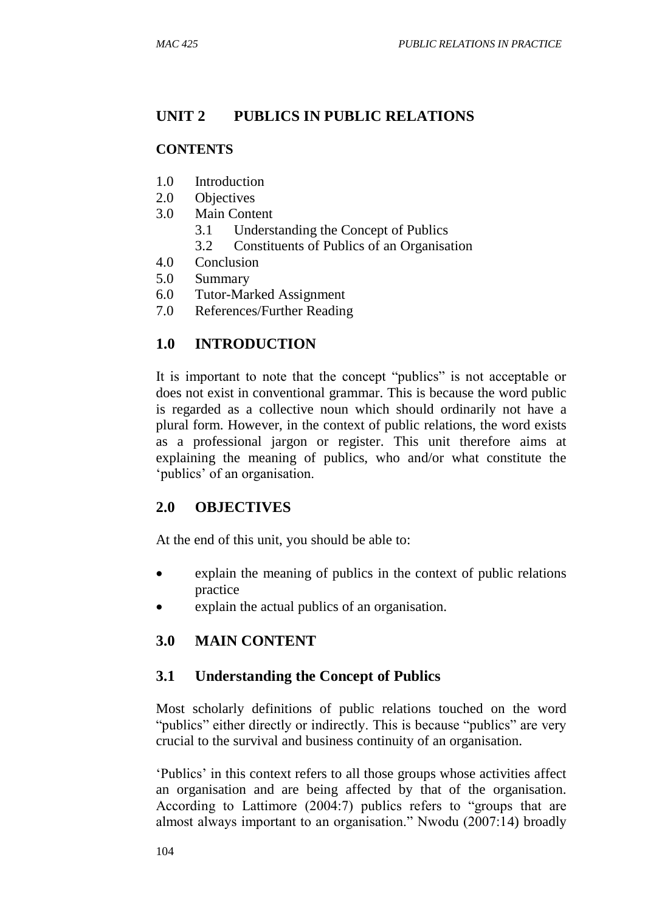## UNIT 2 PUBLICS IN PUBLIC RELATIONS

### CONTENTS

1.0 Introduction
2.0 Objectives
3.0 Main Content
    3.1 Understanding the Concept of Publics
    3.2 Constituents of Publics of an Organisation
4.0 Conclusion
5.0 Summary
6.0 Tutor-Marked Assignment
7.0 References/Further Reading

## 1.0 INTRODUCTION

It is important to note that the concept "publics" is not acceptable or does not exist in conventional grammar. This is because the word public is regarded as a collective noun which should ordinarily not have a plural form. However, in the context of public relations, the word exists as a professional jargon or register. This unit therefore aims at explaining the meaning of publics, who and/or what constitute the 'publics' of an organisation.

## 2.0 OBJECTIVES

At the end of this unit, you should be able to:

- explain the meaning of publics in the context of public relations practice
- explain the actual publics of an organisation.

## 3.0 MAIN CONTENT

### 3.1 Understanding the Concept of Publics

Most scholarly definitions of public relations touched on the word "publics" either directly or indirectly. This is because "publics" are very crucial to the survival and business continuity of an organisation.

'Publics' in this context refers to all those groups whose activities affect an organisation and are being affected by that of the organisation. According to Lattimore (2004:7) publics refers to "groups that are almost always important to an organisation." Nwodu (2007:14) broadly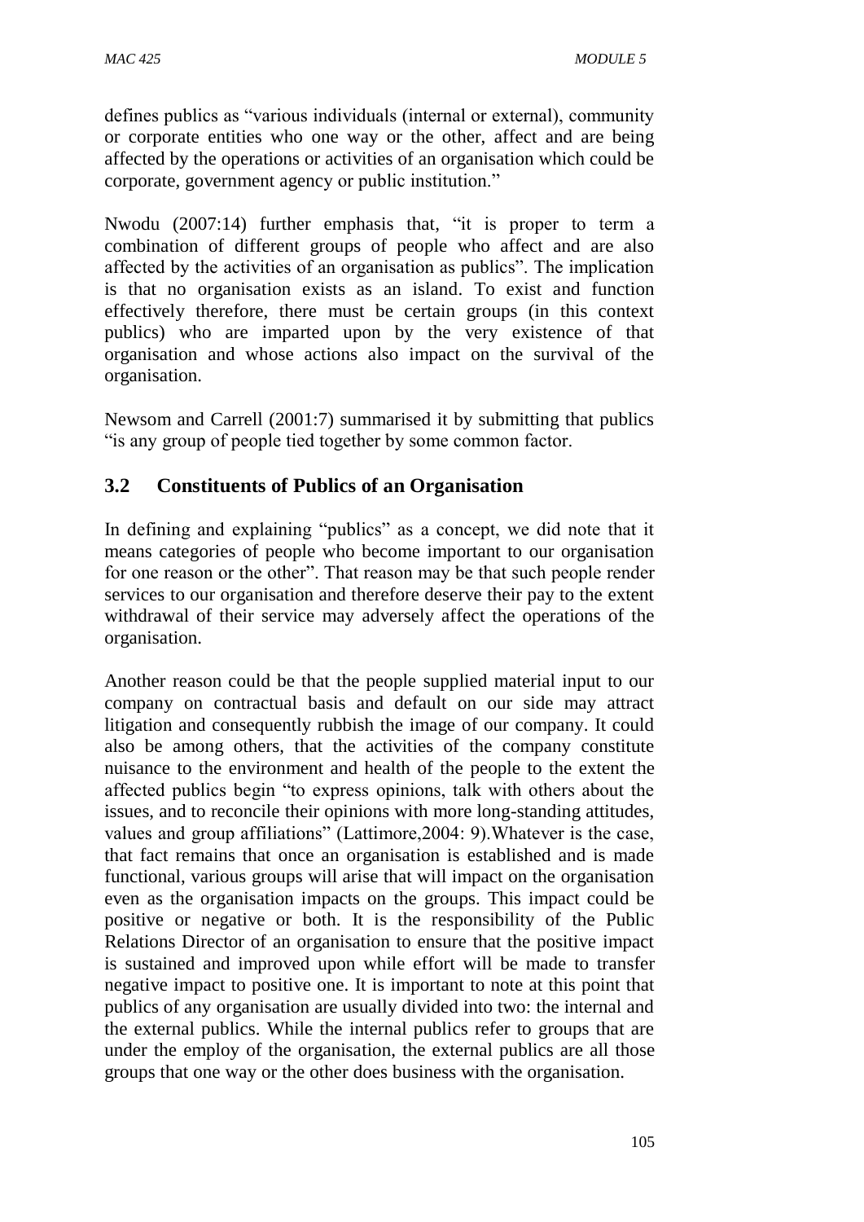defines publics as "various individuals (internal or external), community or corporate entities who one way or the other, affect and are being affected by the operations or activities of an organisation which could be corporate, government agency or public institution."

Nwodu (2007:14) further emphasis that, "it is proper to term a combination of different groups of people who affect and are also affected by the activities of an organisation as publics". The implication is that no organisation exists as an island. To exist and function effectively therefore, there must be certain groups (in this context publics) who are imparted upon by the very existence of that organisation and whose actions also impact on the survival of the organisation.

Newsom and Carrell (2001:7) summarised it by submitting that publics "is any group of people tied together by some common factor.

## 3.2 Constituents of Publics of an Organisation

In defining and explaining "publics" as a concept, we did note that it means categories of people who become important to our organisation for one reason or the other". That reason may be that such people render services to our organisation and therefore deserve their pay to the extent withdrawal of their service may adversely affect the operations of the organisation.

Another reason could be that the people supplied material input to our company on contractual basis and default on our side may attract litigation and consequently rubbish the image of our company. It could also be among others, that the activities of the company constitute nuisance to the environment and health of the people to the extent the affected publics begin "to express opinions, talk with others about the issues, and to reconcile their opinions with more long-standing attitudes, values and group affiliations" (Lattimore,2004: 9).Whatever is the case, that fact remains that once an organisation is established and is made functional, various groups will arise that will impact on the organisation even as the organisation impacts on the groups. This impact could be positive or negative or both. It is the responsibility of the Public Relations Director of an organisation to ensure that the positive impact is sustained and improved upon while effort will be made to transfer negative impact to positive one. It is important to note at this point that publics of any organisation are usually divided into two: the internal and the external publics. While the internal publics refer to groups that are under the employ of the organisation, the external publics are all those groups that one way or the other does business with the organisation.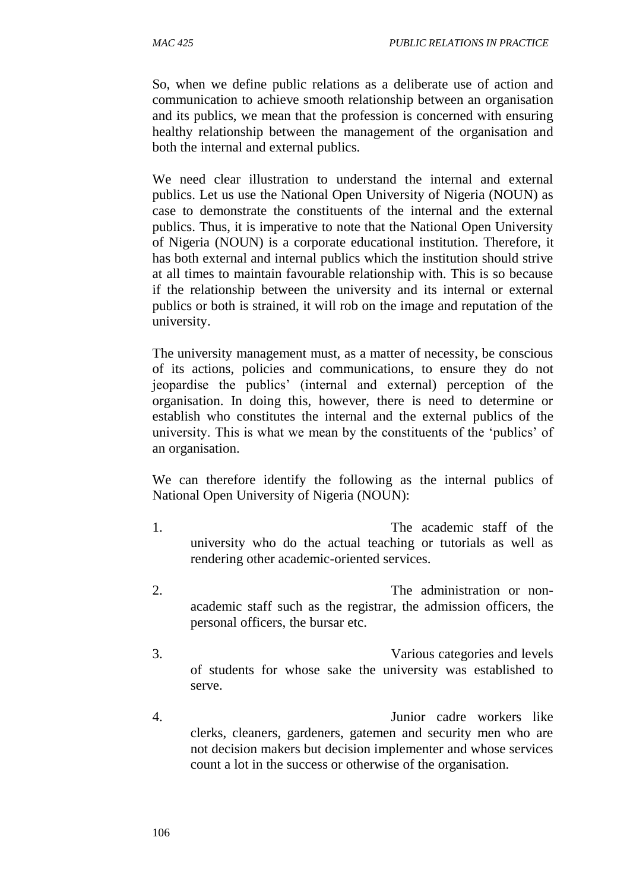So, when we define public relations as a deliberate use of action and communication to achieve smooth relationship between an organisation and its publics, we mean that the profession is concerned with ensuring healthy relationship between the management of the organisation and both the internal and external publics.

We need clear illustration to understand the internal and external publics. Let us use the National Open University of Nigeria (NOUN) as case to demonstrate the constituents of the internal and the external publics. Thus, it is imperative to note that the National Open University of Nigeria (NOUN) is a corporate educational institution. Therefore, it has both external and internal publics which the institution should strive at all times to maintain favourable relationship with. This is so because if the relationship between the university and its internal or external publics or both is strained, it will rob on the image and reputation of the university.

The university management must, as a matter of necessity, be conscious of its actions, policies and communications, to ensure they do not jeopardise the publics' (internal and external) perception of the organisation. In doing this, however, there is need to determine or establish who constitutes the internal and the external publics of the university. This is what we mean by the constituents of the 'publics' of an organisation.

We can therefore identify the following as the internal publics of National Open University of Nigeria (NOUN):

1. The academic staff of the university who do the actual teaching or tutorials as well as rendering other academic-oriented services.
2. The administration or non-academic staff such as the registrar, the admission officers, the personal officers, the bursar etc.
3. Various categories and levels of students for whose sake the university was established to serve.
4. Junior cadre workers like clerks, cleaners, gardeners, gatemen and security men who are not decision makers but decision implementer and whose services count a lot in the success or otherwise of the organisation.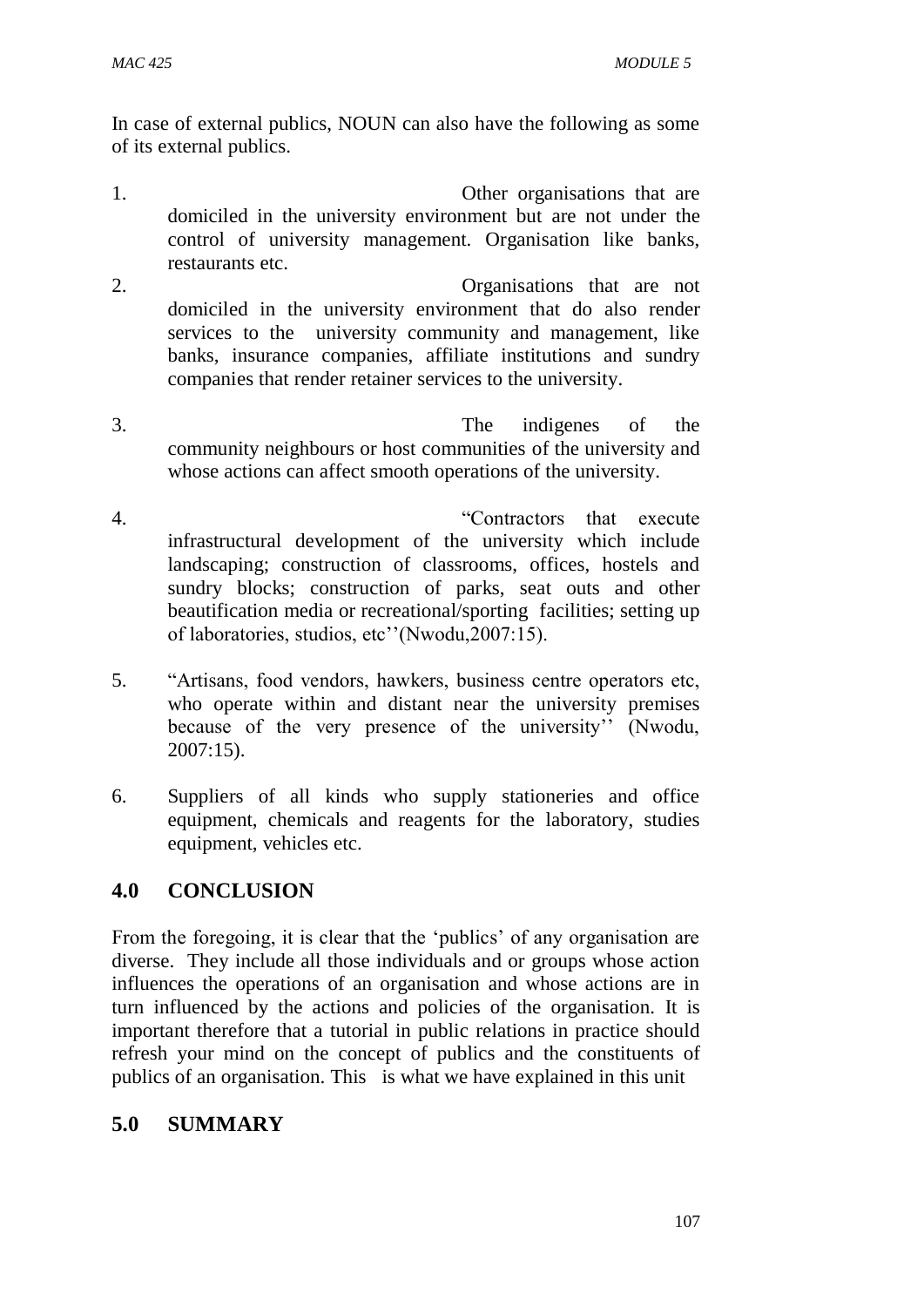In case of external publics, NOUN can also have the following as some of its external publics.

1. Other organisations that are domiciled in the university environment but are not under the control of university management. Organisation like banks, restaurants etc.
2. Organisations that are not domiciled in the university environment that do also render services to the university community and management, like banks, insurance companies, affiliate institutions and sundry companies that render retainer services to the university.
3. The indigenes of the community neighbours or host communities of the university and whose actions can affect smooth operations of the university.
4. "Contractors that execute infrastructural development of the university which include landscaping; construction of classrooms, offices, hostels and sundry blocks; construction of parks, seat outs and other beautification media or recreational/sporting facilities; setting up of laboratories, studios, etc''(Nwodu,2007:15).
5. "Artisans, food vendors, hawkers, business centre operators etc, who operate within and distant near the university premises because of the very presence of the university'' (Nwodu, 2007:15).
6. Suppliers of all kinds who supply stationeries and office equipment, chemicals and reagents for the laboratory, studies equipment, vehicles etc.

## 4.0 CONCLUSION

From the foregoing, it is clear that the 'publics' of any organisation are diverse. They include all those individuals and or groups whose action influences the operations of an organisation and whose actions are in turn influenced by the actions and policies of the organisation. It is important therefore that a tutorial in public relations in practice should refresh your mind on the concept of publics and the constituents of publics of an organisation. This is what we have explained in this unit

## 5.0 SUMMARY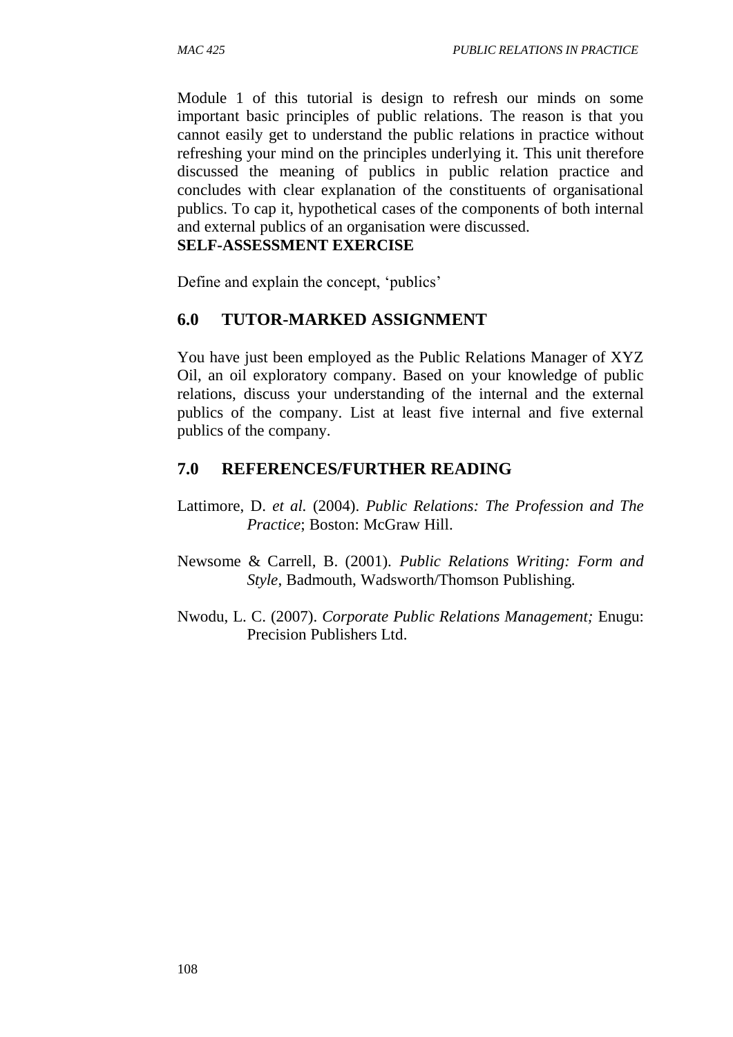Module 1 of this tutorial is design to refresh our minds on some important basic principles of public relations. The reason is that you cannot easily get to understand the public relations in practice without refreshing your mind on the principles underlying it. This unit therefore discussed the meaning of publics in public relation practice and concludes with clear explanation of the constituents of organisational publics. To cap it, hypothetical cases of the components of both internal and external publics of an organisation were discussed.

**SELF-ASSESSMENT EXERCISE**

Define and explain the concept, 'publics'

## 6.0 TUTOR-MARKED ASSIGNMENT

You have just been employed as the Public Relations Manager of XYZ Oil, an oil exploratory company. Based on your knowledge of public relations, discuss your understanding of the internal and the external publics of the company. List at least five internal and five external publics of the company.

## 7.0 REFERENCES/FURTHER READING

Lattimore, D. *et al.* (2004). *Public Relations: The Profession and The Practice*; Boston: McGraw Hill.

Newsome & Carrell, B. (2001). *Public Relations Writing: Form and Style*, Badmouth, Wadsworth/Thomson Publishing.

Nwodu, L. C. (2007). *Corporate Public Relations Management;* Enugu: Precision Publishers Ltd.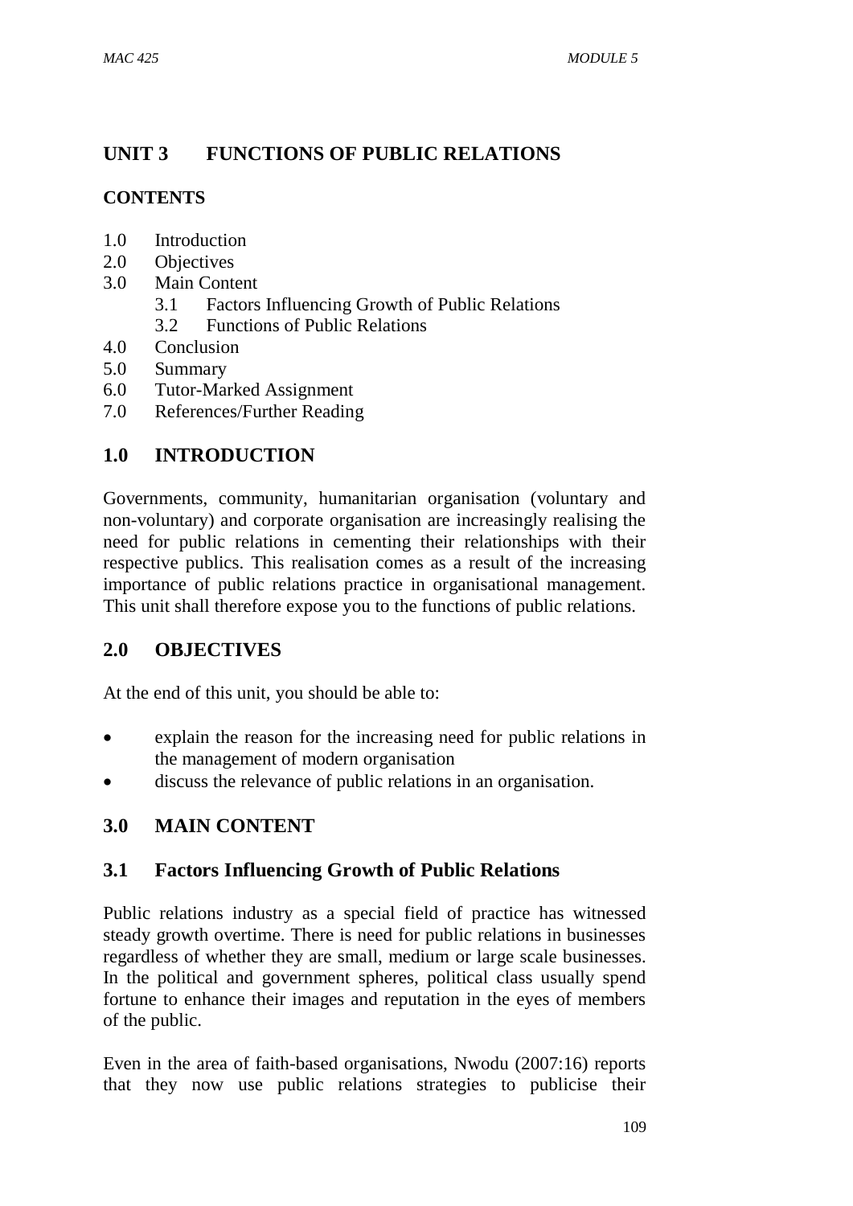# UNIT 3 FUNCTIONS OF PUBLIC RELATIONS

**CONTENTS**

- 1.0 Introduction
- 2.0 Objectives
- 3.0 Main Content
    - 3.1 Factors Influencing Growth of Public Relations
    - 3.2 Functions of Public Relations
- 4.0 Conclusion
- 5.0 Summary
- 6.0 Tutor-Marked Assignment
- 7.0 References/Further Reading

## 1.0 INTRODUCTION

Governments, community, humanitarian organisation (voluntary and non-voluntary) and corporate organisation are increasingly realising the need for public relations in cementing their relationships with their respective publics. This realisation comes as a result of the increasing importance of public relations practice in organisational management. This unit shall therefore expose you to the functions of public relations.

## 2.0 OBJECTIVES

At the end of this unit, you should be able to:

- explain the reason for the increasing need for public relations in the management of modern organisation
- discuss the relevance of public relations in an organisation.

## 3.0 MAIN CONTENT

### 3.1 Factors Influencing Growth of Public Relations

Public relations industry as a special field of practice has witnessed steady growth overtime. There is need for public relations in businesses regardless of whether they are small, medium or large scale businesses. In the political and government spheres, political class usually spend fortune to enhance their images and reputation in the eyes of members of the public.

Even in the area of faith-based organisations, Nwodu (2007:16) reports that they now use public relations strategies to publicise their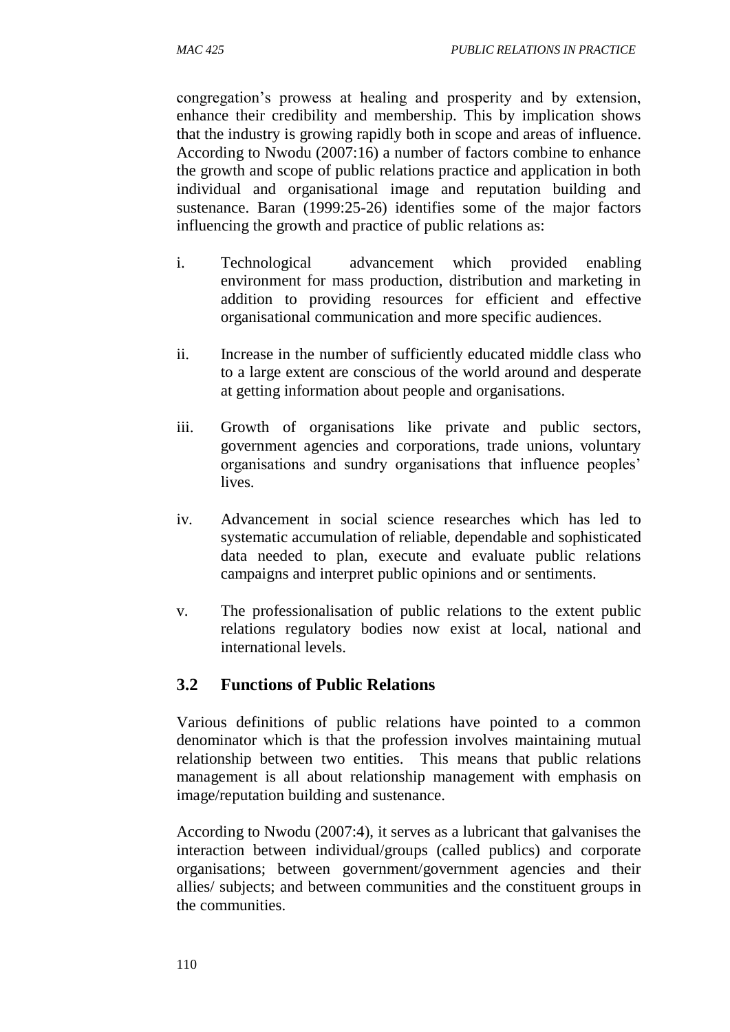congregation's prowess at healing and prosperity and by extension, enhance their credibility and membership. This by implication shows that the industry is growing rapidly both in scope and areas of influence. According to Nwodu (2007:16) a number of factors combine to enhance the growth and scope of public relations practice and application in both individual and organisational image and reputation building and sustenance. Baran (1999:25-26) identifies some of the major factors influencing the growth and practice of public relations as:

i. Technological advancement which provided enabling environment for mass production, distribution and marketing in addition to providing resources for efficient and effective organisational communication and more specific audiences.

ii. Increase in the number of sufficiently educated middle class who to a large extent are conscious of the world around and desperate at getting information about people and organisations.

iii. Growth of organisations like private and public sectors, government agencies and corporations, trade unions, voluntary organisations and sundry organisations that influence peoples' lives.

iv. Advancement in social science researches which has led to systematic accumulation of reliable, dependable and sophisticated data needed to plan, execute and evaluate public relations campaigns and interpret public opinions and or sentiments.

v. The professionalisation of public relations to the extent public relations regulatory bodies now exist at local, national and international levels.

## 3.2 Functions of Public Relations

Various definitions of public relations have pointed to a common denominator which is that the profession involves maintaining mutual relationship between two entities. This means that public relations management is all about relationship management with emphasis on image/reputation building and sustenance.

According to Nwodu (2007:4), it serves as a lubricant that galvanises the interaction between individual/groups (called publics) and corporate organisations; between government/government agencies and their allies/ subjects; and between communities and the constituent groups in the communities.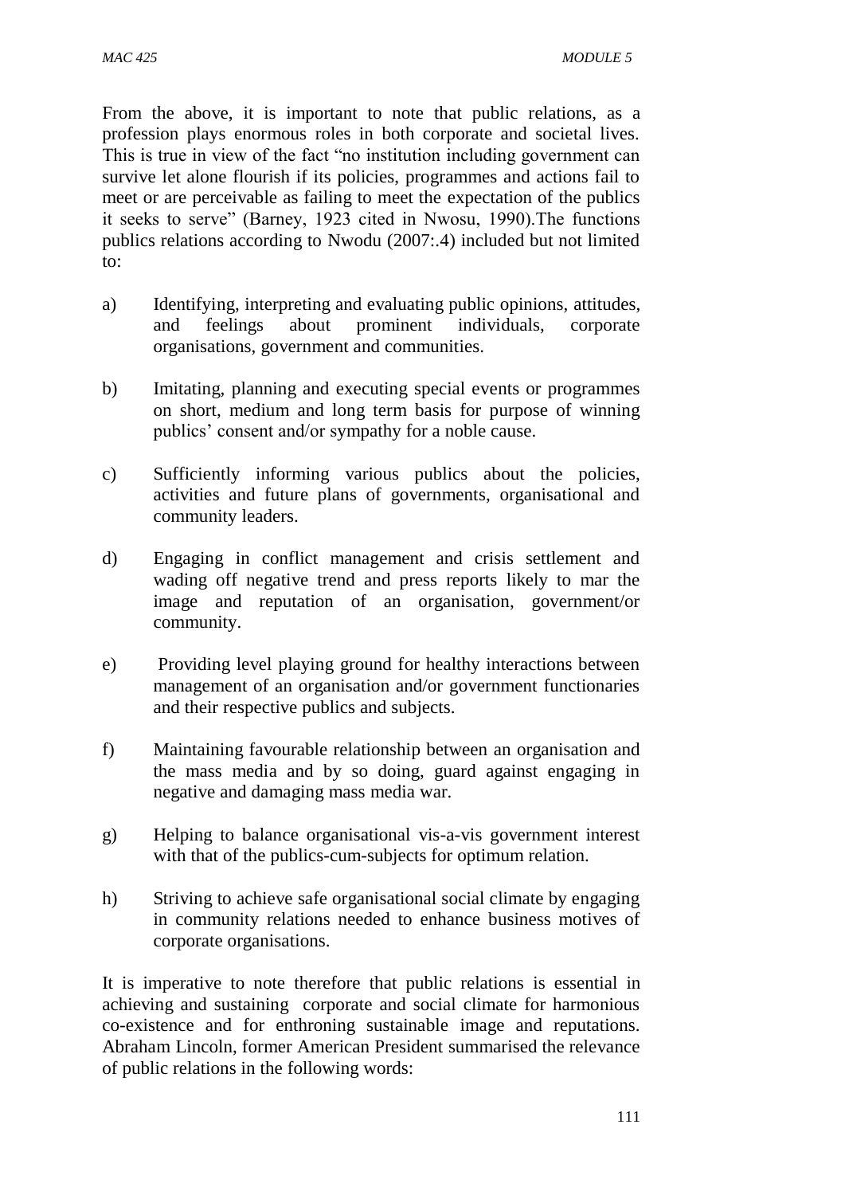From the above, it is important to note that public relations, as a profession plays enormous roles in both corporate and societal lives. This is true in view of the fact "no institution including government can survive let alone flourish if its policies, programmes and actions fail to meet or are perceivable as failing to meet the expectation of the publics it seeks to serve" (Barney, 1923 cited in Nwosu, 1990).The functions publics relations according to Nwodu (2007:.4) included but not limited to:

a) Identifying, interpreting and evaluating public opinions, attitudes, and feelings about prominent individuals, corporate organisations, government and communities.

b) Imitating, planning and executing special events or programmes on short, medium and long term basis for purpose of winning publics' consent and/or sympathy for a noble cause.

c) Sufficiently informing various publics about the policies, activities and future plans of governments, organisational and community leaders.

d) Engaging in conflict management and crisis settlement and wading off negative trend and press reports likely to mar the image and reputation of an organisation, government/or community.

e) Providing level playing ground for healthy interactions between management of an organisation and/or government functionaries and their respective publics and subjects.

f) Maintaining favourable relationship between an organisation and the mass media and by so doing, guard against engaging in negative and damaging mass media war.

g) Helping to balance organisational vis-a-vis government interest with that of the publics-cum-subjects for optimum relation.

h) Striving to achieve safe organisational social climate by engaging in community relations needed to enhance business motives of corporate organisations.

It is imperative to note therefore that public relations is essential in achieving and sustaining corporate and social climate for harmonious co-existence and for enthroning sustainable image and reputations. Abraham Lincoln, former American President summarised the relevance of public relations in the following words: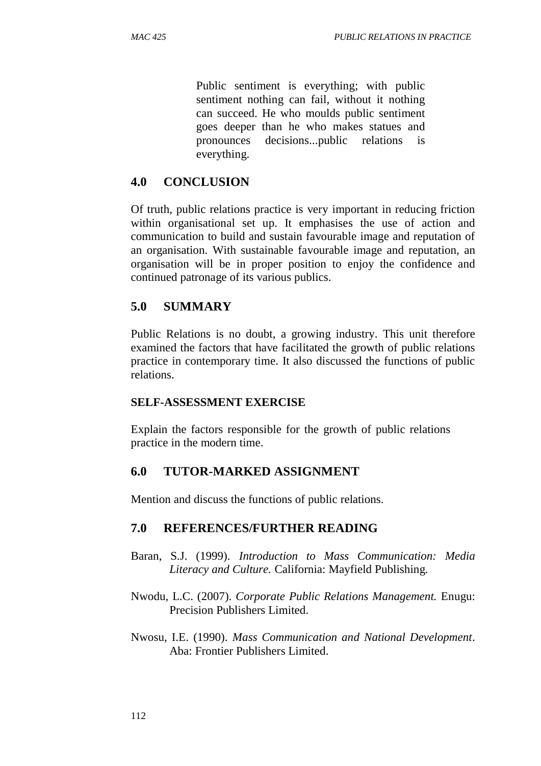> Public sentiment is everything; with public sentiment nothing can fail, without it nothing can succeed. He who moulds public sentiment goes deeper than he who makes statues and pronounces decisions...public relations is everything.

## 4.0 CONCLUSION

Of truth, public relations practice is very important in reducing friction within organisational set up. It emphasises the use of action and communication to build and sustain favourable image and reputation of an organisation. With sustainable favourable image and reputation, an organisation will be in proper position to enjoy the confidence and continued patronage of its various publics.

## 5.0 SUMMARY

Public Relations is no doubt, a growing industry. This unit therefore examined the factors that have facilitated the growth of public relations practice in contemporary time. It also discussed the functions of public relations.

**SELF-ASSESSMENT EXERCISE**

Explain the factors responsible for the growth of public relations practice in the modern time.

## 6.0 TUTOR-MARKED ASSIGNMENT

Mention and discuss the functions of public relations.

## 7.0 REFERENCES/FURTHER READING

Baran, S.J. (1999). *Introduction to Mass Communication: Media Literacy and Culture.* California: Mayfield Publishing.

Nwodu, L.C. (2007). *Corporate Public Relations Management.* Enugu: Precision Publishers Limited.

Nwosu, I.E. (1990). *Mass Communication and National Development*. Aba: Frontier Publishers Limited.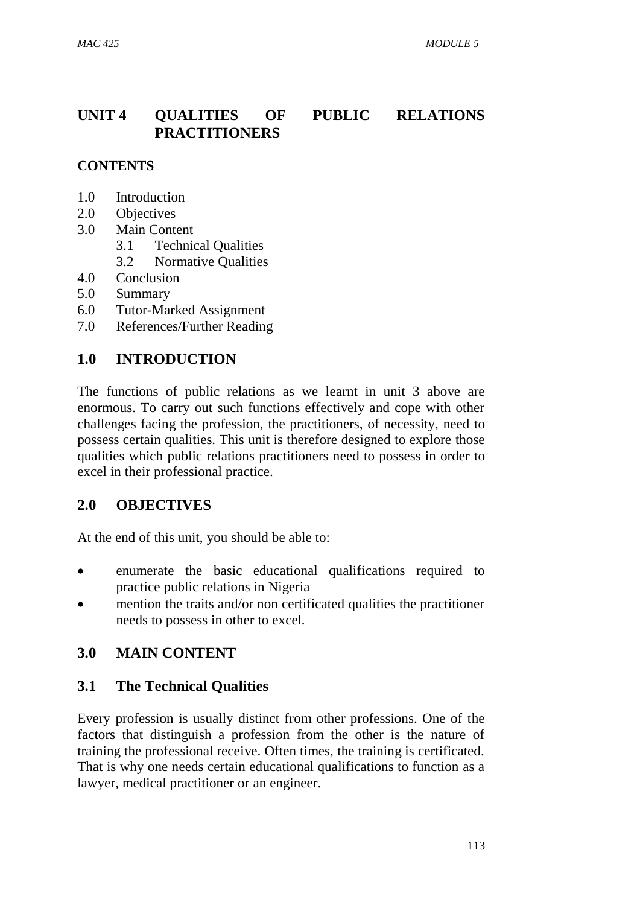# UNIT 4 QUALITIES OF PUBLIC RELATIONS PRACTITIONERS

**CONTENTS**

1.0 Introduction
2.0 Objectives
3.0 Main Content
  3.1 Technical Qualities
  3.2 Normative Qualities
4.0 Conclusion
5.0 Summary
6.0 Tutor-Marked Assignment
7.0 References/Further Reading

## 1.0 INTRODUCTION

The functions of public relations as we learnt in unit 3 above are enormous. To carry out such functions effectively and cope with other challenges facing the profession, the practitioners, of necessity, need to possess certain qualities. This unit is therefore designed to explore those qualities which public relations practitioners need to possess in order to excel in their professional practice.

## 2.0 OBJECTIVES

At the end of this unit, you should be able to:

- enumerate the basic educational qualifications required to practice public relations in Nigeria
- mention the traits and/or non certificated qualities the practitioner needs to possess in other to excel.

## 3.0 MAIN CONTENT

### 3.1 The Technical Qualities

Every profession is usually distinct from other professions. One of the factors that distinguish a profession from the other is the nature of training the professional receive. Often times, the training is certificated. That is why one needs certain educational qualifications to function as a lawyer, medical practitioner or an engineer.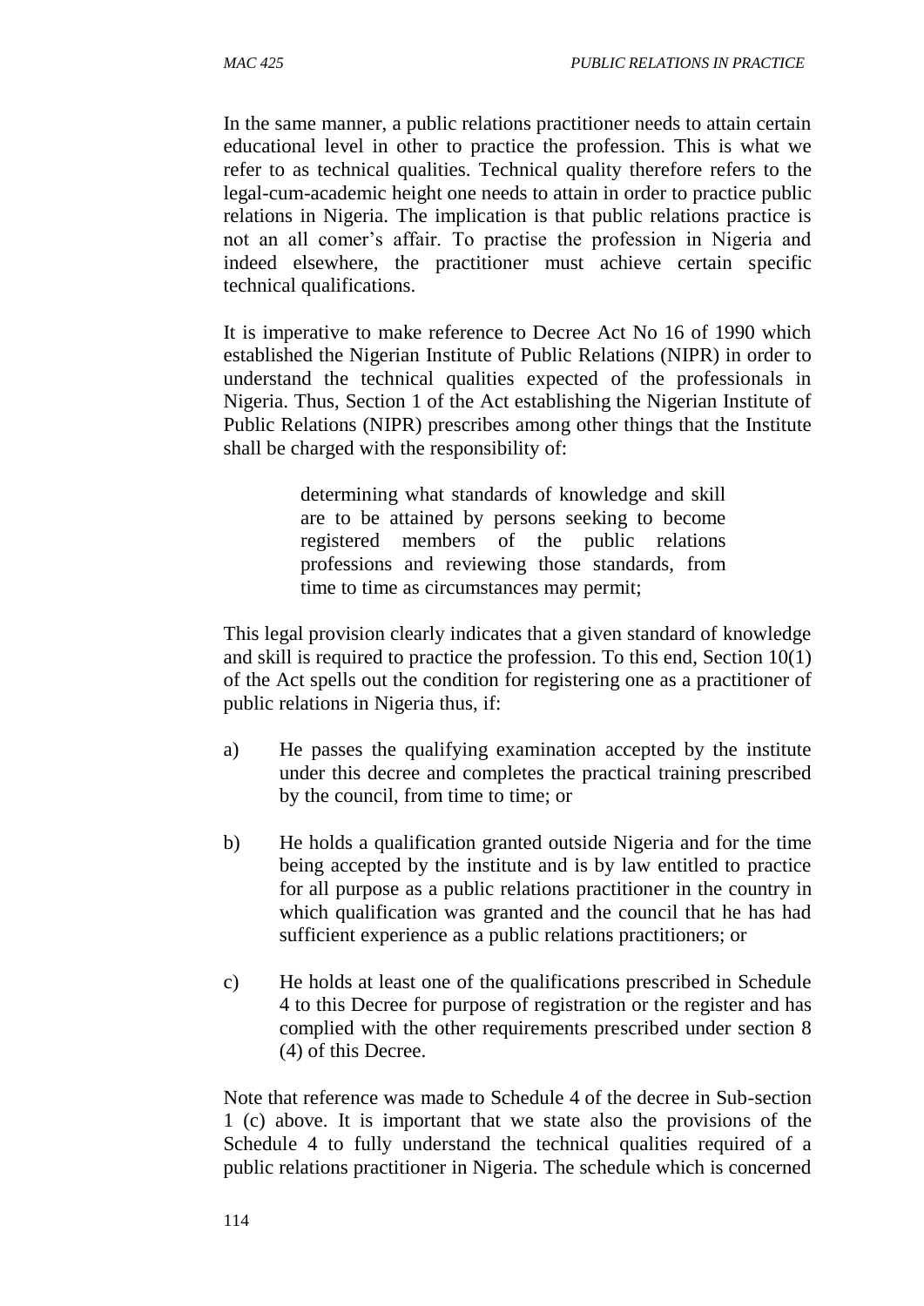In the same manner, a public relations practitioner needs to attain certain educational level in other to practice the profession. This is what we refer to as technical qualities. Technical quality therefore refers to the legal-cum-academic height one needs to attain in order to practice public relations in Nigeria. The implication is that public relations practice is not an all comer's affair. To practise the profession in Nigeria and indeed elsewhere, the practitioner must achieve certain specific technical qualifications.

It is imperative to make reference to Decree Act No 16 of 1990 which established the Nigerian Institute of Public Relations (NIPR) in order to understand the technical qualities expected of the professionals in Nigeria. Thus, Section 1 of the Act establishing the Nigerian Institute of Public Relations (NIPR) prescribes among other things that the Institute shall be charged with the responsibility of:

> determining what standards of knowledge and skill are to be attained by persons seeking to become registered members of the public relations professions and reviewing those standards, from time to time as circumstances may permit;

This legal provision clearly indicates that a given standard of knowledge and skill is required to practice the profession. To this end, Section 10(1) of the Act spells out the condition for registering one as a practitioner of public relations in Nigeria thus, if:

a) He passes the qualifying examination accepted by the institute under this decree and completes the practical training prescribed by the council, from time to time; or

b) He holds a qualification granted outside Nigeria and for the time being accepted by the institute and is by law entitled to practice for all purpose as a public relations practitioner in the country in which qualification was granted and the council that he has had sufficient experience as a public relations practitioners; or

c) He holds at least one of the qualifications prescribed in Schedule 4 to this Decree for purpose of registration or the register and has complied with the other requirements prescribed under section 8 (4) of this Decree.

Note that reference was made to Schedule 4 of the decree in Sub-section 1 (c) above. It is important that we state also the provisions of the Schedule 4 to fully understand the technical qualities required of a public relations practitioner in Nigeria. The schedule which is concerned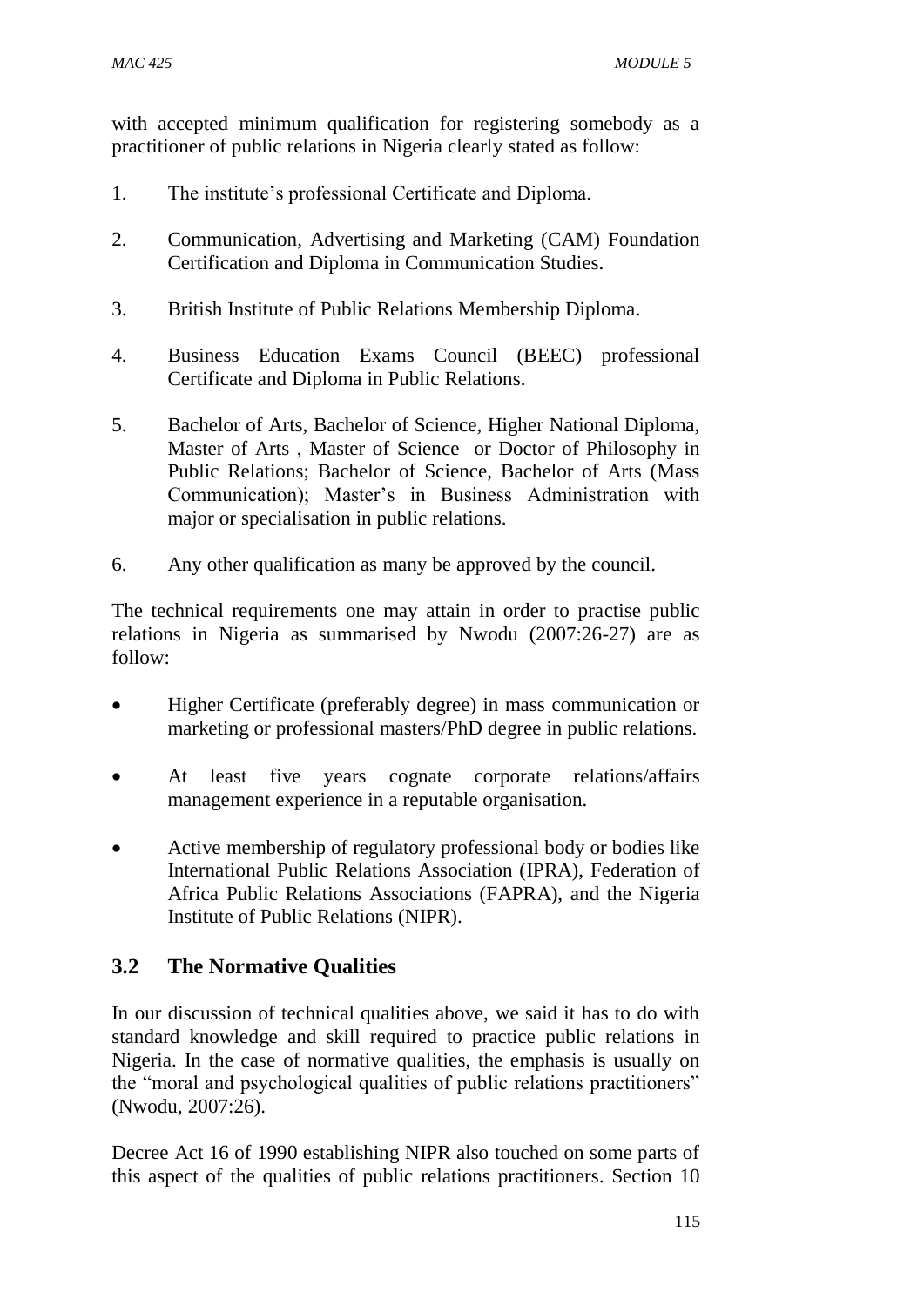with accepted minimum qualification for registering somebody as a practitioner of public relations in Nigeria clearly stated as follow:

1. The institute's professional Certificate and Diploma.
2. Communication, Advertising and Marketing (CAM) Foundation Certification and Diploma in Communication Studies.
3. British Institute of Public Relations Membership Diploma.
4. Business Education Exams Council (BEEC) professional Certificate and Diploma in Public Relations.
5. Bachelor of Arts, Bachelor of Science, Higher National Diploma, Master of Arts , Master of Science or Doctor of Philosophy in Public Relations; Bachelor of Science, Bachelor of Arts (Mass Communication); Master's in Business Administration with major or specialisation in public relations.
6. Any other qualification as many be approved by the council.

The technical requirements one may attain in order to practise public relations in Nigeria as summarised by Nwodu (2007:26-27) are as follow:

- Higher Certificate (preferably degree) in mass communication or marketing or professional masters/PhD degree in public relations.
- At least five years cognate corporate relations/affairs management experience in a reputable organisation.
- Active membership of regulatory professional body or bodies like International Public Relations Association (IPRA), Federation of Africa Public Relations Associations (FAPRA), and the Nigeria Institute of Public Relations (NIPR).

## 3.2 The Normative Qualities

In our discussion of technical qualities above, we said it has to do with standard knowledge and skill required to practice public relations in Nigeria. In the case of normative qualities, the emphasis is usually on the "moral and psychological qualities of public relations practitioners" (Nwodu, 2007:26).

Decree Act 16 of 1990 establishing NIPR also touched on some parts of this aspect of the qualities of public relations practitioners. Section 10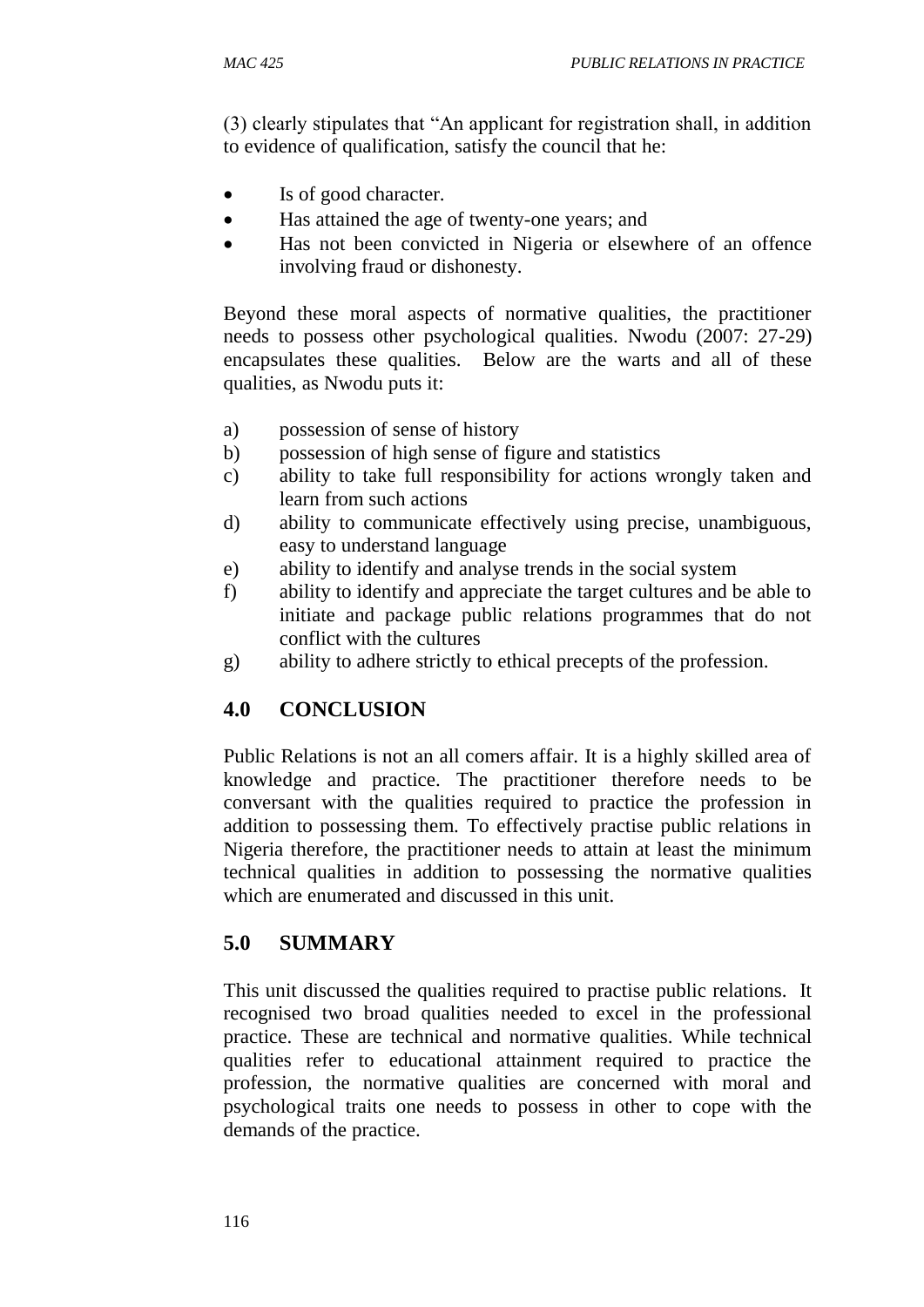(3) clearly stipulates that "An applicant for registration shall, in addition to evidence of qualification, satisfy the council that he:

- Is of good character.
- Has attained the age of twenty-one years; and
- Has not been convicted in Nigeria or elsewhere of an offence involving fraud or dishonesty.

Beyond these moral aspects of normative qualities, the practitioner needs to possess other psychological qualities. Nwodu (2007: 27-29) encapsulates these qualities. Below are the warts and all of these qualities, as Nwodu puts it:

a) possession of sense of history
b) possession of high sense of figure and statistics
c) ability to take full responsibility for actions wrongly taken and learn from such actions
d) ability to communicate effectively using precise, unambiguous, easy to understand language
e) ability to identify and analyse trends in the social system
f) ability to identify and appreciate the target cultures and be able to initiate and package public relations programmes that do not conflict with the cultures
g) ability to adhere strictly to ethical precepts of the profession.

## 4.0 CONCLUSION

Public Relations is not an all comers affair. It is a highly skilled area of knowledge and practice. The practitioner therefore needs to be conversant with the qualities required to practice the profession in addition to possessing them. To effectively practise public relations in Nigeria therefore, the practitioner needs to attain at least the minimum technical qualities in addition to possessing the normative qualities which are enumerated and discussed in this unit.

## 5.0 SUMMARY

This unit discussed the qualities required to practise public relations. It recognised two broad qualities needed to excel in the professional practice. These are technical and normative qualities. While technical qualities refer to educational attainment required to practice the profession, the normative qualities are concerned with moral and psychological traits one needs to possess in other to cope with the demands of the practice.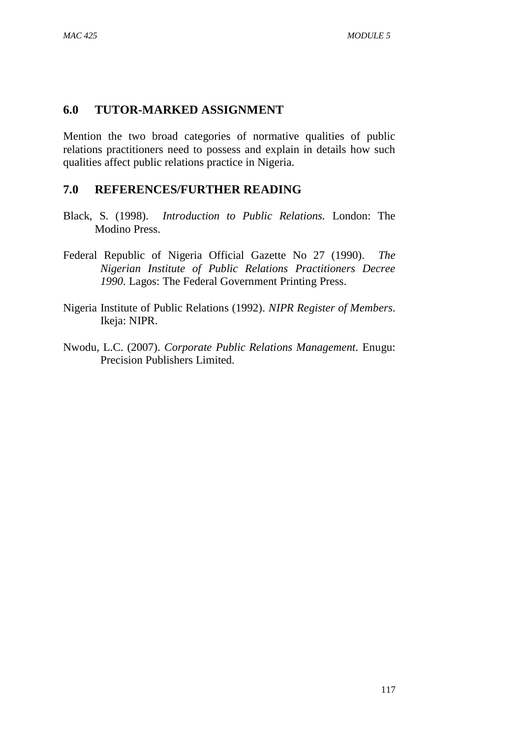## 6.0 TUTOR-MARKED ASSIGNMENT

Mention the two broad categories of normative qualities of public relations practitioners need to possess and explain in details how such qualities affect public relations practice in Nigeria.

## 7.0 REFERENCES/FURTHER READING

Black, S. (1998). *Introduction to Public Relations.* London: The Modino Press.

Federal Republic of Nigeria Official Gazette No 27 (1990). *The Nigerian Institute of Public Relations Practitioners Decree 1990*. Lagos: The Federal Government Printing Press.

Nigeria Institute of Public Relations (1992). *NIPR Register of Members*. Ikeja: NIPR.

Nwodu, L.C. (2007). *Corporate Public Relations Management*. Enugu: Precision Publishers Limited.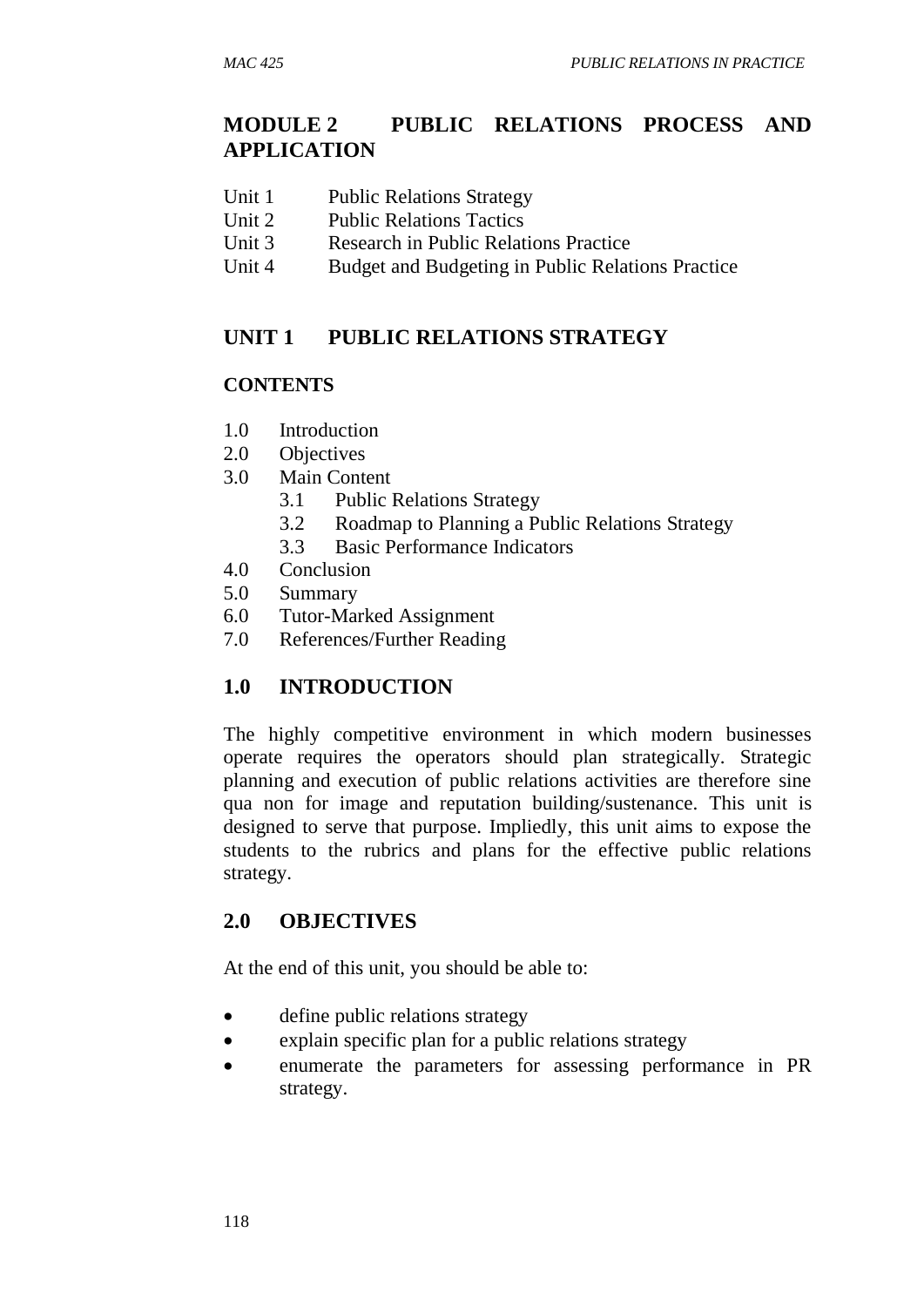# MODULE 2 PUBLIC RELATIONS PROCESS AND APPLICATION

Unit 1 Public Relations Strategy
Unit 2 Public Relations Tactics
Unit 3 Research in Public Relations Practice
Unit 4 Budget and Budgeting in Public Relations Practice

## UNIT 1 PUBLIC RELATIONS STRATEGY

### CONTENTS

1.0 Introduction
2.0 Objectives
3.0 Main Content
  3.1 Public Relations Strategy
  3.2 Roadmap to Planning a Public Relations Strategy
  3.3 Basic Performance Indicators
4.0 Conclusion
5.0 Summary
6.0 Tutor-Marked Assignment
7.0 References/Further Reading

## 1.0 INTRODUCTION

The highly competitive environment in which modern businesses operate requires the operators should plan strategically. Strategic planning and execution of public relations activities are therefore sine qua non for image and reputation building/sustenance. This unit is designed to serve that purpose. Impliedly, this unit aims to expose the students to the rubrics and plans for the effective public relations strategy.

## 2.0 OBJECTIVES

At the end of this unit, you should be able to:

- define public relations strategy
- explain specific plan for a public relations strategy
- enumerate the parameters for assessing performance in PR strategy.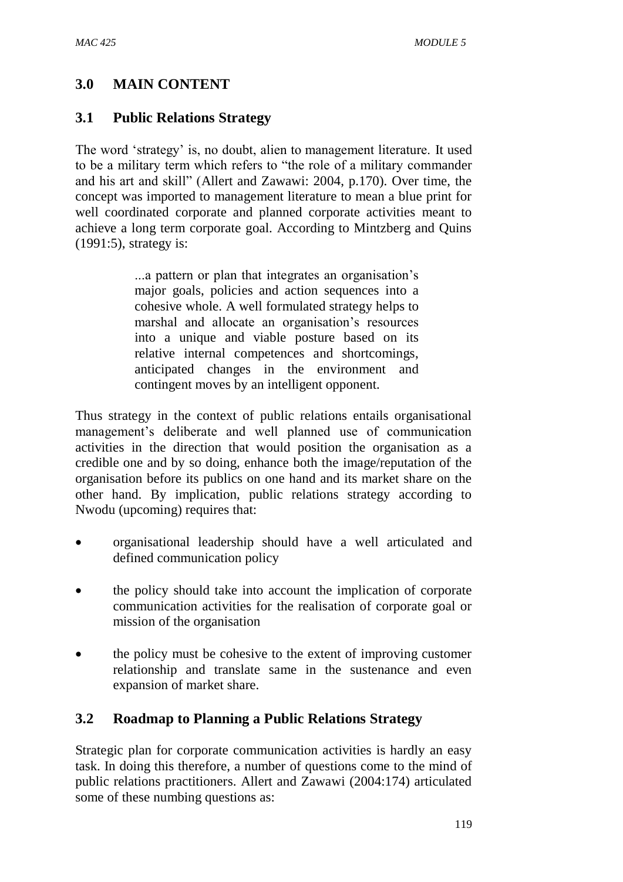## 3.0 MAIN CONTENT

### 3.1 Public Relations Strategy

The word 'strategy' is, no doubt, alien to management literature. It used to be a military term which refers to "the role of a military commander and his art and skill" (Allert and Zawawi: 2004, p.170). Over time, the concept was imported to management literature to mean a blue print for well coordinated corporate and planned corporate activities meant to achieve a long term corporate goal. According to Mintzberg and Quins (1991:5), strategy is:

> ...a pattern or plan that integrates an organisation's major goals, policies and action sequences into a cohesive whole. A well formulated strategy helps to marshal and allocate an organisation's resources into a unique and viable posture based on its relative internal competences and shortcomings, anticipated changes in the environment and contingent moves by an intelligent opponent.

Thus strategy in the context of public relations entails organisational management's deliberate and well planned use of communication activities in the direction that would position the organisation as a credible one and by so doing, enhance both the image/reputation of the organisation before its publics on one hand and its market share on the other hand. By implication, public relations strategy according to Nwodu (upcoming) requires that:

- organisational leadership should have a well articulated and defined communication policy
- the policy should take into account the implication of corporate communication activities for the realisation of corporate goal or mission of the organisation
- the policy must be cohesive to the extent of improving customer relationship and translate same in the sustenance and even expansion of market share.

### 3.2 Roadmap to Planning a Public Relations Strategy

Strategic plan for corporate communication activities is hardly an easy task. In doing this therefore, a number of questions come to the mind of public relations practitioners. Allert and Zawawi (2004:174) articulated some of these numbing questions as: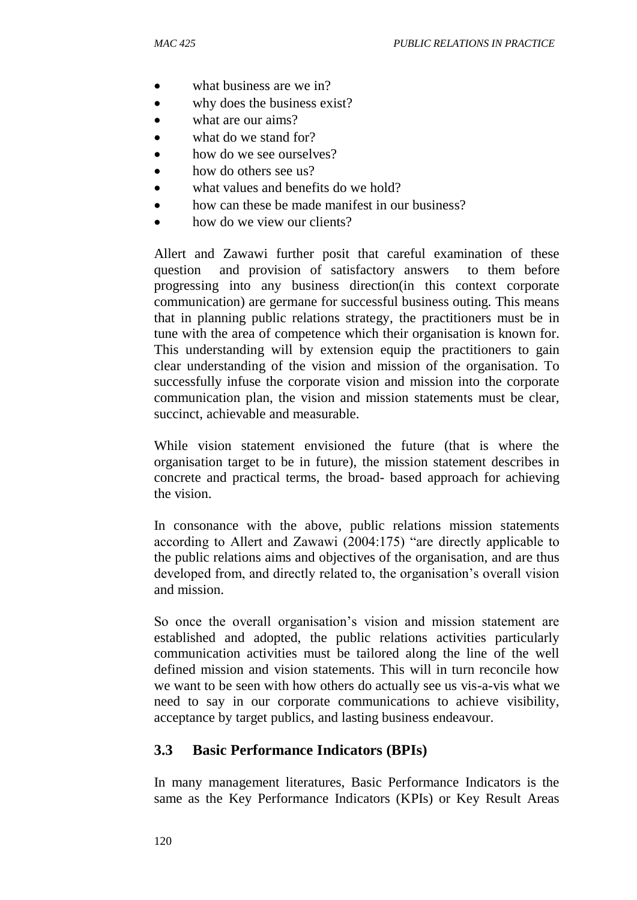- what business are we in?
- why does the business exist?
- what are our aims?
- what do we stand for?
- how do we see ourselves?
- how do others see us?
- what values and benefits do we hold?
- how can these be made manifest in our business?
- how do we view our clients?

Allert and Zawawi further posit that careful examination of these question and provision of satisfactory answers to them before progressing into any business direction(in this context corporate communication) are germane for successful business outing. This means that in planning public relations strategy, the practitioners must be in tune with the area of competence which their organisation is known for. This understanding will by extension equip the practitioners to gain clear understanding of the vision and mission of the organisation. To successfully infuse the corporate vision and mission into the corporate communication plan, the vision and mission statements must be clear, succinct, achievable and measurable.

While vision statement envisioned the future (that is where the organisation target to be in future), the mission statement describes in concrete and practical terms, the broad- based approach for achieving the vision.

In consonance with the above, public relations mission statements according to Allert and Zawawi (2004:175) "are directly applicable to the public relations aims and objectives of the organisation, and are thus developed from, and directly related to, the organisation's overall vision and mission.

So once the overall organisation's vision and mission statement are established and adopted, the public relations activities particularly communication activities must be tailored along the line of the well defined mission and vision statements. This will in turn reconcile how we want to be seen with how others do actually see us vis-a-vis what we need to say in our corporate communications to achieve visibility, acceptance by target publics, and lasting business endeavour.

### 3.3 Basic Performance Indicators (BPIs)

In many management literatures, Basic Performance Indicators is the same as the Key Performance Indicators (KPIs) or Key Result Areas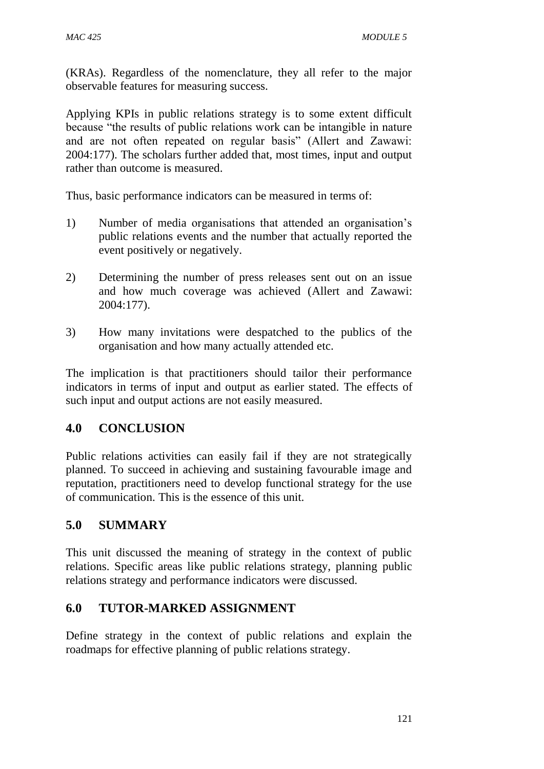(KRAs). Regardless of the nomenclature, they all refer to the major observable features for measuring success.

Applying KPIs in public relations strategy is to some extent difficult because "the results of public relations work can be intangible in nature and are not often repeated on regular basis" (Allert and Zawawi: 2004:177). The scholars further added that, most times, input and output rather than outcome is measured.

Thus, basic performance indicators can be measured in terms of:

1) Number of media organisations that attended an organisation's public relations events and the number that actually reported the event positively or negatively.

2) Determining the number of press releases sent out on an issue and how much coverage was achieved (Allert and Zawawi: 2004:177).

3) How many invitations were despatched to the publics of the organisation and how many actually attended etc.

The implication is that practitioners should tailor their performance indicators in terms of input and output as earlier stated. The effects of such input and output actions are not easily measured.

## 4.0 CONCLUSION

Public relations activities can easily fail if they are not strategically planned. To succeed in achieving and sustaining favourable image and reputation, practitioners need to develop functional strategy for the use of communication. This is the essence of this unit.

## 5.0 SUMMARY

This unit discussed the meaning of strategy in the context of public relations. Specific areas like public relations strategy, planning public relations strategy and performance indicators were discussed.

## 6.0 TUTOR-MARKED ASSIGNMENT

Define strategy in the context of public relations and explain the roadmaps for effective planning of public relations strategy.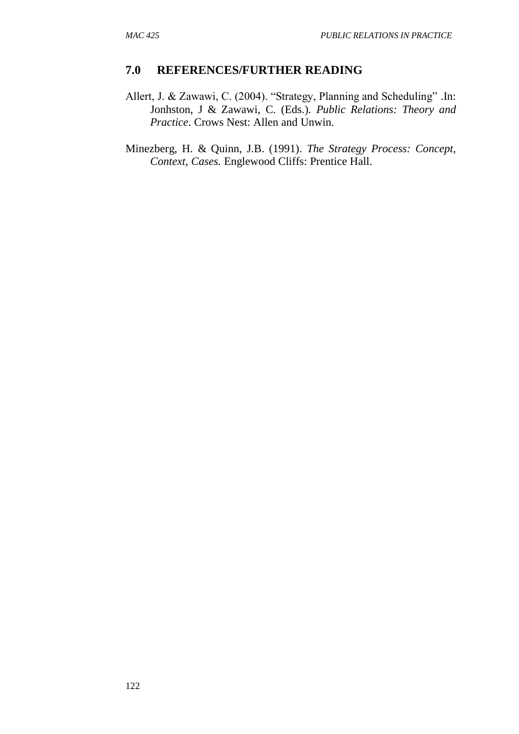## 7.0 REFERENCES/FURTHER READING

Allert, J. & Zawawi, C. (2004). "Strategy, Planning and Scheduling" .In: Jonhston, J & Zawawi, C. (Eds.). *Public Relations: Theory and Practice*. Crows Nest: Allen and Unwin.

Minezberg, H. & Quinn, J.B. (1991). *The Strategy Process: Concept, Context, Cases.* Englewood Cliffs: Prentice Hall.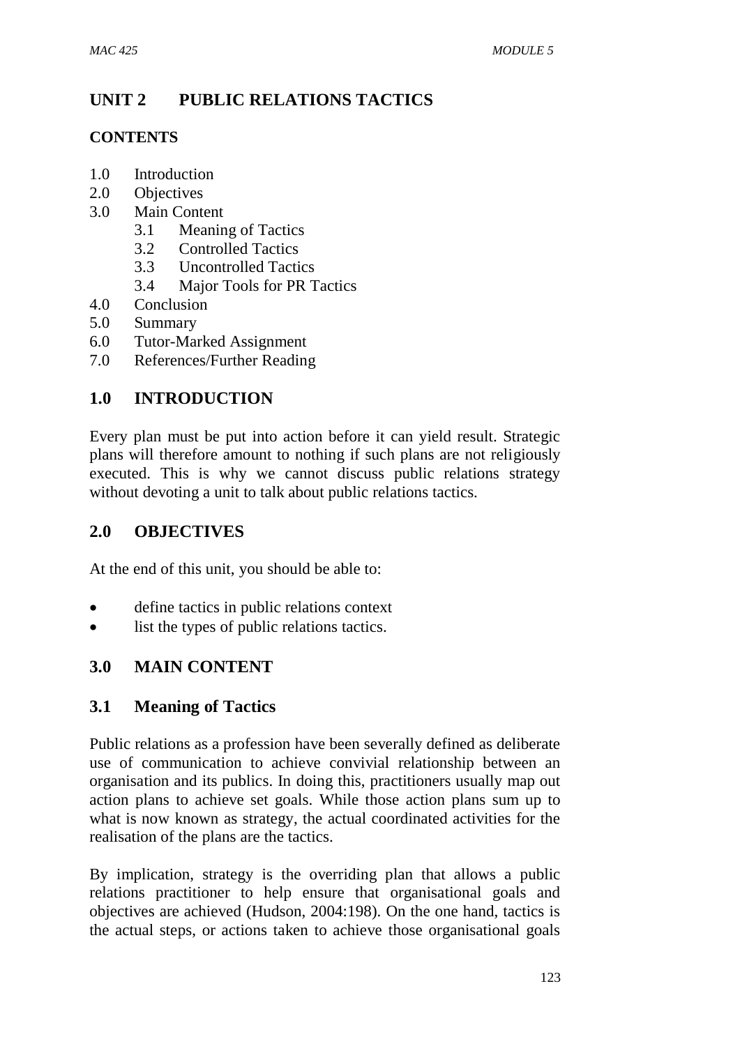## UNIT 2 PUBLIC RELATIONS TACTICS

### CONTENTS

1.0 Introduction
2.0 Objectives
3.0 Main Content
   3.1 Meaning of Tactics
   3.2 Controlled Tactics
   3.3 Uncontrolled Tactics
   3.4 Major Tools for PR Tactics
4.0 Conclusion
5.0 Summary
6.0 Tutor-Marked Assignment
7.0 References/Further Reading

## 1.0 INTRODUCTION

Every plan must be put into action before it can yield result. Strategic plans will therefore amount to nothing if such plans are not religiously executed. This is why we cannot discuss public relations strategy without devoting a unit to talk about public relations tactics.

## 2.0 OBJECTIVES

At the end of this unit, you should be able to:

- define tactics in public relations context
- list the types of public relations tactics.

## 3.0 MAIN CONTENT

### 3.1 Meaning of Tactics

Public relations as a profession have been severally defined as deliberate use of communication to achieve convivial relationship between an organisation and its publics. In doing this, practitioners usually map out action plans to achieve set goals. While those action plans sum up to what is now known as strategy, the actual coordinated activities for the realisation of the plans are the tactics.

By implication, strategy is the overriding plan that allows a public relations practitioner to help ensure that organisational goals and objectives are achieved (Hudson, 2004:198). On the one hand, tactics is the actual steps, or actions taken to achieve those organisational goals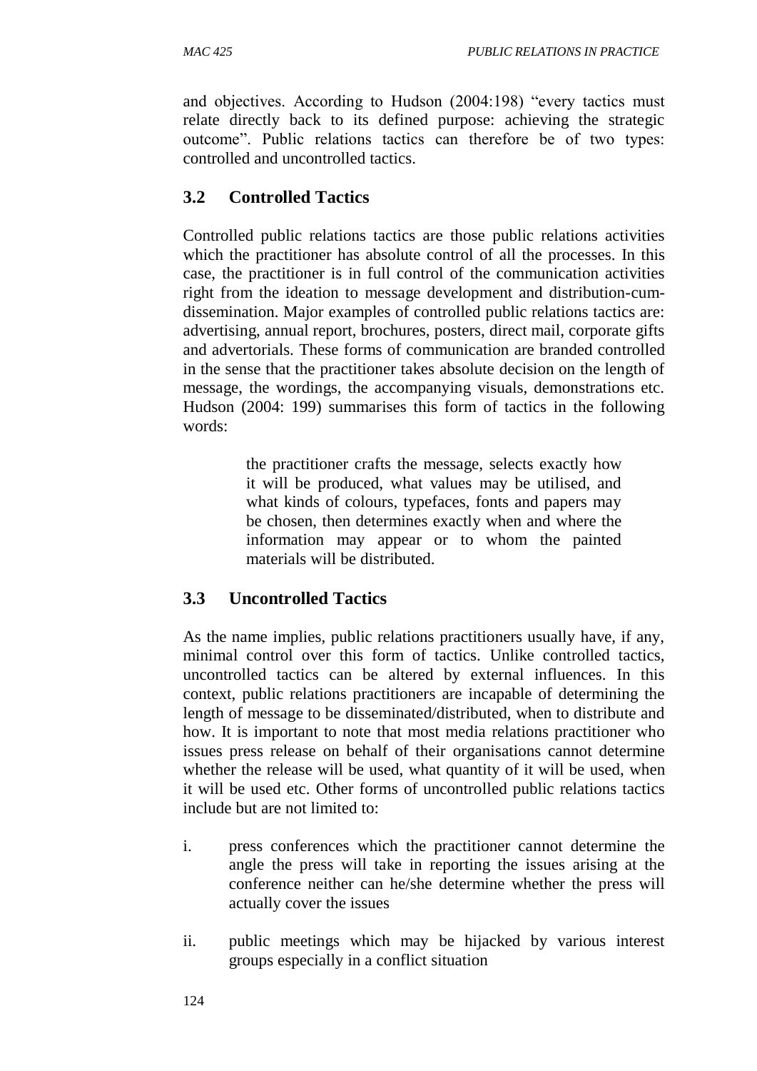and objectives. According to Hudson (2004:198) "every tactics must relate directly back to its defined purpose: achieving the strategic outcome". Public relations tactics can therefore be of two types: controlled and uncontrolled tactics.

## 3.2 Controlled Tactics

Controlled public relations tactics are those public relations activities which the practitioner has absolute control of all the processes. In this case, the practitioner is in full control of the communication activities right from the ideation to message development and distribution-cum-dissemination. Major examples of controlled public relations tactics are: advertising, annual report, brochures, posters, direct mail, corporate gifts and advertorials. These forms of communication are branded controlled in the sense that the practitioner takes absolute decision on the length of message, the wordings, the accompanying visuals, demonstrations etc. Hudson (2004: 199) summarises this form of tactics in the following words:

> the practitioner crafts the message, selects exactly how it will be produced, what values may be utilised, and what kinds of colours, typefaces, fonts and papers may be chosen, then determines exactly when and where the information may appear or to whom the painted materials will be distributed.

## 3.3 Uncontrolled Tactics

As the name implies, public relations practitioners usually have, if any, minimal control over this form of tactics. Unlike controlled tactics, uncontrolled tactics can be altered by external influences. In this context, public relations practitioners are incapable of determining the length of message to be disseminated/distributed, when to distribute and how. It is important to note that most media relations practitioner who issues press release on behalf of their organisations cannot determine whether the release will be used, what quantity of it will be used, when it will be used etc. Other forms of uncontrolled public relations tactics include but are not limited to:

i. press conferences which the practitioner cannot determine the angle the press will take in reporting the issues arising at the conference neither can he/she determine whether the press will actually cover the issues

ii. public meetings which may be hijacked by various interest groups especially in a conflict situation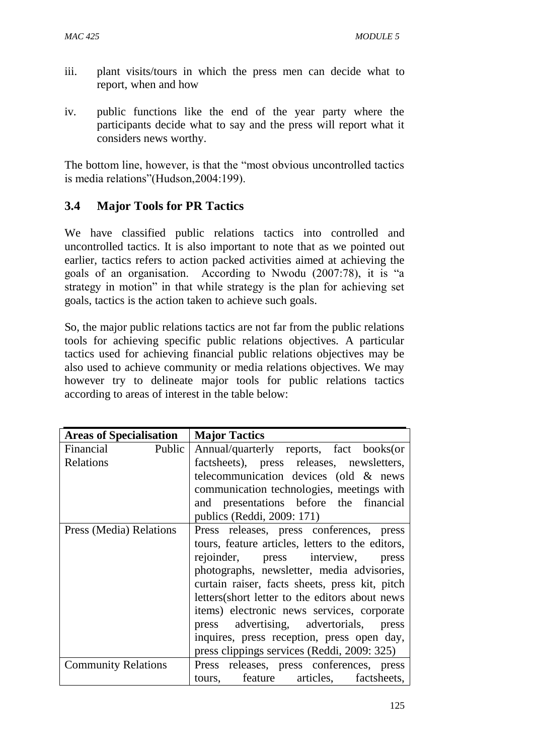iii. plant visits/tours in which the press men can decide what to report, when and how

iv. public functions like the end of the year party where the participants decide what to say and the press will report what it considers news worthy.

The bottom line, however, is that the "most obvious uncontrolled tactics is media relations"(Hudson,2004:199).

### 3.4 Major Tools for PR Tactics

We have classified public relations tactics into controlled and uncontrolled tactics. It is also important to note that as we pointed out earlier, tactics refers to action packed activities aimed at achieving the goals of an organisation. According to Nwodu (2007:78), it is "a strategy in motion" in that while strategy is the plan for achieving set goals, tactics is the action taken to achieve such goals.

So, the major public relations tactics are not far from the public relations tools for achieving specific public relations objectives. A particular tactics used for achieving financial public relations objectives may be also used to achieve community or media relations objectives. We may however try to delineate major tools for public relations tactics according to areas of interest in the table below:

| Areas of Specialisation | Major Tactics |
|---|---|
| Financial Public Relations | Annual/quarterly reports, fact books(or factsheets), press releases, newsletters, telecommunication devices (old & news communication technologies, meetings with and presentations before the financial publics (Reddi, 2009: 171) |
| Press (Media) Relations | Press releases, press conferences, press tours, feature articles, letters to the editors, rejoinder, press interview, press photographs, newsletter, media advisories, curtain raiser, facts sheets, press kit, pitch letters(short letter to the editors about news items) electronic news services, corporate press advertising, advertorials, press inquires, press reception, press open day, press clippings services (Reddi, 2009: 325) |
| Community Relations | Press releases, press conferences, press tours, feature articles, factsheets, |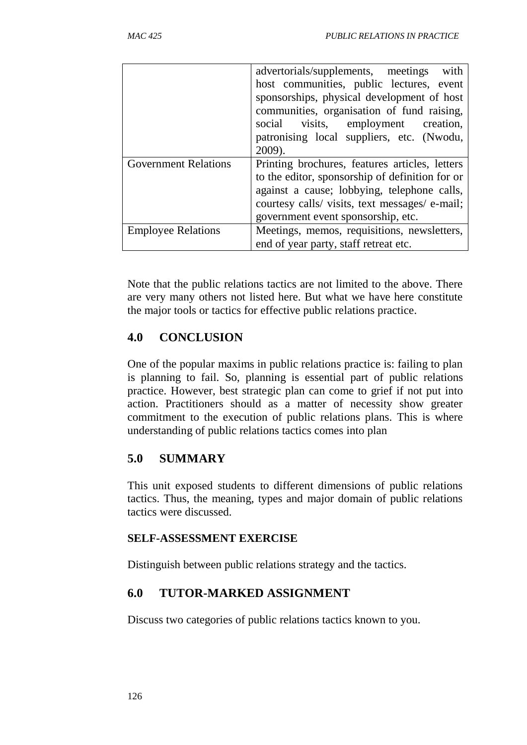| | |
|---|---|
| | advertorials/supplements, meetings with host communities, public lectures, event sponsorships, physical development of host communities, organisation of fund raising, social visits, employment creation, patronising local suppliers, etc. (Nwodu, 2009). |
| Government Relations | Printing brochures, features articles, letters to the editor, sponsorship of definition for or against a cause; lobbying, telephone calls, courtesy calls/ visits, text messages/ e-mail; government event sponsorship, etc. |
| Employee Relations | Meetings, memos, requisitions, newsletters, end of year party, staff retreat etc. |

Note that the public relations tactics are not limited to the above. There are very many others not listed here. But what we have here constitute the major tools or tactics for effective public relations practice.

## 4.0 CONCLUSION

One of the popular maxims in public relations practice is: failing to plan is planning to fail. So, planning is essential part of public relations practice. However, best strategic plan can come to grief if not put into action. Practitioners should as a matter of necessity show greater commitment to the execution of public relations plans. This is where understanding of public relations tactics comes into plan

## 5.0 SUMMARY

This unit exposed students to different dimensions of public relations tactics. Thus, the meaning, types and major domain of public relations tactics were discussed.

**SELF-ASSESSMENT EXERCISE**

Distinguish between public relations strategy and the tactics.

## 6.0 TUTOR-MARKED ASSIGNMENT

Discuss two categories of public relations tactics known to you.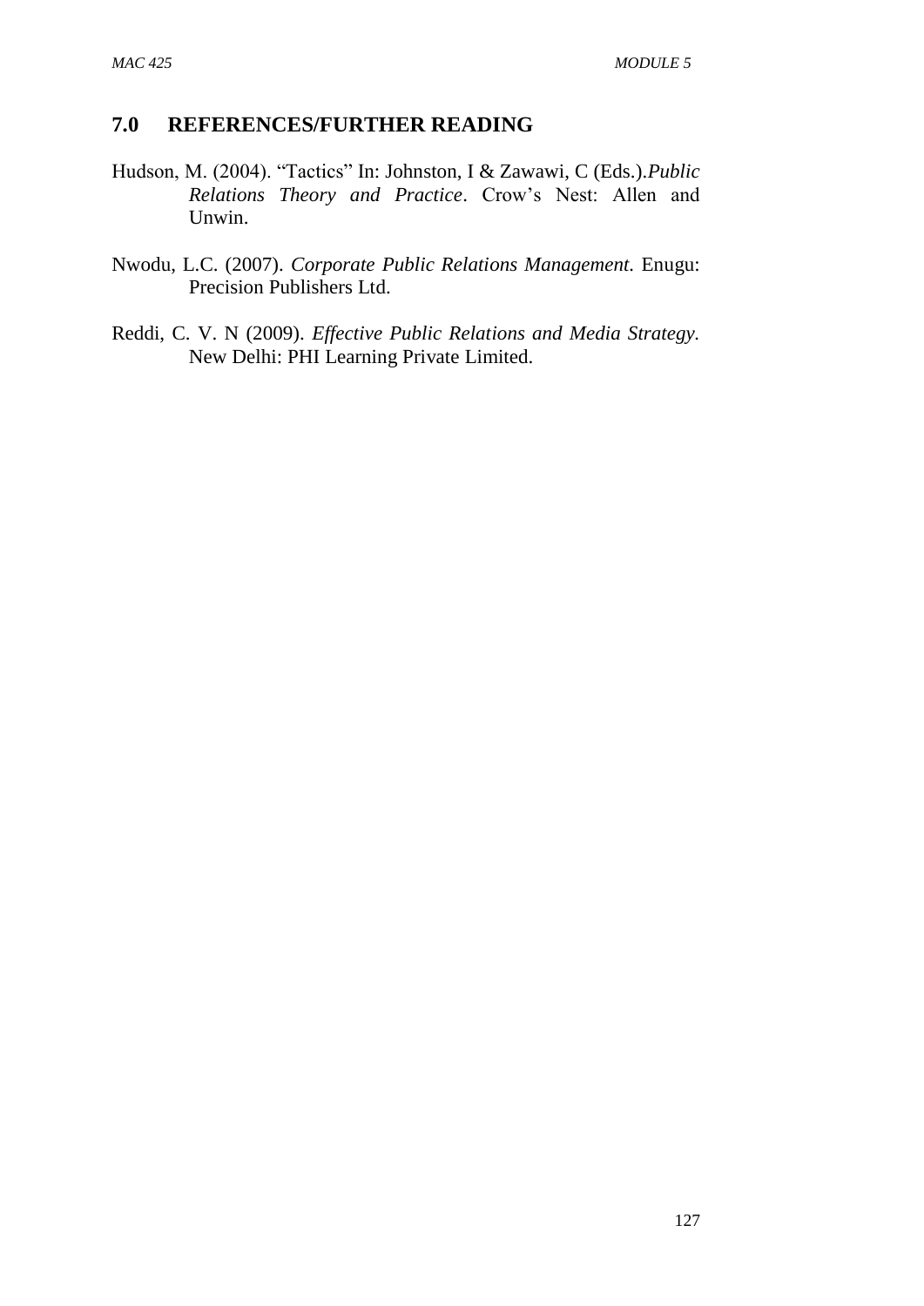## 7.0 REFERENCES/FURTHER READING

Hudson, M. (2004). "Tactics" In: Johnston, I & Zawawi, C (Eds.).*Public Relations Theory and Practice*. Crow's Nest: Allen and Unwin.

Nwodu, L.C. (2007). *Corporate Public Relations Management.* Enugu: Precision Publishers Ltd.

Reddi, C. V. N (2009). *Effective Public Relations and Media Strategy.* New Delhi: PHI Learning Private Limited.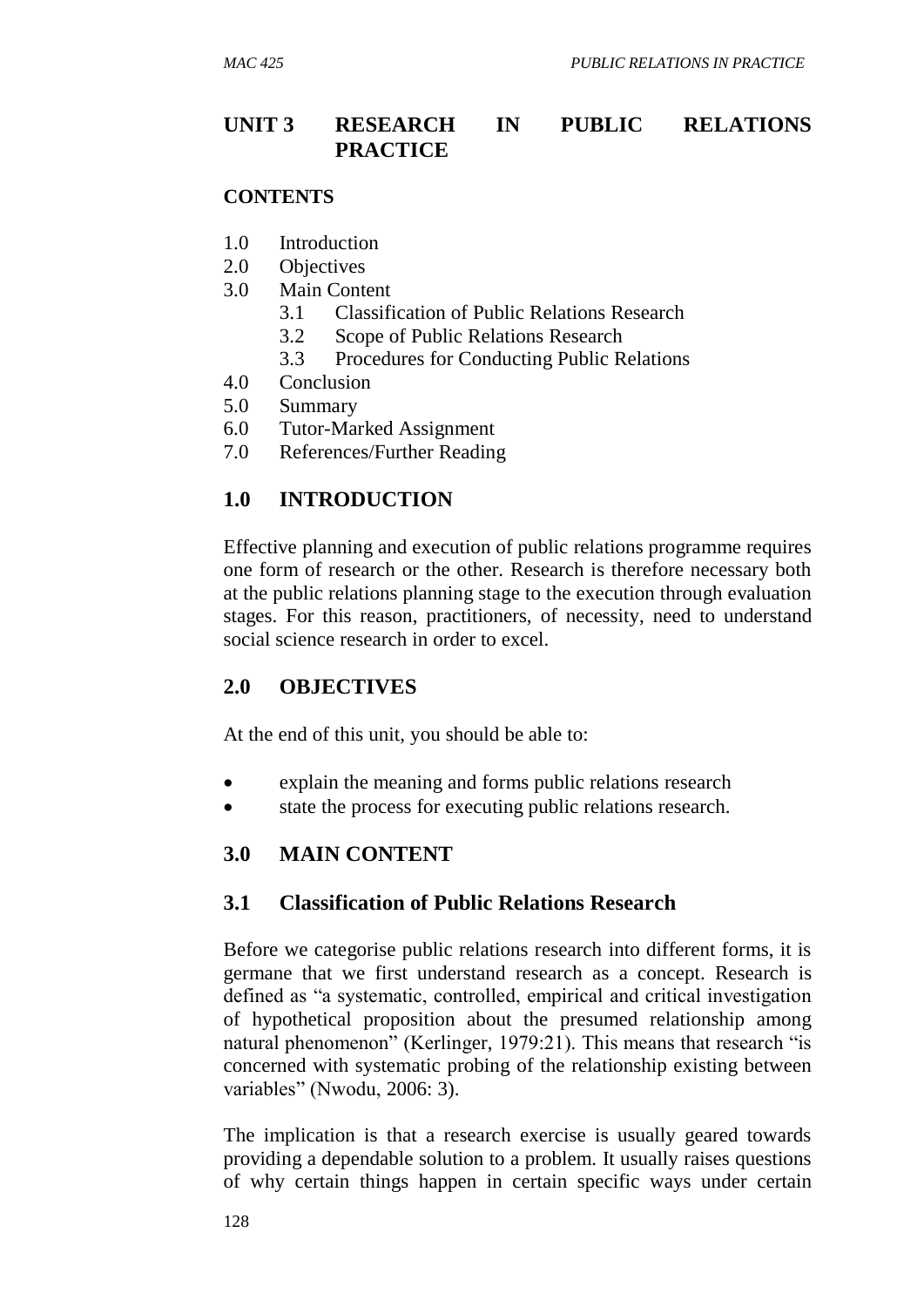## UNIT 3 RESEARCH IN PUBLIC RELATIONS PRACTICE

**CONTENTS**

- 1.0 Introduction
- 2.0 Objectives
- 3.0 Main Content
    - 3.1 Classification of Public Relations Research
    - 3.2 Scope of Public Relations Research
    - 3.3 Procedures for Conducting Public Relations
- 4.0 Conclusion
- 5.0 Summary
- 6.0 Tutor-Marked Assignment
- 7.0 References/Further Reading

## 1.0 INTRODUCTION

Effective planning and execution of public relations programme requires one form of research or the other. Research is therefore necessary both at the public relations planning stage to the execution through evaluation stages. For this reason, practitioners, of necessity, need to understand social science research in order to excel.

## 2.0 OBJECTIVES

At the end of this unit, you should be able to:

- explain the meaning and forms public relations research
- state the process for executing public relations research.

## 3.0 MAIN CONTENT

### 3.1 Classification of Public Relations Research

Before we categorise public relations research into different forms, it is germane that we first understand research as a concept. Research is defined as "a systematic, controlled, empirical and critical investigation of hypothetical proposition about the presumed relationship among natural phenomenon" (Kerlinger, 1979:21). This means that research "is concerned with systematic probing of the relationship existing between variables" (Nwodu, 2006: 3).

The implication is that a research exercise is usually geared towards providing a dependable solution to a problem. It usually raises questions of why certain things happen in certain specific ways under certain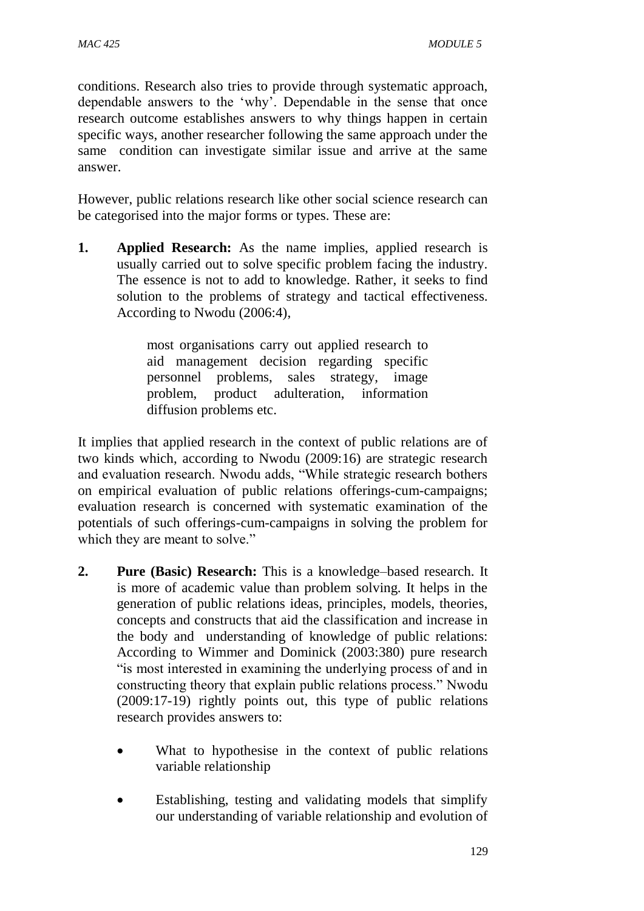conditions. Research also tries to provide through systematic approach, dependable answers to the 'why'. Dependable in the sense that once research outcome establishes answers to why things happen in certain specific ways, another researcher following the same approach under the same condition can investigate similar issue and arrive at the same answer.

However, public relations research like other social science research can be categorised into the major forms or types. These are:

1. **Applied Research:** As the name implies, applied research is usually carried out to solve specific problem facing the industry. The essence is not to add to knowledge. Rather, it seeks to find solution to the problems of strategy and tactical effectiveness. According to Nwodu (2006:4),

   > most organisations carry out applied research to aid management decision regarding specific personnel problems, sales strategy, image problem, product adulteration, information diffusion problems etc.

It implies that applied research in the context of public relations are of two kinds which, according to Nwodu (2009:16) are strategic research and evaluation research. Nwodu adds, "While strategic research bothers on empirical evaluation of public relations offerings-cum-campaigns; evaluation research is concerned with systematic examination of the potentials of such offerings-cum-campaigns in solving the problem for which they are meant to solve."

2. **Pure (Basic) Research:** This is a knowledge–based research. It is more of academic value than problem solving. It helps in the generation of public relations ideas, principles, models, theories, concepts and constructs that aid the classification and increase in the body and understanding of knowledge of public relations: According to Wimmer and Dominick (2003:380) pure research "is most interested in examining the underlying process of and in constructing theory that explain public relations process." Nwodu (2009:17-19) rightly points out, this type of public relations research provides answers to:

   - What to hypothesise in the context of public relations variable relationship
   - Establishing, testing and validating models that simplify our understanding of variable relationship and evolution of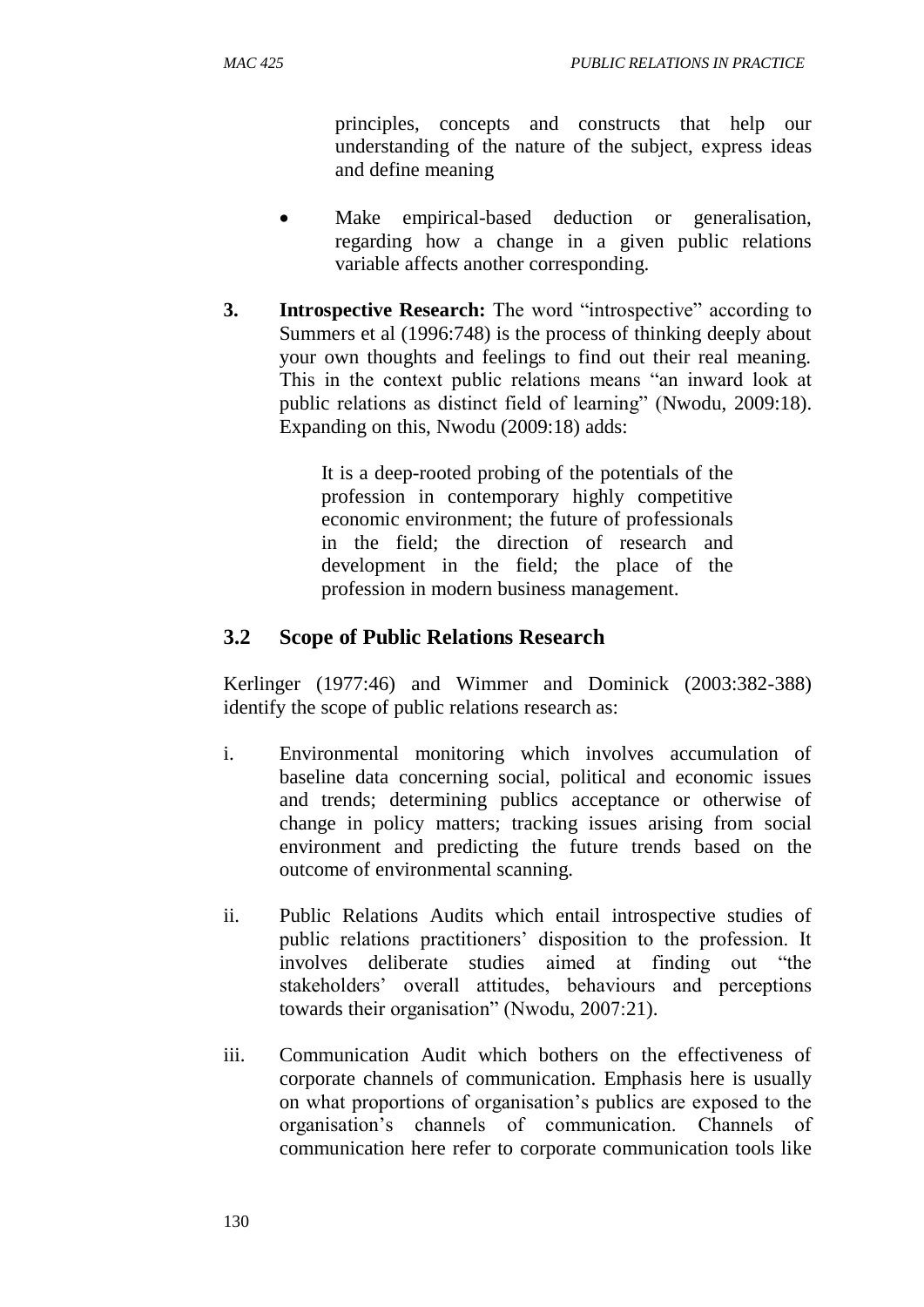principles, concepts and constructs that help our understanding of the nature of the subject, express ideas and define meaning

- Make empirical-based deduction or generalisation, regarding how a change in a given public relations variable affects another corresponding.

3. **Introspective Research:** The word "introspective" according to Summers et al (1996:748) is the process of thinking deeply about your own thoughts and feelings to find out their real meaning. This in the context public relations means "an inward look at public relations as distinct field of learning" (Nwodu, 2009:18). Expanding on this, Nwodu (2009:18) adds:

   > It is a deep-rooted probing of the potentials of the profession in contemporary highly competitive economic environment; the future of professionals in the field; the direction of research and development in the field; the place of the profession in modern business management.

## 3.2 Scope of Public Relations Research

Kerlinger (1977:46) and Wimmer and Dominick (2003:382-388) identify the scope of public relations research as:

i. Environmental monitoring which involves accumulation of baseline data concerning social, political and economic issues and trends; determining publics acceptance or otherwise of change in policy matters; tracking issues arising from social environment and predicting the future trends based on the outcome of environmental scanning.

ii. Public Relations Audits which entail introspective studies of public relations practitioners' disposition to the profession. It involves deliberate studies aimed at finding out "the stakeholders' overall attitudes, behaviours and perceptions towards their organisation" (Nwodu, 2007:21).

iii. Communication Audit which bothers on the effectiveness of corporate channels of communication. Emphasis here is usually on what proportions of organisation's publics are exposed to the organisation's channels of communication. Channels of communication here refer to corporate communication tools like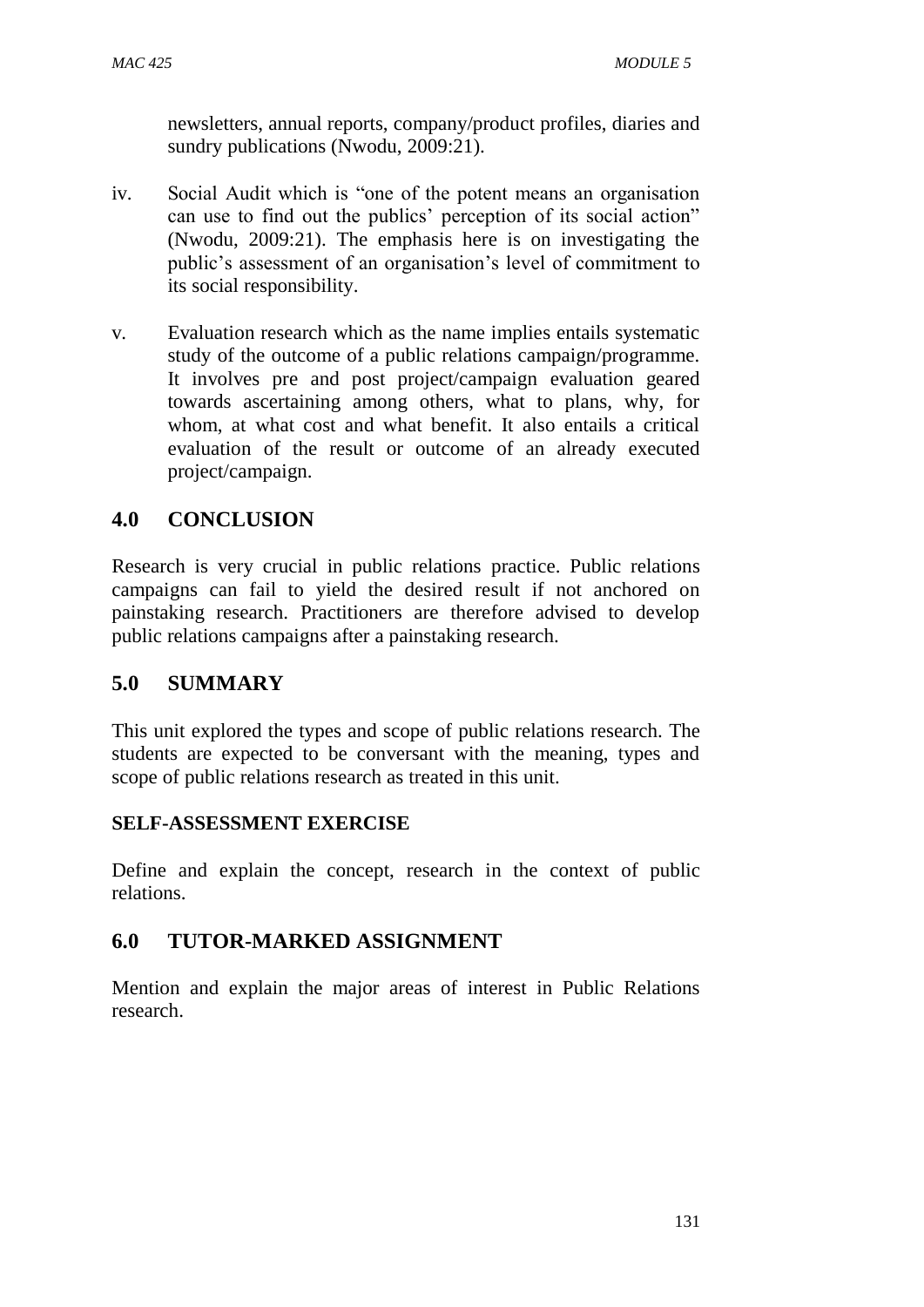newsletters, annual reports, company/product profiles, diaries and sundry publications (Nwodu, 2009:21).

iv. Social Audit which is "one of the potent means an organisation can use to find out the publics' perception of its social action" (Nwodu, 2009:21). The emphasis here is on investigating the public's assessment of an organisation's level of commitment to its social responsibility.

v. Evaluation research which as the name implies entails systematic study of the outcome of a public relations campaign/programme. It involves pre and post project/campaign evaluation geared towards ascertaining among others, what to plans, why, for whom, at what cost and what benefit. It also entails a critical evaluation of the result or outcome of an already executed project/campaign.

## 4.0 CONCLUSION

Research is very crucial in public relations practice. Public relations campaigns can fail to yield the desired result if not anchored on painstaking research. Practitioners are therefore advised to develop public relations campaigns after a painstaking research.

## 5.0 SUMMARY

This unit explored the types and scope of public relations research. The students are expected to be conversant with the meaning, types and scope of public relations research as treated in this unit.

### SELF-ASSESSMENT EXERCISE

Define and explain the concept, research in the context of public relations.

## 6.0 TUTOR-MARKED ASSIGNMENT

Mention and explain the major areas of interest in Public Relations research.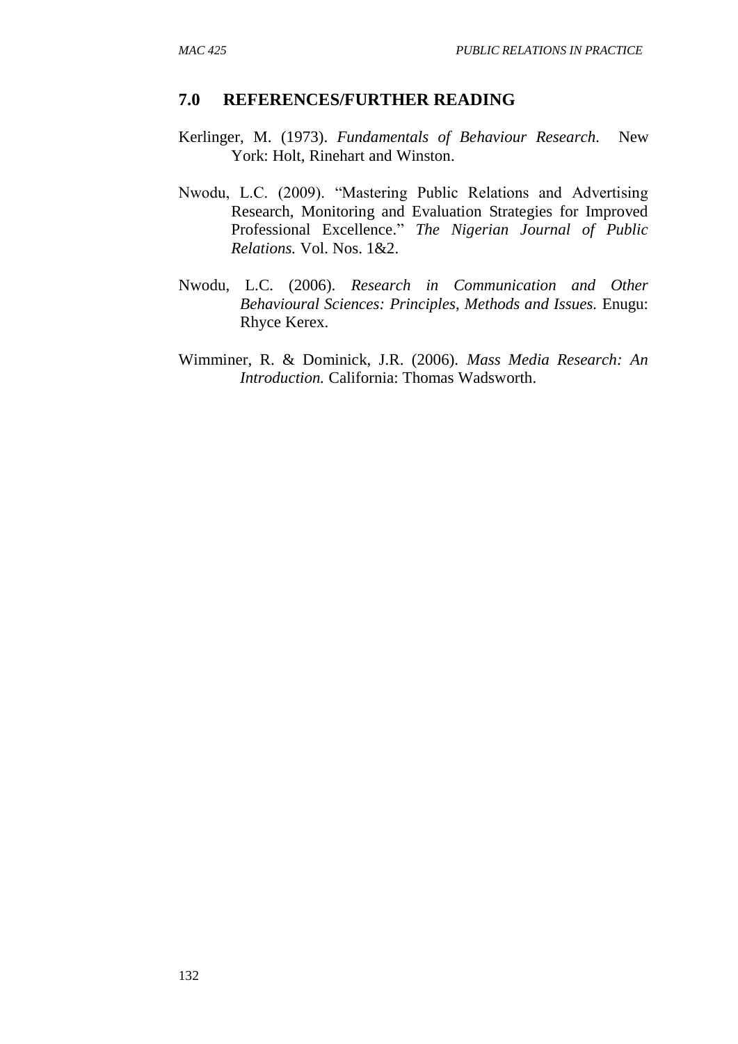## 7.0 REFERENCES/FURTHER READING

Kerlinger, M. (1973). *Fundamentals of Behaviour Research*. New York: Holt, Rinehart and Winston.

Nwodu, L.C. (2009). "Mastering Public Relations and Advertising Research, Monitoring and Evaluation Strategies for Improved Professional Excellence." *The Nigerian Journal of Public Relations.* Vol. Nos. 1&2.

Nwodu, L.C. (2006). *Research in Communication and Other Behavioural Sciences: Principles, Methods and Issues.* Enugu: Rhyce Kerex.

Wimminer, R. & Dominick, J.R. (2006). *Mass Media Research: An Introduction.* California: Thomas Wadsworth.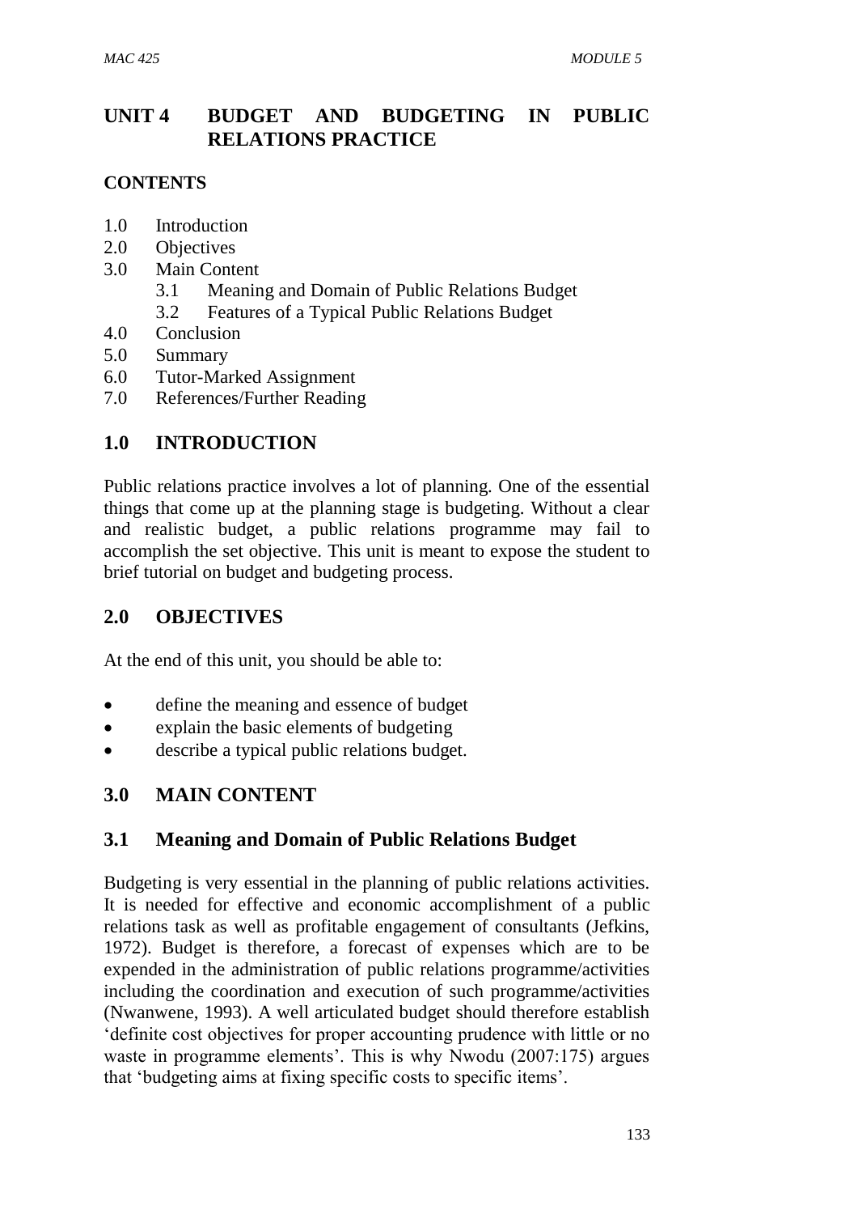# UNIT 4 BUDGET AND BUDGETING IN PUBLIC RELATIONS PRACTICE

## CONTENTS

- 1.0 Introduction
- 2.0 Objectives
- 3.0 Main Content
  - 3.1 Meaning and Domain of Public Relations Budget
  - 3.2 Features of a Typical Public Relations Budget
- 4.0 Conclusion
- 5.0 Summary
- 6.0 Tutor-Marked Assignment
- 7.0 References/Further Reading

## 1.0 INTRODUCTION

Public relations practice involves a lot of planning. One of the essential things that come up at the planning stage is budgeting. Without a clear and realistic budget, a public relations programme may fail to accomplish the set objective. This unit is meant to expose the student to brief tutorial on budget and budgeting process.

## 2.0 OBJECTIVES

At the end of this unit, you should be able to:

- define the meaning and essence of budget
- explain the basic elements of budgeting
- describe a typical public relations budget.

## 3.0 MAIN CONTENT

### 3.1 Meaning and Domain of Public Relations Budget

Budgeting is very essential in the planning of public relations activities. It is needed for effective and economic accomplishment of a public relations task as well as profitable engagement of consultants (Jefkins, 1972). Budget is therefore, a forecast of expenses which are to be expended in the administration of public relations programme/activities including the coordination and execution of such programme/activities (Nwanwene, 1993). A well articulated budget should therefore establish 'definite cost objectives for proper accounting prudence with little or no waste in programme elements'. This is why Nwodu (2007:175) argues that 'budgeting aims at fixing specific costs to specific items'.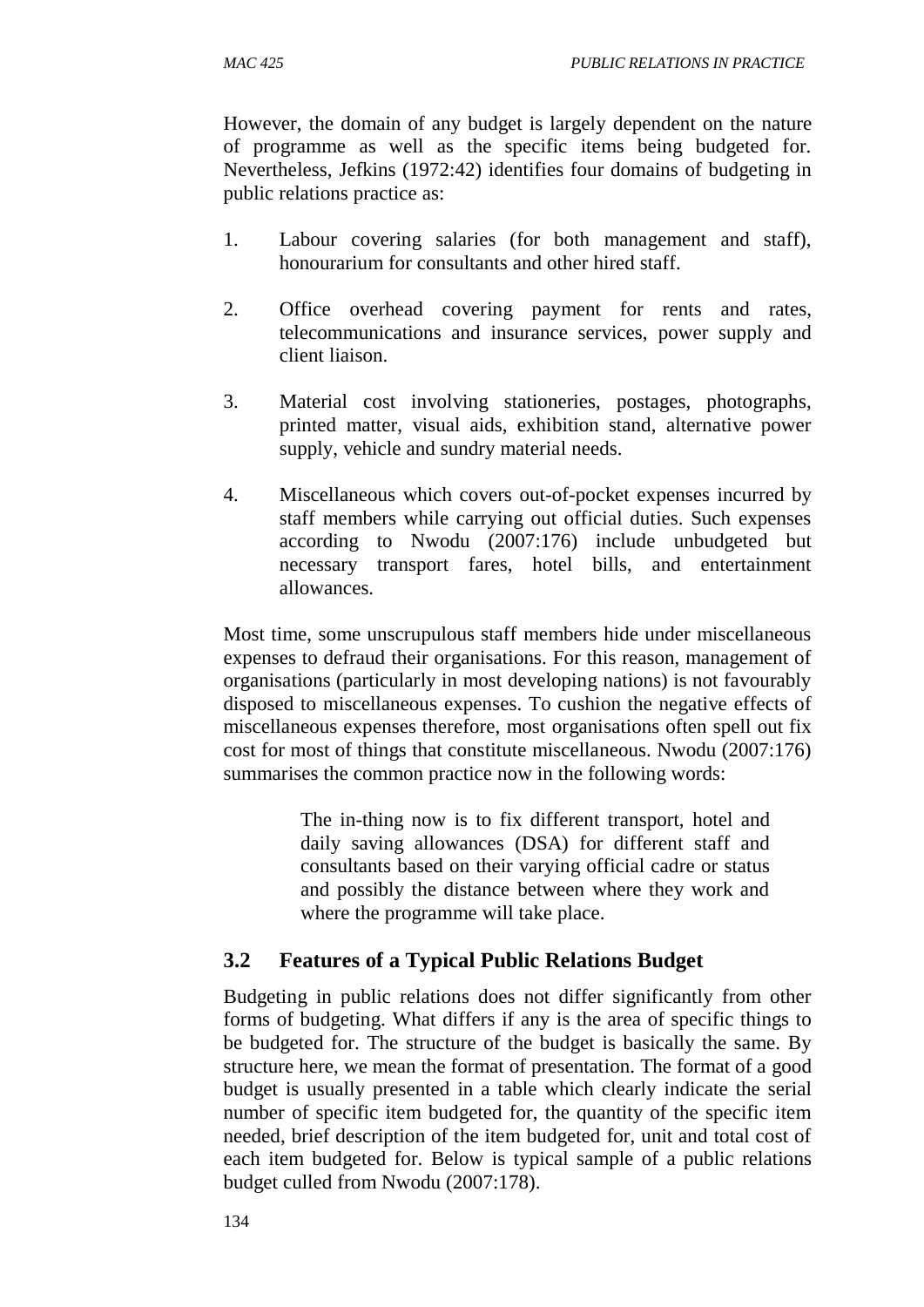However, the domain of any budget is largely dependent on the nature of programme as well as the specific items being budgeted for. Nevertheless, Jefkins (1972:42) identifies four domains of budgeting in public relations practice as:

1. Labour covering salaries (for both management and staff), honourarium for consultants and other hired staff.

2. Office overhead covering payment for rents and rates, telecommunications and insurance services, power supply and client liaison.

3. Material cost involving stationeries, postages, photographs, printed matter, visual aids, exhibition stand, alternative power supply, vehicle and sundry material needs.

4. Miscellaneous which covers out-of-pocket expenses incurred by staff members while carrying out official duties. Such expenses according to Nwodu (2007:176) include unbudgeted but necessary transport fares, hotel bills, and entertainment allowances.

Most time, some unscrupulous staff members hide under miscellaneous expenses to defraud their organisations. For this reason, management of organisations (particularly in most developing nations) is not favourably disposed to miscellaneous expenses. To cushion the negative effects of miscellaneous expenses therefore, most organisations often spell out fix cost for most of things that constitute miscellaneous. Nwodu (2007:176) summarises the common practice now in the following words:

> The in-thing now is to fix different transport, hotel and daily saving allowances (DSA) for different staff and consultants based on their varying official cadre or status and possibly the distance between where they work and where the programme will take place.

## 3.2 Features of a Typical Public Relations Budget

Budgeting in public relations does not differ significantly from other forms of budgeting. What differs if any is the area of specific things to be budgeted for. The structure of the budget is basically the same. By structure here, we mean the format of presentation. The format of a good budget is usually presented in a table which clearly indicate the serial number of specific item budgeted for, the quantity of the specific item needed, brief description of the item budgeted for, unit and total cost of each item budgeted for. Below is typical sample of a public relations budget culled from Nwodu (2007:178).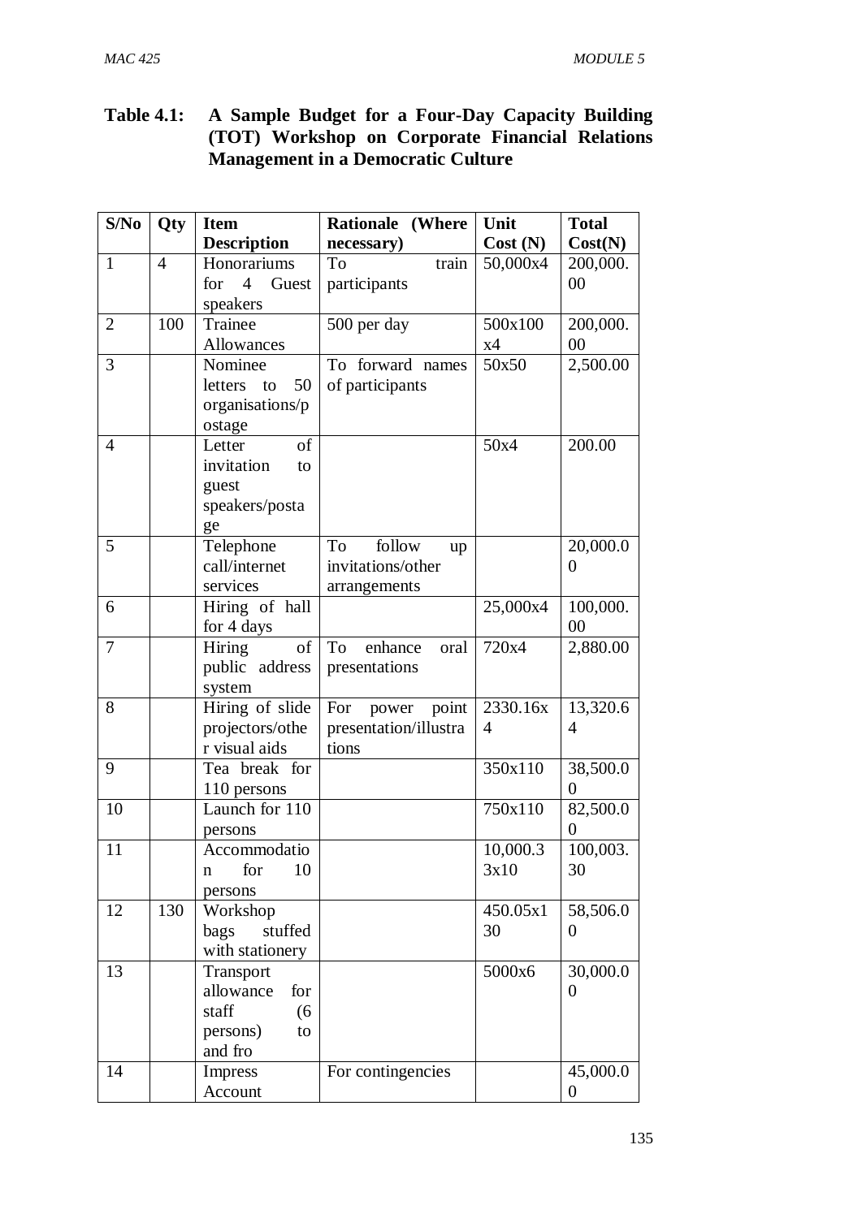**Table 4.1: A Sample Budget for a Four-Day Capacity Building (TOT) Workshop on Corporate Financial Relations Management in a Democratic Culture**

| S/No | Qty | Item Description | Rationale (Where necessary) | Unit Cost (N) | Total Cost(N) |
|---|---|---|---|---|---|
| 1 | 4 | Honorariums for 4 Guest speakers | To train participants | 50,000x4 | 200,000.00 |
| 2 | 100 | Trainee Allowances | 500 per day | 500x100x4 | 200,000.00 |
| 3 | | Nominee letters to 50 organisations/postage | To forward names of participants | 50x50 | 2,500.00 |
| 4 | | Letter of invitation to guest speakers/postage | | 50x4 | 200.00 |
| 5 | | Telephone call/internet services | To follow up invitations/other arrangements | | 20,000.00 |
| 6 | | Hiring of hall for 4 days | | 25,000x4 | 100,000.00 |
| 7 | | Hiring of public address system | To enhance oral presentations | 720x4 | 2,880.00 |
| 8 | | Hiring of slide projectors/other visual aids | For power point presentation/illustrations | 2330.16x4 | 13,320.64 |
| 9 | | Tea break for 110 persons | | 350x110 | 38,500.00 |
| 10 | | Launch for 110 persons | | 750x110 | 82,500.00 |
| 11 | | Accommodation for 10 persons | | 10,000.33x10 | 100,003.30 |
| 12 | 130 | Workshop bags stuffed with stationery | | 450.05x130 | 58,506.00 |
| 13 | | Transport allowance for staff (6 persons) to and fro | | 5000x6 | 30,000.00 |
| 14 | | Impress Account | For contingencies | | 45,000.00 |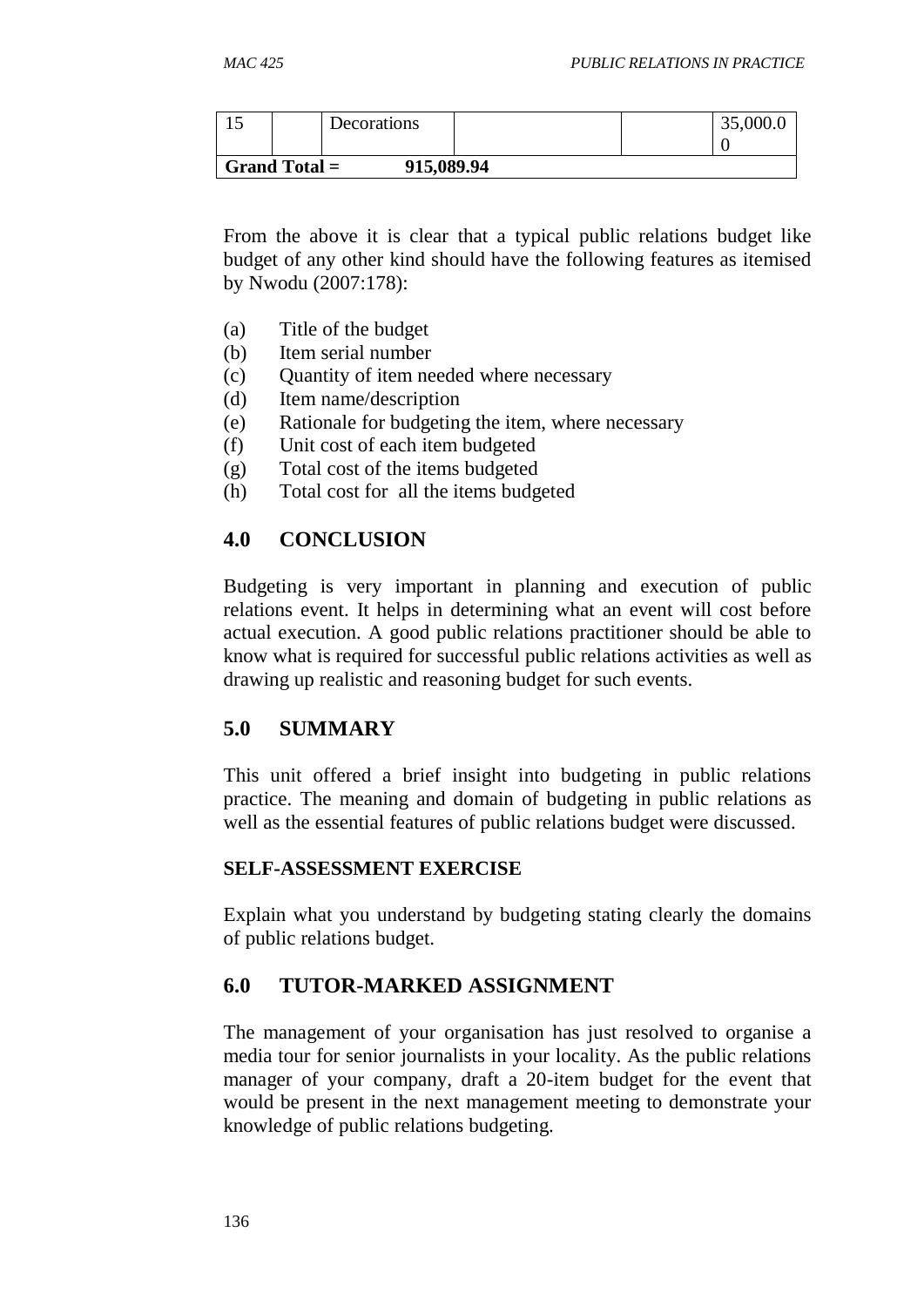| 15 | | Decorations | | | 35,000.00 |
|---|---|---|---|---|---|
| **Grand Total =** | | **915,089.94** | | | |

From the above it is clear that a typical public relations budget like budget of any other kind should have the following features as itemised by Nwodu (2007:178):

(a) Title of the budget
(b) Item serial number
(c) Quantity of item needed where necessary
(d) Item name/description
(e) Rationale for budgeting the item, where necessary
(f) Unit cost of each item budgeted
(g) Total cost of the items budgeted
(h) Total cost for all the items budgeted

## 4.0 CONCLUSION

Budgeting is very important in planning and execution of public relations event. It helps in determining what an event will cost before actual execution. A good public relations practitioner should be able to know what is required for successful public relations activities as well as drawing up realistic and reasoning budget for such events.

## 5.0 SUMMARY

This unit offered a brief insight into budgeting in public relations practice. The meaning and domain of budgeting in public relations as well as the essential features of public relations budget were discussed.

**SELF-ASSESSMENT EXERCISE**

Explain what you understand by budgeting stating clearly the domains of public relations budget.

## 6.0 TUTOR-MARKED ASSIGNMENT

The management of your organisation has just resolved to organise a media tour for senior journalists in your locality. As the public relations manager of your company, draft a 20-item budget for the event that would be present in the next management meeting to demonstrate your knowledge of public relations budgeting.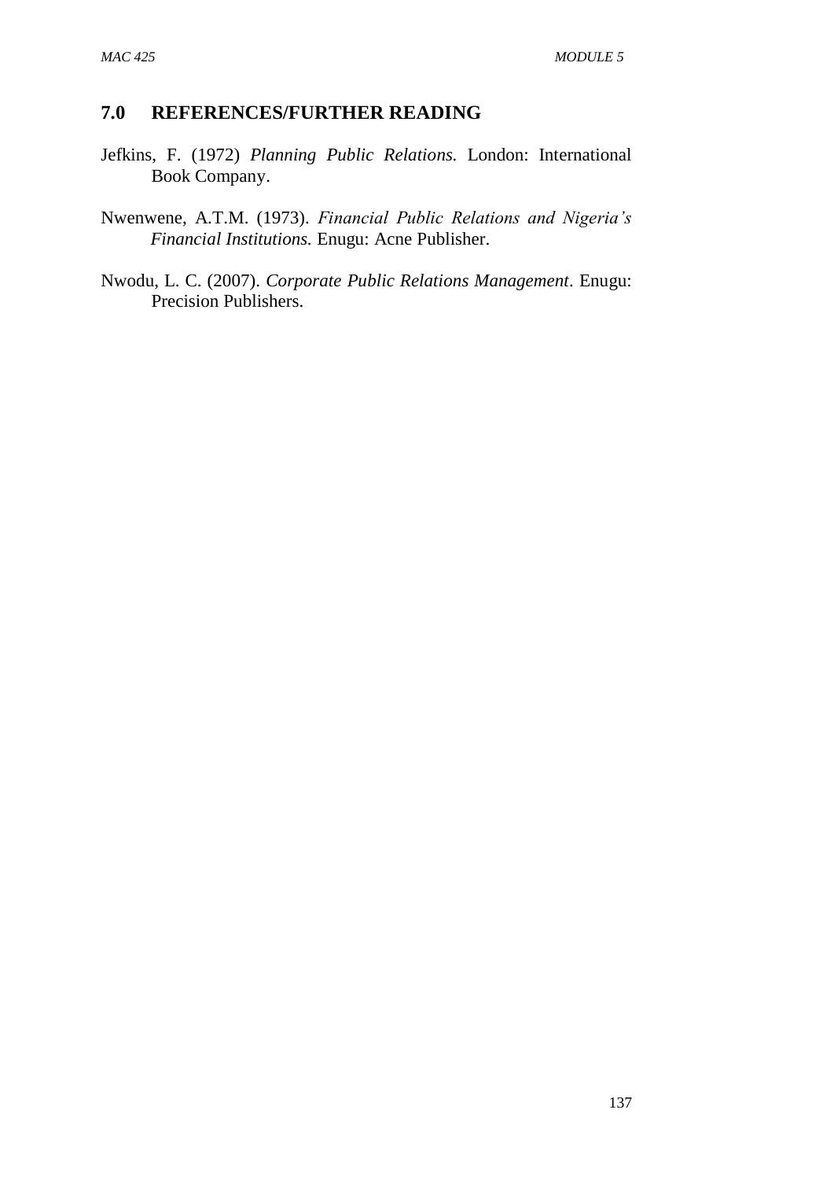## 7.0 REFERENCES/FURTHER READING

Jefkins, F. (1972) *Planning Public Relations.* London: International Book Company.

Nwenwene, A.T.M. (1973). *Financial Public Relations and Nigeria's Financial Institutions.* Enugu: Acne Publisher.

Nwodu, L. C. (2007). *Corporate Public Relations Management*. Enugu: Precision Publishers.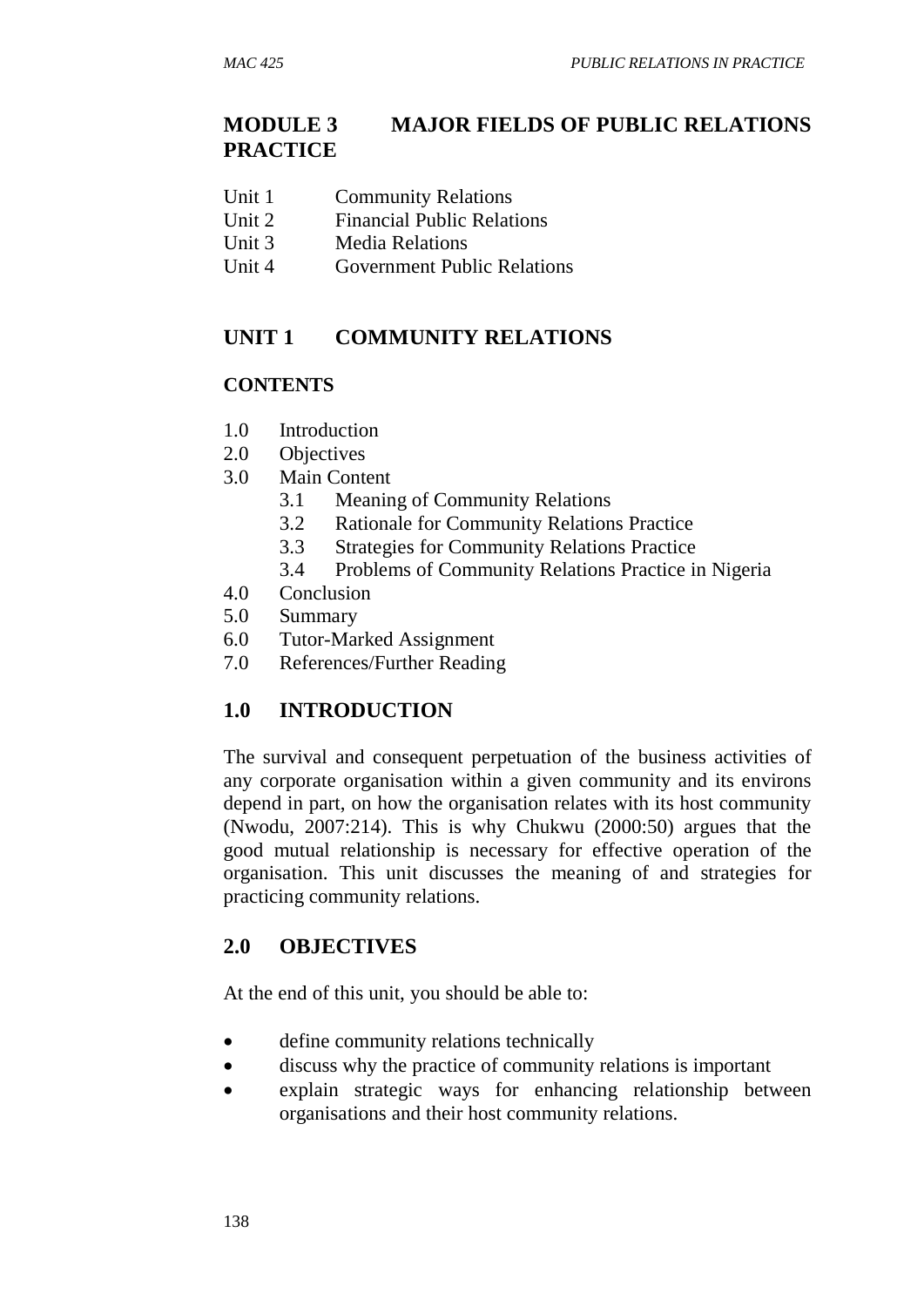# MODULE 3 MAJOR FIELDS OF PUBLIC RELATIONS PRACTICE

- Unit 1 Community Relations
- Unit 2 Financial Public Relations
- Unit 3 Media Relations
- Unit 4 Government Public Relations

## UNIT 1 COMMUNITY RELATIONS

### CONTENTS

- 1.0 Introduction
- 2.0 Objectives
- 3.0 Main Content
  - 3.1 Meaning of Community Relations
  - 3.2 Rationale for Community Relations Practice
  - 3.3 Strategies for Community Relations Practice
  - 3.4 Problems of Community Relations Practice in Nigeria
- 4.0 Conclusion
- 5.0 Summary
- 6.0 Tutor-Marked Assignment
- 7.0 References/Further Reading

## 1.0 INTRODUCTION

The survival and consequent perpetuation of the business activities of any corporate organisation within a given community and its environs depend in part, on how the organisation relates with its host community (Nwodu, 2007:214). This is why Chukwu (2000:50) argues that the good mutual relationship is necessary for effective operation of the organisation. This unit discusses the meaning of and strategies for practicing community relations.

## 2.0 OBJECTIVES

At the end of this unit, you should be able to:

- define community relations technically
- discuss why the practice of community relations is important
- explain strategic ways for enhancing relationship between organisations and their host community relations.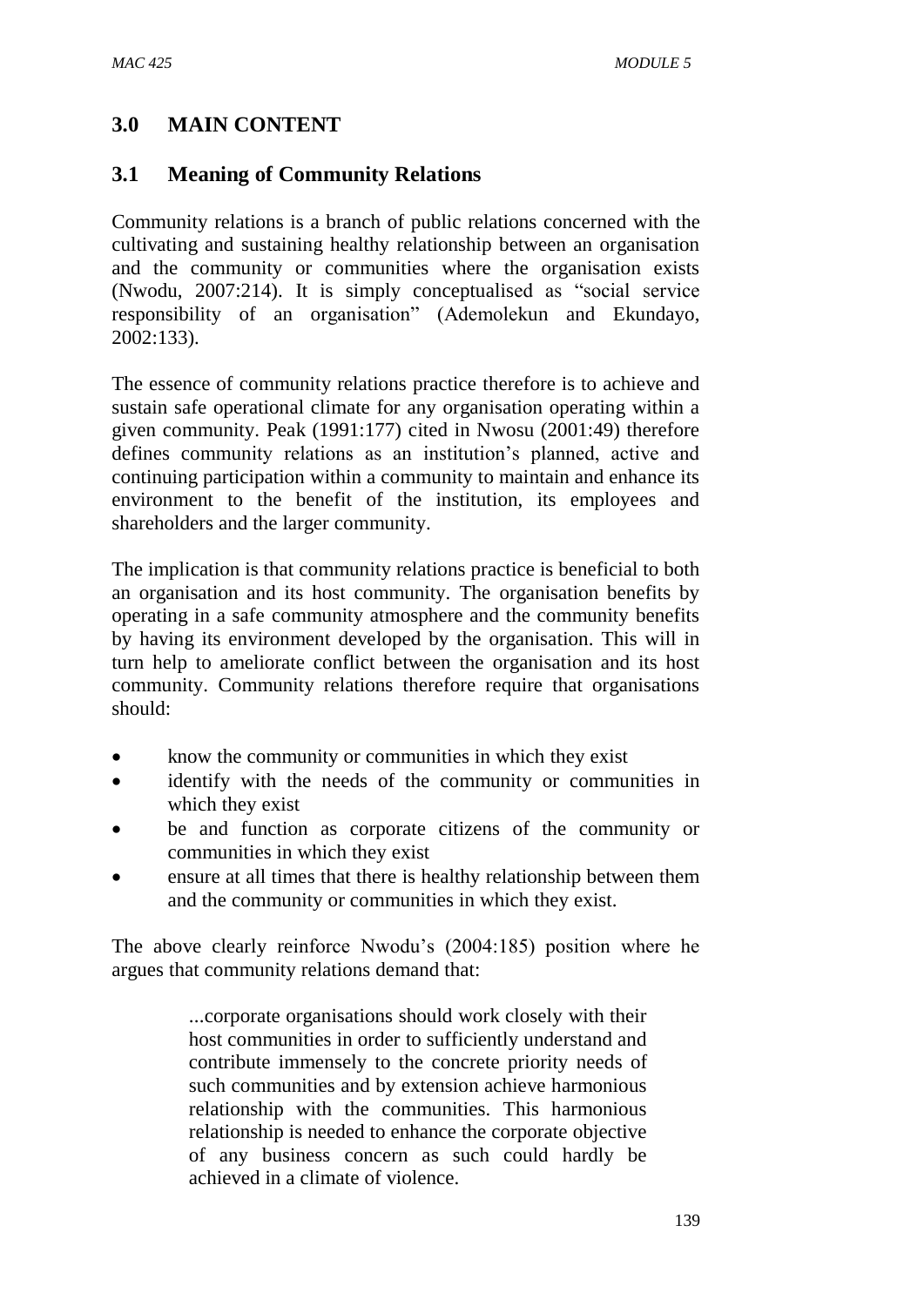## 3.0 MAIN CONTENT

### 3.1 Meaning of Community Relations

Community relations is a branch of public relations concerned with the cultivating and sustaining healthy relationship between an organisation and the community or communities where the organisation exists (Nwodu, 2007:214). It is simply conceptualised as "social service responsibility of an organisation" (Ademolekun and Ekundayo, 2002:133).

The essence of community relations practice therefore is to achieve and sustain safe operational climate for any organisation operating within a given community. Peak (1991:177) cited in Nwosu (2001:49) therefore defines community relations as an institution's planned, active and continuing participation within a community to maintain and enhance its environment to the benefit of the institution, its employees and shareholders and the larger community.

The implication is that community relations practice is beneficial to both an organisation and its host community. The organisation benefits by operating in a safe community atmosphere and the community benefits by having its environment developed by the organisation. This will in turn help to ameliorate conflict between the organisation and its host community. Community relations therefore require that organisations should:

- know the community or communities in which they exist
- identify with the needs of the community or communities in which they exist
- be and function as corporate citizens of the community or communities in which they exist
- ensure at all times that there is healthy relationship between them and the community or communities in which they exist.

The above clearly reinforce Nwodu's (2004:185) position where he argues that community relations demand that:

> ...corporate organisations should work closely with their host communities in order to sufficiently understand and contribute immensely to the concrete priority needs of such communities and by extension achieve harmonious relationship with the communities. This harmonious relationship is needed to enhance the corporate objective of any business concern as such could hardly be achieved in a climate of violence.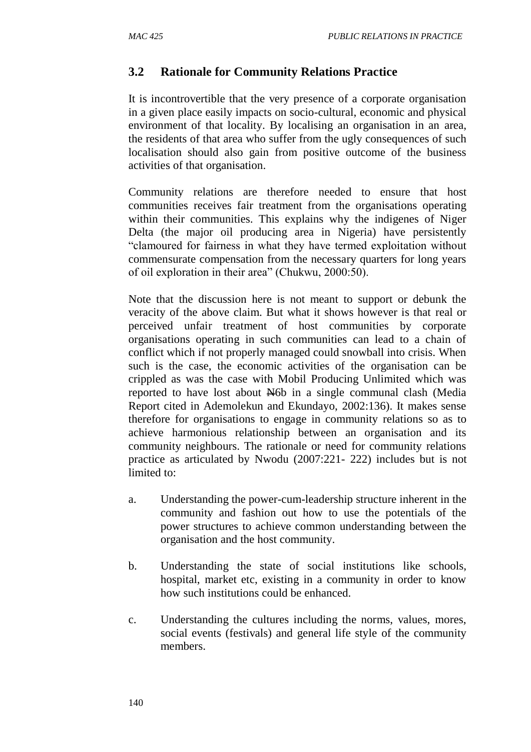## 3.2 Rationale for Community Relations Practice

It is incontrovertible that the very presence of a corporate organisation in a given place easily impacts on socio-cultural, economic and physical environment of that locality. By localising an organisation in an area, the residents of that area who suffer from the ugly consequences of such localisation should also gain from positive outcome of the business activities of that organisation.

Community relations are therefore needed to ensure that host communities receives fair treatment from the organisations operating within their communities. This explains why the indigenes of Niger Delta (the major oil producing area in Nigeria) have persistently "clamoured for fairness in what they have termed exploitation without commensurate compensation from the necessary quarters for long years of oil exploration in their area" (Chukwu, 2000:50).

Note that the discussion here is not meant to support or debunk the veracity of the above claim. But what it shows however is that real or perceived unfair treatment of host communities by corporate organisations operating in such communities can lead to a chain of conflict which if not properly managed could snowball into crisis. When such is the case, the economic activities of the organisation can be crippled as was the case with Mobil Producing Unlimited which was reported to have lost about ₦6b in a single communal clash (Media Report cited in Ademolekun and Ekundayo, 2002:136). It makes sense therefore for organisations to engage in community relations so as to achieve harmonious relationship between an organisation and its community neighbours. The rationale or need for community relations practice as articulated by Nwodu (2007:221- 222) includes but is not limited to:

a. Understanding the power-cum-leadership structure inherent in the community and fashion out how to use the potentials of the power structures to achieve common understanding between the organisation and the host community.

b. Understanding the state of social institutions like schools, hospital, market etc, existing in a community in order to know how such institutions could be enhanced.

c. Understanding the cultures including the norms, values, mores, social events (festivals) and general life style of the community members.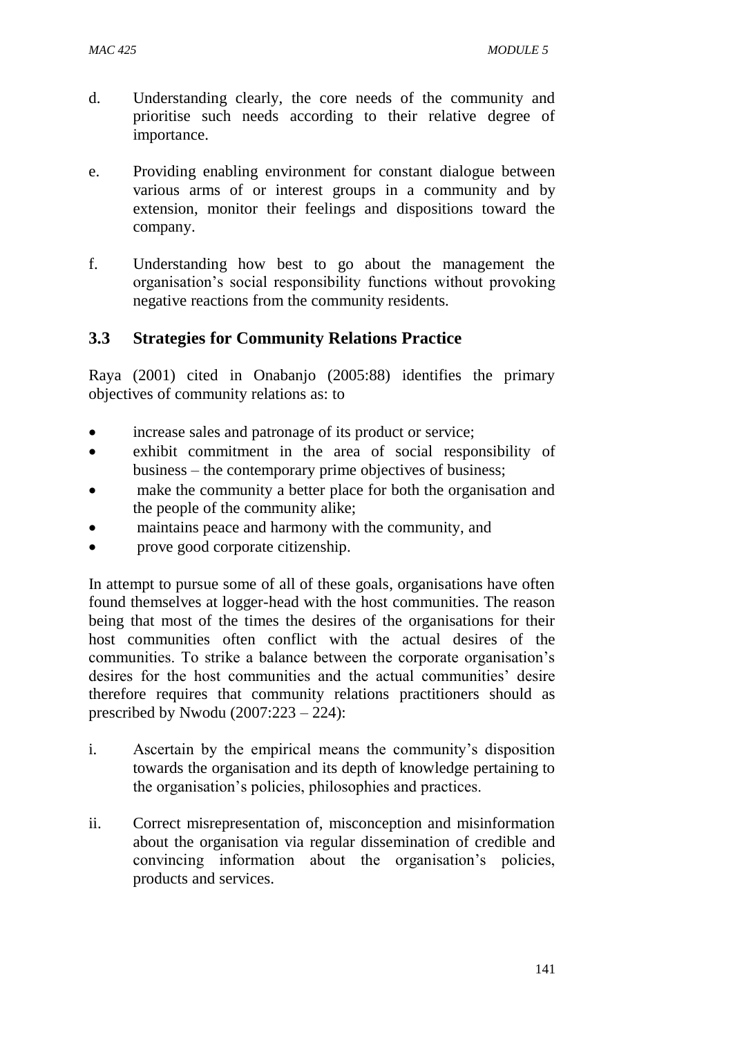d. Understanding clearly, the core needs of the community and prioritise such needs according to their relative degree of importance.

e. Providing enabling environment for constant dialogue between various arms of or interest groups in a community and by extension, monitor their feelings and dispositions toward the company.

f. Understanding how best to go about the management the organisation's social responsibility functions without provoking negative reactions from the community residents.

### 3.3 Strategies for Community Relations Practice

Raya (2001) cited in Onabanjo (2005:88) identifies the primary objectives of community relations as: to

- increase sales and patronage of its product or service;
- exhibit commitment in the area of social responsibility of business – the contemporary prime objectives of business;
- make the community a better place for both the organisation and the people of the community alike;
- maintains peace and harmony with the community, and
- prove good corporate citizenship.

In attempt to pursue some of all of these goals, organisations have often found themselves at logger-head with the host communities. The reason being that most of the times the desires of the organisations for their host communities often conflict with the actual desires of the communities. To strike a balance between the corporate organisation's desires for the host communities and the actual communities' desire therefore requires that community relations practitioners should as prescribed by Nwodu (2007:223 – 224):

i. Ascertain by the empirical means the community's disposition towards the organisation and its depth of knowledge pertaining to the organisation's policies, philosophies and practices.

ii. Correct misrepresentation of, misconception and misinformation about the organisation via regular dissemination of credible and convincing information about the organisation's policies, products and services.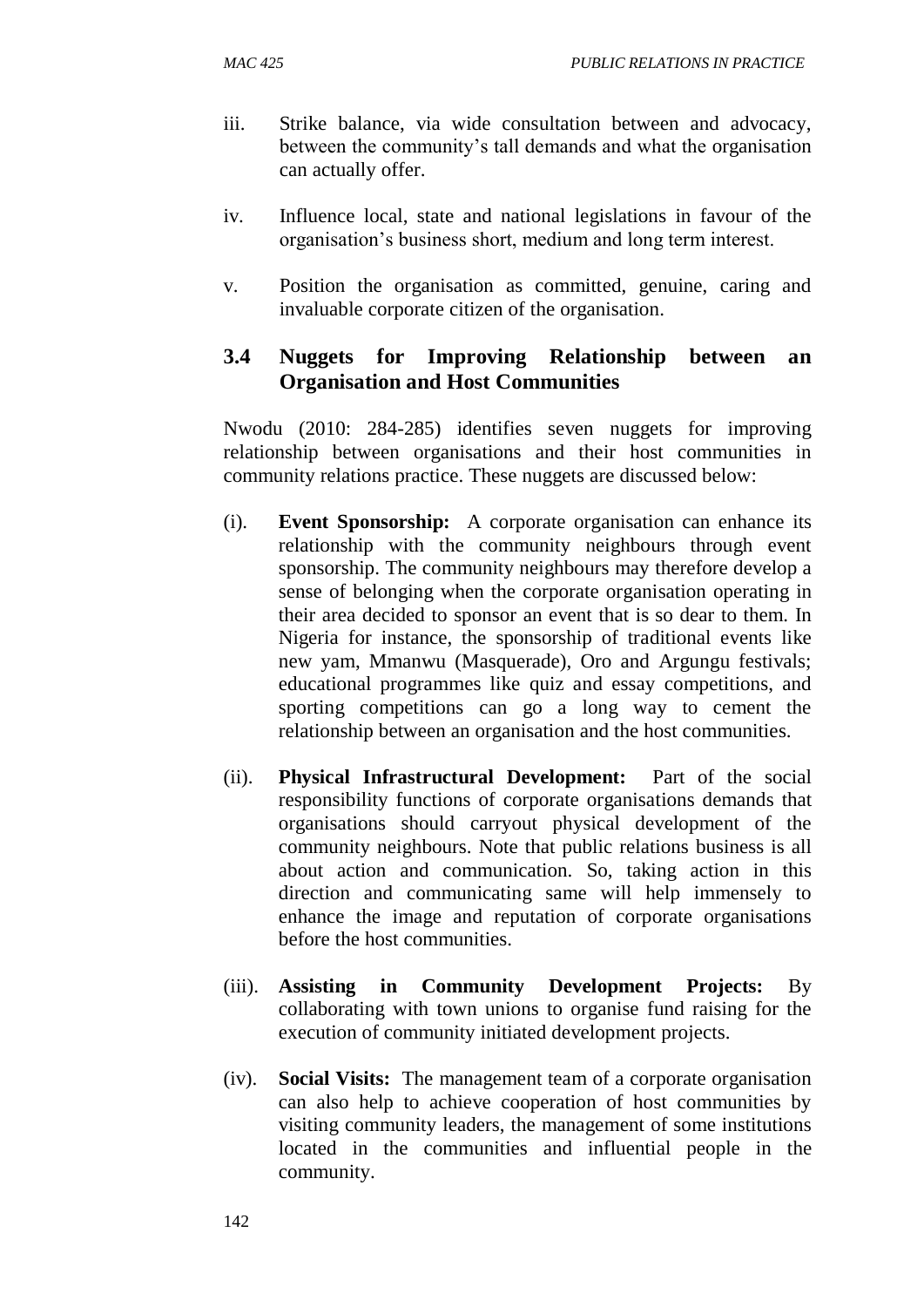iii. Strike balance, via wide consultation between and advocacy, between the community's tall demands and what the organisation can actually offer.

iv. Influence local, state and national legislations in favour of the organisation's business short, medium and long term interest.

v. Position the organisation as committed, genuine, caring and invaluable corporate citizen of the organisation.

### 3.4 Nuggets for Improving Relationship between an Organisation and Host Communities

Nwodu (2010: 284-285) identifies seven nuggets for improving relationship between organisations and their host communities in community relations practice. These nuggets are discussed below:

(i). **Event Sponsorship:** A corporate organisation can enhance its relationship with the community neighbours through event sponsorship. The community neighbours may therefore develop a sense of belonging when the corporate organisation operating in their area decided to sponsor an event that is so dear to them. In Nigeria for instance, the sponsorship of traditional events like new yam, Mmanwu (Masquerade), Oro and Argungu festivals; educational programmes like quiz and essay competitions, and sporting competitions can go a long way to cement the relationship between an organisation and the host communities.

(ii). **Physical Infrastructural Development:** Part of the social responsibility functions of corporate organisations demands that organisations should carryout physical development of the community neighbours. Note that public relations business is all about action and communication. So, taking action in this direction and communicating same will help immensely to enhance the image and reputation of corporate organisations before the host communities.

(iii). **Assisting in Community Development Projects:** By collaborating with town unions to organise fund raising for the execution of community initiated development projects.

(iv). **Social Visits:** The management team of a corporate organisation can also help to achieve cooperation of host communities by visiting community leaders, the management of some institutions located in the communities and influential people in the community.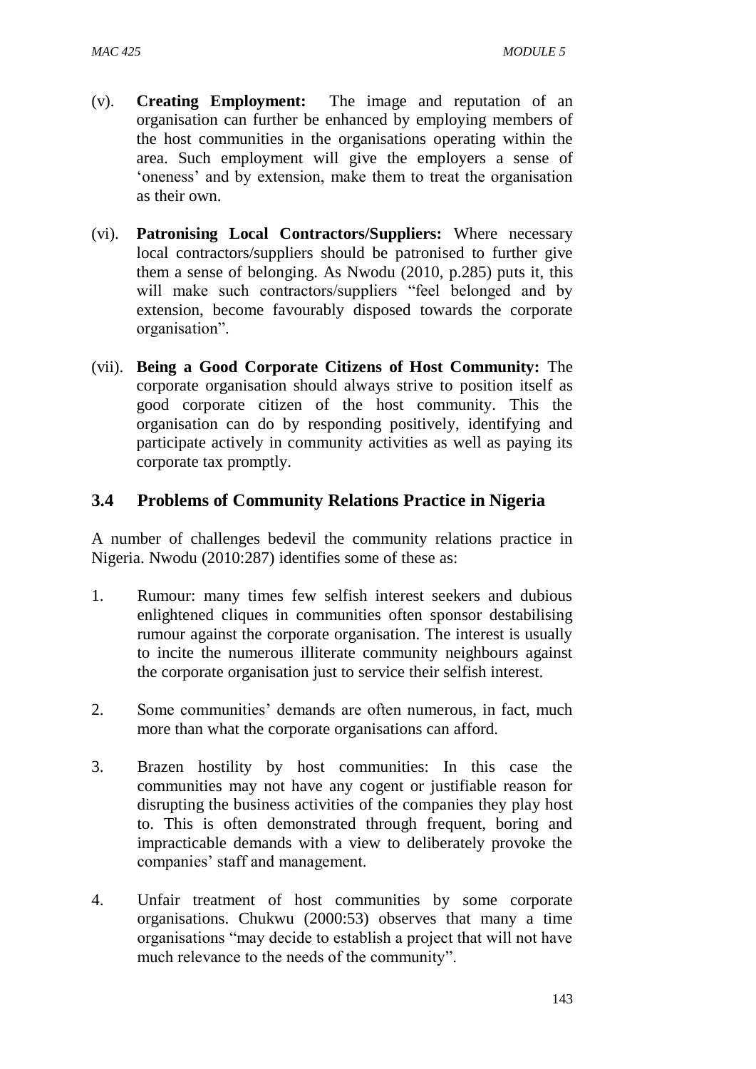(v). **Creating Employment:** The image and reputation of an organisation can further be enhanced by employing members of the host communities in the organisations operating within the area. Such employment will give the employers a sense of 'oneness' and by extension, make them to treat the organisation as their own.

(vi). **Patronising Local Contractors/Suppliers:** Where necessary local contractors/suppliers should be patronised to further give them a sense of belonging. As Nwodu (2010, p.285) puts it, this will make such contractors/suppliers "feel belonged and by extension, become favourably disposed towards the corporate organisation".

(vii). **Being a Good Corporate Citizens of Host Community:** The corporate organisation should always strive to position itself as good corporate citizen of the host community. This the organisation can do by responding positively, identifying and participate actively in community activities as well as paying its corporate tax promptly.

## 3.4 Problems of Community Relations Practice in Nigeria

A number of challenges bedevil the community relations practice in Nigeria. Nwodu (2010:287) identifies some of these as:

1. Rumour: many times few selfish interest seekers and dubious enlightened cliques in communities often sponsor destabilising rumour against the corporate organisation. The interest is usually to incite the numerous illiterate community neighbours against the corporate organisation just to service their selfish interest.

2. Some communities' demands are often numerous, in fact, much more than what the corporate organisations can afford.

3. Brazen hostility by host communities: In this case the communities may not have any cogent or justifiable reason for disrupting the business activities of the companies they play host to. This is often demonstrated through frequent, boring and impracticable demands with a view to deliberately provoke the companies' staff and management.

4. Unfair treatment of host communities by some corporate organisations. Chukwu (2000:53) observes that many a time organisations "may decide to establish a project that will not have much relevance to the needs of the community".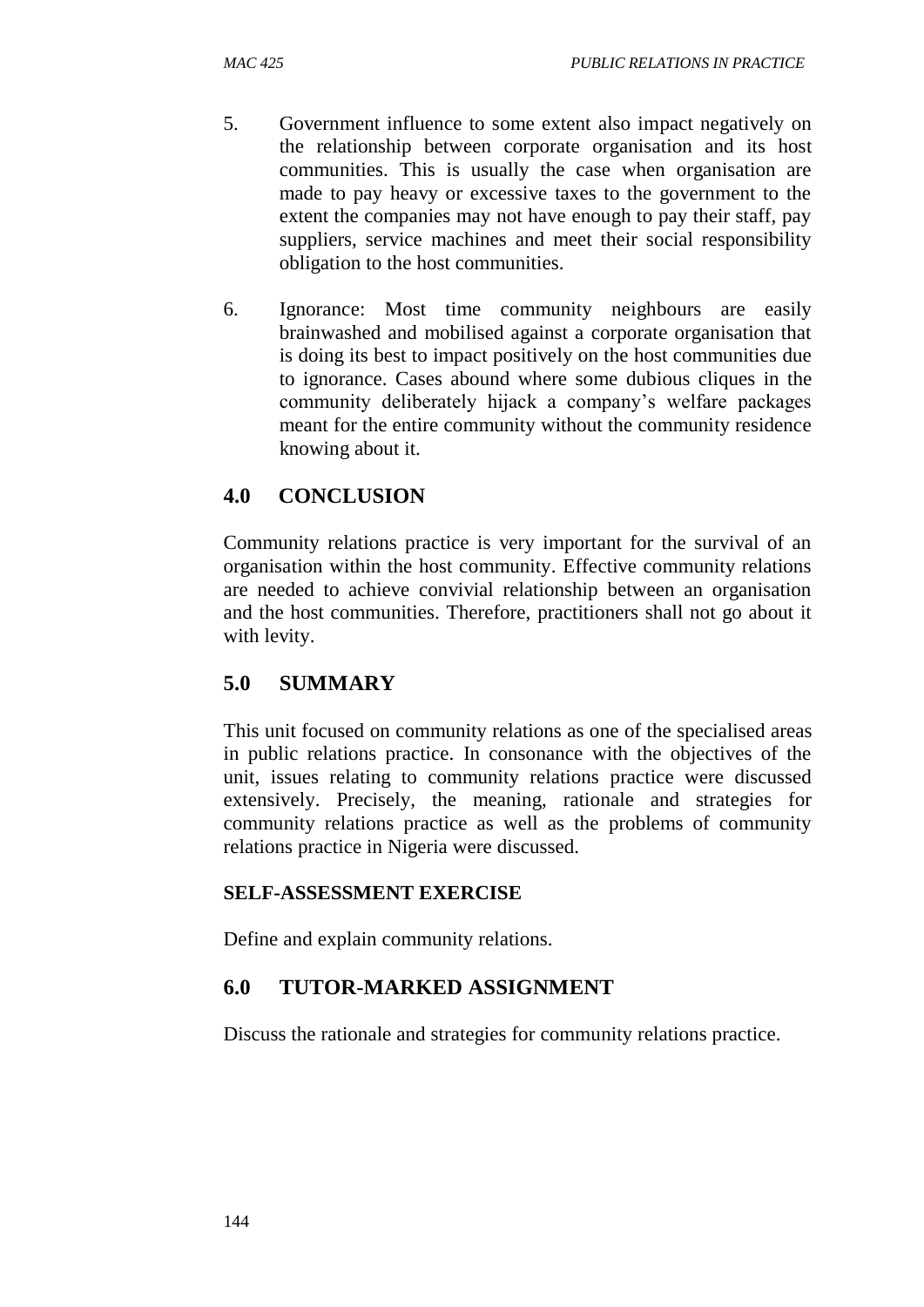5. Government influence to some extent also impact negatively on the relationship between corporate organisation and its host communities. This is usually the case when organisation are made to pay heavy or excessive taxes to the government to the extent the companies may not have enough to pay their staff, pay suppliers, service machines and meet their social responsibility obligation to the host communities.

6. Ignorance: Most time community neighbours are easily brainwashed and mobilised against a corporate organisation that is doing its best to impact positively on the host communities due to ignorance. Cases abound where some dubious cliques in the community deliberately hijack a company's welfare packages meant for the entire community without the community residence knowing about it.

## 4.0 CONCLUSION

Community relations practice is very important for the survival of an organisation within the host community. Effective community relations are needed to achieve convivial relationship between an organisation and the host communities. Therefore, practitioners shall not go about it with levity.

## 5.0 SUMMARY

This unit focused on community relations as one of the specialised areas in public relations practice. In consonance with the objectives of the unit, issues relating to community relations practice were discussed extensively. Precisely, the meaning, rationale and strategies for community relations practice as well as the problems of community relations practice in Nigeria were discussed.

**SELF-ASSESSMENT EXERCISE**

Define and explain community relations.

## 6.0 TUTOR-MARKED ASSIGNMENT

Discuss the rationale and strategies for community relations practice.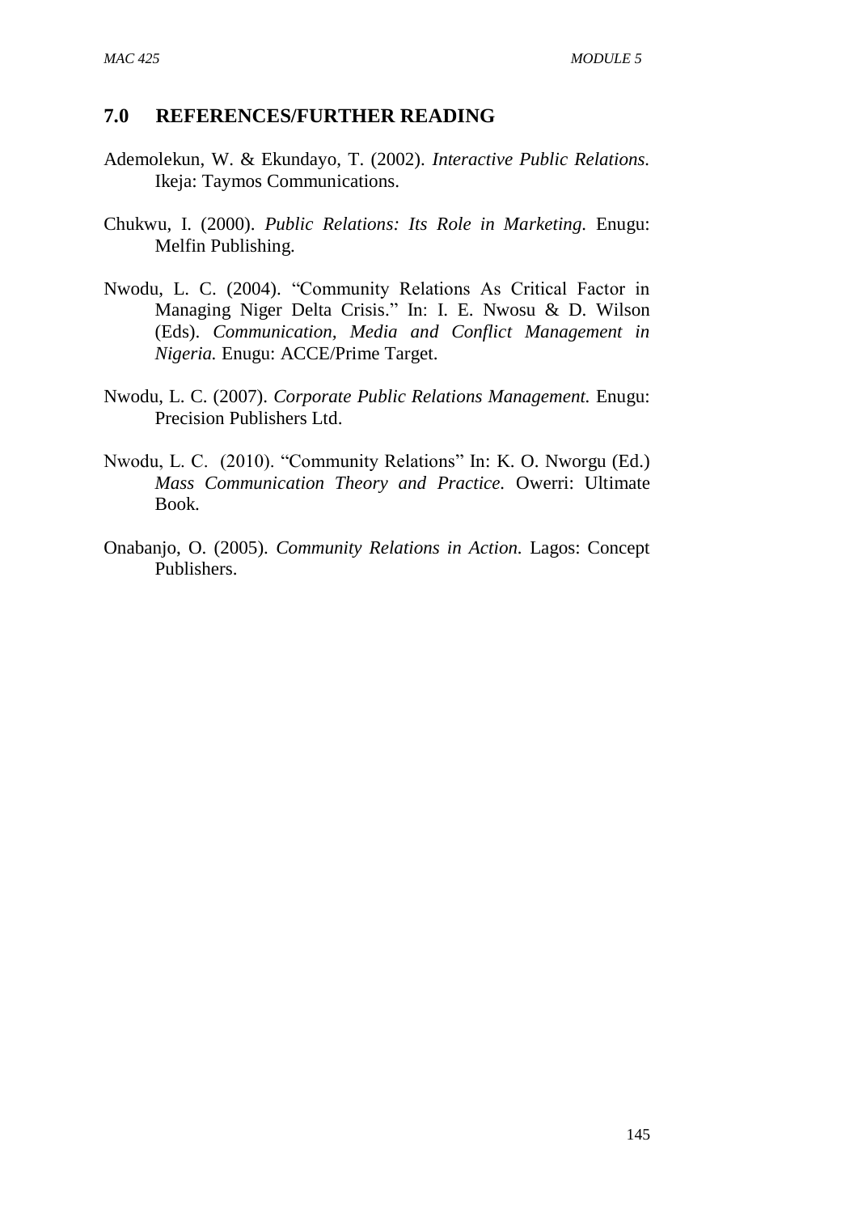## 7.0 REFERENCES/FURTHER READING

Ademolekun, W. & Ekundayo, T. (2002). *Interactive Public Relations.* Ikeja: Taymos Communications.

Chukwu, I. (2000). *Public Relations: Its Role in Marketing.* Enugu: Melfin Publishing.

Nwodu, L. C. (2004). "Community Relations As Critical Factor in Managing Niger Delta Crisis." In: I. E. Nwosu & D. Wilson (Eds). *Communication, Media and Conflict Management in Nigeria.* Enugu: ACCE/Prime Target.

Nwodu, L. C. (2007). *Corporate Public Relations Management.* Enugu: Precision Publishers Ltd.

Nwodu, L. C. (2010). "Community Relations" In: K. O. Nworgu (Ed.) *Mass Communication Theory and Practice.* Owerri: Ultimate Book.

Onabanjo, O. (2005). *Community Relations in Action.* Lagos: Concept Publishers.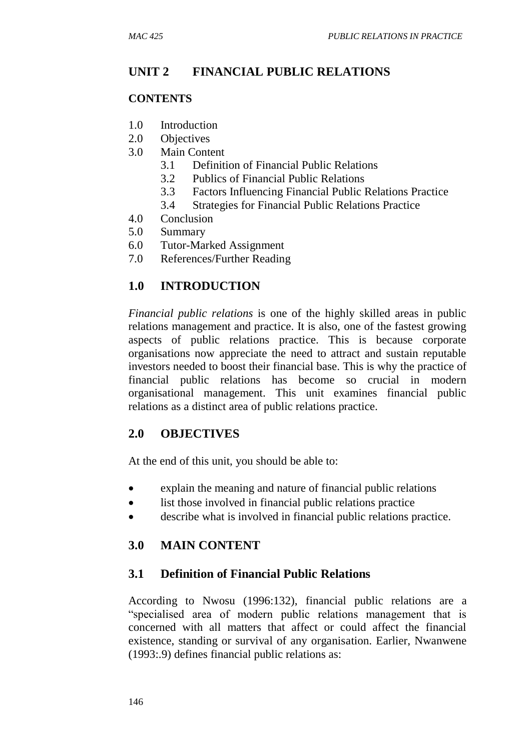## UNIT 2 FINANCIAL PUBLIC RELATIONS

### CONTENTS

1.0 Introduction
2.0 Objectives
3.0 Main Content
 3.1 Definition of Financial Public Relations
 3.2 Publics of Financial Public Relations
 3.3 Factors Influencing Financial Public Relations Practice
 3.4 Strategies for Financial Public Relations Practice
4.0 Conclusion
5.0 Summary
6.0 Tutor-Marked Assignment
7.0 References/Further Reading

### 1.0 INTRODUCTION

*Financial public relations* is one of the highly skilled areas in public relations management and practice. It is also, one of the fastest growing aspects of public relations practice. This is because corporate organisations now appreciate the need to attract and sustain reputable investors needed to boost their financial base. This is why the practice of financial public relations has become so crucial in modern organisational management. This unit examines financial public relations as a distinct area of public relations practice.

### 2.0 OBJECTIVES

At the end of this unit, you should be able to:

- explain the meaning and nature of financial public relations
- list those involved in financial public relations practice
- describe what is involved in financial public relations practice.

### 3.0 MAIN CONTENT

### 3.1 Definition of Financial Public Relations

According to Nwosu (1996:132), financial public relations are a "specialised area of modern public relations management that is concerned with all matters that affect or could affect the financial existence, standing or survival of any organisation. Earlier, Nwanwene (1993:.9) defines financial public relations as: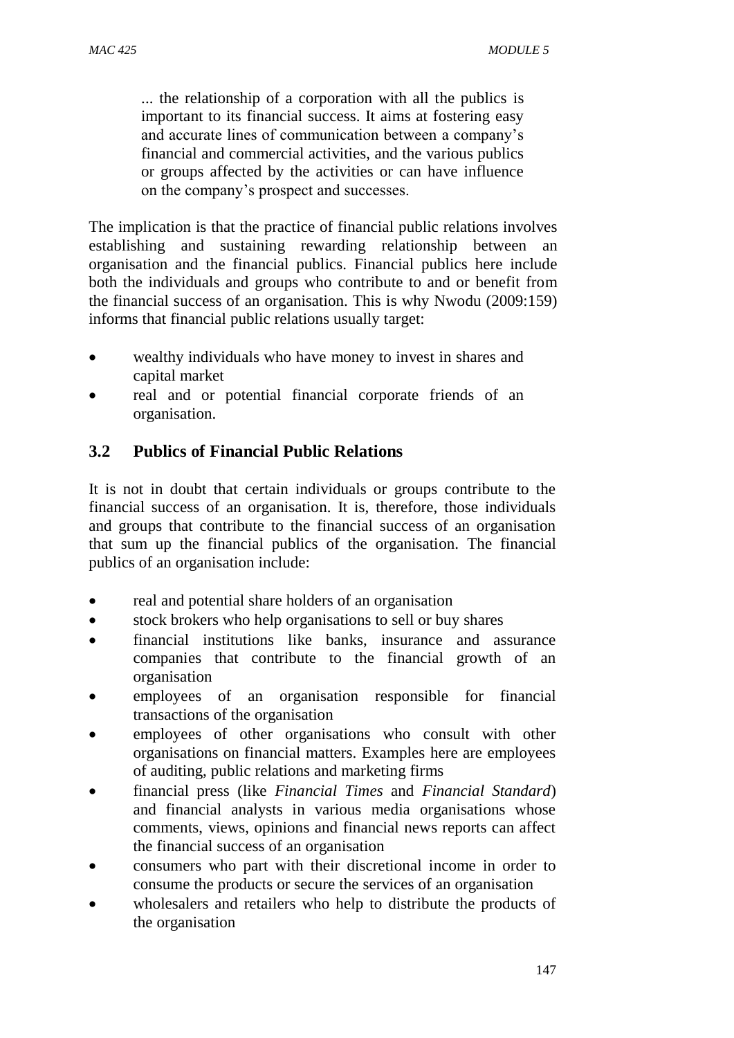> ... the relationship of a corporation with all the publics is important to its financial success. It aims at fostering easy and accurate lines of communication between a company's financial and commercial activities, and the various publics or groups affected by the activities or can have influence on the company's prospect and successes.

The implication is that the practice of financial public relations involves establishing and sustaining rewarding relationship between an organisation and the financial publics. Financial publics here include both the individuals and groups who contribute to and or benefit from the financial success of an organisation. This is why Nwodu (2009:159) informs that financial public relations usually target:

- wealthy individuals who have money to invest in shares and capital market
- real and or potential financial corporate friends of an organisation.

## 3.2 Publics of Financial Public Relations

It is not in doubt that certain individuals or groups contribute to the financial success of an organisation. It is, therefore, those individuals and groups that contribute to the financial success of an organisation that sum up the financial publics of the organisation. The financial publics of an organisation include:

- real and potential share holders of an organisation
- stock brokers who help organisations to sell or buy shares
- financial institutions like banks, insurance and assurance companies that contribute to the financial growth of an organisation
- employees of an organisation responsible for financial transactions of the organisation
- employees of other organisations who consult with other organisations on financial matters. Examples here are employees of auditing, public relations and marketing firms
- financial press (like *Financial Times* and *Financial Standard*) and financial analysts in various media organisations whose comments, views, opinions and financial news reports can affect the financial success of an organisation
- consumers who part with their discretional income in order to consume the products or secure the services of an organisation
- wholesalers and retailers who help to distribute the products of the organisation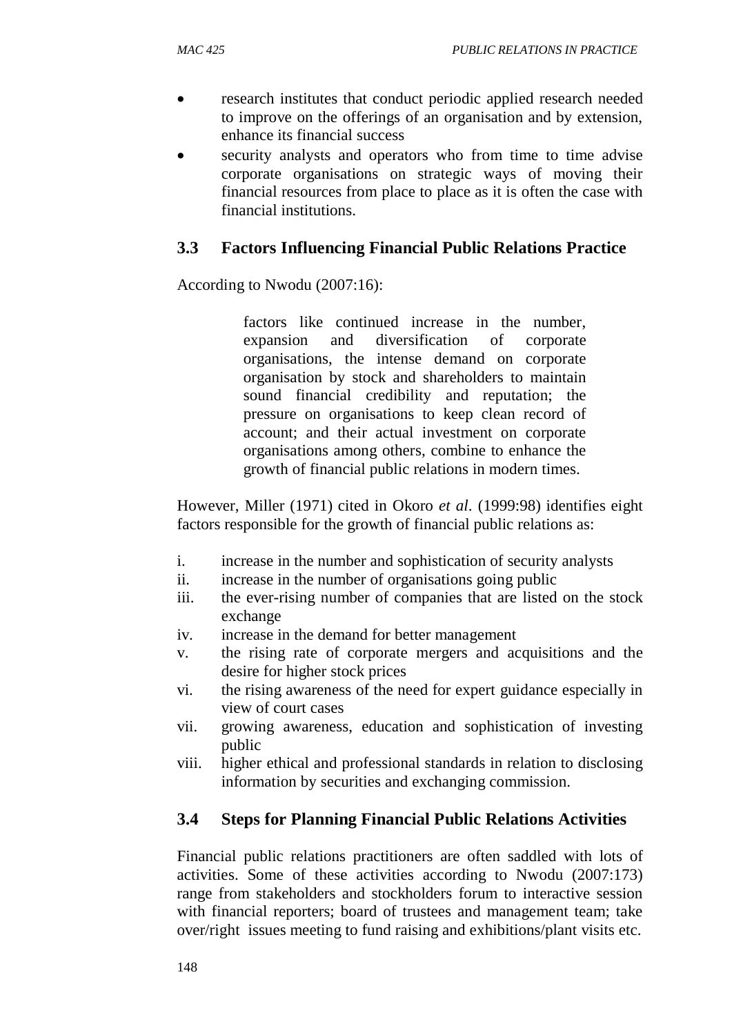- research institutes that conduct periodic applied research needed to improve on the offerings of an organisation and by extension, enhance its financial success
- security analysts and operators who from time to time advise corporate organisations on strategic ways of moving their financial resources from place to place as it is often the case with financial institutions.

## 3.3 Factors Influencing Financial Public Relations Practice

According to Nwodu (2007:16):

> factors like continued increase in the number, expansion and diversification of corporate organisations, the intense demand on corporate organisation by stock and shareholders to maintain sound financial credibility and reputation; the pressure on organisations to keep clean record of account; and their actual investment on corporate organisations among others, combine to enhance the growth of financial public relations in modern times.

However, Miller (1971) cited in Okoro *et al*. (1999:98) identifies eight factors responsible for the growth of financial public relations as:

i. increase in the number and sophistication of security analysts
ii. increase in the number of organisations going public
iii. the ever-rising number of companies that are listed on the stock exchange
iv. increase in the demand for better management
v. the rising rate of corporate mergers and acquisitions and the desire for higher stock prices
vi. the rising awareness of the need for expert guidance especially in view of court cases
vii. growing awareness, education and sophistication of investing public
viii. higher ethical and professional standards in relation to disclosing information by securities and exchanging commission.

## 3.4 Steps for Planning Financial Public Relations Activities

Financial public relations practitioners are often saddled with lots of activities. Some of these activities according to Nwodu (2007:173) range from stakeholders and stockholders forum to interactive session with financial reporters; board of trustees and management team; take over/right issues meeting to fund raising and exhibitions/plant visits etc.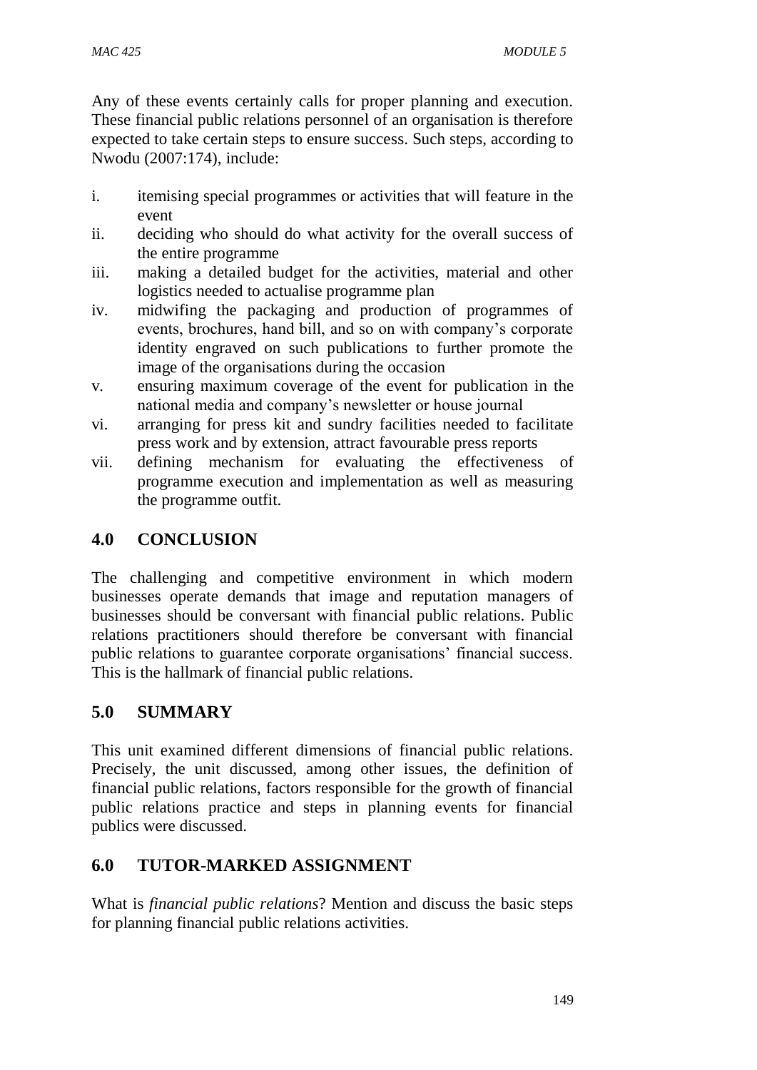Any of these events certainly calls for proper planning and execution. These financial public relations personnel of an organisation is therefore expected to take certain steps to ensure success. Such steps, according to Nwodu (2007:174), include:

i. itemising special programmes or activities that will feature in the event
ii. deciding who should do what activity for the overall success of the entire programme
iii. making a detailed budget for the activities, material and other logistics needed to actualise programme plan
iv. midwifing the packaging and production of programmes of events, brochures, hand bill, and so on with company's corporate identity engraved on such publications to further promote the image of the organisations during the occasion
v. ensuring maximum coverage of the event for publication in the national media and company's newsletter or house journal
vi. arranging for press kit and sundry facilities needed to facilitate press work and by extension, attract favourable press reports
vii. defining mechanism for evaluating the effectiveness of programme execution and implementation as well as measuring the programme outfit.

## 4.0 CONCLUSION

The challenging and competitive environment in which modern businesses operate demands that image and reputation managers of businesses should be conversant with financial public relations. Public relations practitioners should therefore be conversant with financial public relations to guarantee corporate organisations' financial success. This is the hallmark of financial public relations.

## 5.0 SUMMARY

This unit examined different dimensions of financial public relations. Precisely, the unit discussed, among other issues, the definition of financial public relations, factors responsible for the growth of financial public relations practice and steps in planning events for financial publics were discussed.

## 6.0 TUTOR-MARKED ASSIGNMENT

What is *financial public relations*? Mention and discuss the basic steps for planning financial public relations activities.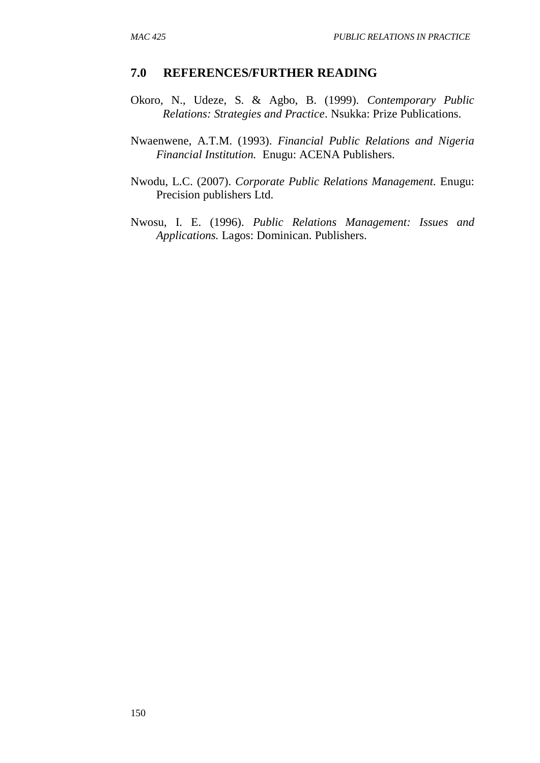## 7.0 REFERENCES/FURTHER READING

Okoro, N., Udeze, S. & Agbo, B. (1999). *Contemporary Public Relations: Strategies and Practice*. Nsukka: Prize Publications.

Nwaenwene, A.T.M. (1993). *Financial Public Relations and Nigeria Financial Institution.* Enugu: ACENA Publishers.

Nwodu, L.C. (2007). *Corporate Public Relations Management*. Enugu: Precision publishers Ltd.

Nwosu, I. E. (1996). *Public Relations Management: Issues and Applications.* Lagos: Dominican. Publishers.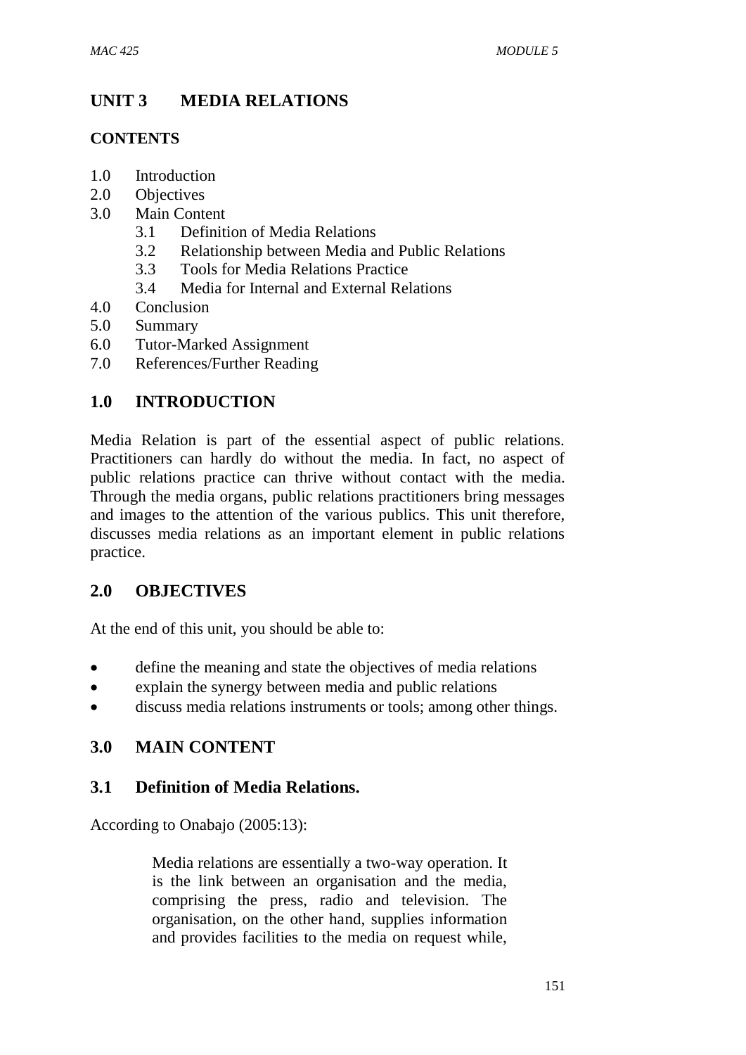# UNIT 3 MEDIA RELATIONS

## CONTENTS

1.0 Introduction
2.0 Objectives
3.0 Main Content
   3.1 Definition of Media Relations
   3.2 Relationship between Media and Public Relations
   3.3 Tools for Media Relations Practice
   3.4 Media for Internal and External Relations
4.0 Conclusion
5.0 Summary
6.0 Tutor-Marked Assignment
7.0 References/Further Reading

## 1.0 INTRODUCTION

Media Relation is part of the essential aspect of public relations. Practitioners can hardly do without the media. In fact, no aspect of public relations practice can thrive without contact with the media. Through the media organs, public relations practitioners bring messages and images to the attention of the various publics. This unit therefore, discusses media relations as an important element in public relations practice.

## 2.0 OBJECTIVES

At the end of this unit, you should be able to:

- define the meaning and state the objectives of media relations
- explain the synergy between media and public relations
- discuss media relations instruments or tools; among other things.

## 3.0 MAIN CONTENT

### 3.1 Definition of Media Relations.

According to Onabajo (2005:13):

> Media relations are essentially a two-way operation. It is the link between an organisation and the media, comprising the press, radio and television. The organisation, on the other hand, supplies information and provides facilities to the media on request while,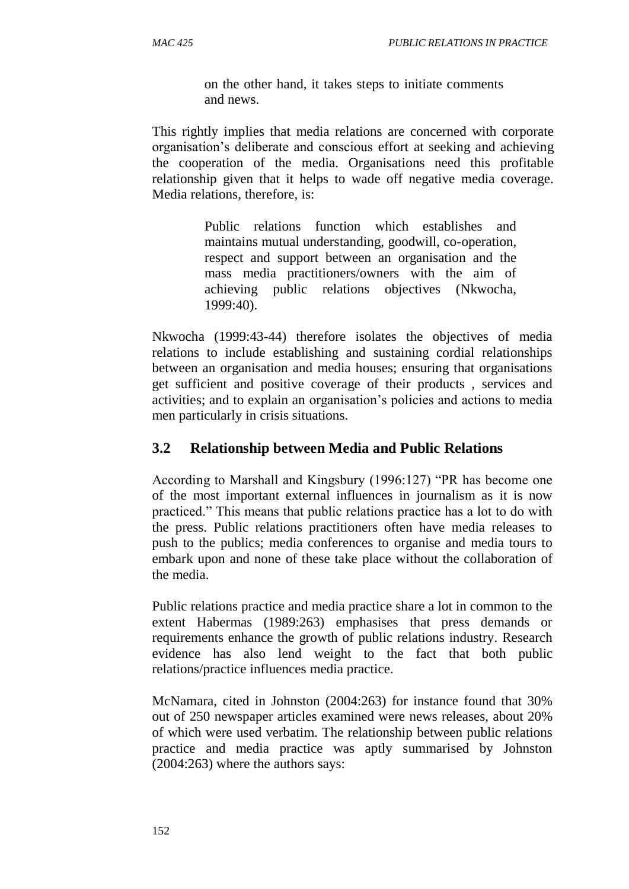> on the other hand, it takes steps to initiate comments and news.

This rightly implies that media relations are concerned with corporate organisation's deliberate and conscious effort at seeking and achieving the cooperation of the media. Organisations need this profitable relationship given that it helps to wade off negative media coverage. Media relations, therefore, is:

> Public relations function which establishes and maintains mutual understanding, goodwill, co-operation, respect and support between an organisation and the mass media practitioners/owners with the aim of achieving public relations objectives (Nkwocha, 1999:40).

Nkwocha (1999:43-44) therefore isolates the objectives of media relations to include establishing and sustaining cordial relationships between an organisation and media houses; ensuring that organisations get sufficient and positive coverage of their products , services and activities; and to explain an organisation's policies and actions to media men particularly in crisis situations.

## 3.2 Relationship between Media and Public Relations

According to Marshall and Kingsbury (1996:127) "PR has become one of the most important external influences in journalism as it is now practiced." This means that public relations practice has a lot to do with the press. Public relations practitioners often have media releases to push to the publics; media conferences to organise and media tours to embark upon and none of these take place without the collaboration of the media.

Public relations practice and media practice share a lot in common to the extent Habermas (1989:263) emphasises that press demands or requirements enhance the growth of public relations industry. Research evidence has also lend weight to the fact that both public relations/practice influences media practice.

McNamara, cited in Johnston (2004:263) for instance found that 30% out of 250 newspaper articles examined were news releases, about 20% of which were used verbatim. The relationship between public relations practice and media practice was aptly summarised by Johnston (2004:263) where the authors says: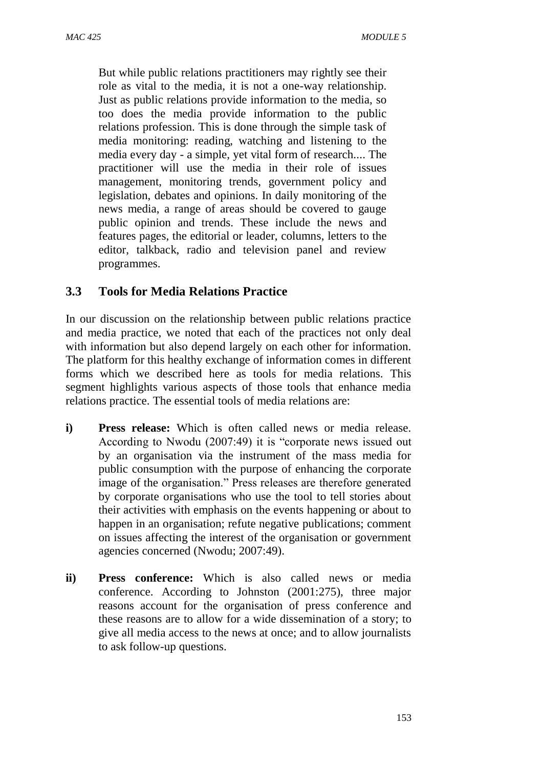> But while public relations practitioners may rightly see their role as vital to the media, it is not a one-way relationship. Just as public relations provide information to the media, so too does the media provide information to the public relations profession. This is done through the simple task of media monitoring: reading, watching and listening to the media every day - a simple, yet vital form of research.... The practitioner will use the media in their role of issues management, monitoring trends, government policy and legislation, debates and opinions. In daily monitoring of the news media, a range of areas should be covered to gauge public opinion and trends. These include the news and features pages, the editorial or leader, columns, letters to the editor, talkback, radio and television panel and review programmes.

## 3.3 Tools for Media Relations Practice

In our discussion on the relationship between public relations practice and media practice, we noted that each of the practices not only deal with information but also depend largely on each other for information. The platform for this healthy exchange of information comes in different forms which we described here as tools for media relations. This segment highlights various aspects of those tools that enhance media relations practice. The essential tools of media relations are:

- **i) Press release:** Which is often called news or media release. According to Nwodu (2007:49) it is "corporate news issued out by an organisation via the instrument of the mass media for public consumption with the purpose of enhancing the corporate image of the organisation." Press releases are therefore generated by corporate organisations who use the tool to tell stories about their activities with emphasis on the events happening or about to happen in an organisation; refute negative publications; comment on issues affecting the interest of the organisation or government agencies concerned (Nwodu; 2007:49).

- **ii) Press conference:** Which is also called news or media conference. According to Johnston (2001:275), three major reasons account for the organisation of press conference and these reasons are to allow for a wide dissemination of a story; to give all media access to the news at once; and to allow journalists to ask follow-up questions.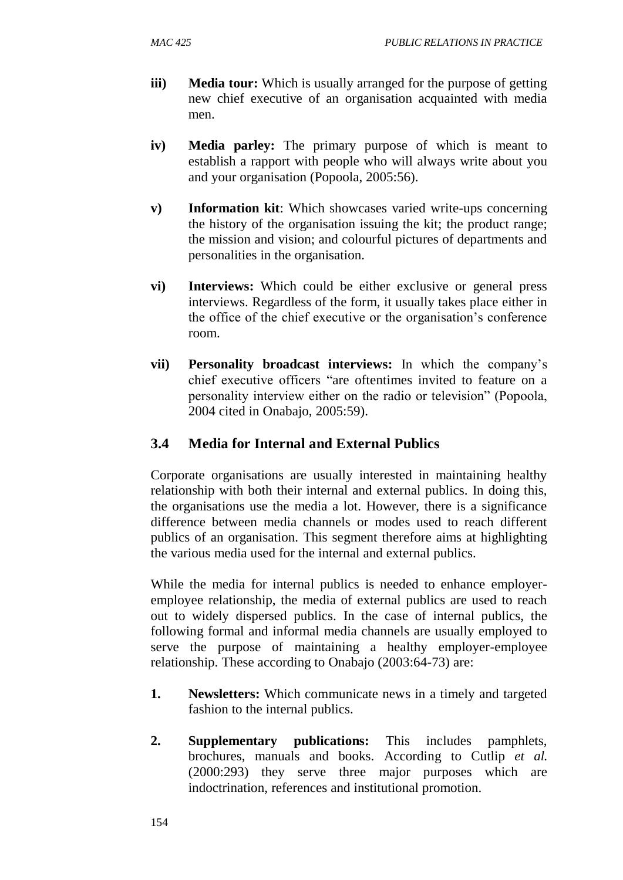- **iii) Media tour:** Which is usually arranged for the purpose of getting new chief executive of an organisation acquainted with media men.

- **iv) Media parley:** The primary purpose of which is meant to establish a rapport with people who will always write about you and your organisation (Popoola, 2005:56).

- **v) Information kit**: Which showcases varied write-ups concerning the history of the organisation issuing the kit; the product range; the mission and vision; and colourful pictures of departments and personalities in the organisation.

- **vi) Interviews:** Which could be either exclusive or general press interviews. Regardless of the form, it usually takes place either in the office of the chief executive or the organisation's conference room.

- **vii) Personality broadcast interviews:** In which the company's chief executive officers "are oftentimes invited to feature on a personality interview either on the radio or television" (Popoola, 2004 cited in Onabajo, 2005:59).

## 3.4 Media for Internal and External Publics

Corporate organisations are usually interested in maintaining healthy relationship with both their internal and external publics. In doing this, the organisations use the media a lot. However, there is a significance difference between media channels or modes used to reach different publics of an organisation. This segment therefore aims at highlighting the various media used for the internal and external publics.

While the media for internal publics is needed to enhance employer-employee relationship, the media of external publics are used to reach out to widely dispersed publics. In the case of internal publics, the following formal and informal media channels are usually employed to serve the purpose of maintaining a healthy employer-employee relationship. These according to Onabajo (2003:64-73) are:

1. **Newsletters:** Which communicate news in a timely and targeted fashion to the internal publics.

2. **Supplementary publications:** This includes pamphlets, brochures, manuals and books. According to Cutlip *et al.* (2000:293) they serve three major purposes which are indoctrination, references and institutional promotion.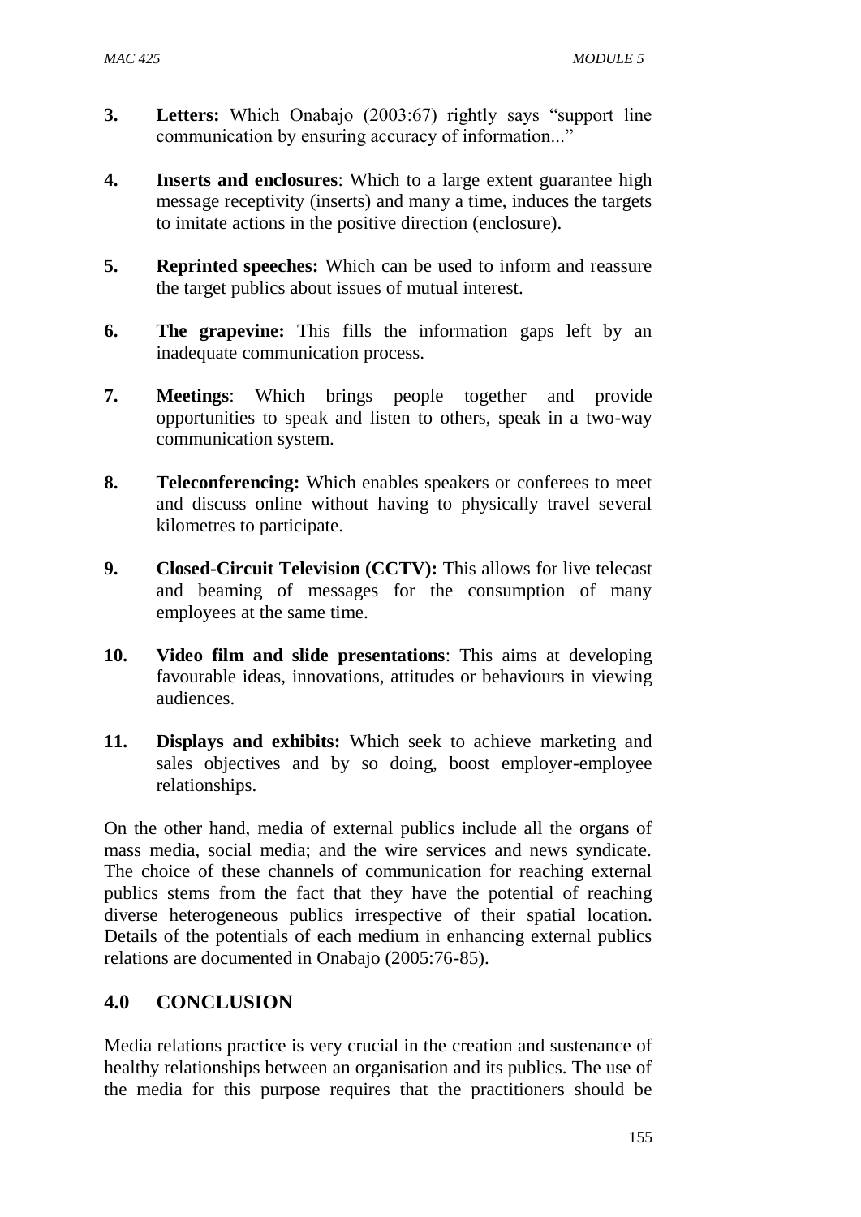3. **Letters:** Which Onabajo (2003:67) rightly says "support line communication by ensuring accuracy of information..."

4. **Inserts and enclosures**: Which to a large extent guarantee high message receptivity (inserts) and many a time, induces the targets to imitate actions in the positive direction (enclosure).

5. **Reprinted speeches:** Which can be used to inform and reassure the target publics about issues of mutual interest.

6. **The grapevine:** This fills the information gaps left by an inadequate communication process.

7. **Meetings**: Which brings people together and provide opportunities to speak and listen to others, speak in a two-way communication system.

8. **Teleconferencing:** Which enables speakers or conferees to meet and discuss online without having to physically travel several kilometres to participate.

9. **Closed-Circuit Television (CCTV):** This allows for live telecast and beaming of messages for the consumption of many employees at the same time.

10. **Video film and slide presentations**: This aims at developing favourable ideas, innovations, attitudes or behaviours in viewing audiences.

11. **Displays and exhibits:** Which seek to achieve marketing and sales objectives and by so doing, boost employer-employee relationships.

On the other hand, media of external publics include all the organs of mass media, social media; and the wire services and news syndicate. The choice of these channels of communication for reaching external publics stems from the fact that they have the potential of reaching diverse heterogeneous publics irrespective of their spatial location. Details of the potentials of each medium in enhancing external publics relations are documented in Onabajo (2005:76-85).

## 4.0 CONCLUSION

Media relations practice is very crucial in the creation and sustenance of healthy relationships between an organisation and its publics. The use of the media for this purpose requires that the practitioners should be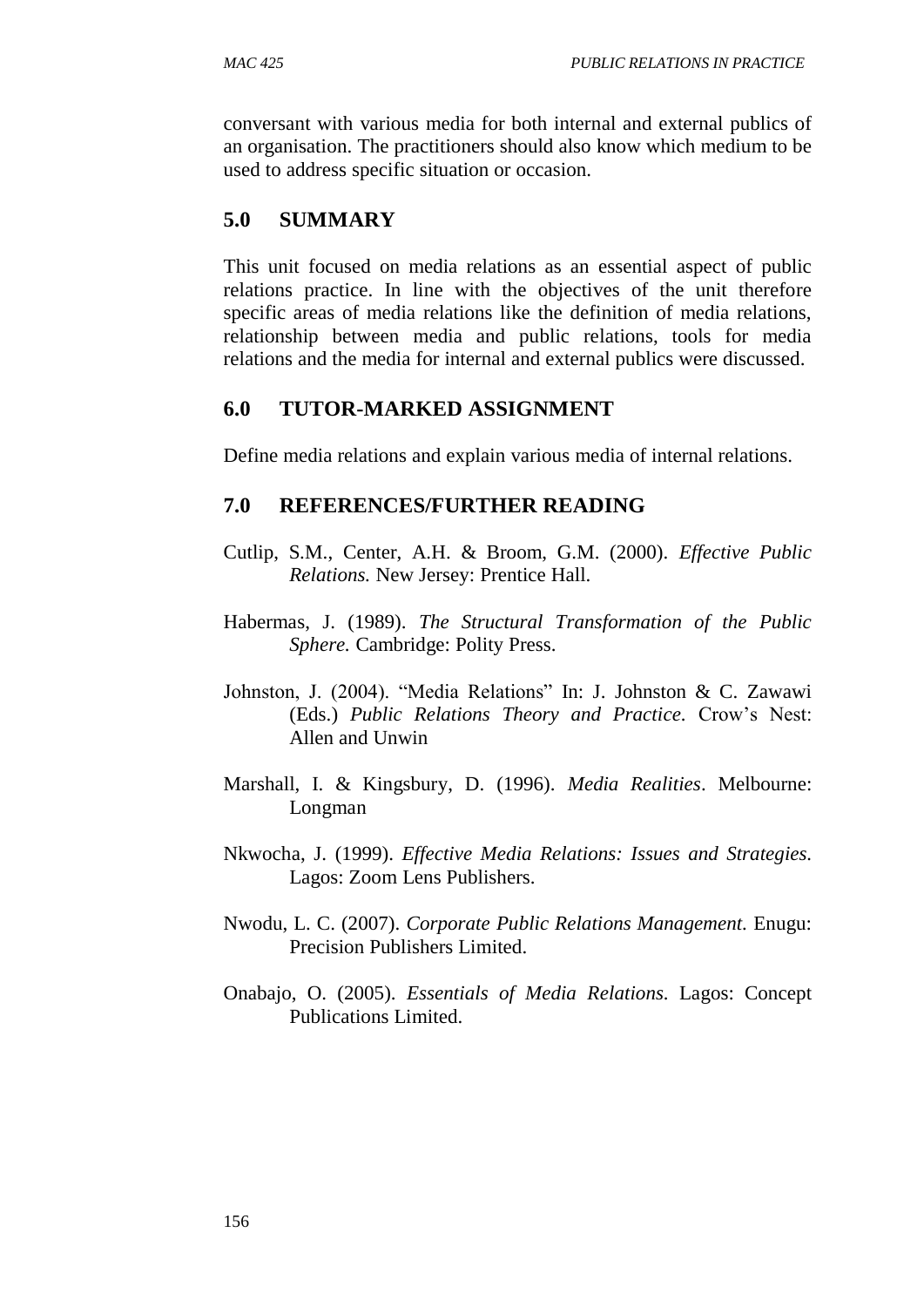conversant with various media for both internal and external publics of an organisation. The practitioners should also know which medium to be used to address specific situation or occasion.

## 5.0 SUMMARY

This unit focused on media relations as an essential aspect of public relations practice. In line with the objectives of the unit therefore specific areas of media relations like the definition of media relations, relationship between media and public relations, tools for media relations and the media for internal and external publics were discussed.

## 6.0 TUTOR-MARKED ASSIGNMENT

Define media relations and explain various media of internal relations.

## 7.0 REFERENCES/FURTHER READING

Cutlip, S.M., Center, A.H. & Broom, G.M. (2000). *Effective Public Relations.* New Jersey: Prentice Hall.

Habermas, J. (1989). *The Structural Transformation of the Public Sphere.* Cambridge: Polity Press.

Johnston, J. (2004). "Media Relations" In: J. Johnston & C. Zawawi (Eds.) *Public Relations Theory and Practice*. Crow's Nest: Allen and Unwin

Marshall, I. & Kingsbury, D. (1996). *Media Realities*. Melbourne: Longman

Nkwocha, J. (1999). *Effective Media Relations: Issues and Strategies.* Lagos: Zoom Lens Publishers.

Nwodu, L. C. (2007). *Corporate Public Relations Management.* Enugu: Precision Publishers Limited.

Onabajo, O. (2005). *Essentials of Media Relations.* Lagos: Concept Publications Limited.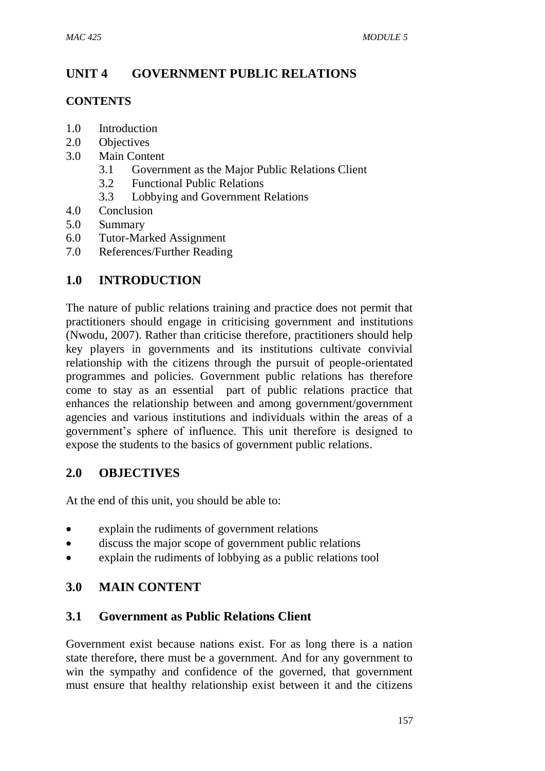# UNIT 4 GOVERNMENT PUBLIC RELATIONS

## CONTENTS

1.0 Introduction
2.0 Objectives
3.0 Main Content
 3.1 Government as the Major Public Relations Client
 3.2 Functional Public Relations
 3.3 Lobbying and Government Relations
4.0 Conclusion
5.0 Summary
6.0 Tutor-Marked Assignment
7.0 References/Further Reading

## 1.0 INTRODUCTION

The nature of public relations training and practice does not permit that practitioners should engage in criticising government and institutions (Nwodu, 2007). Rather than criticise therefore, practitioners should help key players in governments and its institutions cultivate convivial relationship with the citizens through the pursuit of people-orientated programmes and policies. Government public relations has therefore come to stay as an essential part of public relations practice that enhances the relationship between and among government/government agencies and various institutions and individuals within the areas of a government's sphere of influence. This unit therefore is designed to expose the students to the basics of government public relations.

## 2.0 OBJECTIVES

At the end of this unit, you should be able to:

- explain the rudiments of government relations
- discuss the major scope of government public relations
- explain the rudiments of lobbying as a public relations tool

## 3.0 MAIN CONTENT

### 3.1 Government as Public Relations Client

Government exist because nations exist. For as long there is a nation state therefore, there must be a government. And for any government to win the sympathy and confidence of the governed, that government must ensure that healthy relationship exist between it and the citizens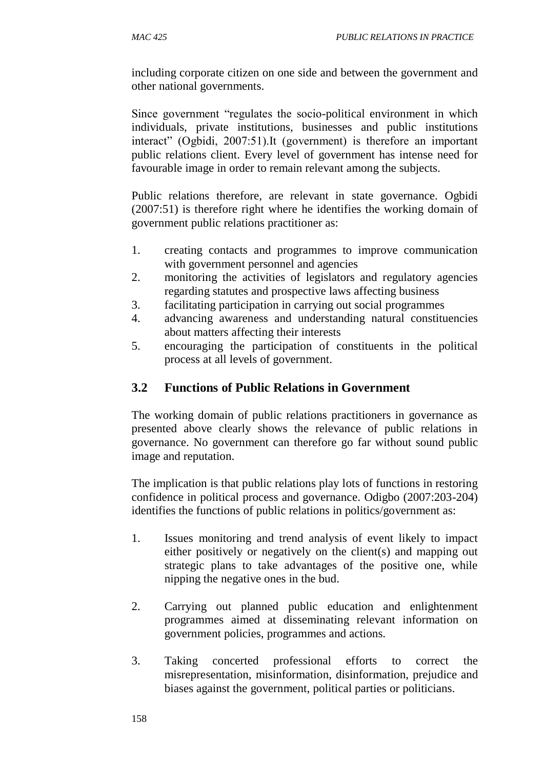including corporate citizen on one side and between the government and other national governments.

Since government "regulates the socio-political environment in which individuals, private institutions, businesses and public institutions interact" (Ogbidi, 2007:51).It (government) is therefore an important public relations client. Every level of government has intense need for favourable image in order to remain relevant among the subjects.

Public relations therefore, are relevant in state governance. Ogbidi (2007:51) is therefore right where he identifies the working domain of government public relations practitioner as:

1. creating contacts and programmes to improve communication with government personnel and agencies
2. monitoring the activities of legislators and regulatory agencies regarding statutes and prospective laws affecting business
3. facilitating participation in carrying out social programmes
4. advancing awareness and understanding natural constituencies about matters affecting their interests
5. encouraging the participation of constituents in the political process at all levels of government.

## 3.2 Functions of Public Relations in Government

The working domain of public relations practitioners in governance as presented above clearly shows the relevance of public relations in governance. No government can therefore go far without sound public image and reputation.

The implication is that public relations play lots of functions in restoring confidence in political process and governance. Odigbo (2007:203-204) identifies the functions of public relations in politics/government as:

1. Issues monitoring and trend analysis of event likely to impact either positively or negatively on the client(s) and mapping out strategic plans to take advantages of the positive one, while nipping the negative ones in the bud.

2. Carrying out planned public education and enlightenment programmes aimed at disseminating relevant information on government policies, programmes and actions.

3. Taking concerted professional efforts to correct the misrepresentation, misinformation, disinformation, prejudice and biases against the government, political parties or politicians.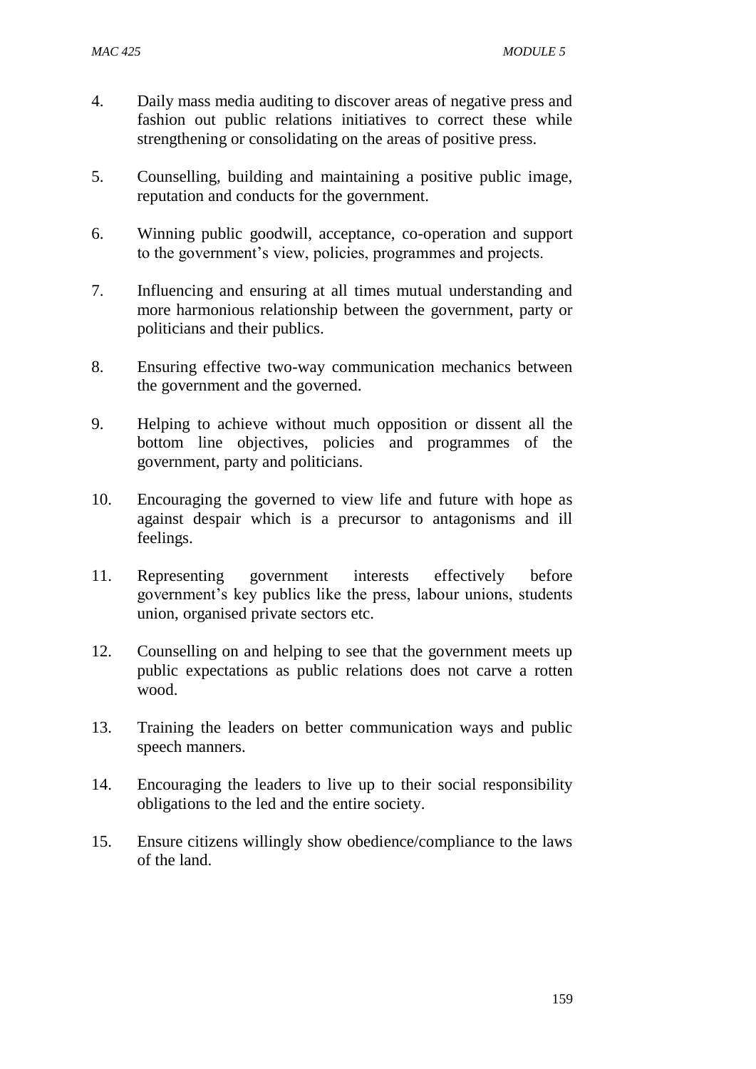4. Daily mass media auditing to discover areas of negative press and fashion out public relations initiatives to correct these while strengthening or consolidating on the areas of positive press.

5. Counselling, building and maintaining a positive public image, reputation and conducts for the government.

6. Winning public goodwill, acceptance, co-operation and support to the government's view, policies, programmes and projects.

7. Influencing and ensuring at all times mutual understanding and more harmonious relationship between the government, party or politicians and their publics.

8. Ensuring effective two-way communication mechanics between the government and the governed.

9. Helping to achieve without much opposition or dissent all the bottom line objectives, policies and programmes of the government, party and politicians.

10. Encouraging the governed to view life and future with hope as against despair which is a precursor to antagonisms and ill feelings.

11. Representing government interests effectively before government's key publics like the press, labour unions, students union, organised private sectors etc.

12. Counselling on and helping to see that the government meets up public expectations as public relations does not carve a rotten wood.

13. Training the leaders on better communication ways and public speech manners.

14. Encouraging the leaders to live up to their social responsibility obligations to the led and the entire society.

15. Ensure citizens willingly show obedience/compliance to the laws of the land.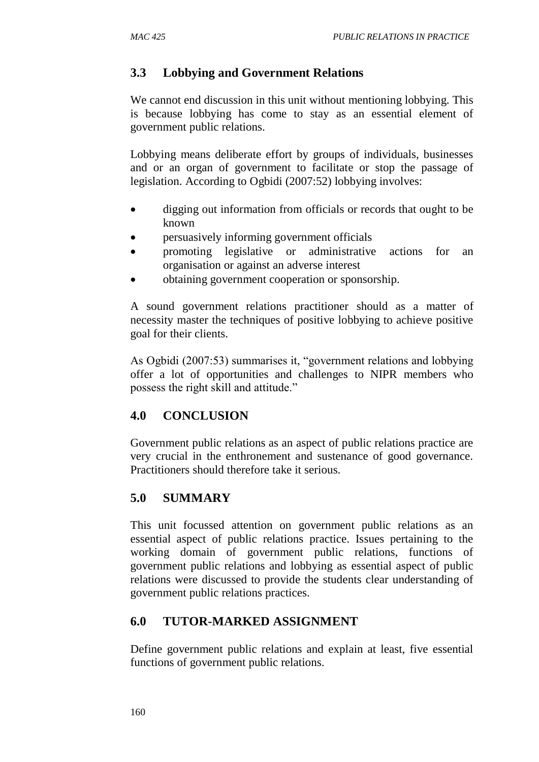## 3.3 Lobbying and Government Relations

We cannot end discussion in this unit without mentioning lobbying. This is because lobbying has come to stay as an essential element of government public relations.

Lobbying means deliberate effort by groups of individuals, businesses and or an organ of government to facilitate or stop the passage of legislation. According to Ogbidi (2007:52) lobbying involves:

- digging out information from officials or records that ought to be known
- persuasively informing government officials
- promoting legislative or administrative actions for an organisation or against an adverse interest
- obtaining government cooperation or sponsorship.

A sound government relations practitioner should as a matter of necessity master the techniques of positive lobbying to achieve positive goal for their clients.

As Ogbidi (2007:53) summarises it, "government relations and lobbying offer a lot of opportunities and challenges to NIPR members who possess the right skill and attitude."

## 4.0 CONCLUSION

Government public relations as an aspect of public relations practice are very crucial in the enthronement and sustenance of good governance. Practitioners should therefore take it serious.

## 5.0 SUMMARY

This unit focussed attention on government public relations as an essential aspect of public relations practice. Issues pertaining to the working domain of government public relations, functions of government public relations and lobbying as essential aspect of public relations were discussed to provide the students clear understanding of government public relations practices.

## 6.0 TUTOR-MARKED ASSIGNMENT

Define government public relations and explain at least, five essential functions of government public relations.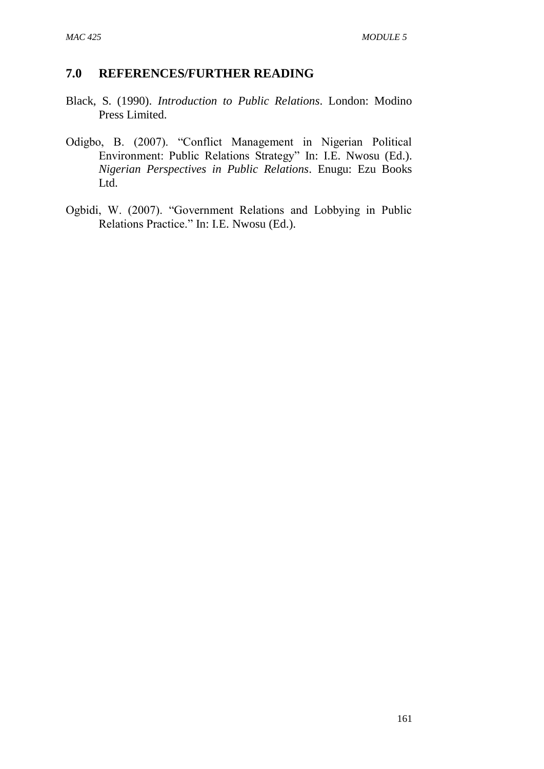## 7.0 REFERENCES/FURTHER READING

Black, S. (1990). *Introduction to Public Relations*. London: Modino Press Limited.

Odigbo, B. (2007). "Conflict Management in Nigerian Political Environment: Public Relations Strategy" In: I.E. Nwosu (Ed.). *Nigerian Perspectives in Public Relations*. Enugu: Ezu Books Ltd.

Ogbidi, W. (2007). "Government Relations and Lobbying in Public Relations Practice." In: I.E. Nwosu (Ed.).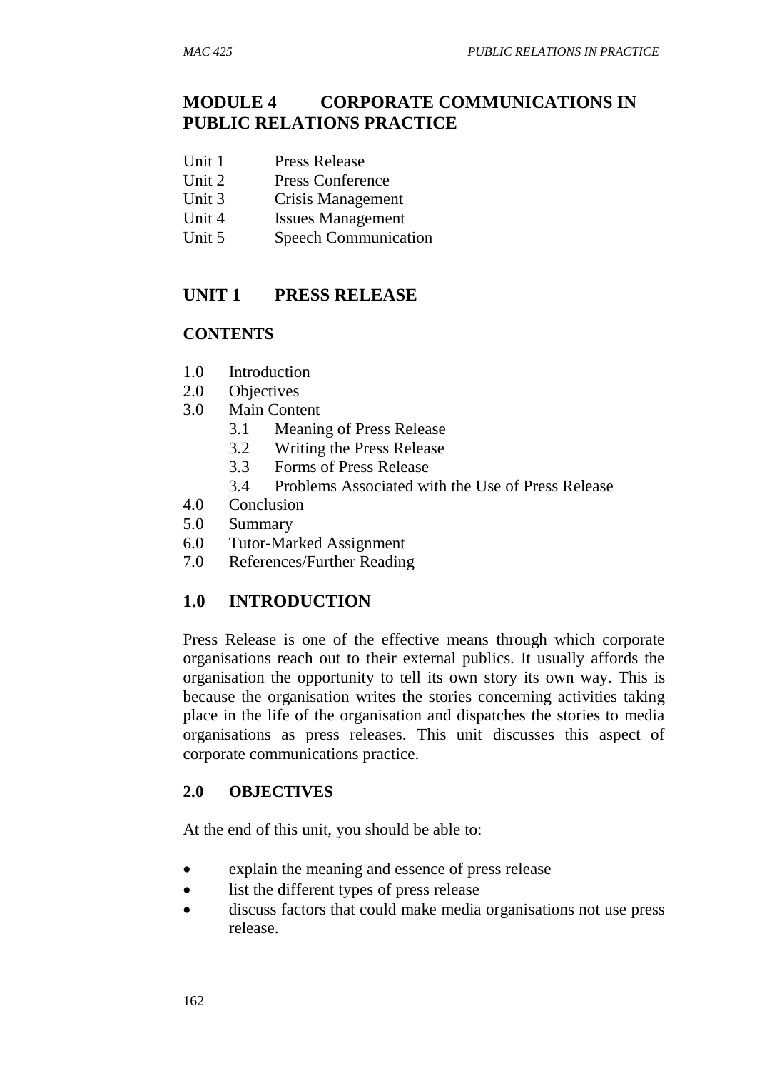# MODULE 4 CORPORATE COMMUNICATIONS IN PUBLIC RELATIONS PRACTICE

Unit 1 Press Release
Unit 2 Press Conference
Unit 3 Crisis Management
Unit 4 Issues Management
Unit 5 Speech Communication

## UNIT 1 PRESS RELEASE

### CONTENTS

1.0 Introduction
2.0 Objectives
3.0 Main Content
  3.1 Meaning of Press Release
  3.2 Writing the Press Release
  3.3 Forms of Press Release
  3.4 Problems Associated with the Use of Press Release
4.0 Conclusion
5.0 Summary
6.0 Tutor-Marked Assignment
7.0 References/Further Reading

## 1.0 INTRODUCTION

Press Release is one of the effective means through which corporate organisations reach out to their external publics. It usually affords the organisation the opportunity to tell its own story its own way. This is because the organisation writes the stories concerning activities taking place in the life of the organisation and dispatches the stories to media organisations as press releases. This unit discusses this aspect of corporate communications practice.

### 2.0 OBJECTIVES

At the end of this unit, you should be able to:

- explain the meaning and essence of press release
- list the different types of press release
- discuss factors that could make media organisations not use press release.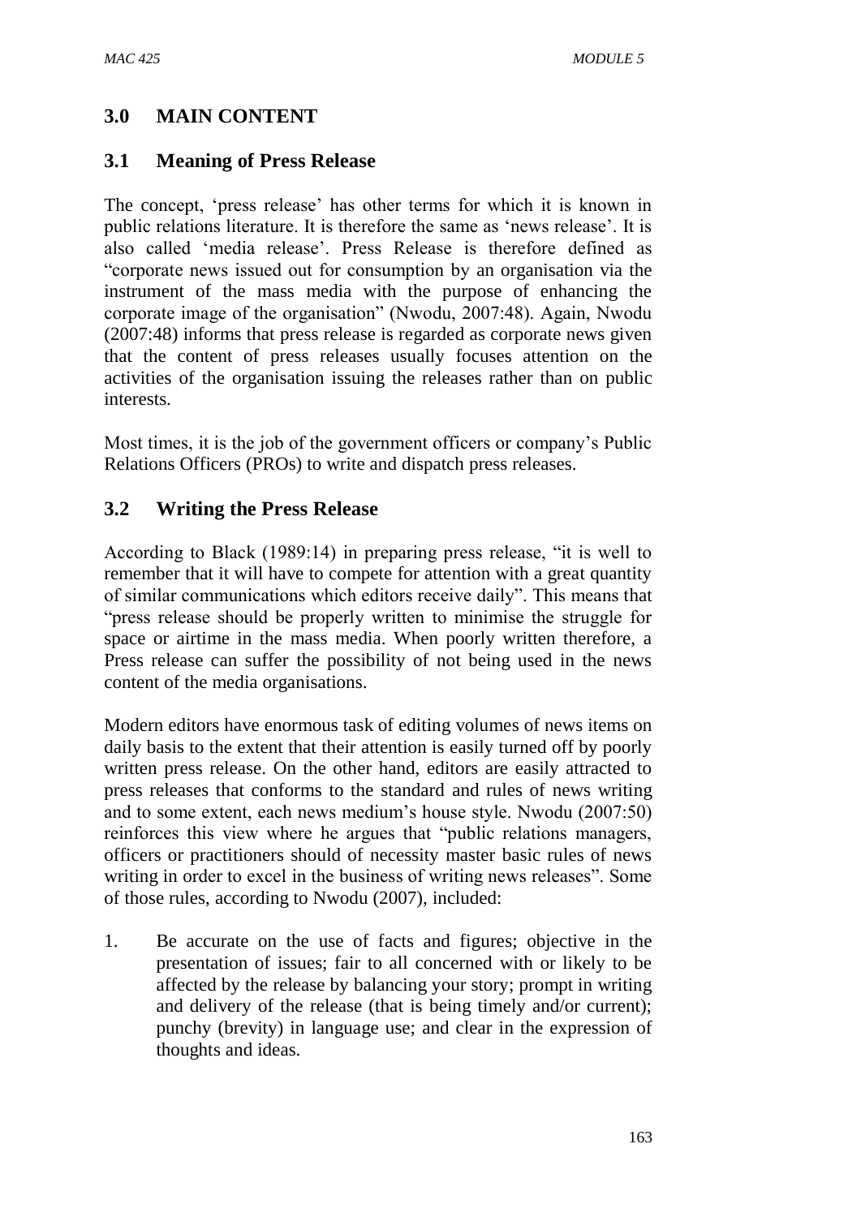## 3.0 MAIN CONTENT

### 3.1 Meaning of Press Release

The concept, 'press release' has other terms for which it is known in public relations literature. It is therefore the same as 'news release'. It is also called 'media release'. Press Release is therefore defined as "corporate news issued out for consumption by an organisation via the instrument of the mass media with the purpose of enhancing the corporate image of the organisation" (Nwodu, 2007:48). Again, Nwodu (2007:48) informs that press release is regarded as corporate news given that the content of press releases usually focuses attention on the activities of the organisation issuing the releases rather than on public interests.

Most times, it is the job of the government officers or company's Public Relations Officers (PROs) to write and dispatch press releases.

### 3.2 Writing the Press Release

According to Black (1989:14) in preparing press release, "it is well to remember that it will have to compete for attention with a great quantity of similar communications which editors receive daily". This means that "press release should be properly written to minimise the struggle for space or airtime in the mass media. When poorly written therefore, a Press release can suffer the possibility of not being used in the news content of the media organisations.

Modern editors have enormous task of editing volumes of news items on daily basis to the extent that their attention is easily turned off by poorly written press release. On the other hand, editors are easily attracted to press releases that conforms to the standard and rules of news writing and to some extent, each news medium's house style. Nwodu (2007:50) reinforces this view where he argues that "public relations managers, officers or practitioners should of necessity master basic rules of news writing in order to excel in the business of writing news releases". Some of those rules, according to Nwodu (2007), included:

1. Be accurate on the use of facts and figures; objective in the presentation of issues; fair to all concerned with or likely to be affected by the release by balancing your story; prompt in writing and delivery of the release (that is being timely and/or current); punchy (brevity) in language use; and clear in the expression of thoughts and ideas.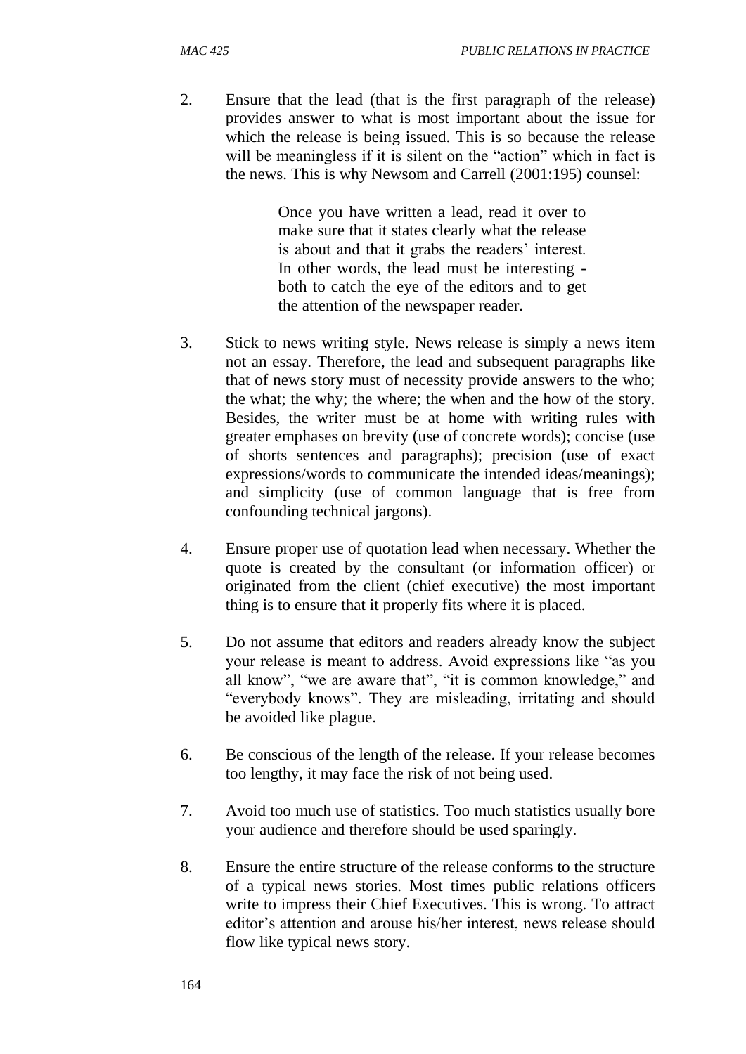2. Ensure that the lead (that is the first paragraph of the release) provides answer to what is most important about the issue for which the release is being issued. This is so because the release will be meaningless if it is silent on the "action" which in fact is the news. This is why Newsom and Carrell (2001:195) counsel:

   > Once you have written a lead, read it over to make sure that it states clearly what the release is about and that it grabs the readers' interest. In other words, the lead must be interesting - both to catch the eye of the editors and to get the attention of the newspaper reader.

3. Stick to news writing style. News release is simply a news item not an essay. Therefore, the lead and subsequent paragraphs like that of news story must of necessity provide answers to the who; the what; the why; the where; the when and the how of the story. Besides, the writer must be at home with writing rules with greater emphases on brevity (use of concrete words); concise (use of shorts sentences and paragraphs); precision (use of exact expressions/words to communicate the intended ideas/meanings); and simplicity (use of common language that is free from confounding technical jargons).

4. Ensure proper use of quotation lead when necessary. Whether the quote is created by the consultant (or information officer) or originated from the client (chief executive) the most important thing is to ensure that it properly fits where it is placed.

5. Do not assume that editors and readers already know the subject your release is meant to address. Avoid expressions like "as you all know", "we are aware that", "it is common knowledge," and "everybody knows". They are misleading, irritating and should be avoided like plague.

6. Be conscious of the length of the release. If your release becomes too lengthy, it may face the risk of not being used.

7. Avoid too much use of statistics. Too much statistics usually bore your audience and therefore should be used sparingly.

8. Ensure the entire structure of the release conforms to the structure of a typical news stories. Most times public relations officers write to impress their Chief Executives. This is wrong. To attract editor's attention and arouse his/her interest, news release should flow like typical news story.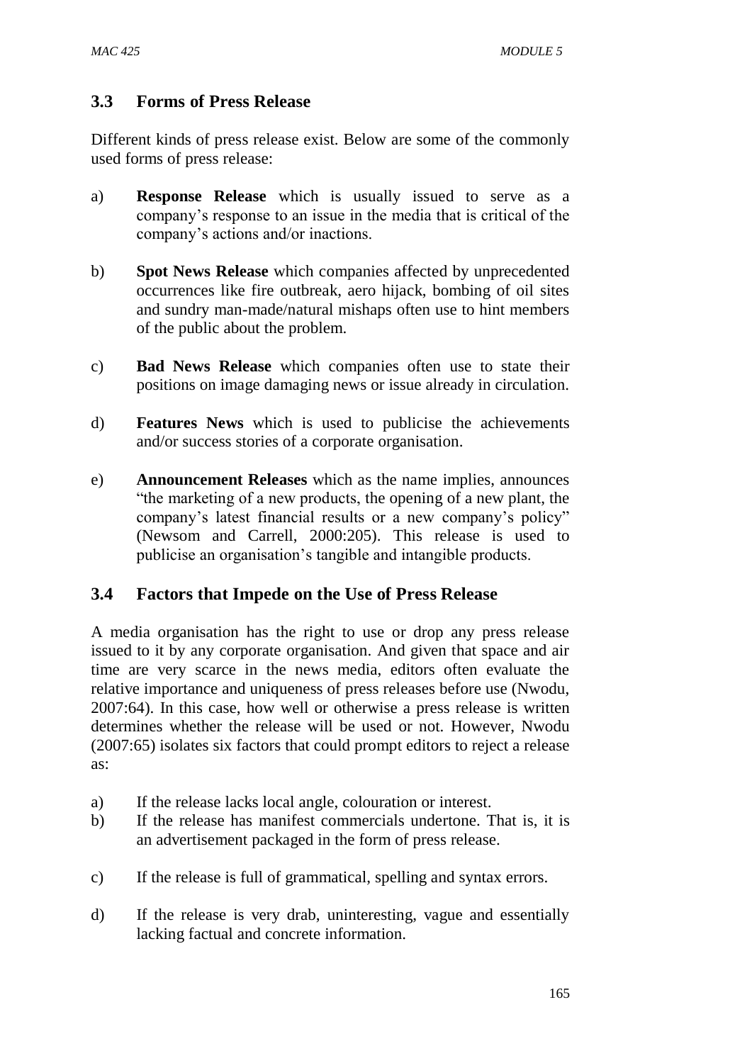## 3.3 Forms of Press Release

Different kinds of press release exist. Below are some of the commonly used forms of press release:

a) **Response Release** which is usually issued to serve as a company's response to an issue in the media that is critical of the company's actions and/or inactions.

b) **Spot News Release** which companies affected by unprecedented occurrences like fire outbreak, aero hijack, bombing of oil sites and sundry man-made/natural mishaps often use to hint members of the public about the problem.

c) **Bad News Release** which companies often use to state their positions on image damaging news or issue already in circulation.

d) **Features News** which is used to publicise the achievements and/or success stories of a corporate organisation.

e) **Announcement Releases** which as the name implies, announces "the marketing of a new products, the opening of a new plant, the company's latest financial results or a new company's policy" (Newsom and Carrell, 2000:205). This release is used to publicise an organisation's tangible and intangible products.

## 3.4 Factors that Impede on the Use of Press Release

A media organisation has the right to use or drop any press release issued to it by any corporate organisation. And given that space and air time are very scarce in the news media, editors often evaluate the relative importance and uniqueness of press releases before use (Nwodu, 2007:64). In this case, how well or otherwise a press release is written determines whether the release will be used or not. However, Nwodu (2007:65) isolates six factors that could prompt editors to reject a release as:

a) If the release lacks local angle, colouration or interest.
b) If the release has manifest commercials undertone. That is, it is an advertisement packaged in the form of press release.
c) If the release is full of grammatical, spelling and syntax errors.
d) If the release is very drab, uninteresting, vague and essentially lacking factual and concrete information.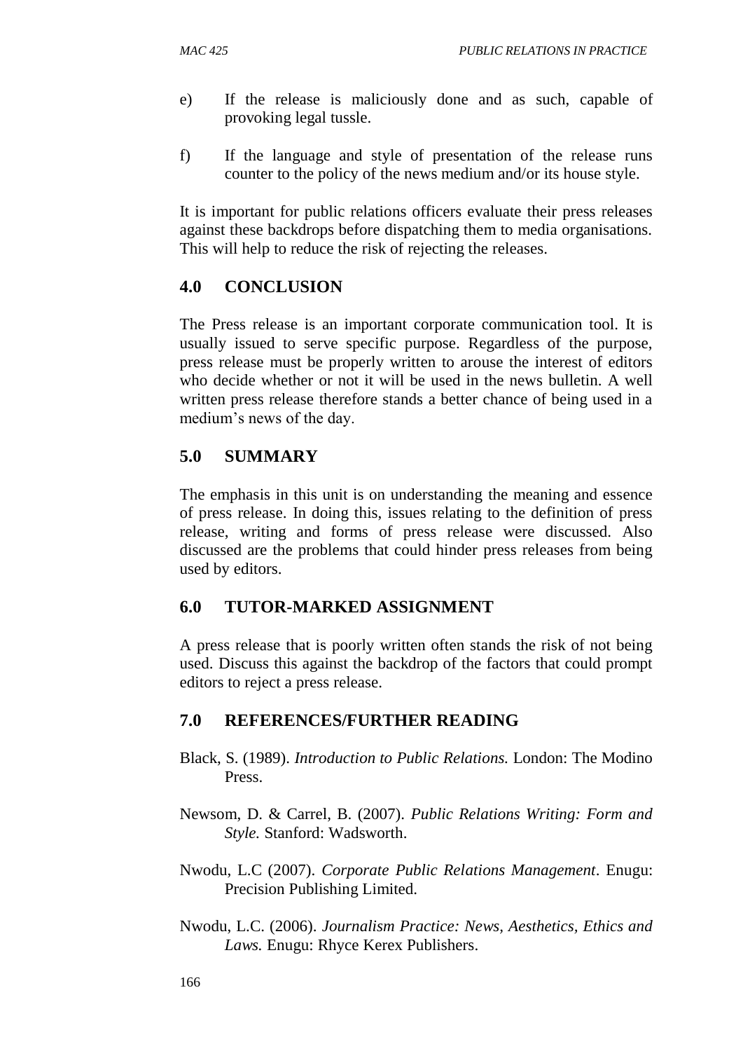e) If the release is maliciously done and as such, capable of provoking legal tussle.

f) If the language and style of presentation of the release runs counter to the policy of the news medium and/or its house style.

It is important for public relations officers evaluate their press releases against these backdrops before dispatching them to media organisations. This will help to reduce the risk of rejecting the releases.

## 4.0 CONCLUSION

The Press release is an important corporate communication tool. It is usually issued to serve specific purpose. Regardless of the purpose, press release must be properly written to arouse the interest of editors who decide whether or not it will be used in the news bulletin. A well written press release therefore stands a better chance of being used in a medium's news of the day.

## 5.0 SUMMARY

The emphasis in this unit is on understanding the meaning and essence of press release. In doing this, issues relating to the definition of press release, writing and forms of press release were discussed. Also discussed are the problems that could hinder press releases from being used by editors.

## 6.0 TUTOR-MARKED ASSIGNMENT

A press release that is poorly written often stands the risk of not being used. Discuss this against the backdrop of the factors that could prompt editors to reject a press release.

## 7.0 REFERENCES/FURTHER READING

Black, S. (1989). *Introduction to Public Relations.* London: The Modino Press.

Newsom, D. & Carrel, B. (2007). *Public Relations Writing: Form and Style.* Stanford: Wadsworth.

Nwodu, L.C (2007). *Corporate Public Relations Management*. Enugu: Precision Publishing Limited.

Nwodu, L.C. (2006). *Journalism Practice: News, Aesthetics, Ethics and Laws.* Enugu: Rhyce Kerex Publishers.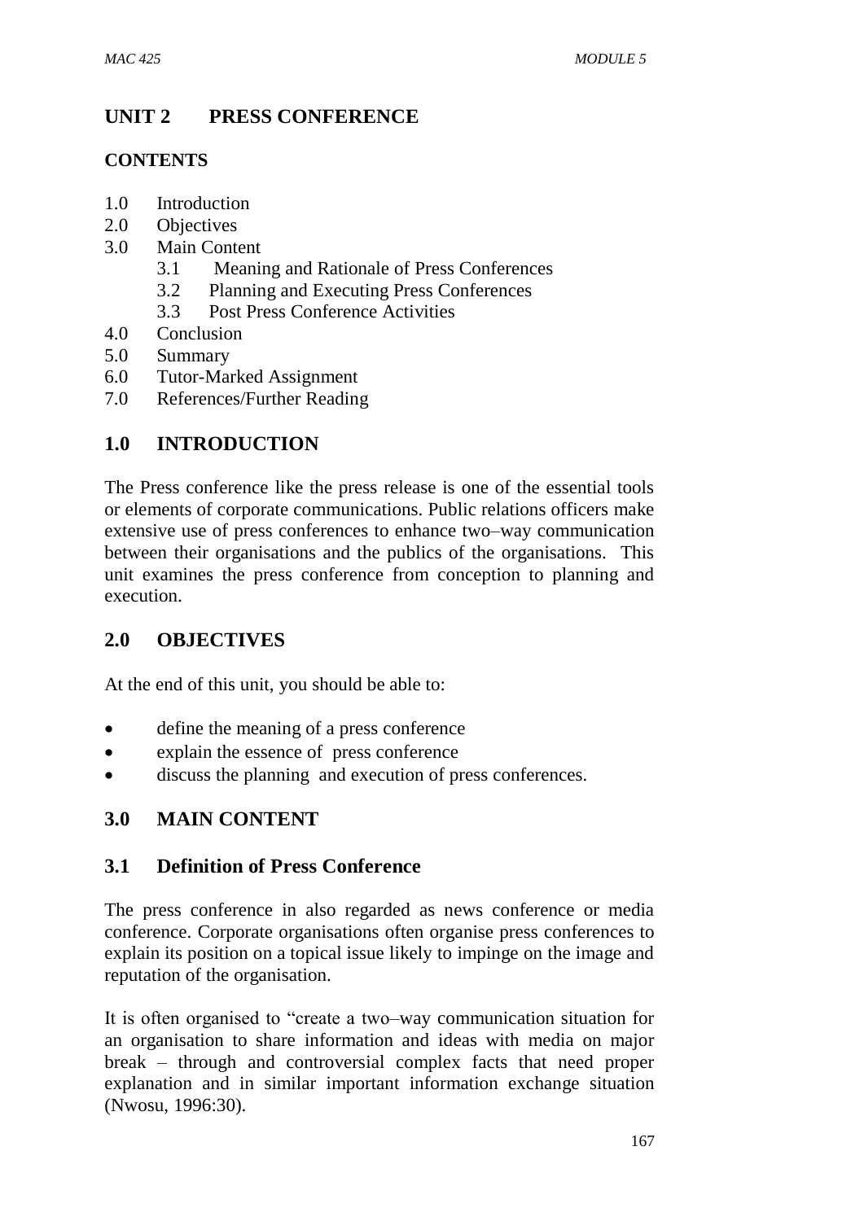# UNIT 2 PRESS CONFERENCE

## CONTENTS

1.0 Introduction
2.0 Objectives
3.0 Main Content
  3.1 Meaning and Rationale of Press Conferences
  3.2 Planning and Executing Press Conferences
  3.3 Post Press Conference Activities
4.0 Conclusion
5.0 Summary
6.0 Tutor-Marked Assignment
7.0 References/Further Reading

## 1.0 INTRODUCTION

The Press conference like the press release is one of the essential tools or elements of corporate communications. Public relations officers make extensive use of press conferences to enhance two–way communication between their organisations and the publics of the organisations. This unit examines the press conference from conception to planning and execution.

## 2.0 OBJECTIVES

At the end of this unit, you should be able to:

- define the meaning of a press conference
- explain the essence of press conference
- discuss the planning and execution of press conferences.

## 3.0 MAIN CONTENT

### 3.1 Definition of Press Conference

The press conference in also regarded as news conference or media conference. Corporate organisations often organise press conferences to explain its position on a topical issue likely to impinge on the image and reputation of the organisation.

It is often organised to "create a two–way communication situation for an organisation to share information and ideas with media on major break – through and controversial complex facts that need proper explanation and in similar important information exchange situation (Nwosu, 1996:30).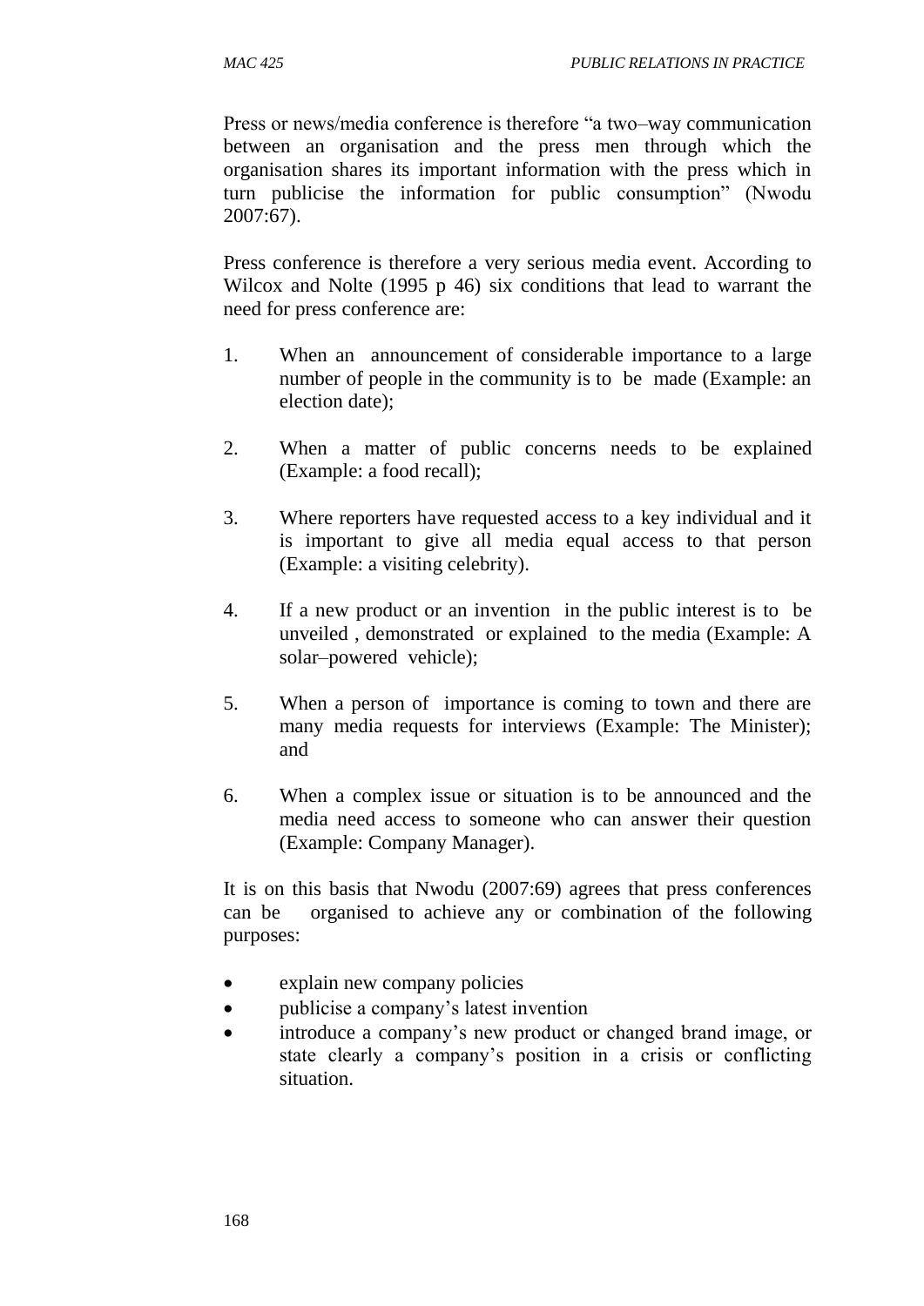Press or news/media conference is therefore "a two–way communication between an organisation and the press men through which the organisation shares its important information with the press which in turn publicise the information for public consumption" (Nwodu 2007:67).

Press conference is therefore a very serious media event. According to Wilcox and Nolte (1995 p 46) six conditions that lead to warrant the need for press conference are:

1. When an announcement of considerable importance to a large number of people in the community is to be made (Example: an election date);

2. When a matter of public concerns needs to be explained (Example: a food recall);

3. Where reporters have requested access to a key individual and it is important to give all media equal access to that person (Example: a visiting celebrity).

4. If a new product or an invention in the public interest is to be unveiled , demonstrated or explained to the media (Example: A solar–powered vehicle);

5. When a person of importance is coming to town and there are many media requests for interviews (Example: The Minister); and

6. When a complex issue or situation is to be announced and the media need access to someone who can answer their question (Example: Company Manager).

It is on this basis that Nwodu (2007:69) agrees that press conferences can be organised to achieve any or combination of the following purposes:

- explain new company policies
- publicise a company's latest invention
- introduce a company's new product or changed brand image, or state clearly a company's position in a crisis or conflicting situation.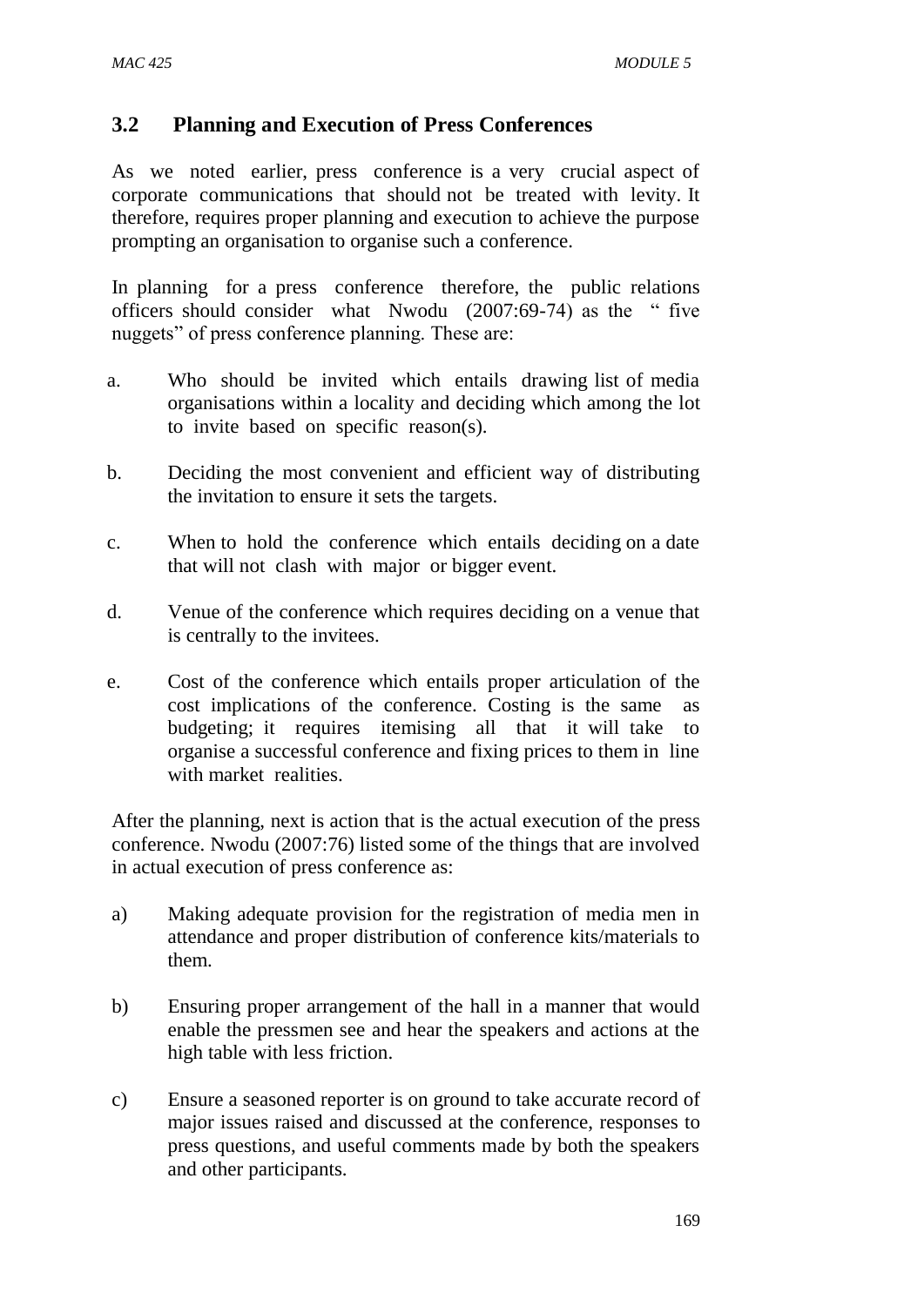## 3.2 Planning and Execution of Press Conferences

As we noted earlier, press conference is a very crucial aspect of corporate communications that should not be treated with levity. It therefore, requires proper planning and execution to achieve the purpose prompting an organisation to organise such a conference.

In planning for a press conference therefore, the public relations officers should consider what Nwodu (2007:69-74) as the " five nuggets" of press conference planning. These are:

a. Who should be invited which entails drawing list of media organisations within a locality and deciding which among the lot to invite based on specific reason(s).

b. Deciding the most convenient and efficient way of distributing the invitation to ensure it sets the targets.

c. When to hold the conference which entails deciding on a date that will not clash with major or bigger event.

d. Venue of the conference which requires deciding on a venue that is centrally to the invitees.

e. Cost of the conference which entails proper articulation of the cost implications of the conference. Costing is the same as budgeting; it requires itemising all that it will take to organise a successful conference and fixing prices to them in line with market realities.

After the planning, next is action that is the actual execution of the press conference. Nwodu (2007:76) listed some of the things that are involved in actual execution of press conference as:

a) Making adequate provision for the registration of media men in attendance and proper distribution of conference kits/materials to them.

b) Ensuring proper arrangement of the hall in a manner that would enable the pressmen see and hear the speakers and actions at the high table with less friction.

c) Ensure a seasoned reporter is on ground to take accurate record of major issues raised and discussed at the conference, responses to press questions, and useful comments made by both the speakers and other participants.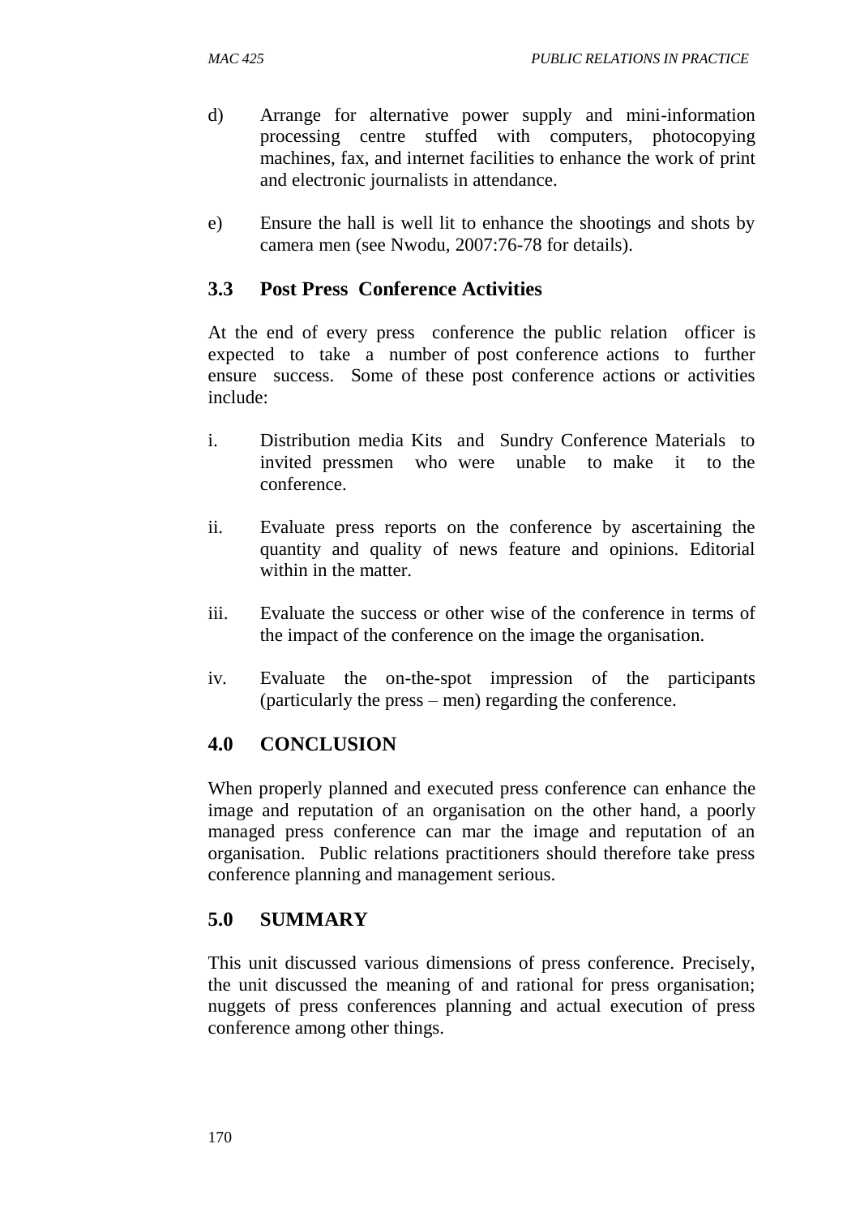d) Arrange for alternative power supply and mini-information processing centre stuffed with computers, photocopying machines, fax, and internet facilities to enhance the work of print and electronic journalists in attendance.

e) Ensure the hall is well lit to enhance the shootings and shots by camera men (see Nwodu, 2007:76-78 for details).

### 3.3 Post Press Conference Activities

At the end of every press conference the public relation officer is expected to take a number of post conference actions to further ensure success. Some of these post conference actions or activities include:

i. Distribution media Kits and Sundry Conference Materials to invited pressmen who were unable to make it to the conference.

ii. Evaluate press reports on the conference by ascertaining the quantity and quality of news feature and opinions. Editorial within in the matter.

iii. Evaluate the success or other wise of the conference in terms of the impact of the conference on the image the organisation.

iv. Evaluate the on-the-spot impression of the participants (particularly the press – men) regarding the conference.

## 4.0 CONCLUSION

When properly planned and executed press conference can enhance the image and reputation of an organisation on the other hand, a poorly managed press conference can mar the image and reputation of an organisation. Public relations practitioners should therefore take press conference planning and management serious.

## 5.0 SUMMARY

This unit discussed various dimensions of press conference. Precisely, the unit discussed the meaning of and rational for press organisation; nuggets of press conferences planning and actual execution of press conference among other things.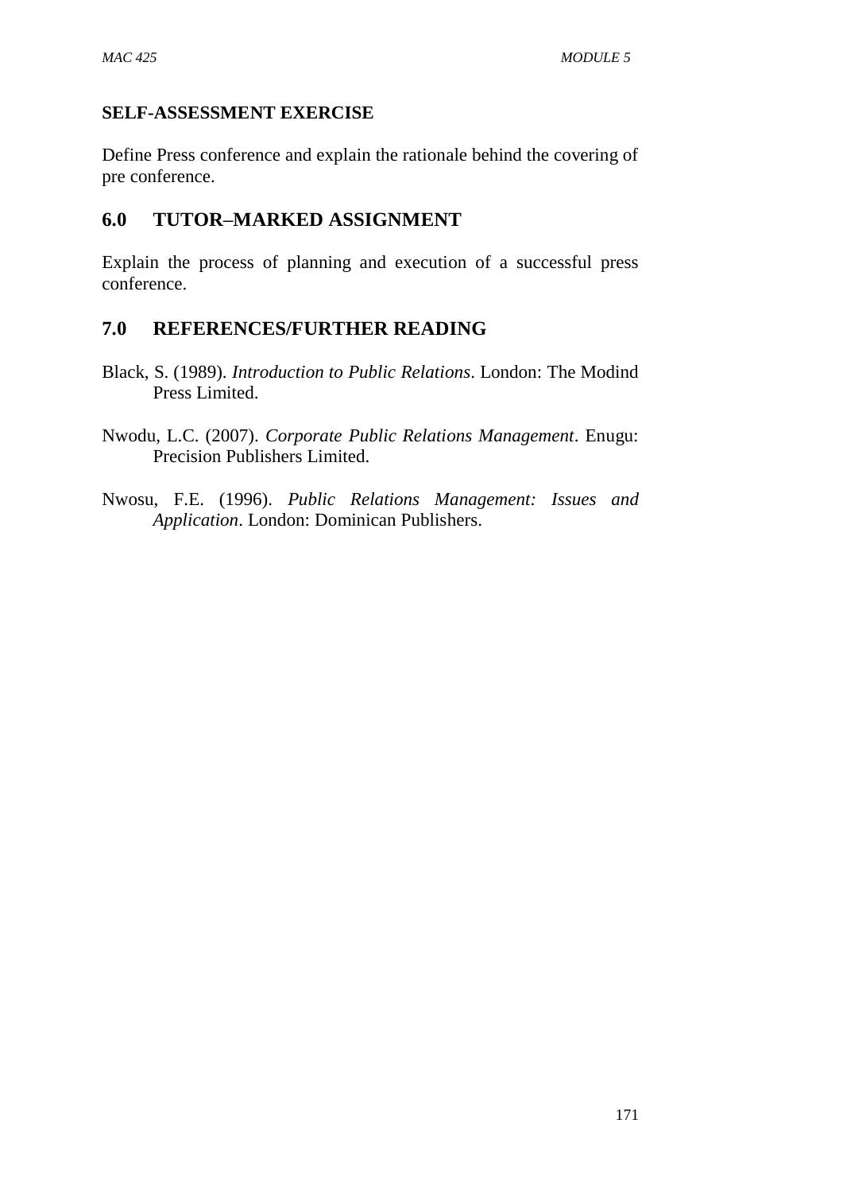**SELF-ASSESSMENT EXERCISE**

Define Press conference and explain the rationale behind the covering of pre conference.

## 6.0 TUTOR–MARKED ASSIGNMENT

Explain the process of planning and execution of a successful press conference.

## 7.0 REFERENCES/FURTHER READING

Black, S. (1989). *Introduction to Public Relations*. London: The Modind Press Limited.

Nwodu, L.C. (2007). *Corporate Public Relations Management*. Enugu: Precision Publishers Limited.

Nwosu, F.E. (1996). *Public Relations Management: Issues and Application*. London: Dominican Publishers.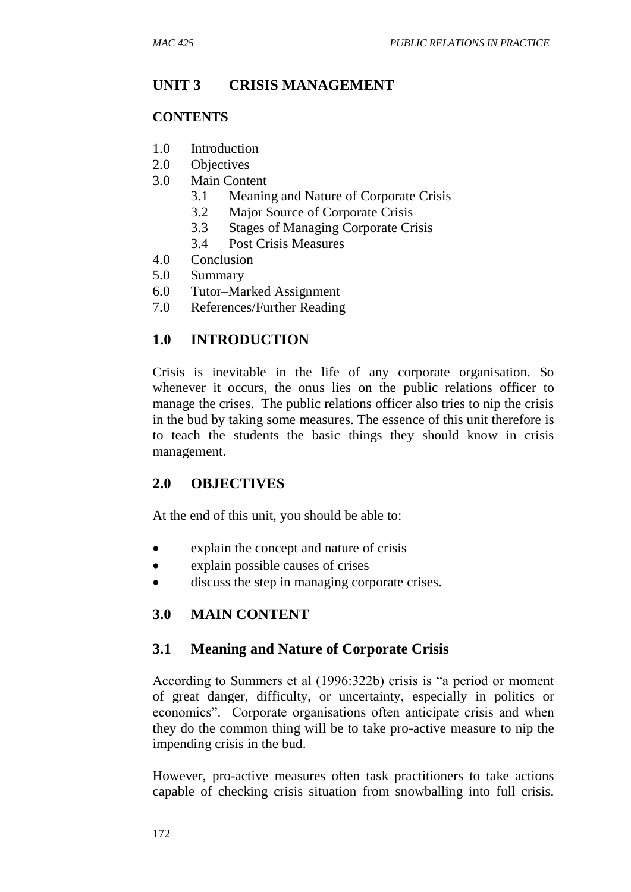## UNIT 3 CRISIS MANAGEMENT

### CONTENTS

1.0 Introduction
2.0 Objectives
3.0 Main Content
    3.1 Meaning and Nature of Corporate Crisis
    3.2 Major Source of Corporate Crisis
    3.3 Stages of Managing Corporate Crisis
    3.4 Post Crisis Measures
4.0 Conclusion
5.0 Summary
6.0 Tutor–Marked Assignment
7.0 References/Further Reading

### 1.0 INTRODUCTION

Crisis is inevitable in the life of any corporate organisation. So whenever it occurs, the onus lies on the public relations officer to manage the crises. The public relations officer also tries to nip the crisis in the bud by taking some measures. The essence of this unit therefore is to teach the students the basic things they should know in crisis management.

### 2.0 OBJECTIVES

At the end of this unit, you should be able to:

- explain the concept and nature of crisis
- explain possible causes of crises
- discuss the step in managing corporate crises.

### 3.0 MAIN CONTENT

### 3.1 Meaning and Nature of Corporate Crisis

According to Summers et al (1996:322b) crisis is "a period or moment of great danger, difficulty, or uncertainty, especially in politics or economics". Corporate organisations often anticipate crisis and when they do the common thing will be to take pro-active measure to nip the impending crisis in the bud.

However, pro-active measures often task practitioners to take actions capable of checking crisis situation from snowballing into full crisis.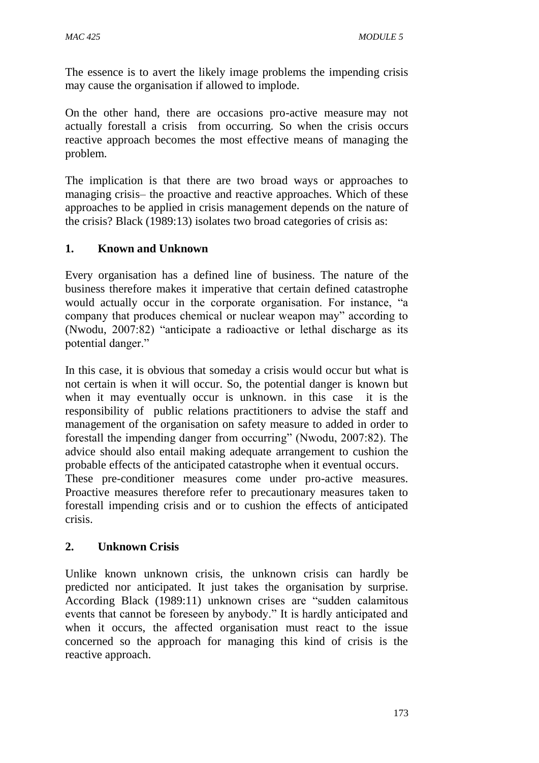The essence is to avert the likely image problems the impending crisis may cause the organisation if allowed to implode.

On the other hand, there are occasions pro-active measure may not actually forestall a crisis from occurring. So when the crisis occurs reactive approach becomes the most effective means of managing the problem.

The implication is that there are two broad ways or approaches to managing crisis– the proactive and reactive approaches. Which of these approaches to be applied in crisis management depends on the nature of the crisis? Black (1989:13) isolates two broad categories of crisis as:

## 1. Known and Unknown

Every organisation has a defined line of business. The nature of the business therefore makes it imperative that certain defined catastrophe would actually occur in the corporate organisation. For instance, "a company that produces chemical or nuclear weapon may" according to (Nwodu, 2007:82) "anticipate a radioactive or lethal discharge as its potential danger."

In this case, it is obvious that someday a crisis would occur but what is not certain is when it will occur. So, the potential danger is known but when it may eventually occur is unknown. in this case it is the responsibility of public relations practitioners to advise the staff and management of the organisation on safety measure to added in order to forestall the impending danger from occurring" (Nwodu, 2007:82). The advice should also entail making adequate arrangement to cushion the probable effects of the anticipated catastrophe when it eventual occurs. These pre-conditioner measures come under pro-active measures. Proactive measures therefore refer to precautionary measures taken to forestall impending crisis and or to cushion the effects of anticipated crisis.

## 2. Unknown Crisis

Unlike known unknown crisis, the unknown crisis can hardly be predicted nor anticipated. It just takes the organisation by surprise. According Black (1989:11) unknown crises are "sudden calamitous events that cannot be foreseen by anybody." It is hardly anticipated and when it occurs, the affected organisation must react to the issue concerned so the approach for managing this kind of crisis is the reactive approach.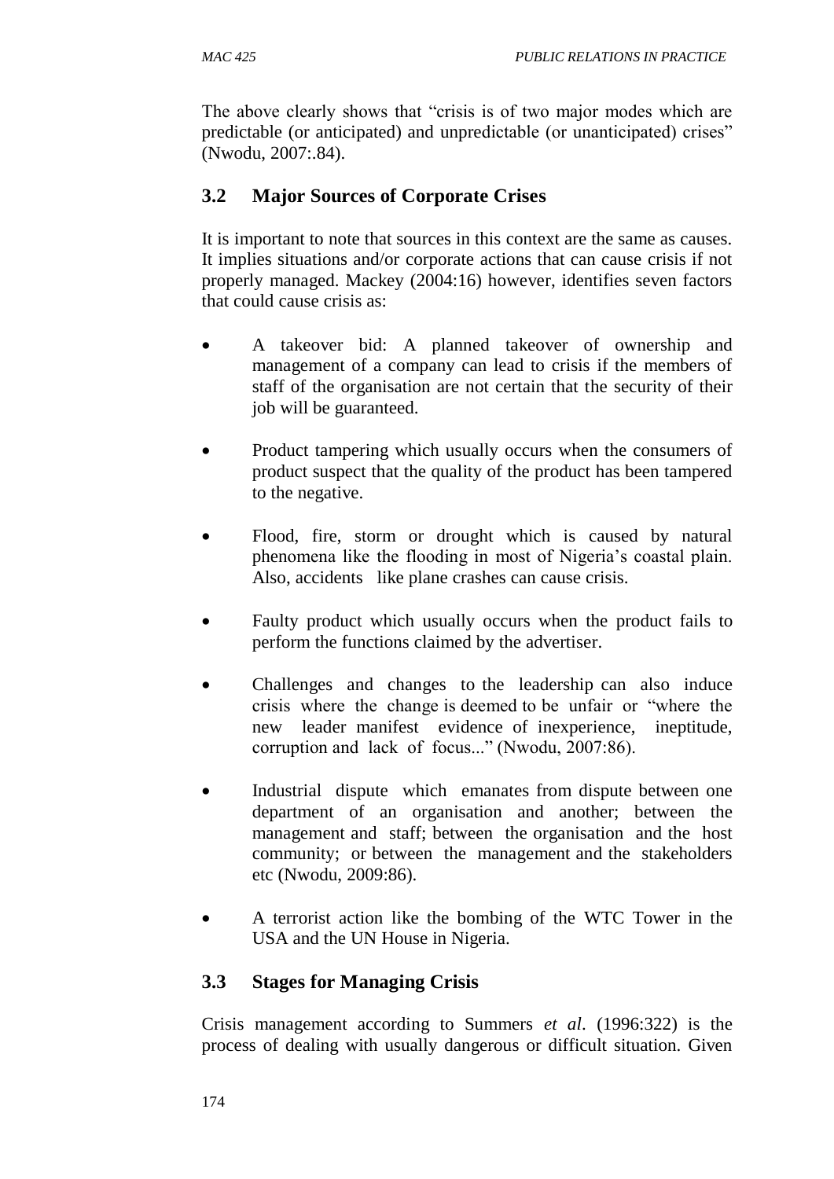The above clearly shows that "crisis is of two major modes which are predictable (or anticipated) and unpredictable (or unanticipated) crises" (Nwodu, 2007:.84).

## 3.2 Major Sources of Corporate Crises

It is important to note that sources in this context are the same as causes. It implies situations and/or corporate actions that can cause crisis if not properly managed. Mackey (2004:16) however, identifies seven factors that could cause crisis as:

- A takeover bid: A planned takeover of ownership and management of a company can lead to crisis if the members of staff of the organisation are not certain that the security of their job will be guaranteed.

- Product tampering which usually occurs when the consumers of product suspect that the quality of the product has been tampered to the negative.

- Flood, fire, storm or drought which is caused by natural phenomena like the flooding in most of Nigeria's coastal plain. Also, accidents like plane crashes can cause crisis.

- Faulty product which usually occurs when the product fails to perform the functions claimed by the advertiser.

- Challenges and changes to the leadership can also induce crisis where the change is deemed to be unfair or "where the new leader manifest evidence of inexperience, ineptitude, corruption and lack of focus..." (Nwodu, 2007:86).

- Industrial dispute which emanates from dispute between one department of an organisation and another; between the management and staff; between the organisation and the host community; or between the management and the stakeholders etc (Nwodu, 2009:86).

- A terrorist action like the bombing of the WTC Tower in the USA and the UN House in Nigeria.

## 3.3 Stages for Managing Crisis

Crisis management according to Summers *et al*. (1996:322) is the process of dealing with usually dangerous or difficult situation. Given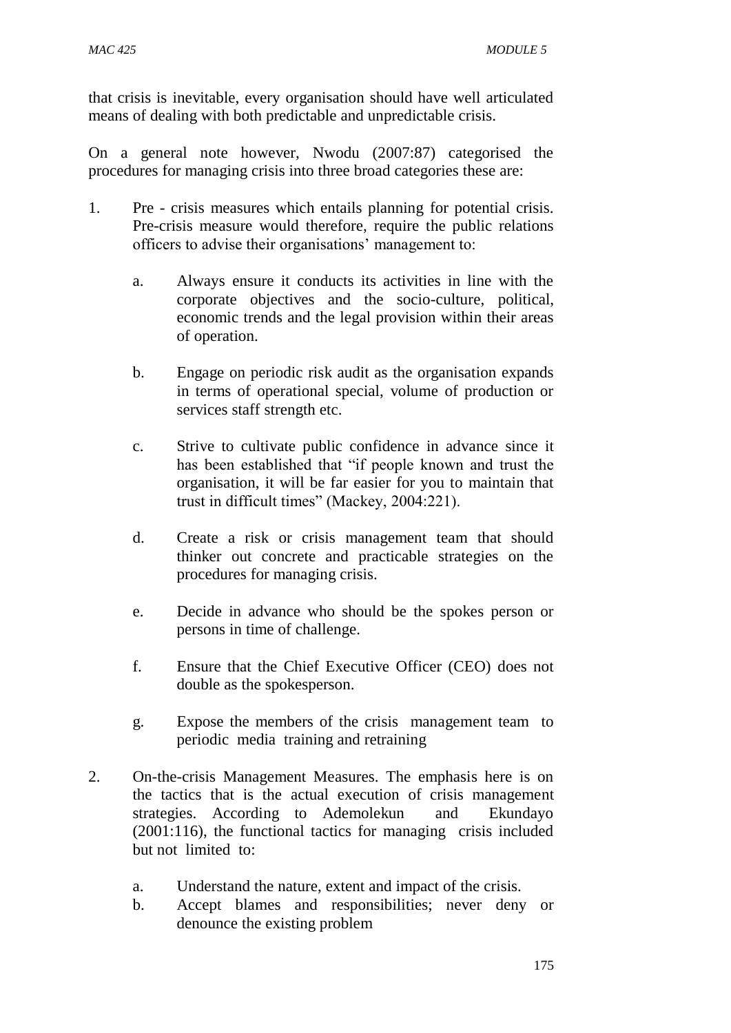that crisis is inevitable, every organisation should have well articulated means of dealing with both predictable and unpredictable crisis.

On a general note however, Nwodu (2007:87) categorised the procedures for managing crisis into three broad categories these are:

1. Pre - crisis measures which entails planning for potential crisis. Pre-crisis measure would therefore, require the public relations officers to advise their organisations' management to:

   a. Always ensure it conducts its activities in line with the corporate objectives and the socio-culture, political, economic trends and the legal provision within their areas of operation.

   b. Engage on periodic risk audit as the organisation expands in terms of operational special, volume of production or services staff strength etc.

   c. Strive to cultivate public confidence in advance since it has been established that "if people known and trust the organisation, it will be far easier for you to maintain that trust in difficult times" (Mackey, 2004:221).

   d. Create a risk or crisis management team that should thinker out concrete and practicable strategies on the procedures for managing crisis.

   e. Decide in advance who should be the spokes person or persons in time of challenge.

   f. Ensure that the Chief Executive Officer (CEO) does not double as the spokesperson.

   g. Expose the members of the crisis management team to periodic media training and retraining

2. On-the-crisis Management Measures. The emphasis here is on the tactics that is the actual execution of crisis management strategies. According to Ademolekun and Ekundayo (2001:116), the functional tactics for managing crisis included but not limited to:

   a. Understand the nature, extent and impact of the crisis.
   b. Accept blames and responsibilities; never deny or denounce the existing problem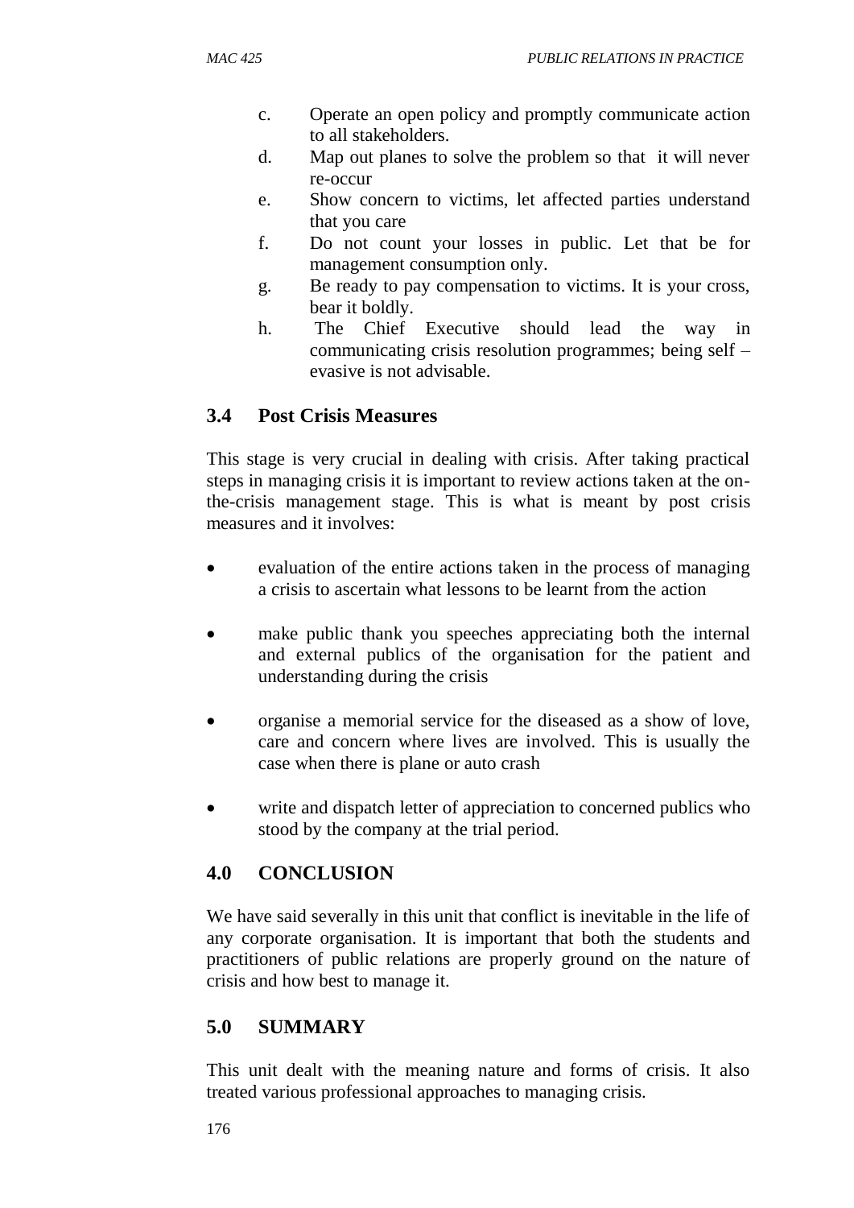c. Operate an open policy and promptly communicate action to all stakeholders.
d. Map out planes to solve the problem so that it will never re-occur
e. Show concern to victims, let affected parties understand that you care
f. Do not count your losses in public. Let that be for management consumption only.
g. Be ready to pay compensation to victims. It is your cross, bear it boldly.
h. The Chief Executive should lead the way in communicating crisis resolution programmes; being self – evasive is not advisable.

### 3.4 Post Crisis Measures

This stage is very crucial in dealing with crisis. After taking practical steps in managing crisis it is important to review actions taken at the on-the-crisis management stage. This is what is meant by post crisis measures and it involves:

- evaluation of the entire actions taken in the process of managing a crisis to ascertain what lessons to be learnt from the action
- make public thank you speeches appreciating both the internal and external publics of the organisation for the patient and understanding during the crisis
- organise a memorial service for the diseased as a show of love, care and concern where lives are involved. This is usually the case when there is plane or auto crash
- write and dispatch letter of appreciation to concerned publics who stood by the company at the trial period.

## 4.0 CONCLUSION

We have said severally in this unit that conflict is inevitable in the life of any corporate organisation. It is important that both the students and practitioners of public relations are properly ground on the nature of crisis and how best to manage it.

## 5.0 SUMMARY

This unit dealt with the meaning nature and forms of crisis. It also treated various professional approaches to managing crisis.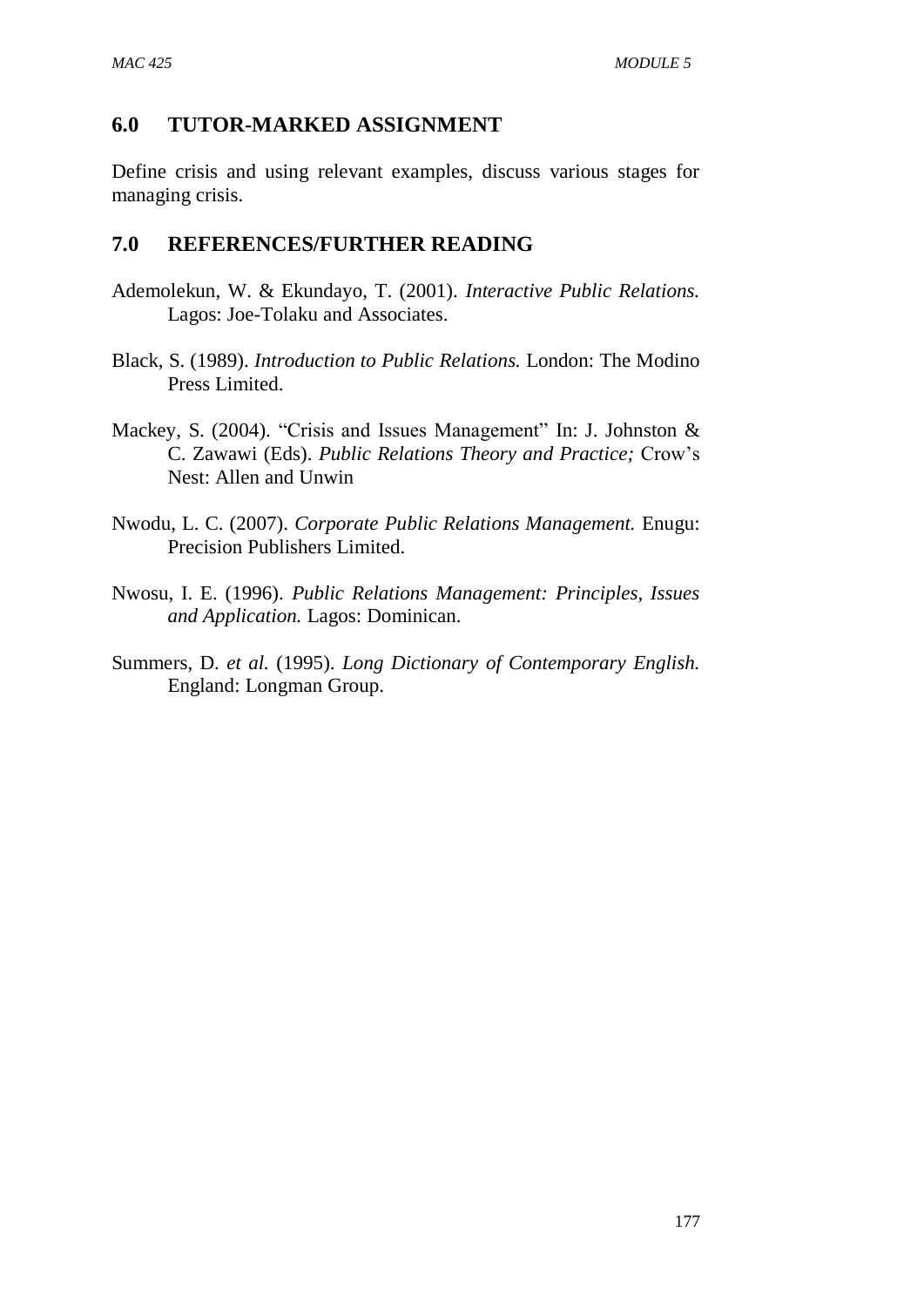## 6.0 TUTOR-MARKED ASSIGNMENT

Define crisis and using relevant examples, discuss various stages for managing crisis.

## 7.0 REFERENCES/FURTHER READING

Ademolekun, W. & Ekundayo, T. (2001). *Interactive Public Relations.* Lagos: Joe-Tolaku and Associates.

Black, S. (1989). *Introduction to Public Relations.* London: The Modino Press Limited.

Mackey, S. (2004). "Crisis and Issues Management" In: J. Johnston & C. Zawawi (Eds). *Public Relations Theory and Practice;* Crow's Nest: Allen and Unwin

Nwodu, L. C. (2007). *Corporate Public Relations Management.* Enugu: Precision Publishers Limited.

Nwosu, I. E. (1996). *Public Relations Management: Principles, Issues and Application.* Lagos: Dominican.

Summers, D. *et al.* (1995). *Long Dictionary of Contemporary English.* England: Longman Group.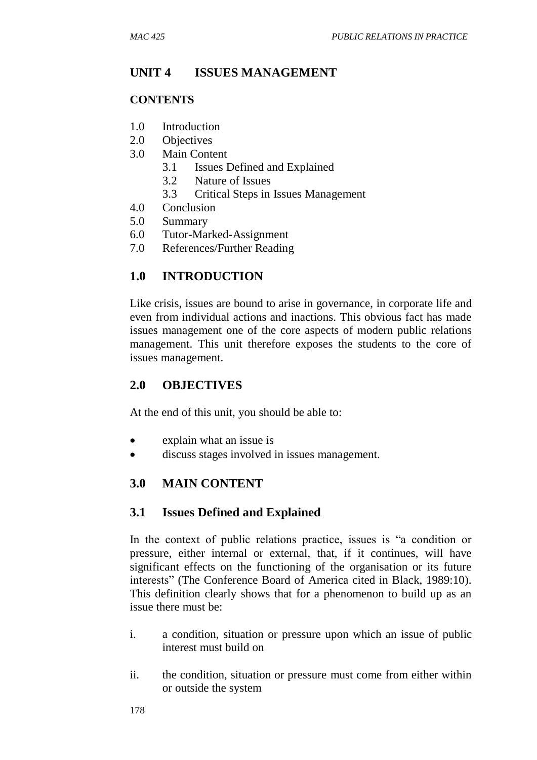## UNIT 4 ISSUES MANAGEMENT

**CONTENTS**

- 1.0 Introduction
- 2.0 Objectives
- 3.0 Main Content
    - 3.1 Issues Defined and Explained
    - 3.2 Nature of Issues
    - 3.3 Critical Steps in Issues Management
- 4.0 Conclusion
- 5.0 Summary
- 6.0 Tutor-Marked-Assignment
- 7.0 References/Further Reading

### 1.0 INTRODUCTION

Like crisis, issues are bound to arise in governance, in corporate life and even from individual actions and inactions. This obvious fact has made issues management one of the core aspects of modern public relations management. This unit therefore exposes the students to the core of issues management.

### 2.0 OBJECTIVES

At the end of this unit, you should be able to:

- explain what an issue is
- discuss stages involved in issues management.

### 3.0 MAIN CONTENT

### 3.1 Issues Defined and Explained

In the context of public relations practice, issues is "a condition or pressure, either internal or external, that, if it continues, will have significant effects on the functioning of the organisation or its future interests" (The Conference Board of America cited in Black, 1989:10). This definition clearly shows that for a phenomenon to build up as an issue there must be:

i. a condition, situation or pressure upon which an issue of public interest must build on

ii. the condition, situation or pressure must come from either within or outside the system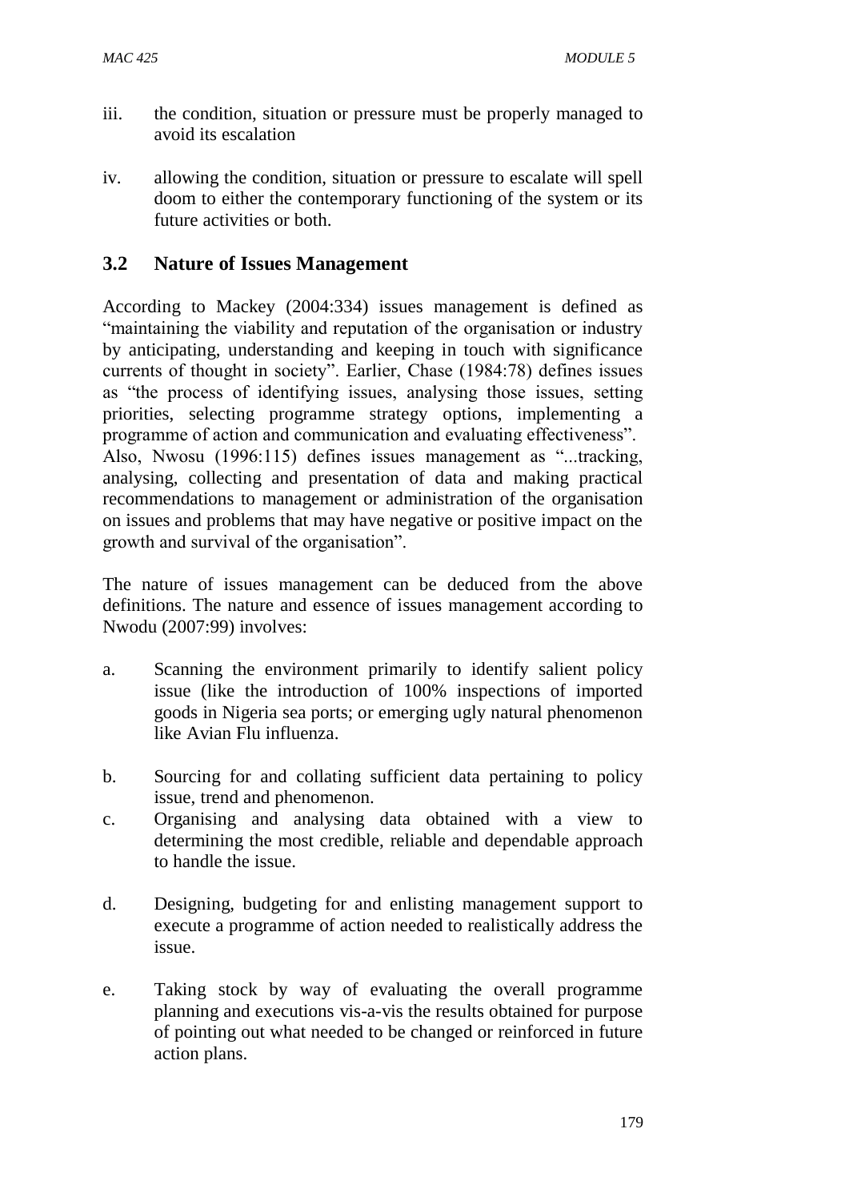iii. the condition, situation or pressure must be properly managed to avoid its escalation

iv. allowing the condition, situation or pressure to escalate will spell doom to either the contemporary functioning of the system or its future activities or both.

## 3.2 Nature of Issues Management

According to Mackey (2004:334) issues management is defined as "maintaining the viability and reputation of the organisation or industry by anticipating, understanding and keeping in touch with significance currents of thought in society". Earlier, Chase (1984:78) defines issues as "the process of identifying issues, analysing those issues, setting priorities, selecting programme strategy options, implementing a programme of action and communication and evaluating effectiveness". Also, Nwosu (1996:115) defines issues management as "...tracking, analysing, collecting and presentation of data and making practical recommendations to management or administration of the organisation on issues and problems that may have negative or positive impact on the growth and survival of the organisation".

The nature of issues management can be deduced from the above definitions. The nature and essence of issues management according to Nwodu (2007:99) involves:

a. Scanning the environment primarily to identify salient policy issue (like the introduction of 100% inspections of imported goods in Nigeria sea ports; or emerging ugly natural phenomenon like Avian Flu influenza.

b. Sourcing for and collating sufficient data pertaining to policy issue, trend and phenomenon.

c. Organising and analysing data obtained with a view to determining the most credible, reliable and dependable approach to handle the issue.

d. Designing, budgeting for and enlisting management support to execute a programme of action needed to realistically address the issue.

e. Taking stock by way of evaluating the overall programme planning and executions vis-a-vis the results obtained for purpose of pointing out what needed to be changed or reinforced in future action plans.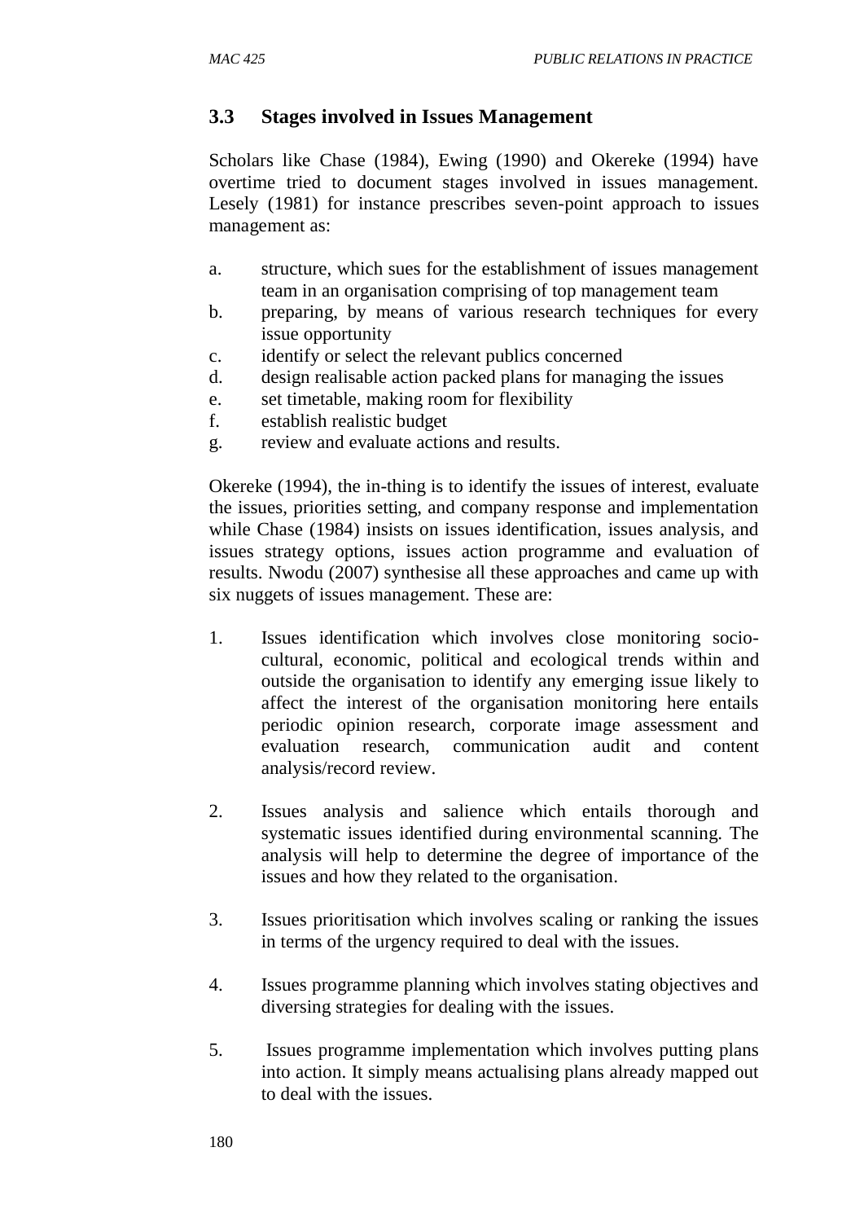### 3.3 Stages involved in Issues Management

Scholars like Chase (1984), Ewing (1990) and Okereke (1994) have overtime tried to document stages involved in issues management. Lesely (1981) for instance prescribes seven-point approach to issues management as:

a. structure, which sues for the establishment of issues management team in an organisation comprising of top management team
b. preparing, by means of various research techniques for every issue opportunity
c. identify or select the relevant publics concerned
d. design realisable action packed plans for managing the issues
e. set timetable, making room for flexibility
f. establish realistic budget
g. review and evaluate actions and results.

Okereke (1994), the in-thing is to identify the issues of interest, evaluate the issues, priorities setting, and company response and implementation while Chase (1984) insists on issues identification, issues analysis, and issues strategy options, issues action programme and evaluation of results. Nwodu (2007) synthesise all these approaches and came up with six nuggets of issues management. These are:

1. Issues identification which involves close monitoring socio-cultural, economic, political and ecological trends within and outside the organisation to identify any emerging issue likely to affect the interest of the organisation monitoring here entails periodic opinion research, corporate image assessment and evaluation research, communication audit and content analysis/record review.

2. Issues analysis and salience which entails thorough and systematic issues identified during environmental scanning. The analysis will help to determine the degree of importance of the issues and how they related to the organisation.

3. Issues prioritisation which involves scaling or ranking the issues in terms of the urgency required to deal with the issues.

4. Issues programme planning which involves stating objectives and diversing strategies for dealing with the issues.

5. Issues programme implementation which involves putting plans into action. It simply means actualising plans already mapped out to deal with the issues.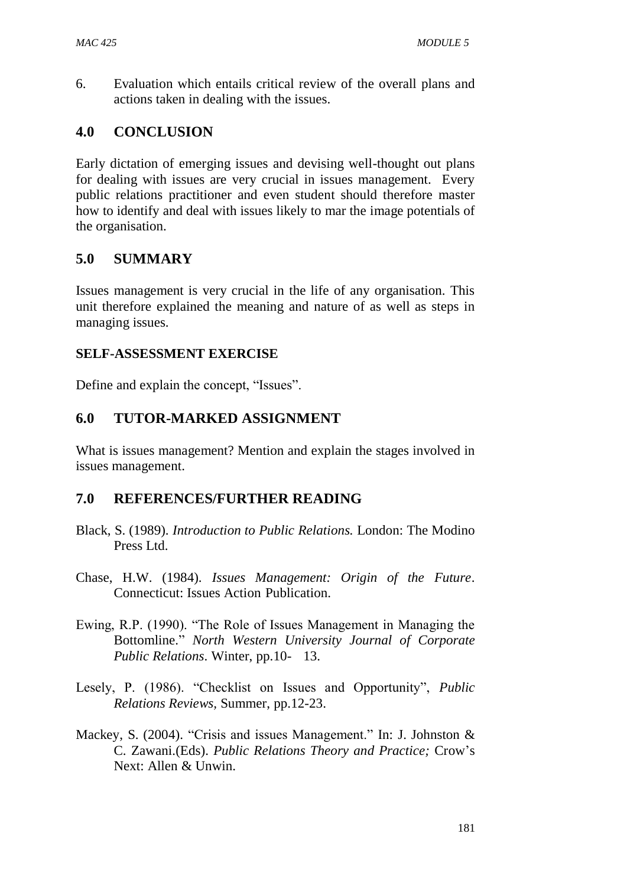6. Evaluation which entails critical review of the overall plans and actions taken in dealing with the issues.

## 4.0 CONCLUSION

Early dictation of emerging issues and devising well-thought out plans for dealing with issues are very crucial in issues management. Every public relations practitioner and even student should therefore master how to identify and deal with issues likely to mar the image potentials of the organisation.

## 5.0 SUMMARY

Issues management is very crucial in the life of any organisation. This unit therefore explained the meaning and nature of as well as steps in managing issues.

### SELF-ASSESSMENT EXERCISE

Define and explain the concept, "Issues".

## 6.0 TUTOR-MARKED ASSIGNMENT

What is issues management? Mention and explain the stages involved in issues management.

## 7.0 REFERENCES/FURTHER READING

Black, S. (1989). *Introduction to Public Relations.* London: The Modino Press Ltd.

Chase, H.W. (1984). *Issues Management: Origin of the Future*. Connecticut: Issues Action Publication.

Ewing, R.P. (1990). "The Role of Issues Management in Managing the Bottomline." *North Western University Journal of Corporate Public Relations*. Winter, pp.10- 13.

Lesely, P. (1986). "Checklist on Issues and Opportunity", *Public Relations Reviews,* Summer, pp.12-23.

Mackey, S. (2004). "Crisis and issues Management." In: J. Johnston & C. Zawani.(Eds). *Public Relations Theory and Practice;* Crow's Next: Allen & Unwin.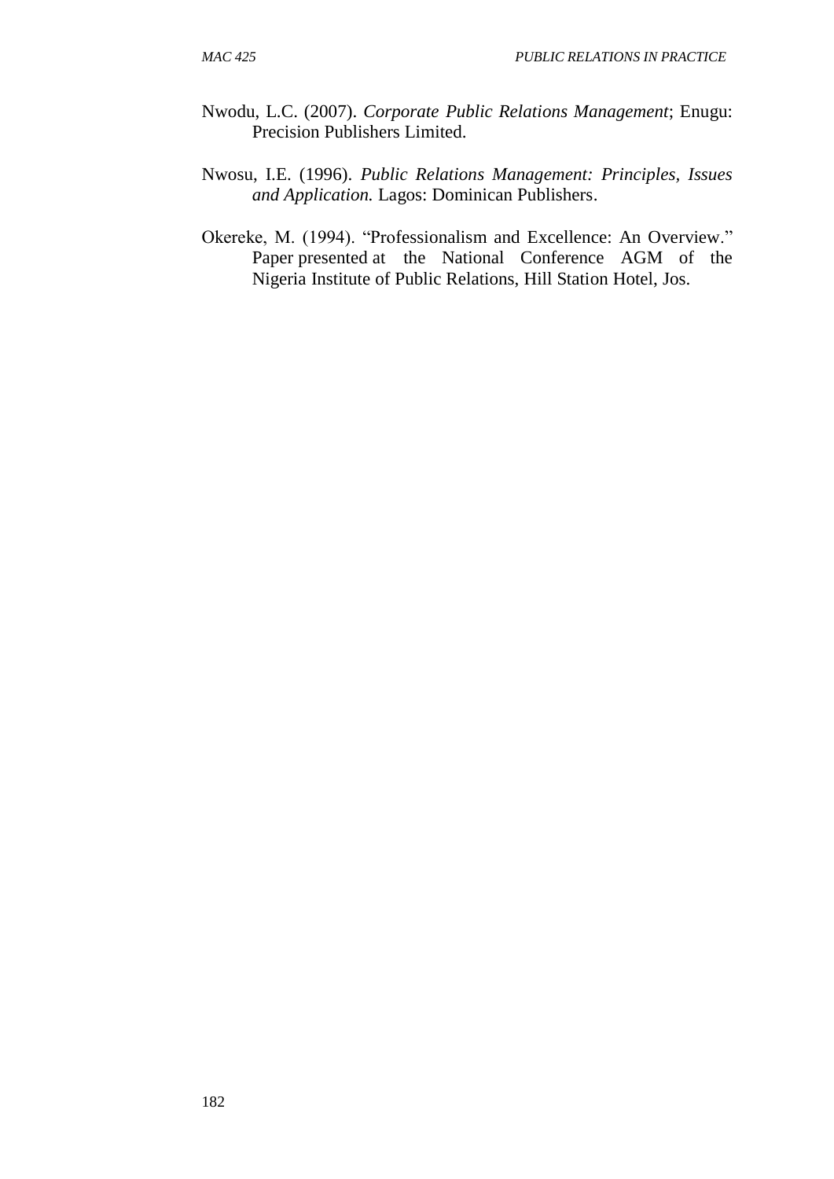Nwodu, L.C. (2007). *Corporate Public Relations Management*; Enugu: Precision Publishers Limited.

Nwosu, I.E. (1996). *Public Relations Management: Principles, Issues and Application.* Lagos: Dominican Publishers.

Okereke, M. (1994). "Professionalism and Excellence: An Overview." Paper presented at the National Conference AGM of the Nigeria Institute of Public Relations, Hill Station Hotel, Jos.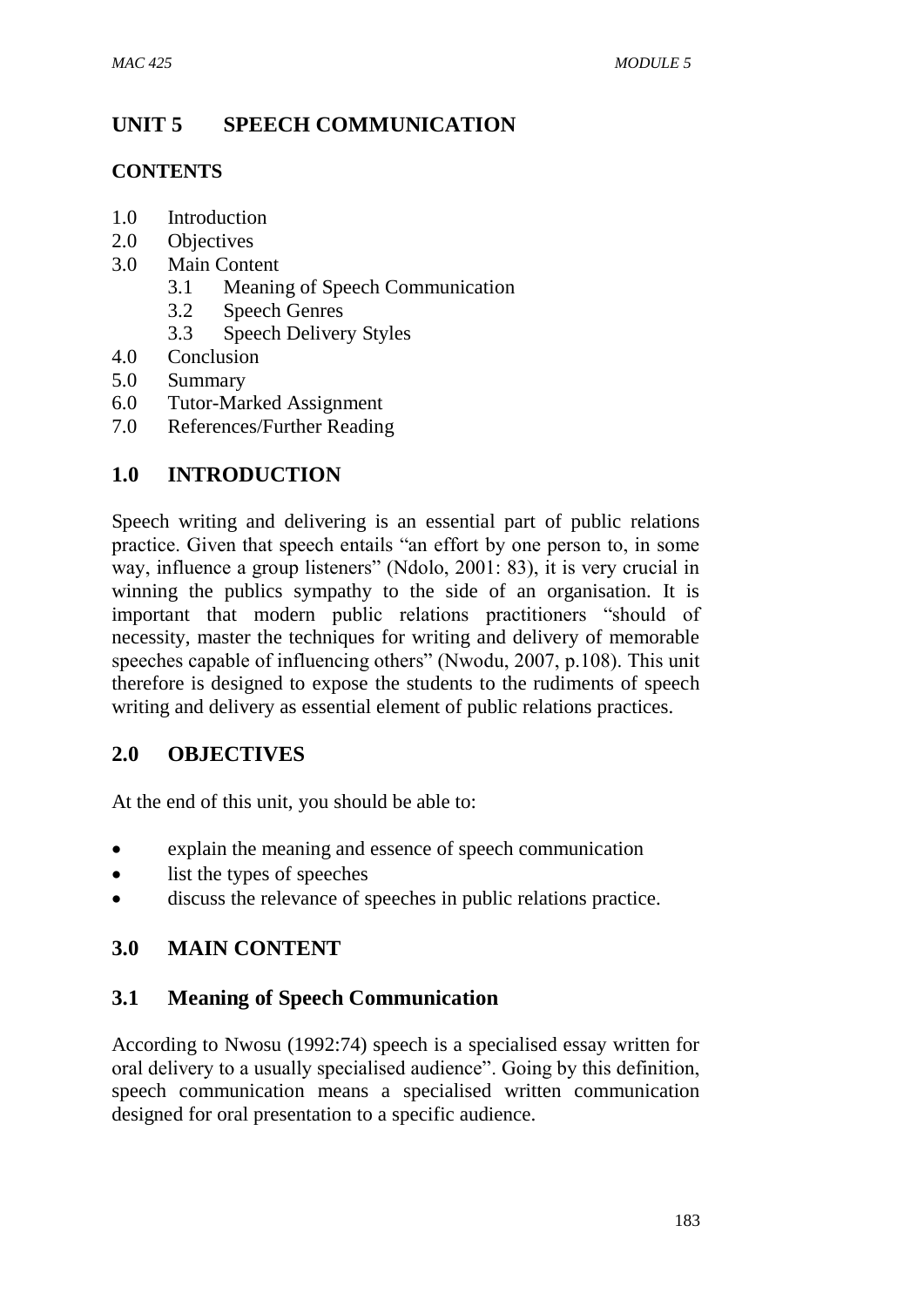# UNIT 5 SPEECH COMMUNICATION

**CONTENTS**

1.0 Introduction
2.0 Objectives
3.0 Main Content
  3.1 Meaning of Speech Communication
  3.2 Speech Genres
  3.3 Speech Delivery Styles
4.0 Conclusion
5.0 Summary
6.0 Tutor-Marked Assignment
7.0 References/Further Reading

## 1.0 INTRODUCTION

Speech writing and delivering is an essential part of public relations practice. Given that speech entails "an effort by one person to, in some way, influence a group listeners" (Ndolo, 2001: 83), it is very crucial in winning the publics sympathy to the side of an organisation. It is important that modern public relations practitioners "should of necessity, master the techniques for writing and delivery of memorable speeches capable of influencing others" (Nwodu, 2007, p.108). This unit therefore is designed to expose the students to the rudiments of speech writing and delivery as essential element of public relations practices.

## 2.0 OBJECTIVES

At the end of this unit, you should be able to:

- explain the meaning and essence of speech communication
- list the types of speeches
- discuss the relevance of speeches in public relations practice.

## 3.0 MAIN CONTENT

### 3.1 Meaning of Speech Communication

According to Nwosu (1992:74) speech is a specialised essay written for oral delivery to a usually specialised audience". Going by this definition, speech communication means a specialised written communication designed for oral presentation to a specific audience.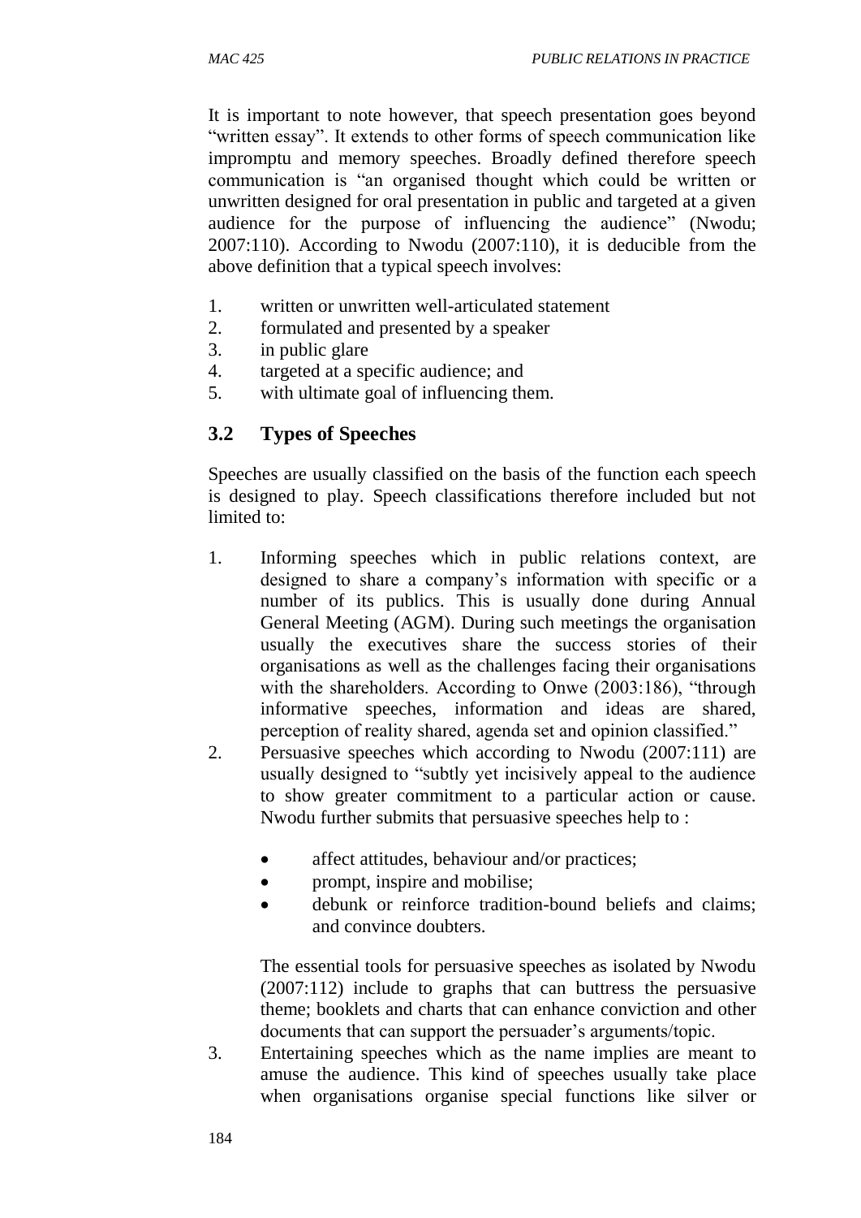It is important to note however, that speech presentation goes beyond "written essay". It extends to other forms of speech communication like impromptu and memory speeches. Broadly defined therefore speech communication is "an organised thought which could be written or unwritten designed for oral presentation in public and targeted at a given audience for the purpose of influencing the audience" (Nwodu; 2007:110). According to Nwodu (2007:110), it is deducible from the above definition that a typical speech involves:

1. written or unwritten well-articulated statement
2. formulated and presented by a speaker
3. in public glare
4. targeted at a specific audience; and
5. with ultimate goal of influencing them.

## 3.2 Types of Speeches

Speeches are usually classified on the basis of the function each speech is designed to play. Speech classifications therefore included but not limited to:

1. Informing speeches which in public relations context, are designed to share a company's information with specific or a number of its publics. This is usually done during Annual General Meeting (AGM). During such meetings the organisation usually the executives share the success stories of their organisations as well as the challenges facing their organisations with the shareholders. According to Onwe (2003:186), "through informative speeches, information and ideas are shared, perception of reality shared, agenda set and opinion classified."
2. Persuasive speeches which according to Nwodu (2007:111) are usually designed to "subtly yet incisively appeal to the audience to show greater commitment to a particular action or cause. Nwodu further submits that persuasive speeches help to :

   - affect attitudes, behaviour and/or practices;
   - prompt, inspire and mobilise;
   - debunk or reinforce tradition-bound beliefs and claims; and convince doubters.

   The essential tools for persuasive speeches as isolated by Nwodu (2007:112) include to graphs that can buttress the persuasive theme; booklets and charts that can enhance conviction and other documents that can support the persuader's arguments/topic.
3. Entertaining speeches which as the name implies are meant to amuse the audience. This kind of speeches usually take place when organisations organise special functions like silver or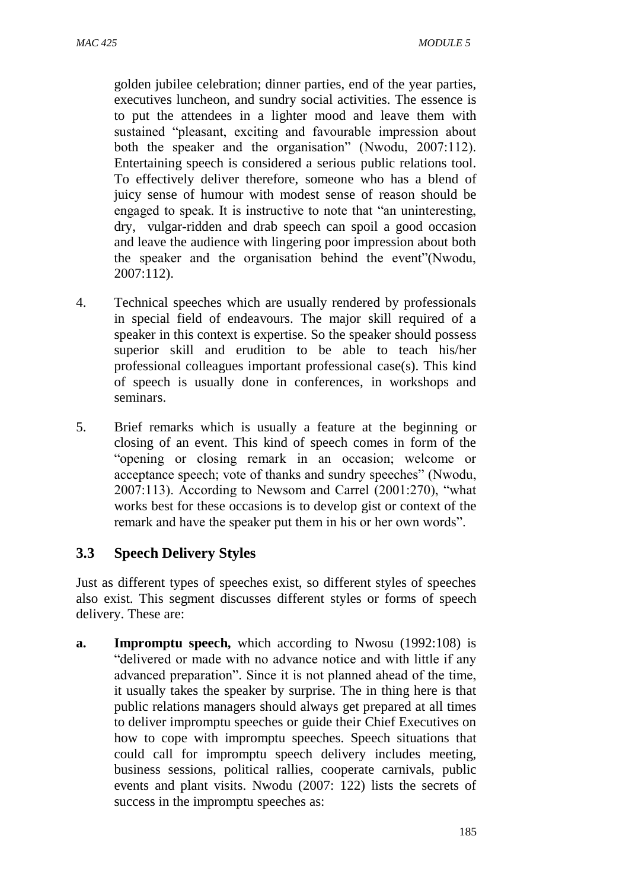golden jubilee celebration; dinner parties, end of the year parties, executives luncheon, and sundry social activities. The essence is to put the attendees in a lighter mood and leave them with sustained "pleasant, exciting and favourable impression about both the speaker and the organisation" (Nwodu, 2007:112). Entertaining speech is considered a serious public relations tool. To effectively deliver therefore, someone who has a blend of juicy sense of humour with modest sense of reason should be engaged to speak. It is instructive to note that "an uninteresting, dry, vulgar-ridden and drab speech can spoil a good occasion and leave the audience with lingering poor impression about both the speaker and the organisation behind the event"(Nwodu, 2007:112).

4. Technical speeches which are usually rendered by professionals in special field of endeavours. The major skill required of a speaker in this context is expertise. So the speaker should possess superior skill and erudition to be able to teach his/her professional colleagues important professional case(s). This kind of speech is usually done in conferences, in workshops and seminars.

5. Brief remarks which is usually a feature at the beginning or closing of an event. This kind of speech comes in form of the "opening or closing remark in an occasion; welcome or acceptance speech; vote of thanks and sundry speeches" (Nwodu, 2007:113). According to Newsom and Carrel (2001:270), "what works best for these occasions is to develop gist or context of the remark and have the speaker put them in his or her own words".

## 3.3 Speech Delivery Styles

Just as different types of speeches exist, so different styles of speeches also exist. This segment discusses different styles or forms of speech delivery. These are:

**a.** **Impromptu speech,** which according to Nwosu (1992:108) is "delivered or made with no advance notice and with little if any advanced preparation". Since it is not planned ahead of the time, it usually takes the speaker by surprise. The in thing here is that public relations managers should always get prepared at all times to deliver impromptu speeches or guide their Chief Executives on how to cope with impromptu speeches. Speech situations that could call for impromptu speech delivery includes meeting, business sessions, political rallies, cooperate carnivals, public events and plant visits. Nwodu (2007: 122) lists the secrets of success in the impromptu speeches as: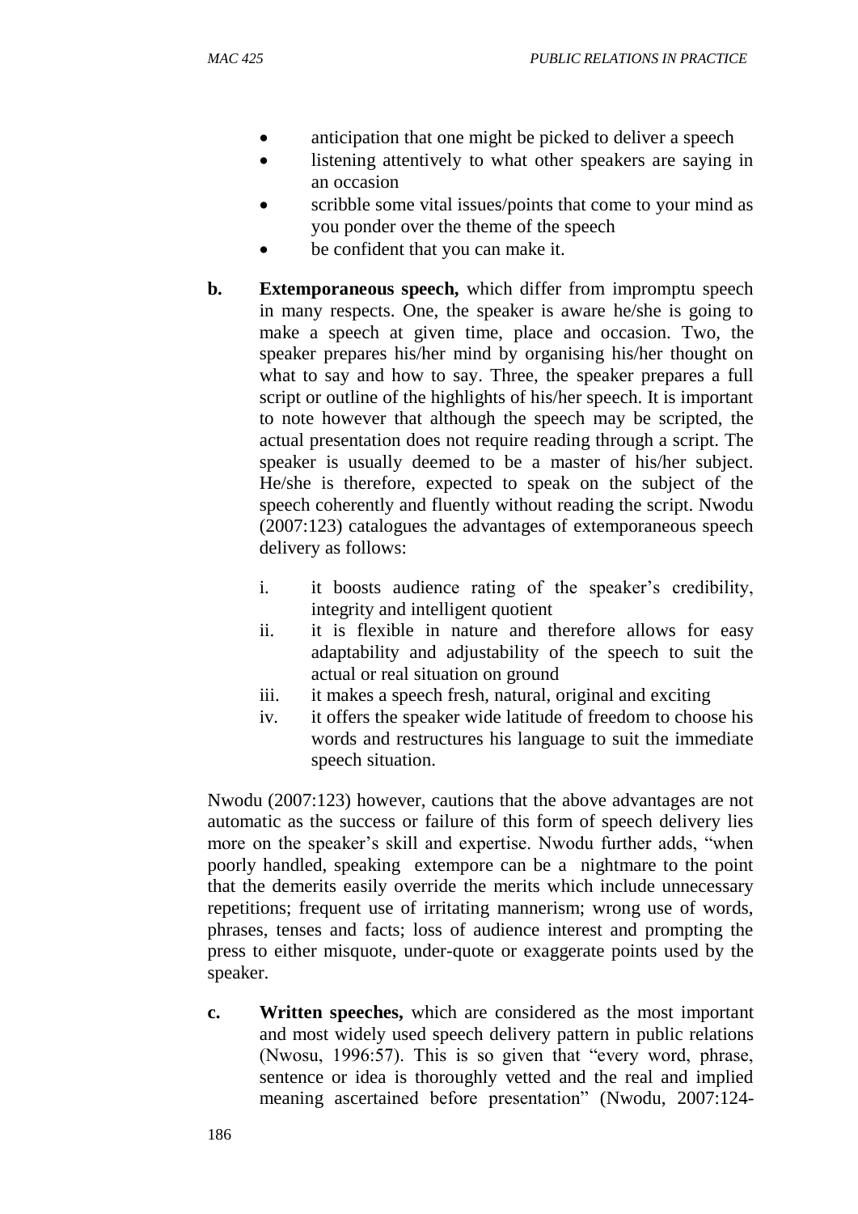- anticipation that one might be picked to deliver a speech
- listening attentively to what other speakers are saying in an occasion
- scribble some vital issues/points that come to your mind as you ponder over the theme of the speech
- be confident that you can make it.

**b.** **Extemporaneous speech,** which differ from impromptu speech in many respects. One, the speaker is aware he/she is going to make a speech at given time, place and occasion. Two, the speaker prepares his/her mind by organising his/her thought on what to say and how to say. Three, the speaker prepares a full script or outline of the highlights of his/her speech. It is important to note however that although the speech may be scripted, the actual presentation does not require reading through a script. The speaker is usually deemed to be a master of his/her subject. He/she is therefore, expected to speak on the subject of the speech coherently and fluently without reading the script. Nwodu (2007:123) catalogues the advantages of extemporaneous speech delivery as follows:

i. it boosts audience rating of the speaker's credibility, integrity and intelligent quotient
ii. it is flexible in nature and therefore allows for easy adaptability and adjustability of the speech to suit the actual or real situation on ground
iii. it makes a speech fresh, natural, original and exciting
iv. it offers the speaker wide latitude of freedom to choose his words and restructures his language to suit the immediate speech situation.

Nwodu (2007:123) however, cautions that the above advantages are not automatic as the success or failure of this form of speech delivery lies more on the speaker's skill and expertise. Nwodu further adds, "when poorly handled, speaking extempore can be a nightmare to the point that the demerits easily override the merits which include unnecessary repetitions; frequent use of irritating mannerism; wrong use of words, phrases, tenses and facts; loss of audience interest and prompting the press to either misquote, under-quote or exaggerate points used by the speaker.

**c.** **Written speeches,** which are considered as the most important and most widely used speech delivery pattern in public relations (Nwosu, 1996:57). This is so given that "every word, phrase, sentence or idea is thoroughly vetted and the real and implied meaning ascertained before presentation" (Nwodu, 2007:124-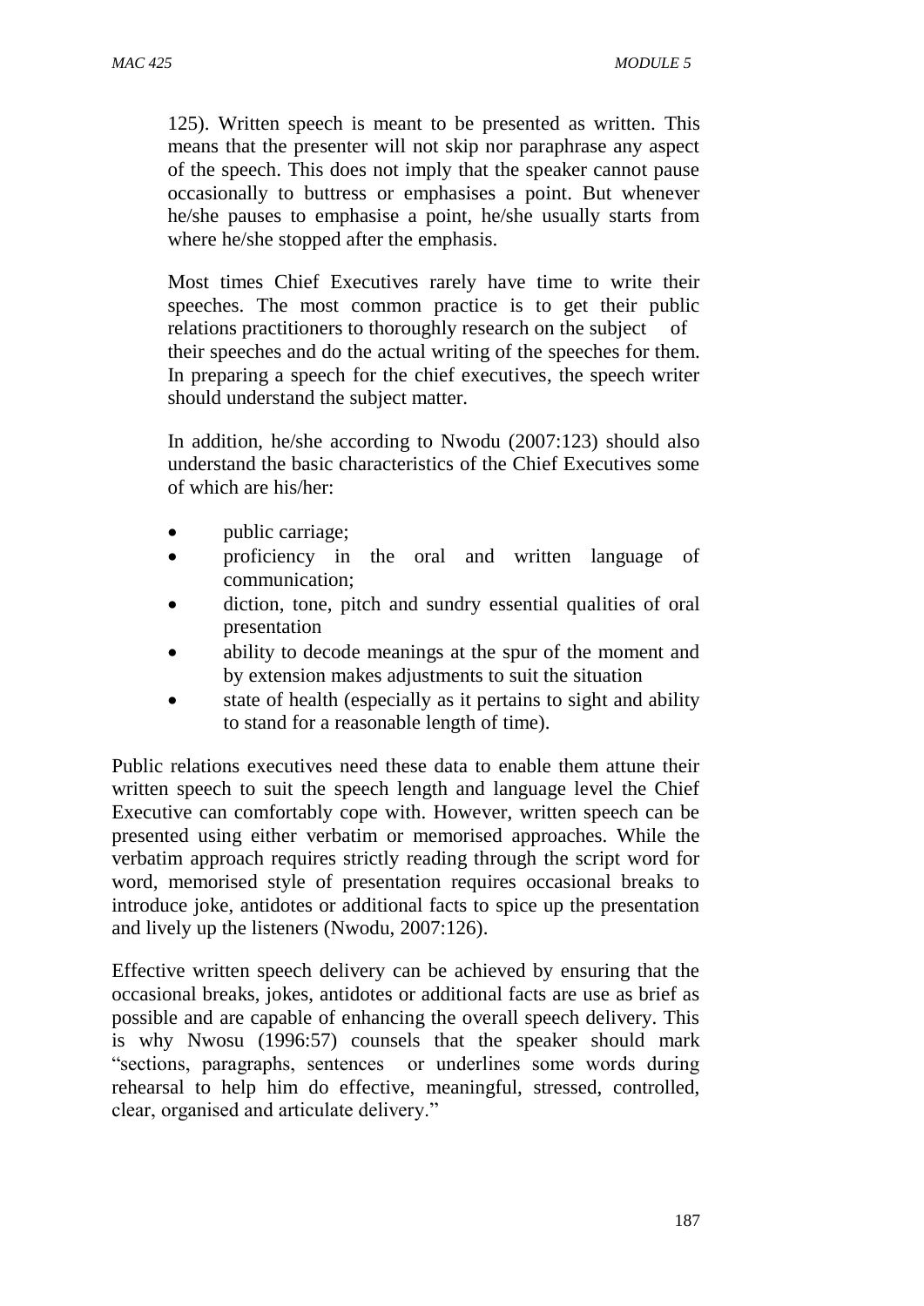125). Written speech is meant to be presented as written. This means that the presenter will not skip nor paraphrase any aspect of the speech. This does not imply that the speaker cannot pause occasionally to buttress or emphasises a point. But whenever he/she pauses to emphasise a point, he/she usually starts from where he/she stopped after the emphasis.

Most times Chief Executives rarely have time to write their speeches. The most common practice is to get their public relations practitioners to thoroughly research on the subject of their speeches and do the actual writing of the speeches for them. In preparing a speech for the chief executives, the speech writer should understand the subject matter.

In addition, he/she according to Nwodu (2007:123) should also understand the basic characteristics of the Chief Executives some of which are his/her:

- public carriage;
- proficiency in the oral and written language of communication;
- diction, tone, pitch and sundry essential qualities of oral presentation
- ability to decode meanings at the spur of the moment and by extension makes adjustments to suit the situation
- state of health (especially as it pertains to sight and ability to stand for a reasonable length of time).

Public relations executives need these data to enable them attune their written speech to suit the speech length and language level the Chief Executive can comfortably cope with. However, written speech can be presented using either verbatim or memorised approaches. While the verbatim approach requires strictly reading through the script word for word, memorised style of presentation requires occasional breaks to introduce joke, antidotes or additional facts to spice up the presentation and lively up the listeners (Nwodu, 2007:126).

Effective written speech delivery can be achieved by ensuring that the occasional breaks, jokes, antidotes or additional facts are use as brief as possible and are capable of enhancing the overall speech delivery. This is why Nwosu (1996:57) counsels that the speaker should mark "sections, paragraphs, sentences or underlines some words during rehearsal to help him do effective, meaningful, stressed, controlled, clear, organised and articulate delivery."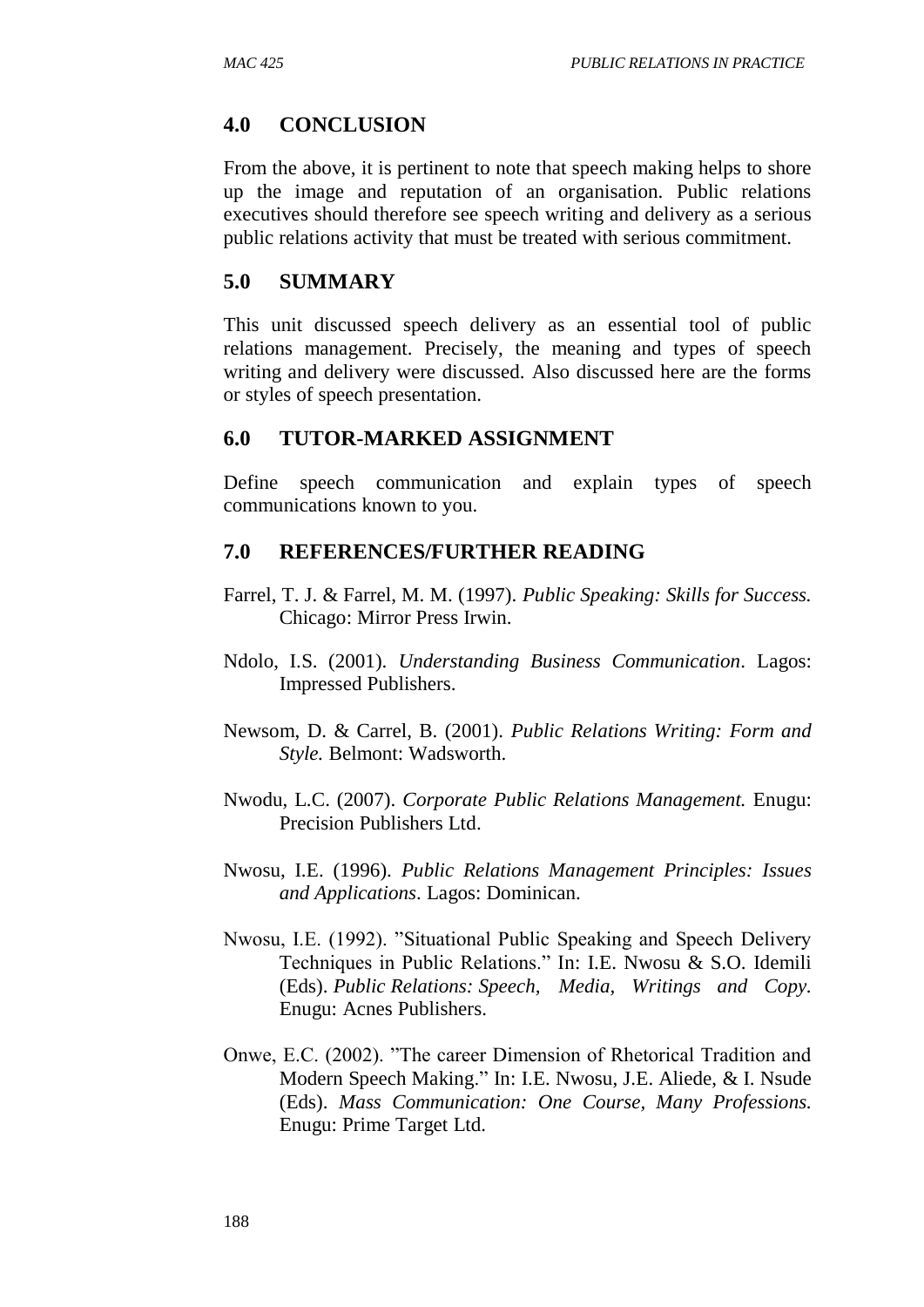## 4.0 CONCLUSION

From the above, it is pertinent to note that speech making helps to shore up the image and reputation of an organisation. Public relations executives should therefore see speech writing and delivery as a serious public relations activity that must be treated with serious commitment.

## 5.0 SUMMARY

This unit discussed speech delivery as an essential tool of public relations management. Precisely, the meaning and types of speech writing and delivery were discussed. Also discussed here are the forms or styles of speech presentation.

## 6.0 TUTOR-MARKED ASSIGNMENT

Define speech communication and explain types of speech communications known to you.

## 7.0 REFERENCES/FURTHER READING

Farrel, T. J. & Farrel, M. M. (1997). *Public Speaking: Skills for Success.* Chicago: Mirror Press Irwin.

Ndolo, I.S. (2001). *Understanding Business Communication*. Lagos: Impressed Publishers.

Newsom, D. & Carrel, B. (2001). *Public Relations Writing: Form and Style.* Belmont: Wadsworth.

Nwodu, L.C. (2007). *Corporate Public Relations Management.* Enugu: Precision Publishers Ltd.

Nwosu, I.E. (1996). *Public Relations Management Principles: Issues and Applications*. Lagos: Dominican.

Nwosu, I.E. (1992). "Situational Public Speaking and Speech Delivery Techniques in Public Relations." In: I.E. Nwosu & S.O. Idemili (Eds). *Public Relations: Speech, Media, Writings and Copy.* Enugu: Acnes Publishers.

Onwe, E.C. (2002). "The career Dimension of Rhetorical Tradition and Modern Speech Making." In: I.E. Nwosu, J.E. Aliede, & I. Nsude (Eds). *Mass Communication: One Course, Many Professions.* Enugu: Prime Target Ltd.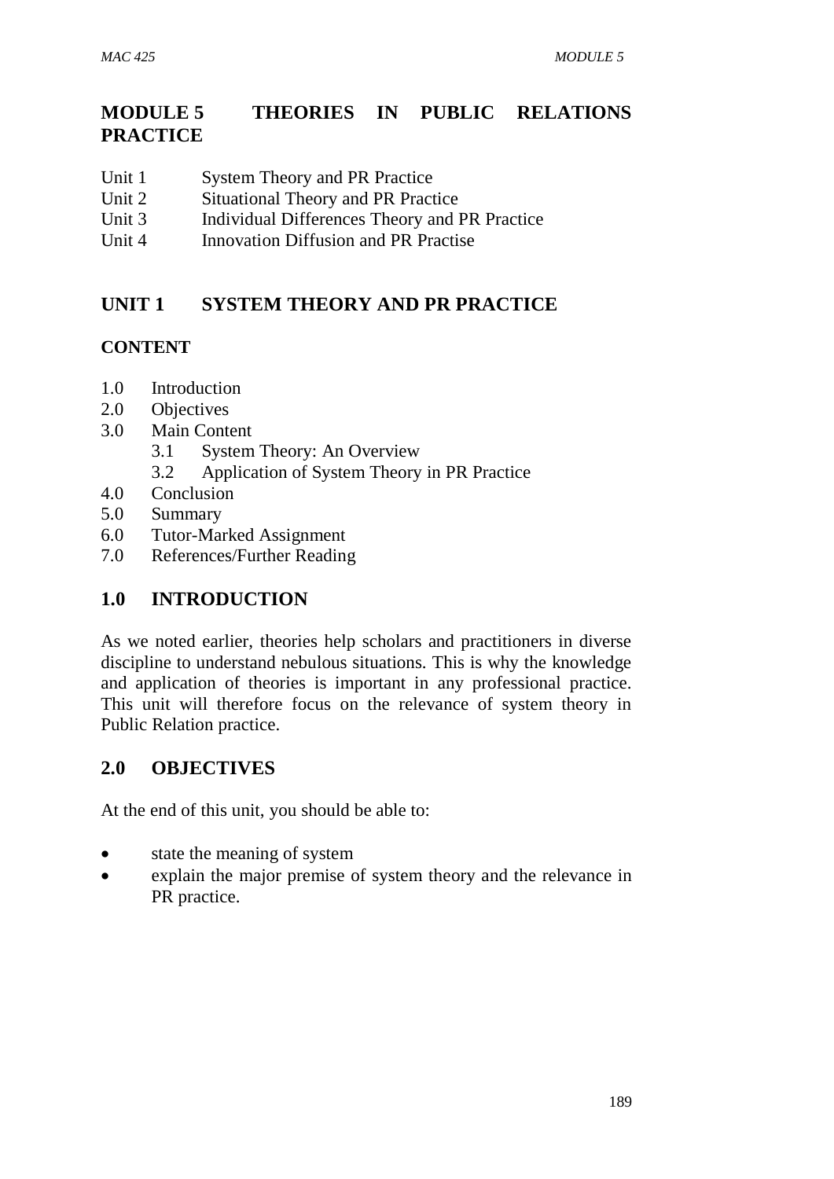# MODULE 5 THEORIES IN PUBLIC RELATIONS PRACTICE

Unit 1 System Theory and PR Practice
Unit 2 Situational Theory and PR Practice
Unit 3 Individual Differences Theory and PR Practice
Unit 4 Innovation Diffusion and PR Practise

## UNIT 1 SYSTEM THEORY AND PR PRACTICE

**CONTENT**

1.0 Introduction
2.0 Objectives
3.0 Main Content
 3.1 System Theory: An Overview
 3.2 Application of System Theory in PR Practice
4.0 Conclusion
5.0 Summary
6.0 Tutor-Marked Assignment
7.0 References/Further Reading

## 1.0 INTRODUCTION

As we noted earlier, theories help scholars and practitioners in diverse discipline to understand nebulous situations. This is why the knowledge and application of theories is important in any professional practice. This unit will therefore focus on the relevance of system theory in Public Relation practice.

## 2.0 OBJECTIVES

At the end of this unit, you should be able to:

- state the meaning of system
- explain the major premise of system theory and the relevance in PR practice.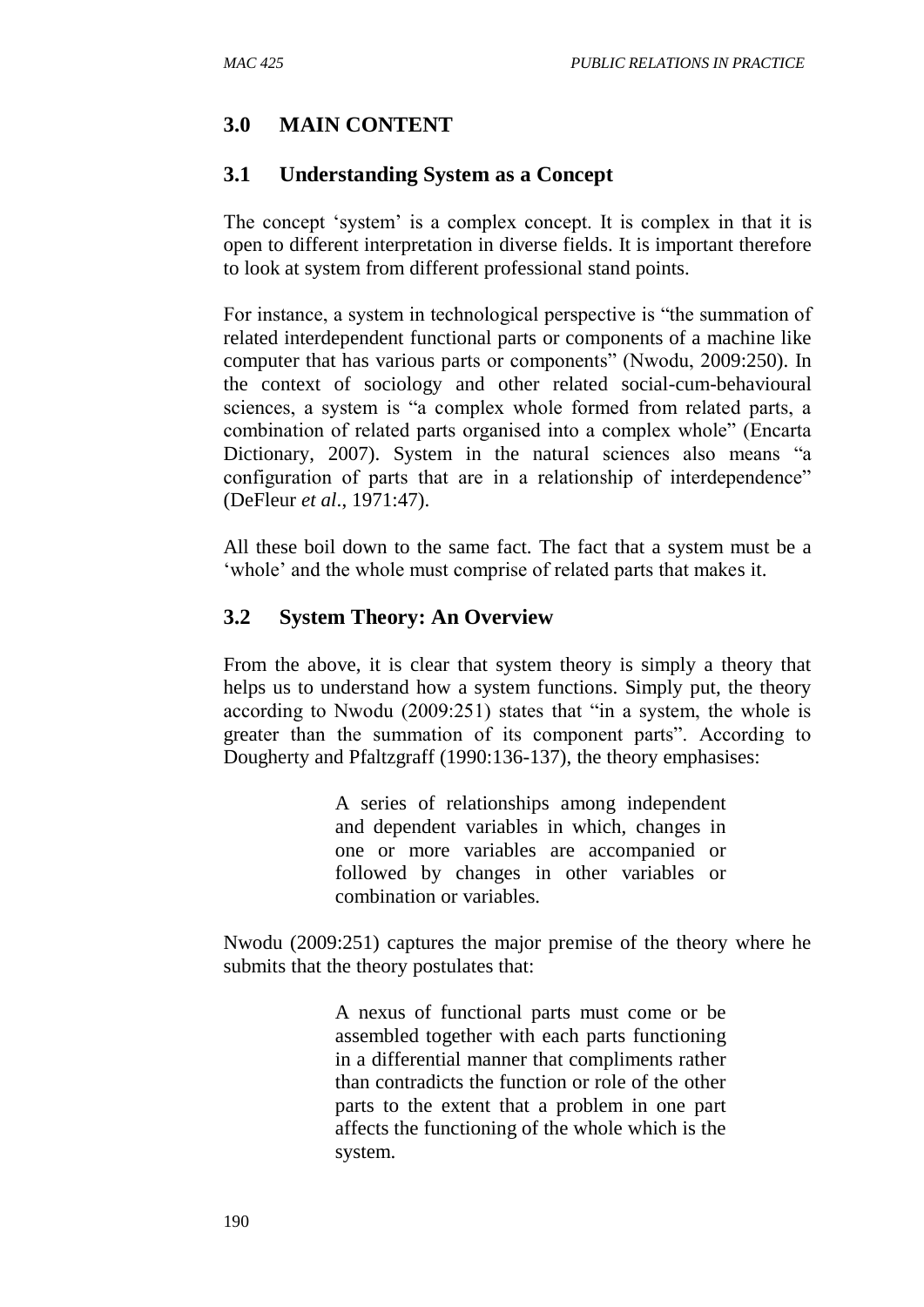## 3.0 MAIN CONTENT

### 3.1 Understanding System as a Concept

The concept 'system' is a complex concept. It is complex in that it is open to different interpretation in diverse fields. It is important therefore to look at system from different professional stand points.

For instance, a system in technological perspective is "the summation of related interdependent functional parts or components of a machine like computer that has various parts or components" (Nwodu, 2009:250). In the context of sociology and other related social-cum-behavioural sciences, a system is "a complex whole formed from related parts, a combination of related parts organised into a complex whole" (Encarta Dictionary, 2007). System in the natural sciences also means "a configuration of parts that are in a relationship of interdependence" (DeFleur *et al*., 1971:47).

All these boil down to the same fact. The fact that a system must be a 'whole' and the whole must comprise of related parts that makes it.

### 3.2 System Theory: An Overview

From the above, it is clear that system theory is simply a theory that helps us to understand how a system functions. Simply put, the theory according to Nwodu (2009:251) states that "in a system, the whole is greater than the summation of its component parts". According to Dougherty and Pfaltzgraff (1990:136-137), the theory emphasises:

> A series of relationships among independent and dependent variables in which, changes in one or more variables are accompanied or followed by changes in other variables or combination or variables.

Nwodu (2009:251) captures the major premise of the theory where he submits that the theory postulates that:

> A nexus of functional parts must come or be assembled together with each parts functioning in a differential manner that compliments rather than contradicts the function or role of the other parts to the extent that a problem in one part affects the functioning of the whole which is the system.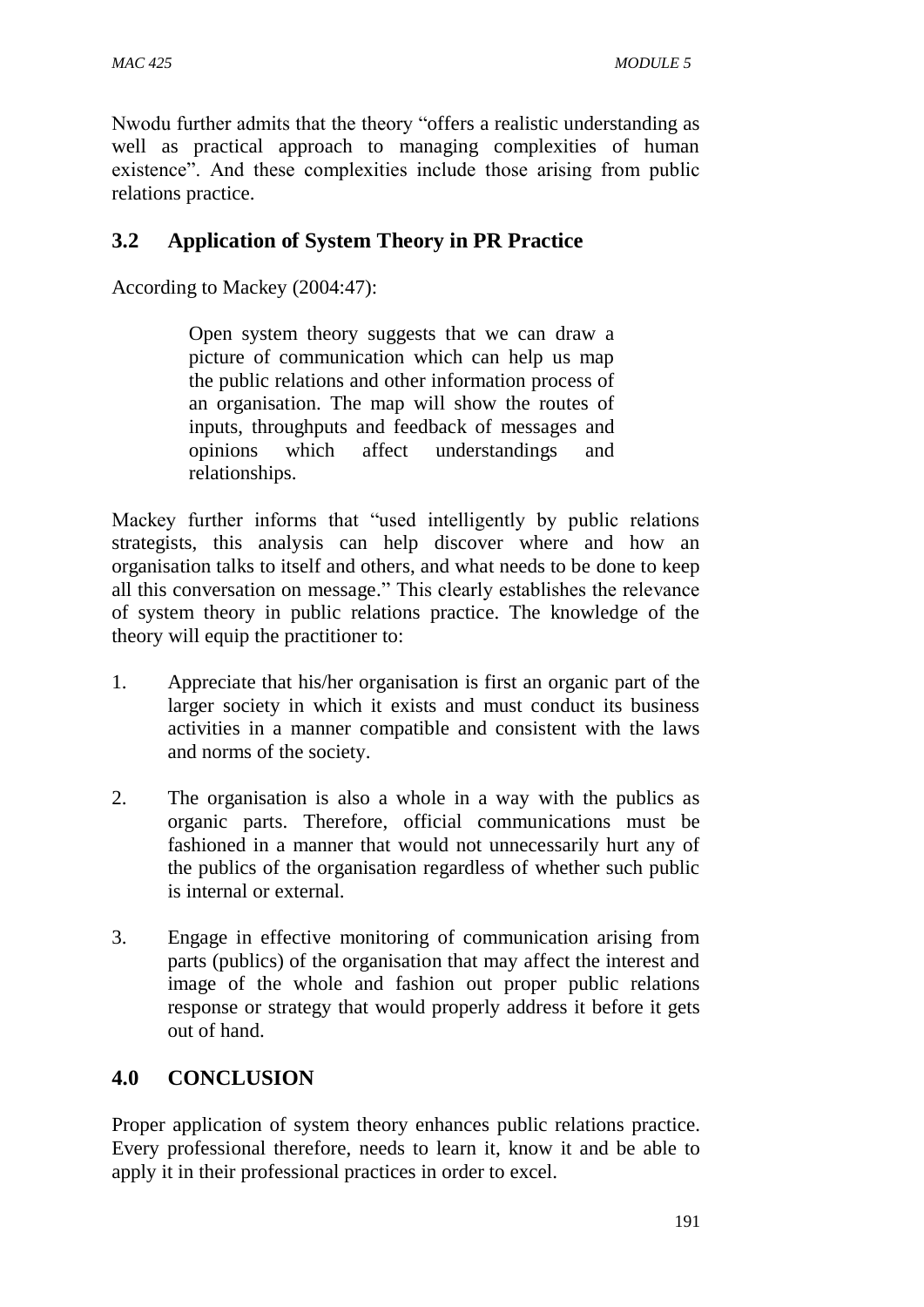Nwodu further admits that the theory "offers a realistic understanding as well as practical approach to managing complexities of human existence". And these complexities include those arising from public relations practice.

## 3.2 Application of System Theory in PR Practice

According to Mackey (2004:47):

> Open system theory suggests that we can draw a picture of communication which can help us map the public relations and other information process of an organisation. The map will show the routes of inputs, throughputs and feedback of messages and opinions which affect understandings and relationships.

Mackey further informs that "used intelligently by public relations strategists, this analysis can help discover where and how an organisation talks to itself and others, and what needs to be done to keep all this conversation on message." This clearly establishes the relevance of system theory in public relations practice. The knowledge of the theory will equip the practitioner to:

1. Appreciate that his/her organisation is first an organic part of the larger society in which it exists and must conduct its business activities in a manner compatible and consistent with the laws and norms of the society.
2. The organisation is also a whole in a way with the publics as organic parts. Therefore, official communications must be fashioned in a manner that would not unnecessarily hurt any of the publics of the organisation regardless of whether such public is internal or external.
3. Engage in effective monitoring of communication arising from parts (publics) of the organisation that may affect the interest and image of the whole and fashion out proper public relations response or strategy that would properly address it before it gets out of hand.

## 4.0 CONCLUSION

Proper application of system theory enhances public relations practice. Every professional therefore, needs to learn it, know it and be able to apply it in their professional practices in order to excel.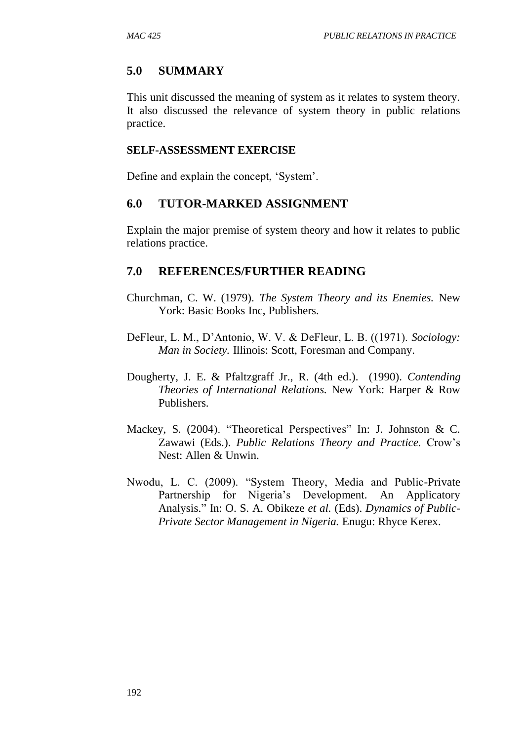## 5.0 SUMMARY

This unit discussed the meaning of system as it relates to system theory. It also discussed the relevance of system theory in public relations practice.

**SELF-ASSESSMENT EXERCISE**

Define and explain the concept, 'System'.

## 6.0 TUTOR-MARKED ASSIGNMENT

Explain the major premise of system theory and how it relates to public relations practice.

## 7.0 REFERENCES/FURTHER READING

Churchman, C. W. (1979). *The System Theory and its Enemies.* New York: Basic Books Inc, Publishers.

DeFleur, L. M., D'Antonio, W. V. & DeFleur, L. B. ((1971). *Sociology: Man in Society.* Illinois: Scott, Foresman and Company.

Dougherty, J. E. & Pfaltzgraff Jr., R. (4th ed.). (1990). *Contending Theories of International Relations.* New York: Harper & Row Publishers.

Mackey, S. (2004). "Theoretical Perspectives" In: J. Johnston & C. Zawawi (Eds.). *Public Relations Theory and Practice.* Crow's Nest: Allen & Unwin.

Nwodu, L. C. (2009). "System Theory, Media and Public-Private Partnership for Nigeria's Development. An Applicatory Analysis." In: O. S. A. Obikeze *et al.* (Eds). *Dynamics of Public-Private Sector Management in Nigeria.* Enugu: Rhyce Kerex.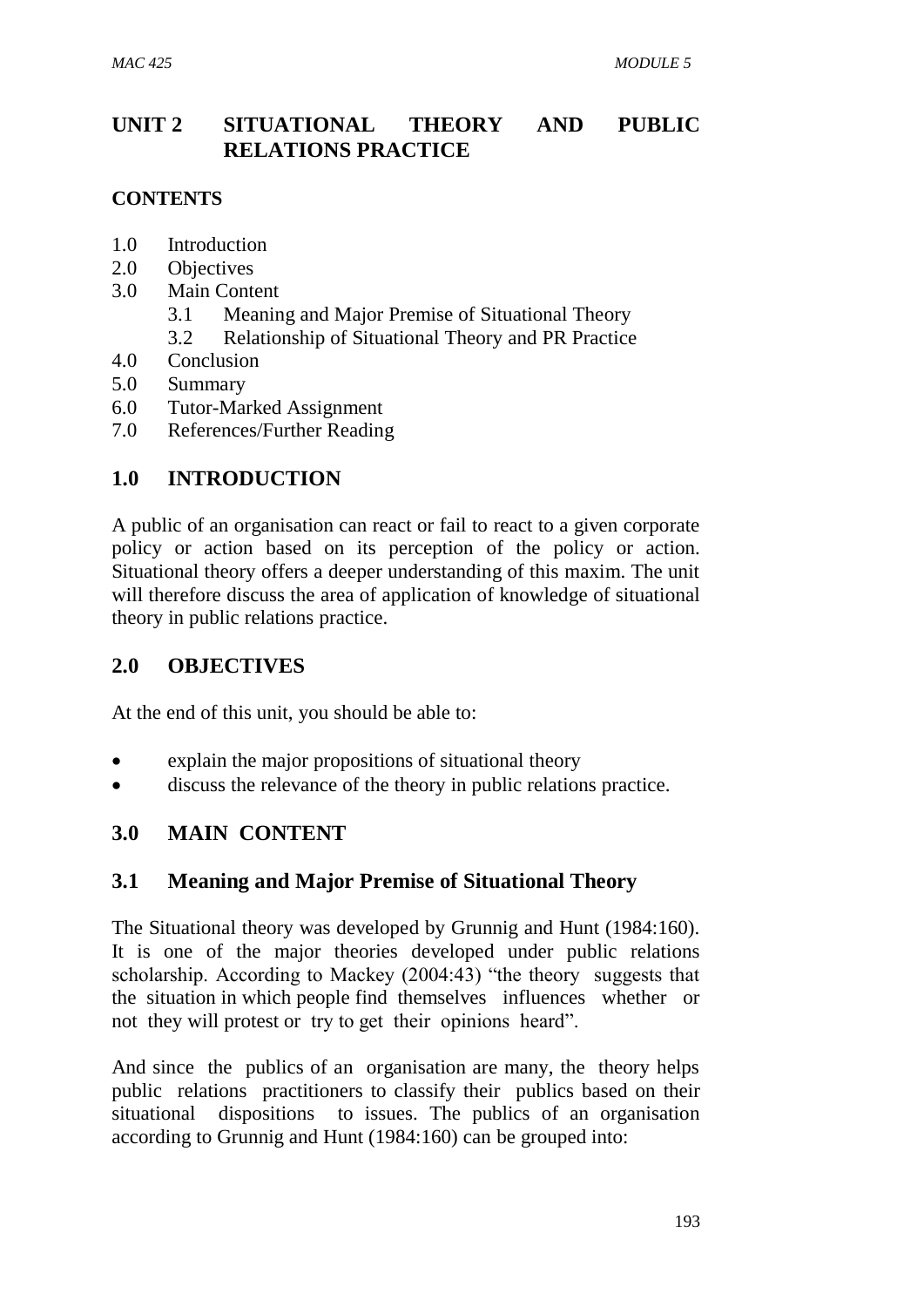# UNIT 2 SITUATIONAL THEORY AND PUBLIC RELATIONS PRACTICE

## CONTENTS

1.0 Introduction
2.0 Objectives
3.0 Main Content
   3.1 Meaning and Major Premise of Situational Theory
   3.2 Relationship of Situational Theory and PR Practice
4.0 Conclusion
5.0 Summary
6.0 Tutor-Marked Assignment
7.0 References/Further Reading

## 1.0 INTRODUCTION

A public of an organisation can react or fail to react to a given corporate policy or action based on its perception of the policy or action. Situational theory offers a deeper understanding of this maxim. The unit will therefore discuss the area of application of knowledge of situational theory in public relations practice.

## 2.0 OBJECTIVES

At the end of this unit, you should be able to:

- explain the major propositions of situational theory
- discuss the relevance of the theory in public relations practice.

## 3.0 MAIN CONTENT

### 3.1 Meaning and Major Premise of Situational Theory

The Situational theory was developed by Grunnig and Hunt (1984:160). It is one of the major theories developed under public relations scholarship. According to Mackey (2004:43) "the theory suggests that the situation in which people find themselves influences whether or not they will protest or try to get their opinions heard".

And since the publics of an organisation are many, the theory helps public relations practitioners to classify their publics based on their situational dispositions to issues. The publics of an organisation according to Grunnig and Hunt (1984:160) can be grouped into: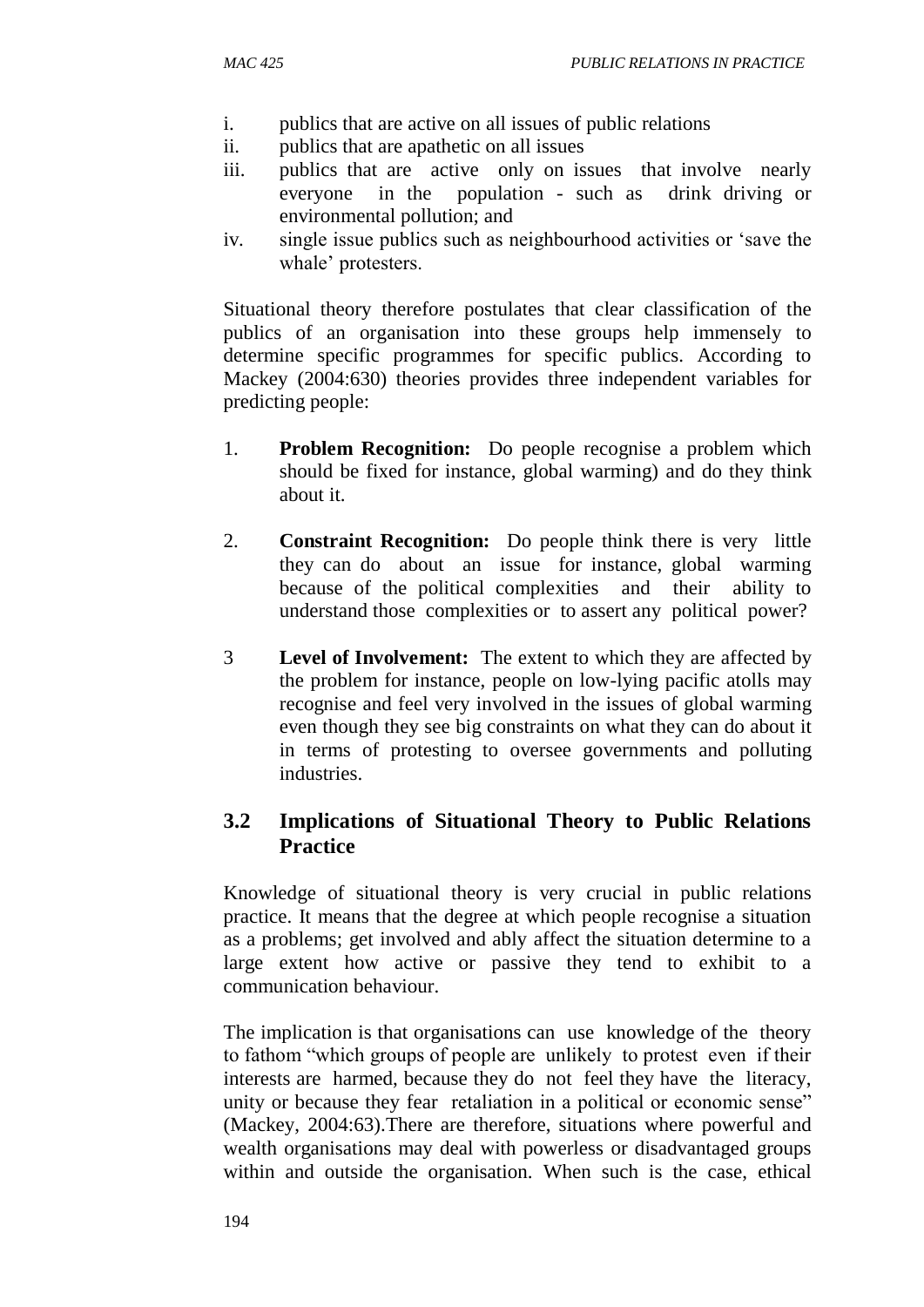i. publics that are active on all issues of public relations
ii. publics that are apathetic on all issues
iii. publics that are active only on issues that involve nearly everyone in the population - such as drink driving or environmental pollution; and
iv. single issue publics such as neighbourhood activities or 'save the whale' protesters.

Situational theory therefore postulates that clear classification of the publics of an organisation into these groups help immensely to determine specific programmes for specific publics. According to Mackey (2004:630) theories provides three independent variables for predicting people:

1. **Problem Recognition:** Do people recognise a problem which should be fixed for instance, global warming) and do they think about it.

2. **Constraint Recognition:** Do people think there is very little they can do about an issue for instance, global warming because of the political complexities and their ability to understand those complexities or to assert any political power?

3 **Level of Involvement:** The extent to which they are affected by the problem for instance, people on low-lying pacific atolls may recognise and feel very involved in the issues of global warming even though they see big constraints on what they can do about it in terms of protesting to oversee governments and polluting industries.

## 3.2 Implications of Situational Theory to Public Relations Practice

Knowledge of situational theory is very crucial in public relations practice. It means that the degree at which people recognise a situation as a problems; get involved and ably affect the situation determine to a large extent how active or passive they tend to exhibit to a communication behaviour.

The implication is that organisations can use knowledge of the theory to fathom "which groups of people are unlikely to protest even if their interests are harmed, because they do not feel they have the literacy, unity or because they fear retaliation in a political or economic sense" (Mackey, 2004:63).There are therefore, situations where powerful and wealth organisations may deal with powerless or disadvantaged groups within and outside the organisation. When such is the case, ethical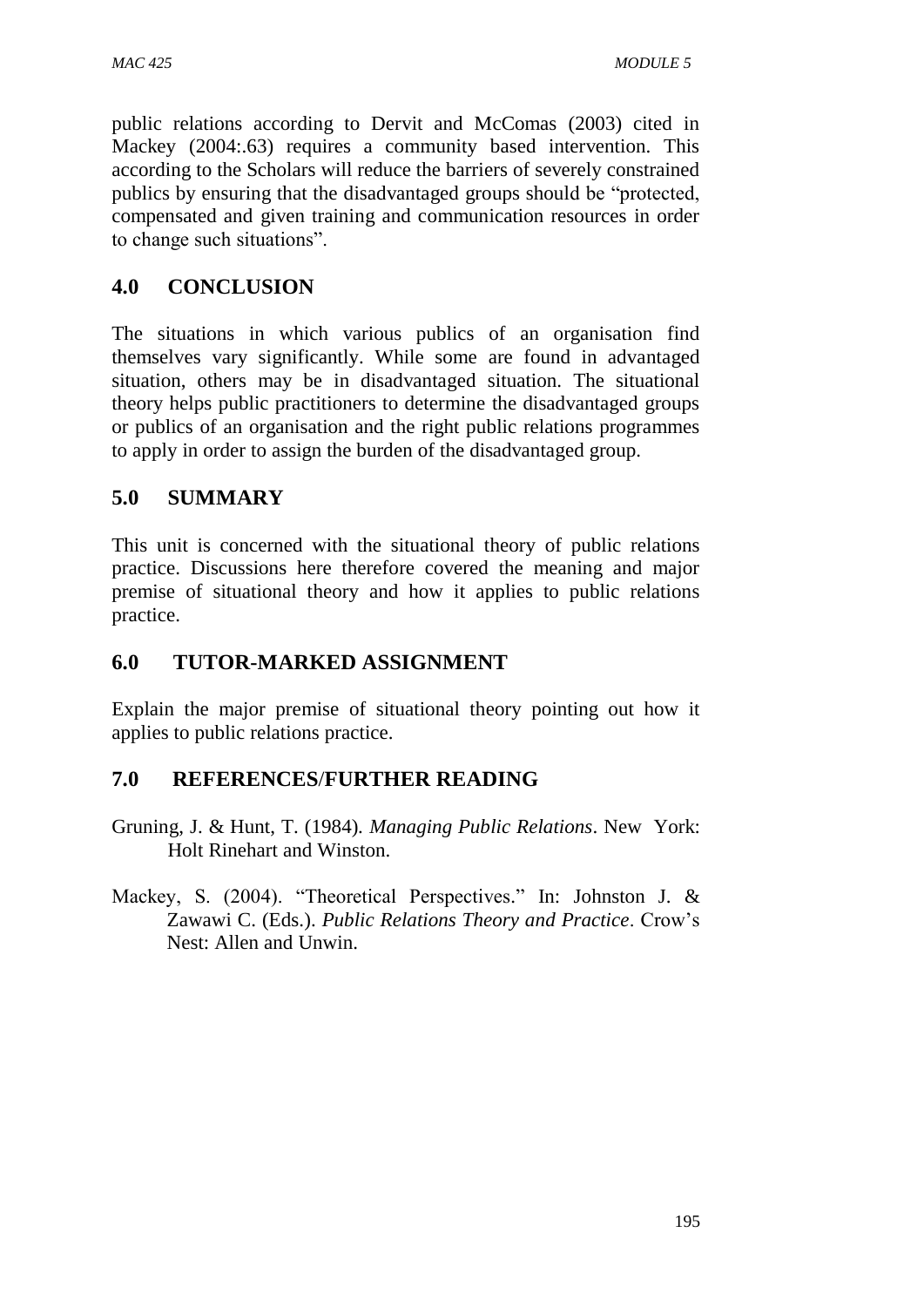public relations according to Dervit and McComas (2003) cited in Mackey (2004:.63) requires a community based intervention. This according to the Scholars will reduce the barriers of severely constrained publics by ensuring that the disadvantaged groups should be "protected, compensated and given training and communication resources in order to change such situations".

## 4.0 CONCLUSION

The situations in which various publics of an organisation find themselves vary significantly. While some are found in advantaged situation, others may be in disadvantaged situation. The situational theory helps public practitioners to determine the disadvantaged groups or publics of an organisation and the right public relations programmes to apply in order to assign the burden of the disadvantaged group.

## 5.0 SUMMARY

This unit is concerned with the situational theory of public relations practice. Discussions here therefore covered the meaning and major premise of situational theory and how it applies to public relations practice.

## 6.0 TUTOR-MARKED ASSIGNMENT

Explain the major premise of situational theory pointing out how it applies to public relations practice.

## 7.0 REFERENCES/FURTHER READING

Gruning, J. & Hunt, T. (1984). *Managing Public Relations*. New York: Holt Rinehart and Winston.

Mackey, S. (2004). "Theoretical Perspectives." In: Johnston J. & Zawawi C. (Eds.). *Public Relations Theory and Practice*. Crow's Nest: Allen and Unwin.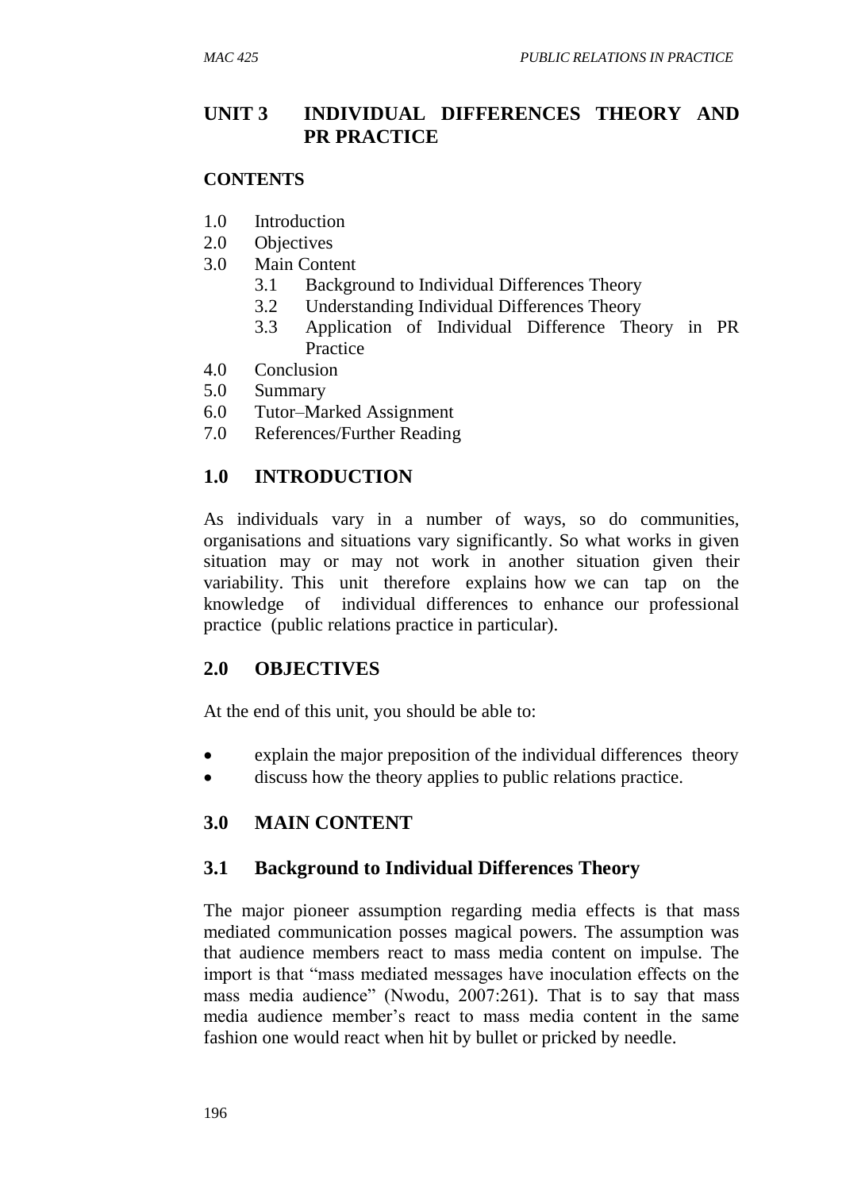## UNIT 3 INDIVIDUAL DIFFERENCES THEORY AND PR PRACTICE

**CONTENTS**

1.0 Introduction
2.0 Objectives
3.0 Main Content
    3.1 Background to Individual Differences Theory
    3.2 Understanding Individual Differences Theory
    3.3 Application of Individual Difference Theory in PR Practice
4.0 Conclusion
5.0 Summary
6.0 Tutor–Marked Assignment
7.0 References/Further Reading

## 1.0 INTRODUCTION

As individuals vary in a number of ways, so do communities, organisations and situations vary significantly. So what works in given situation may or may not work in another situation given their variability. This unit therefore explains how we can tap on the knowledge of individual differences to enhance our professional practice (public relations practice in particular).

## 2.0 OBJECTIVES

At the end of this unit, you should be able to:

- explain the major preposition of the individual differences theory
- discuss how the theory applies to public relations practice.

## 3.0 MAIN CONTENT

### 3.1 Background to Individual Differences Theory

The major pioneer assumption regarding media effects is that mass mediated communication posses magical powers. The assumption was that audience members react to mass media content on impulse. The import is that "mass mediated messages have inoculation effects on the mass media audience" (Nwodu, 2007:261). That is to say that mass media audience member's react to mass media content in the same fashion one would react when hit by bullet or pricked by needle.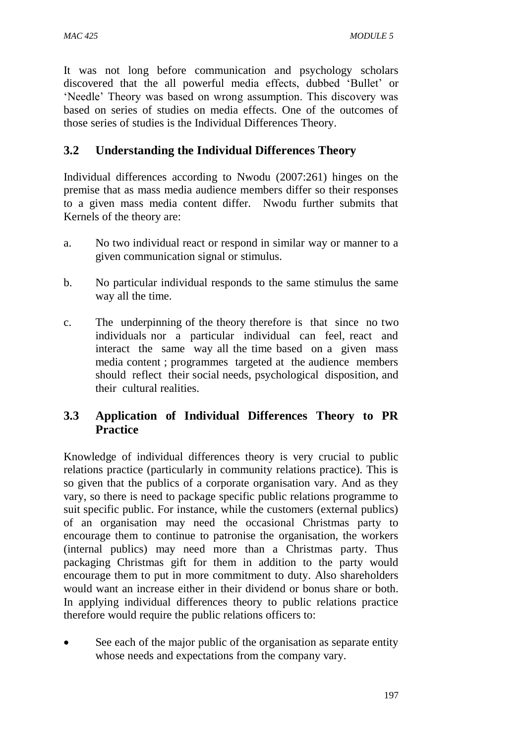It was not long before communication and psychology scholars discovered that the all powerful media effects, dubbed 'Bullet' or 'Needle' Theory was based on wrong assumption. This discovery was based on series of studies on media effects. One of the outcomes of those series of studies is the Individual Differences Theory.

## 3.2 Understanding the Individual Differences Theory

Individual differences according to Nwodu (2007:261) hinges on the premise that as mass media audience members differ so their responses to a given mass media content differ. Nwodu further submits that Kernels of the theory are:

a. No two individual react or respond in similar way or manner to a given communication signal or stimulus.

b. No particular individual responds to the same stimulus the same way all the time.

c. The underpinning of the theory therefore is that since no two individuals nor a particular individual can feel, react and interact the same way all the time based on a given mass media content ; programmes targeted at the audience members should reflect their social needs, psychological disposition, and their cultural realities.

## 3.3 Application of Individual Differences Theory to PR Practice

Knowledge of individual differences theory is very crucial to public relations practice (particularly in community relations practice). This is so given that the publics of a corporate organisation vary. And as they vary, so there is need to package specific public relations programme to suit specific public. For instance, while the customers (external publics) of an organisation may need the occasional Christmas party to encourage them to continue to patronise the organisation, the workers (internal publics) may need more than a Christmas party. Thus packaging Christmas gift for them in addition to the party would encourage them to put in more commitment to duty. Also shareholders would want an increase either in their dividend or bonus share or both. In applying individual differences theory to public relations practice therefore would require the public relations officers to:

- See each of the major public of the organisation as separate entity whose needs and expectations from the company vary.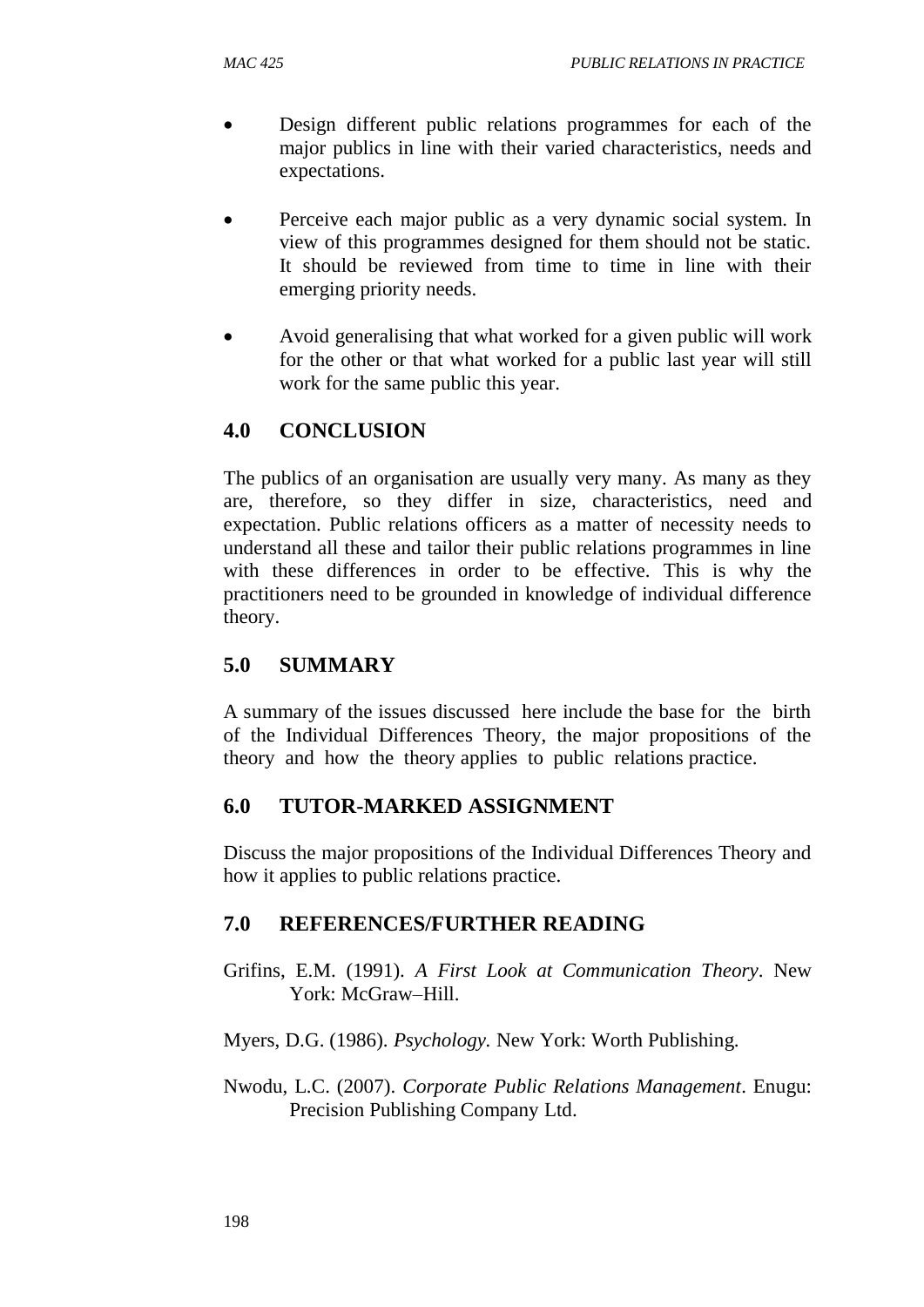- Design different public relations programmes for each of the major publics in line with their varied characteristics, needs and expectations.

- Perceive each major public as a very dynamic social system. In view of this programmes designed for them should not be static. It should be reviewed from time to time in line with their emerging priority needs.

- Avoid generalising that what worked for a given public will work for the other or that what worked for a public last year will still work for the same public this year.

## 4.0 CONCLUSION

The publics of an organisation are usually very many. As many as they are, therefore, so they differ in size, characteristics, need and expectation. Public relations officers as a matter of necessity needs to understand all these and tailor their public relations programmes in line with these differences in order to be effective. This is why the practitioners need to be grounded in knowledge of individual difference theory.

## 5.0 SUMMARY

A summary of the issues discussed here include the base for the birth of the Individual Differences Theory, the major propositions of the theory and how the theory applies to public relations practice.

## 6.0 TUTOR-MARKED ASSIGNMENT

Discuss the major propositions of the Individual Differences Theory and how it applies to public relations practice.

## 7.0 REFERENCES/FURTHER READING

Grifins, E.M. (1991). *A First Look at Communication Theory*. New York: McGraw–Hill.

Myers, D.G. (1986). *Psychology.* New York: Worth Publishing.

Nwodu, L.C. (2007). *Corporate Public Relations Management*. Enugu: Precision Publishing Company Ltd.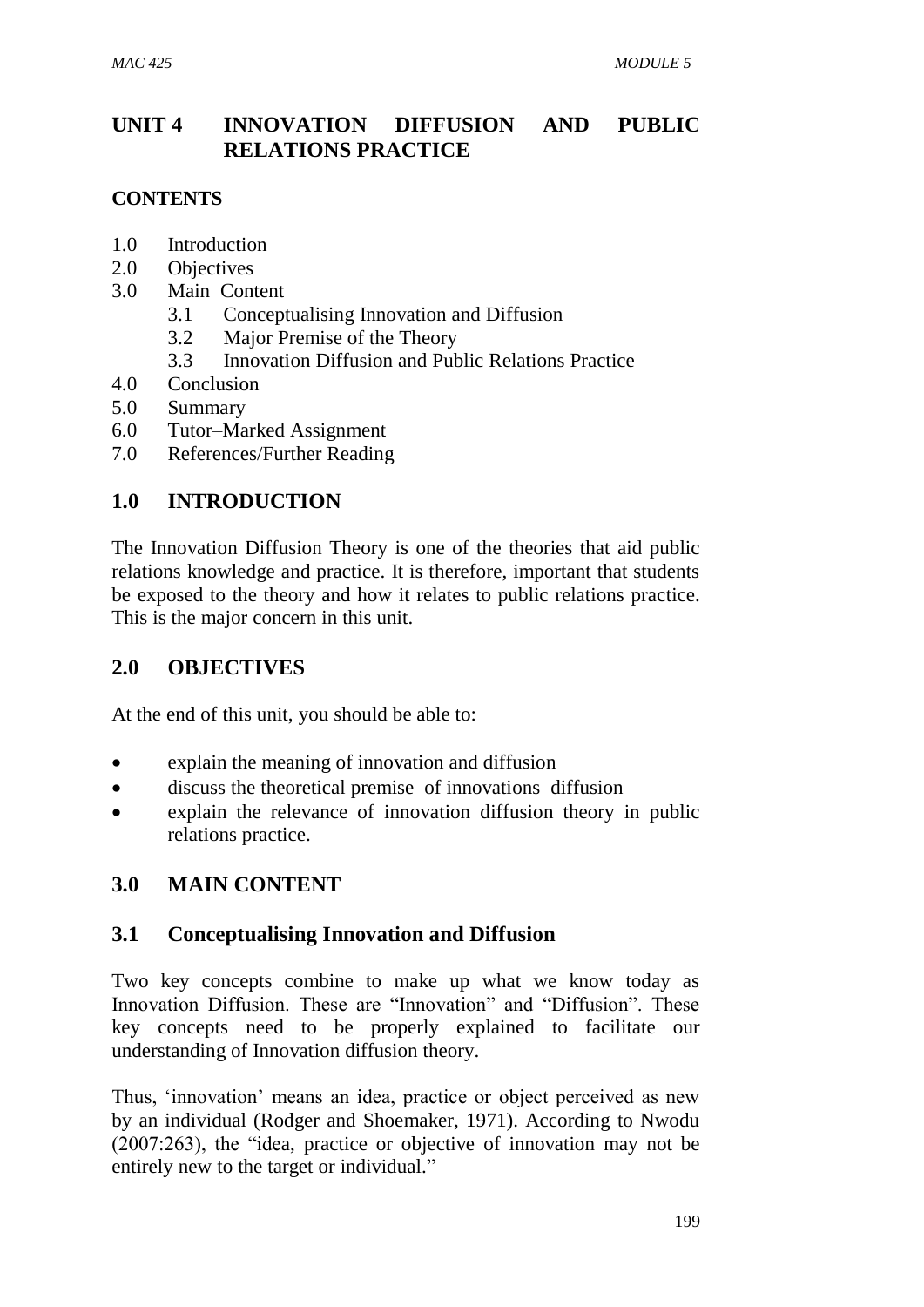# UNIT 4 INNOVATION DIFFUSION AND PUBLIC RELATIONS PRACTICE

**CONTENTS**

1.0 Introduction
2.0 Objectives
3.0 Main Content
  3.1 Conceptualising Innovation and Diffusion
  3.2 Major Premise of the Theory
  3.3 Innovation Diffusion and Public Relations Practice
4.0 Conclusion
5.0 Summary
6.0 Tutor–Marked Assignment
7.0 References/Further Reading

## 1.0 INTRODUCTION

The Innovation Diffusion Theory is one of the theories that aid public relations knowledge and practice. It is therefore, important that students be exposed to the theory and how it relates to public relations practice. This is the major concern in this unit.

## 2.0 OBJECTIVES

At the end of this unit, you should be able to:

- explain the meaning of innovation and diffusion
- discuss the theoretical premise of innovations diffusion
- explain the relevance of innovation diffusion theory in public relations practice.

## 3.0 MAIN CONTENT

### 3.1 Conceptualising Innovation and Diffusion

Two key concepts combine to make up what we know today as Innovation Diffusion. These are "Innovation" and "Diffusion". These key concepts need to be properly explained to facilitate our understanding of Innovation diffusion theory.

Thus, 'innovation' means an idea, practice or object perceived as new by an individual (Rodger and Shoemaker, 1971). According to Nwodu (2007:263), the "idea, practice or objective of innovation may not be entirely new to the target or individual."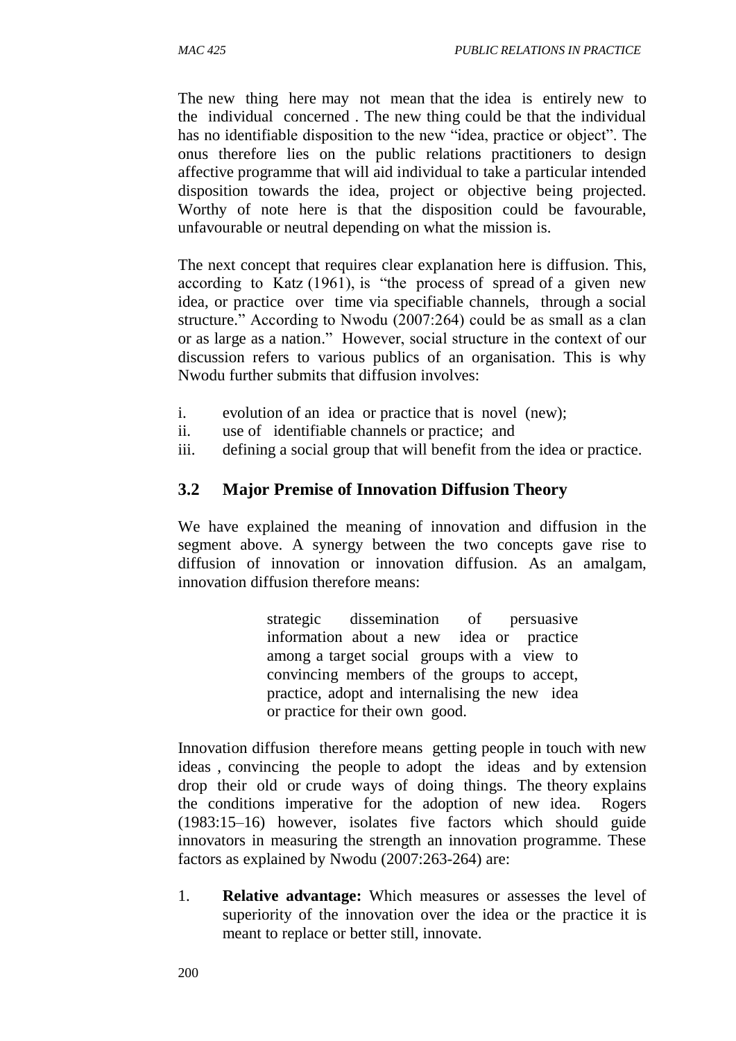The new thing here may not mean that the idea is entirely new to the individual concerned . The new thing could be that the individual has no identifiable disposition to the new "idea, practice or object". The onus therefore lies on the public relations practitioners to design affective programme that will aid individual to take a particular intended disposition towards the idea, project or objective being projected. Worthy of note here is that the disposition could be favourable, unfavourable or neutral depending on what the mission is.

The next concept that requires clear explanation here is diffusion. This, according to Katz (1961), is "the process of spread of a given new idea, or practice over time via specifiable channels, through a social structure." According to Nwodu (2007:264) could be as small as a clan or as large as a nation." However, social structure in the context of our discussion refers to various publics of an organisation. This is why Nwodu further submits that diffusion involves:

i. evolution of an idea or practice that is novel (new);
ii. use of identifiable channels or practice; and
iii. defining a social group that will benefit from the idea or practice.

## 3.2 Major Premise of Innovation Diffusion Theory

We have explained the meaning of innovation and diffusion in the segment above. A synergy between the two concepts gave rise to diffusion of innovation or innovation diffusion. As an amalgam, innovation diffusion therefore means:

> strategic dissemination of persuasive information about a new idea or practice among a target social groups with a view to convincing members of the groups to accept, practice, adopt and internalising the new idea or practice for their own good.

Innovation diffusion therefore means getting people in touch with new ideas , convincing the people to adopt the ideas and by extension drop their old or crude ways of doing things. The theory explains the conditions imperative for the adoption of new idea. Rogers (1983:15–16) however, isolates five factors which should guide innovators in measuring the strength an innovation programme. These factors as explained by Nwodu (2007:263-264) are:

1. **Relative advantage:** Which measures or assesses the level of superiority of the innovation over the idea or the practice it is meant to replace or better still, innovate.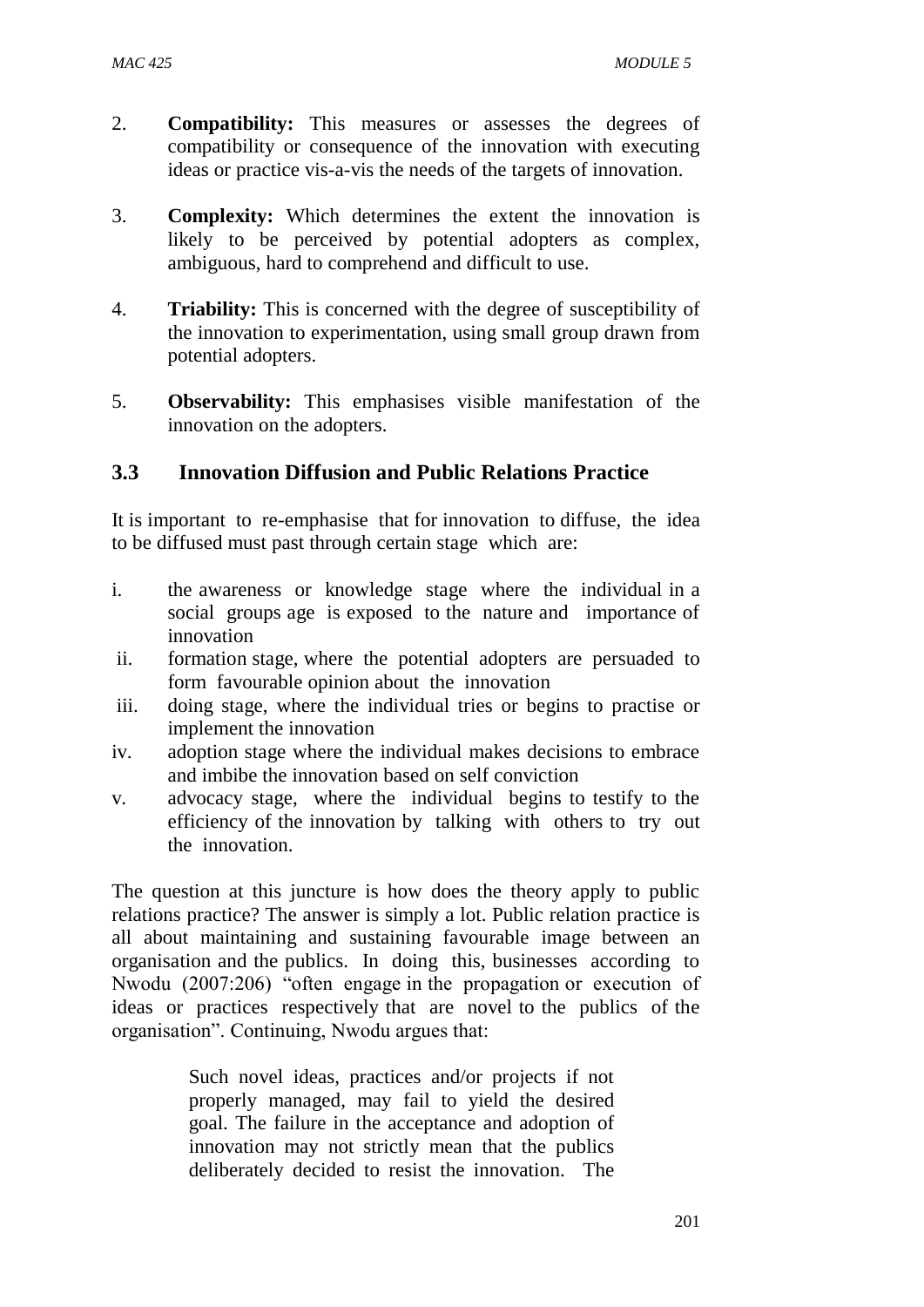2. **Compatibility:** This measures or assesses the degrees of compatibility or consequence of the innovation with executing ideas or practice vis-a-vis the needs of the targets of innovation.

3. **Complexity:** Which determines the extent the innovation is likely to be perceived by potential adopters as complex, ambiguous, hard to comprehend and difficult to use.

4. **Triability:** This is concerned with the degree of susceptibility of the innovation to experimentation, using small group drawn from potential adopters.

5. **Observability:** This emphasises visible manifestation of the innovation on the adopters.

## 3.3 Innovation Diffusion and Public Relations Practice

It is important to re-emphasise that for innovation to diffuse, the idea to be diffused must past through certain stage which are:

i. the awareness or knowledge stage where the individual in a social groups age is exposed to the nature and importance of innovation
ii. formation stage, where the potential adopters are persuaded to form favourable opinion about the innovation
iii. doing stage, where the individual tries or begins to practise or implement the innovation
iv. adoption stage where the individual makes decisions to embrace and imbibe the innovation based on self conviction
v. advocacy stage, where the individual begins to testify to the efficiency of the innovation by talking with others to try out the innovation.

The question at this juncture is how does the theory apply to public relations practice? The answer is simply a lot. Public relation practice is all about maintaining and sustaining favourable image between an organisation and the publics. In doing this, businesses according to Nwodu (2007:206) "often engage in the propagation or execution of ideas or practices respectively that are novel to the publics of the organisation". Continuing, Nwodu argues that:

> Such novel ideas, practices and/or projects if not properly managed, may fail to yield the desired goal. The failure in the acceptance and adoption of innovation may not strictly mean that the publics deliberately decided to resist the innovation. The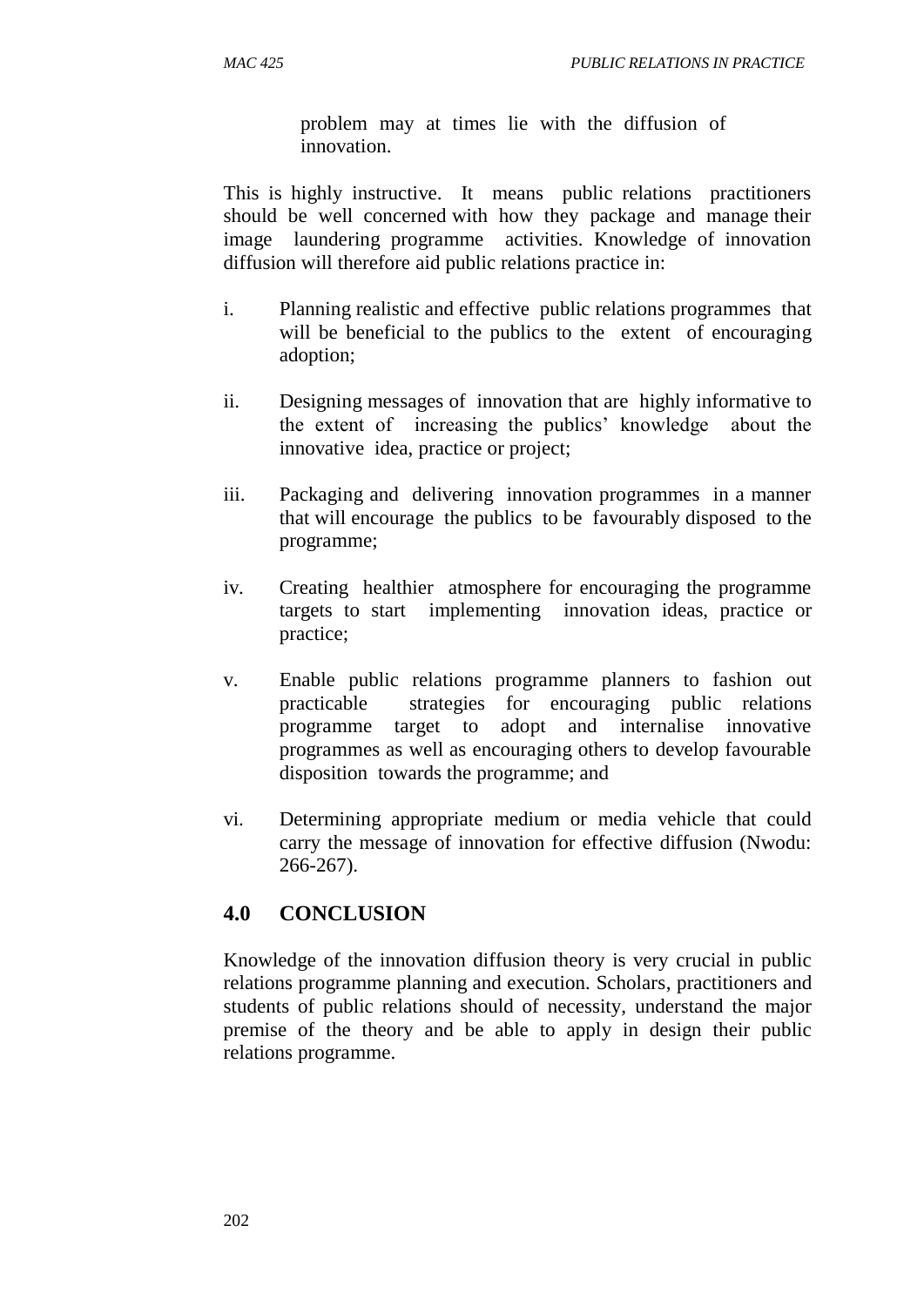problem may at times lie with the diffusion of innovation.

This is highly instructive. It means public relations practitioners should be well concerned with how they package and manage their image laundering programme activities. Knowledge of innovation diffusion will therefore aid public relations practice in:

i. Planning realistic and effective public relations programmes that will be beneficial to the publics to the extent of encouraging adoption;

ii. Designing messages of innovation that are highly informative to the extent of increasing the publics' knowledge about the innovative idea, practice or project;

iii. Packaging and delivering innovation programmes in a manner that will encourage the publics to be favourably disposed to the programme;

iv. Creating healthier atmosphere for encouraging the programme targets to start implementing innovation ideas, practice or practice;

v. Enable public relations programme planners to fashion out practicable strategies for encouraging public relations programme target to adopt and internalise innovative programmes as well as encouraging others to develop favourable disposition towards the programme; and

vi. Determining appropriate medium or media vehicle that could carry the message of innovation for effective diffusion (Nwodu: 266-267).

## 4.0 CONCLUSION

Knowledge of the innovation diffusion theory is very crucial in public relations programme planning and execution. Scholars, practitioners and students of public relations should of necessity, understand the major premise of the theory and be able to apply in design their public relations programme.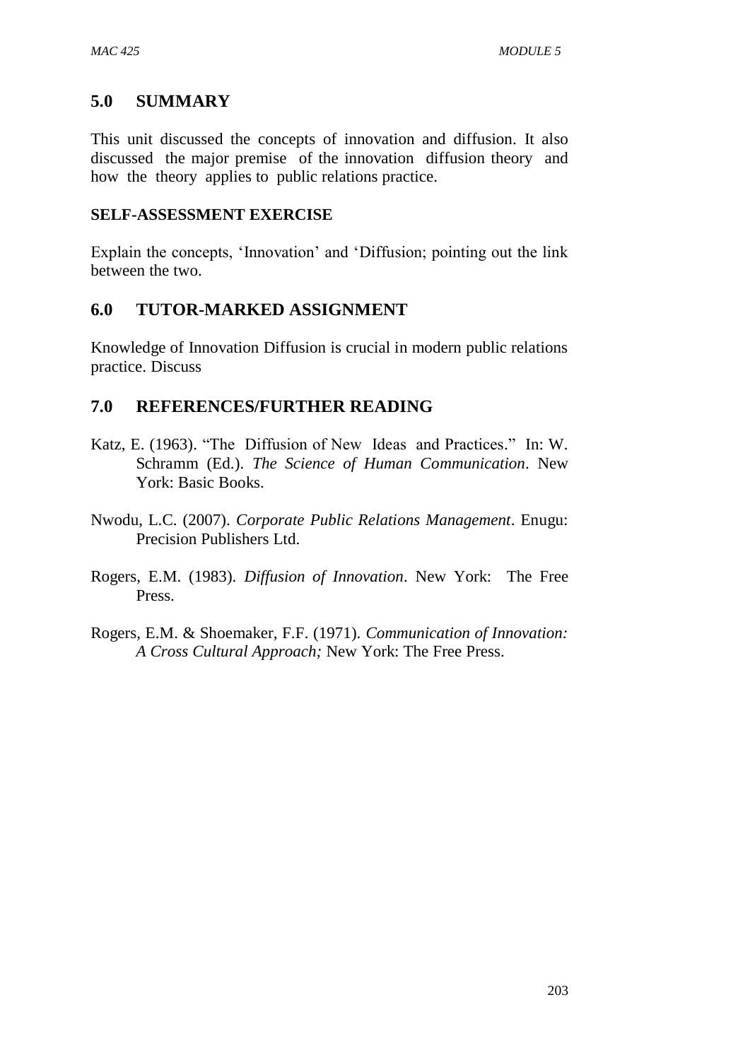## 5.0 SUMMARY

This unit discussed the concepts of innovation and diffusion. It also discussed the major premise of the innovation diffusion theory and how the theory applies to public relations practice.

### SELF-ASSESSMENT EXERCISE

Explain the concepts, 'Innovation' and 'Diffusion; pointing out the link between the two.

## 6.0 TUTOR-MARKED ASSIGNMENT

Knowledge of Innovation Diffusion is crucial in modern public relations practice. Discuss

## 7.0 REFERENCES/FURTHER READING

Katz, E. (1963). "The Diffusion of New Ideas and Practices." In: W. Schramm (Ed.). *The Science of Human Communication*. New York: Basic Books.

Nwodu, L.C. (2007). *Corporate Public Relations Management*. Enugu: Precision Publishers Ltd.

Rogers, E.M. (1983). *Diffusion of Innovation*. New York: The Free Press.

Rogers, E.M. & Shoemaker, F.F. (1971). *Communication of Innovation: A Cross Cultural Approach;* New York: The Free Press.